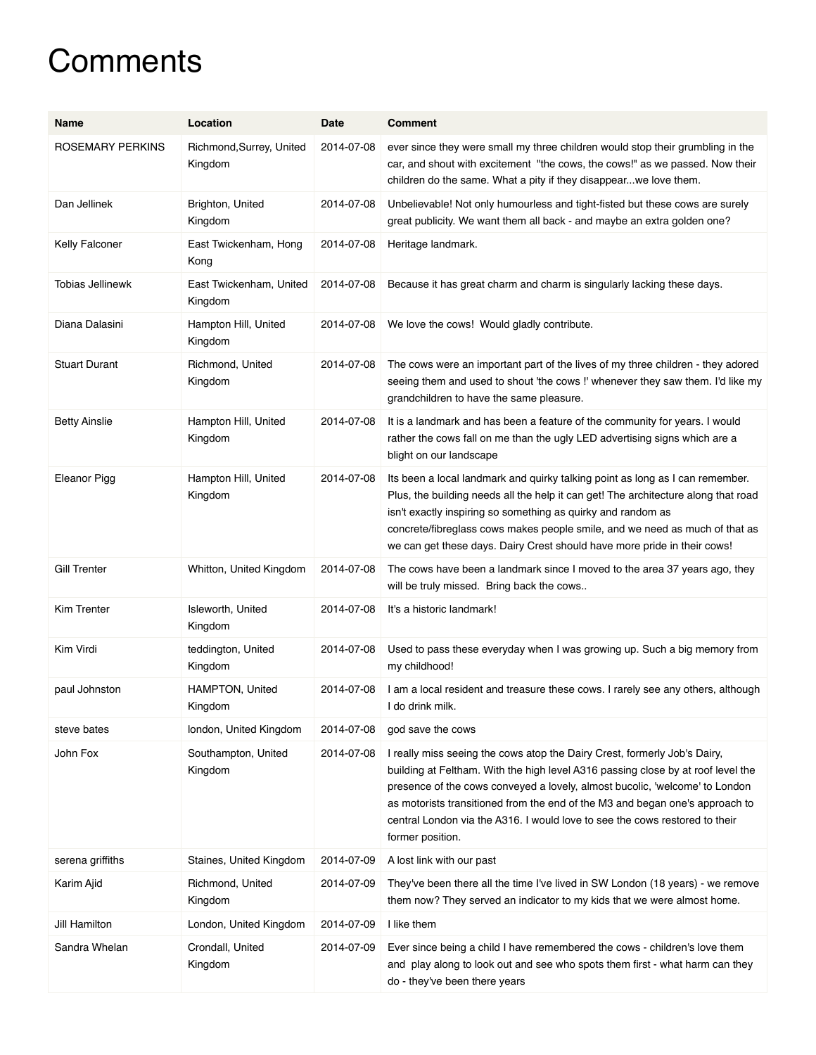# Comments

| Name | Location | Date | Comment |
| --- | --- | --- | --- |
| ROSEMARY PERKINS | Richmond,Surrey, United Kingdom | 2014-07-08 | ever since they were small my three children would stop their grumbling in the car, and shout with excitement "the cows, the cows!" as we passed. Now their children do the same. What a pity if they disappear...we love them. |
| Dan Jellinek | Brighton, United Kingdom | 2014-07-08 | Unbelievable! Not only humourless and tight-fisted but these cows are surely great publicity. We want them all back - and maybe an extra golden one? |
| Kelly Falconer | East Twickenham, Hong Kong | 2014-07-08 | Heritage landmark. |
| Tobias Jellinewk | East Twickenham, United Kingdom | 2014-07-08 | Because it has great charm and charm is singularly lacking these days. |
| Diana Dalasini | Hampton Hill, United Kingdom | 2014-07-08 | We love the cows! Would gladly contribute. |
| Stuart Durant | Richmond, United Kingdom | 2014-07-08 | The cows were an important part of the lives of my three children - they adored seeing them and used to shout 'the cows !' whenever they saw them. I'd like my grandchildren to have the same pleasure. |
| Betty Ainslie | Hampton Hill, United Kingdom | 2014-07-08 | It is a landmark and has been a feature of the community for years. I would rather the cows fall on me than the ugly LED advertising signs which are a blight on our landscape |
| Eleanor Pigg | Hampton Hill, United Kingdom | 2014-07-08 | Its been a local landmark and quirky talking point as long as I can remember. Plus, the building needs all the help it can get! The architecture along that road isn't exactly inspiring so something as quirky and random as concrete/fibreglass cows makes people smile, and we need as much of that as we can get these days. Dairy Crest should have more pride in their cows! |
| Gill Trenter | Whitton, United Kingdom | 2014-07-08 | The cows have been a landmark since I moved to the area 37 years ago, they will be truly missed. Bring back the cows.. |
| Kim Trenter | Isleworth, United Kingdom | 2014-07-08 | It's a historic landmark! |
| Kim Virdi | teddington, United Kingdom | 2014-07-08 | Used to pass these everyday when I was growing up. Such a big memory from my childhood! |
| paul Johnston | HAMPTON, United Kingdom | 2014-07-08 | I am a local resident and treasure these cows. I rarely see any others, although I do drink milk. |
| steve bates | london, United Kingdom | 2014-07-08 | god save the cows |
| John Fox | Southampton, United Kingdom | 2014-07-08 | I really miss seeing the cows atop the Dairy Crest, formerly Job's Dairy, building at Feltham. With the high level A316 passing close by at roof level the presence of the cows conveyed a lovely, almost bucolic, 'welcome' to London as motorists transitioned from the end of the M3 and began one's approach to central London via the A316. I would love to see the cows restored to their former position. |
| serena griffiths | Staines, United Kingdom | 2014-07-09 | A lost link with our past |
| Karim Ajid | Richmond, United Kingdom | 2014-07-09 | They've been there all the time I've lived in SW London (18 years) - we remove them now? They served an indicator to my kids that we were almost home. |
| Jill Hamilton | London, United Kingdom | 2014-07-09 | I like them |
| Sandra Whelan | Crondall, United Kingdom | 2014-07-09 | Ever since being a child I have remembered the cows - children's love them and play along to look out and see who spots them first - what harm can they do - they've been there years |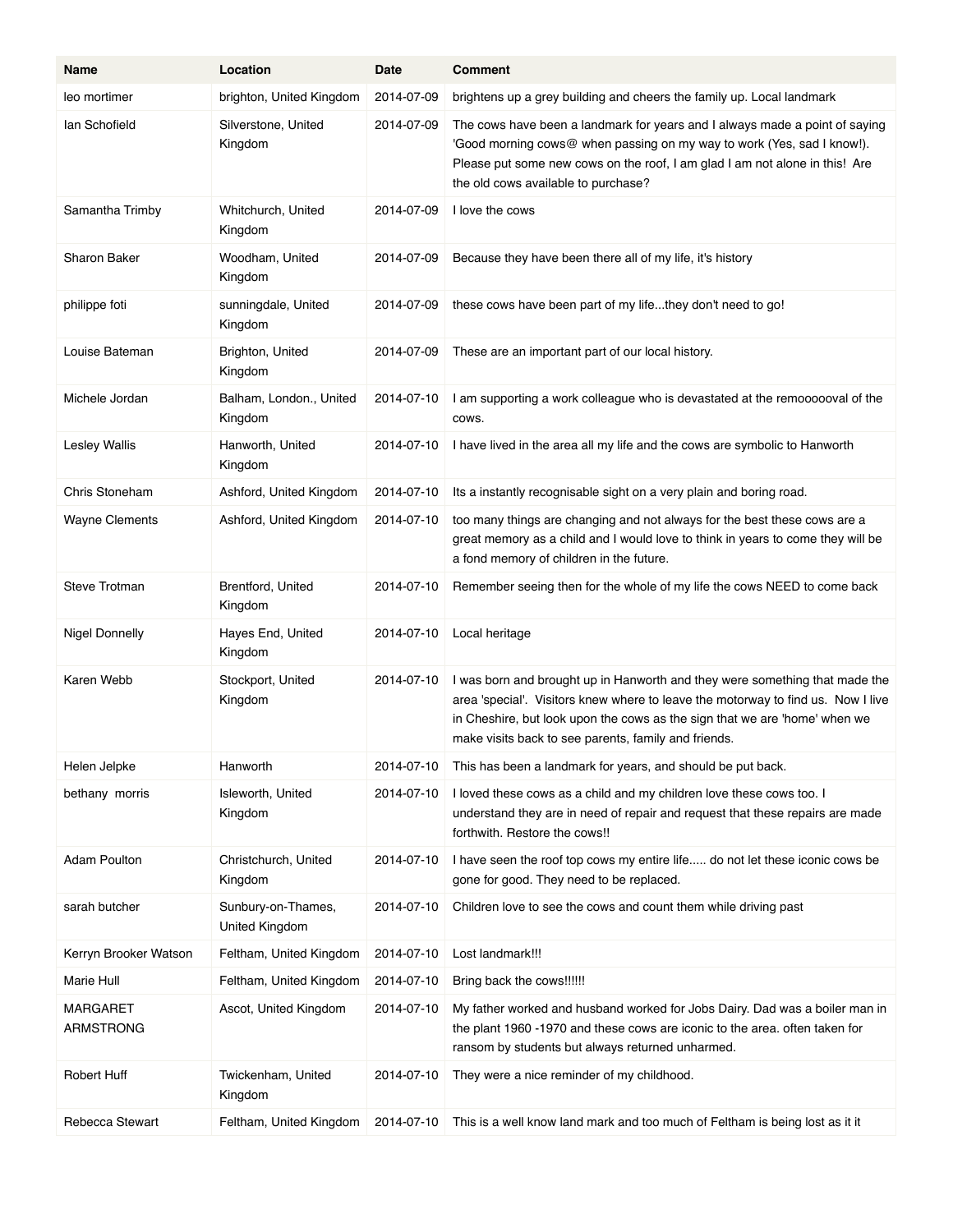| Name | Location | Date | Comment |
| --- | --- | --- | --- |
| leo mortimer | brighton, United Kingdom | 2014-07-09 | brightens up a grey building and cheers the family up. Local landmark |
| Ian Schofield | Silverstone, United Kingdom | 2014-07-09 | The cows have been a landmark for years and I always made a point of saying 'Good morning cows@ when passing on my way to work (Yes, sad I know!). Please put some new cows on the roof, I am glad I am not alone in this! Are the old cows available to purchase? |
| Samantha Trimby | Whitchurch, United Kingdom | 2014-07-09 | I love the cows |
| Sharon Baker | Woodham, United Kingdom | 2014-07-09 | Because they have been there all of my life, it's history |
| philippe foti | sunningdale, United Kingdom | 2014-07-09 | these cows have been part of my life...they don't need to go! |
| Louise Bateman | Brighton, United Kingdom | 2014-07-09 | These are an important part of our local history. |
| Michele Jordan | Balham, London., United Kingdom | 2014-07-10 | I am supporting a work colleague who is devastated at the remoooooval of the cows. |
| Lesley Wallis | Hanworth, United Kingdom | 2014-07-10 | I have lived in the area all my life and the cows are symbolic to Hanworth |
| Chris Stoneham | Ashford, United Kingdom | 2014-07-10 | Its a instantly recognisable sight on a very plain and boring road. |
| Wayne Clements | Ashford, United Kingdom | 2014-07-10 | too many things are changing and not always for the best these cows are a great memory as a child and I would love to think in years to come they will be a fond memory of children in the future. |
| Steve Trotman | Brentford, United Kingdom | 2014-07-10 | Remember seeing then for the whole of my life the cows NEED to come back |
| Nigel Donnelly | Hayes End, United Kingdom | 2014-07-10 | Local heritage |
| Karen Webb | Stockport, United Kingdom | 2014-07-10 | I was born and brought up in Hanworth and they were something that made the area 'special'. Visitors knew where to leave the motorway to find us. Now I live in Cheshire, but look upon the cows as the sign that we are 'home' when we make visits back to see parents, family and friends. |
| Helen Jelpke | Hanworth | 2014-07-10 | This has been a landmark for years, and should be put back. |
| bethany morris | Isleworth, United Kingdom | 2014-07-10 | I loved these cows as a child and my children love these cows too. I understand they are in need of repair and request that these repairs are made forthwith. Restore the cows!! |
| Adam Poulton | Christchurch, United Kingdom | 2014-07-10 | I have seen the roof top cows my entire life..... do not let these iconic cows be gone for good. They need to be replaced. |
| sarah butcher | Sunbury-on-Thames, United Kingdom | 2014-07-10 | Children love to see the cows and count them while driving past |
| Kerryn Brooker Watson | Feltham, United Kingdom | 2014-07-10 | Lost landmark!!! |
| Marie Hull | Feltham, United Kingdom | 2014-07-10 | Bring back the cows!!!!!! |
| MARGARET ARMSTRONG | Ascot, United Kingdom | 2014-07-10 | My father worked and husband worked for Jobs Dairy. Dad was a boiler man in the plant 1960 -1970 and these cows are iconic to the area. often taken for ransom by students but always returned unharmed. |
| Robert Huff | Twickenham, United Kingdom | 2014-07-10 | They were a nice reminder of my childhood. |
| Rebecca Stewart | Feltham, United Kingdom | 2014-07-10 | This is a well know land mark and too much of Feltham is being lost as it it |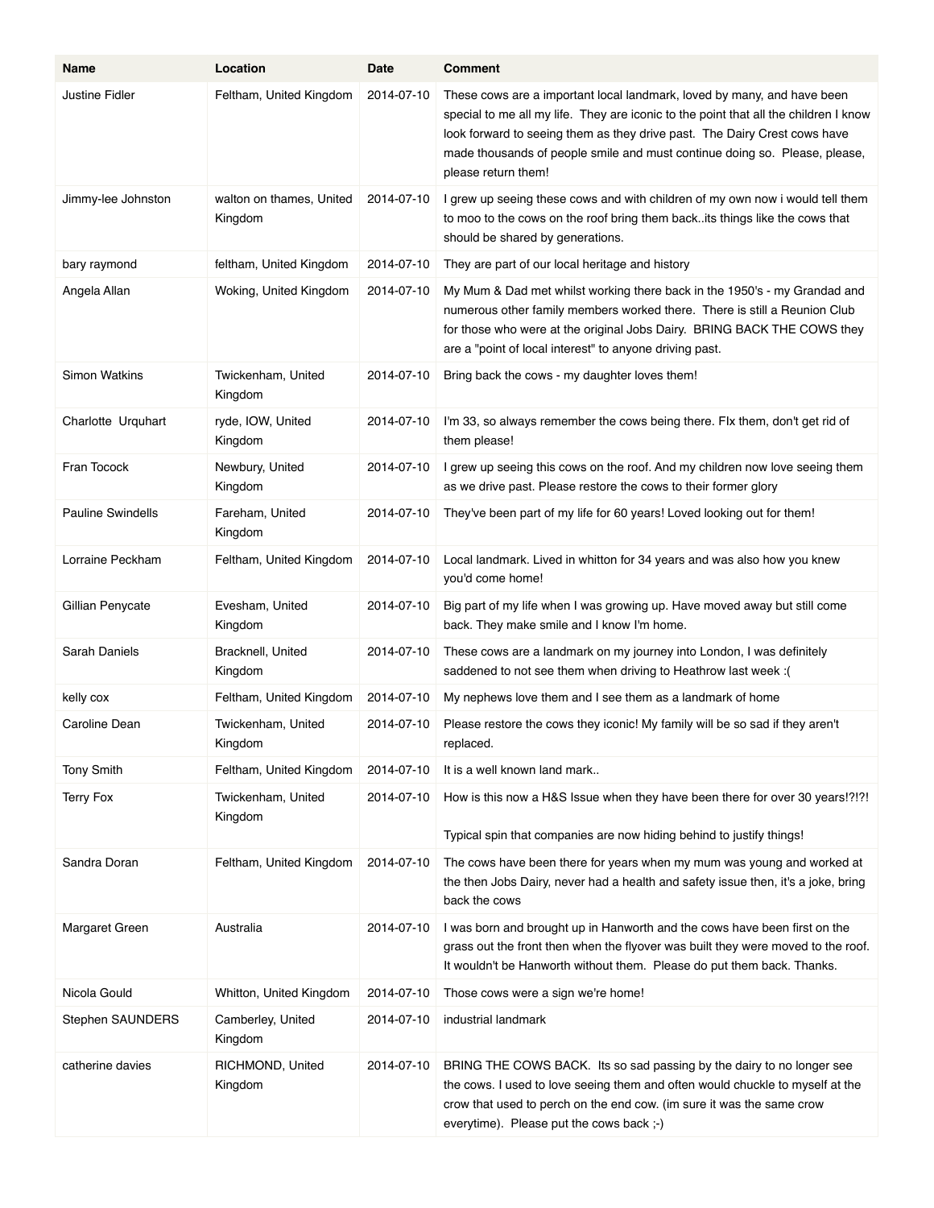| Name | Location | Date | Comment |
| --- | --- | --- | --- |
| Justine Fidler | Feltham, United Kingdom | 2014-07-10 | These cows are a important local landmark, loved by many, and have been special to me all my life. They are iconic to the point that all the children I know look forward to seeing them as they drive past. The Dairy Crest cows have made thousands of people smile and must continue doing so. Please, please, please return them! |
| Jimmy-lee Johnston | walton on thames, United Kingdom | 2014-07-10 | I grew up seeing these cows and with children of my own now i would tell them to moo to the cows on the roof bring them back..its things like the cows that should be shared by generations. |
| bary raymond | feltham, United Kingdom | 2014-07-10 | They are part of our local heritage and history |
| Angela Allan | Woking, United Kingdom | 2014-07-10 | My Mum & Dad met whilst working there back in the 1950's - my Grandad and numerous other family members worked there. There is still a Reunion Club for those who were at the original Jobs Dairy. BRING BACK THE COWS they are a "point of local interest" to anyone driving past. |
| Simon Watkins | Twickenham, United Kingdom | 2014-07-10 | Bring back the cows - my daughter loves them! |
| Charlotte Urquhart | ryde, IOW, United Kingdom | 2014-07-10 | I'm 33, so always remember the cows being there. FIx them, don't get rid of them please! |
| Fran Tocock | Newbury, United Kingdom | 2014-07-10 | I grew up seeing this cows on the roof. And my children now love seeing them as we drive past. Please restore the cows to their former glory |
| Pauline Swindells | Fareham, United Kingdom | 2014-07-10 | They've been part of my life for 60 years! Loved looking out for them! |
| Lorraine Peckham | Feltham, United Kingdom | 2014-07-10 | Local landmark. Lived in whitton for 34 years and was also how you knew you'd come home! |
| Gillian Penycate | Evesham, United Kingdom | 2014-07-10 | Big part of my life when I was growing up. Have moved away but still come back. They make smile and I know I'm home. |
| Sarah Daniels | Bracknell, United Kingdom | 2014-07-10 | These cows are a landmark on my journey into London, I was definitely saddened to not see them when driving to Heathrow last week :( |
| kelly cox | Feltham, United Kingdom | 2014-07-10 | My nephews love them and I see them as a landmark of home |
| Caroline Dean | Twickenham, United Kingdom | 2014-07-10 | Please restore the cows they iconic! My family will be so sad if they aren't replaced. |
| Tony Smith | Feltham, United Kingdom | 2014-07-10 | It is a well known land mark.. |
| Terry Fox | Twickenham, United Kingdom | 2014-07-10 | How is this now a H&S Issue when they have been there for over 30 years!?!?!<br><br>Typical spin that companies are now hiding behind to justify things! |
| Sandra Doran | Feltham, United Kingdom | 2014-07-10 | The cows have been there for years when my mum was young and worked at the then Jobs Dairy, never had a health and safety issue then, it's a joke, bring back the cows |
| Margaret Green | Australia | 2014-07-10 | I was born and brought up in Hanworth and the cows have been first on the grass out the front then when the flyover was built they were moved to the roof. It wouldn't be Hanworth without them. Please do put them back. Thanks. |
| Nicola Gould | Whitton, United Kingdom | 2014-07-10 | Those cows were a sign we're home! |
| Stephen SAUNDERS | Camberley, United Kingdom | 2014-07-10 | industrial landmark |
| catherine davies | RICHMOND, United Kingdom | 2014-07-10 | BRING THE COWS BACK. Its so sad passing by the dairy to no longer see the cows. I used to love seeing them and often would chuckle to myself at the crow that used to perch on the end cow. (im sure it was the same crow everytime). Please put the cows back ;-) |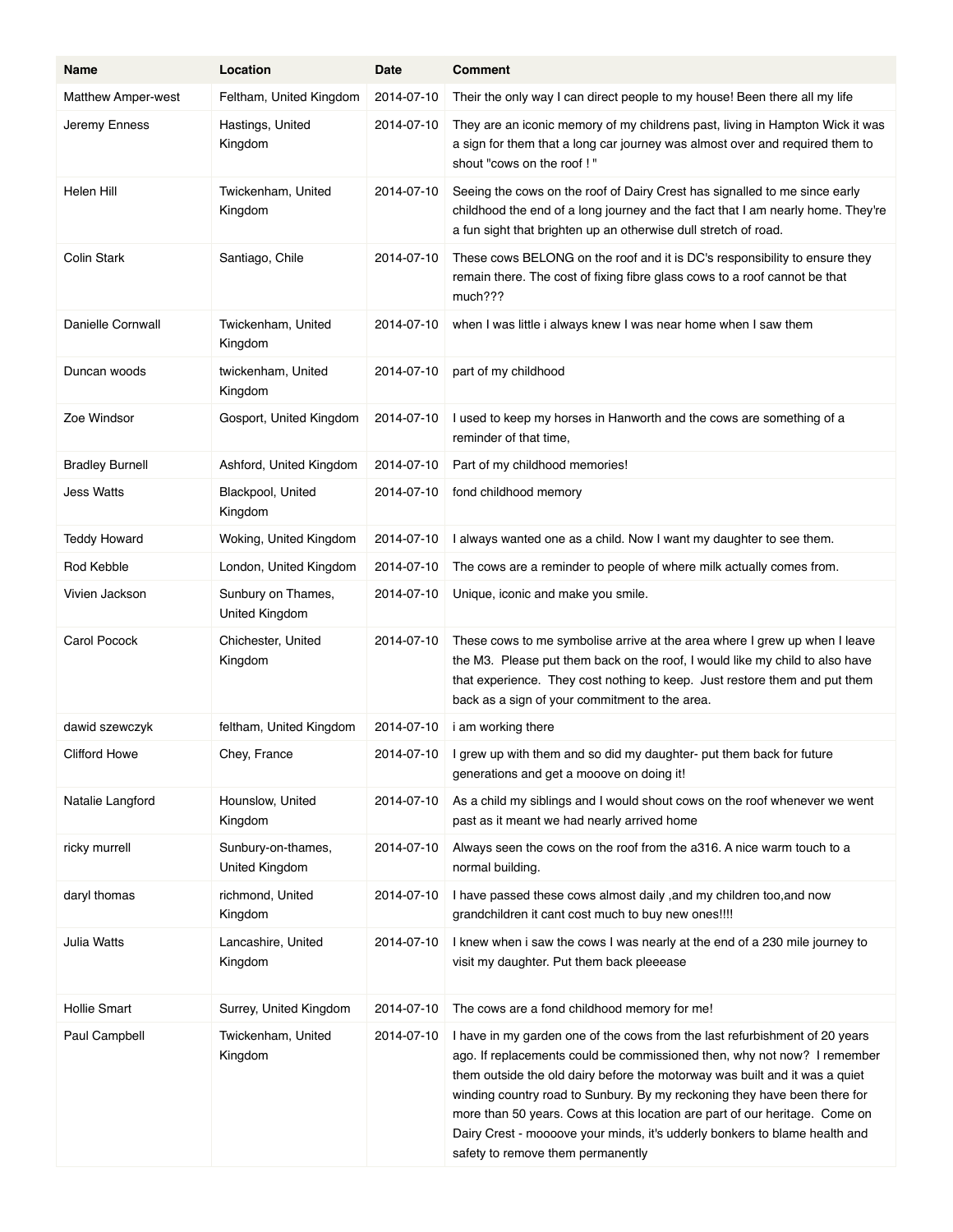| Name | Location | Date | Comment |
| --- | --- | --- | --- |
| Matthew Amper-west | Feltham, United Kingdom | 2014-07-10 | Their the only way I can direct people to my house! Been there all my life |
| Jeremy Enness | Hastings, United Kingdom | 2014-07-10 | They are an iconic memory of my childrens past, living in Hampton Wick it was a sign for them that a long car journey was almost over and required them to shout "cows on the roof ! " |
| Helen Hill | Twickenham, United Kingdom | 2014-07-10 | Seeing the cows on the roof of Dairy Crest has signalled to me since early childhood the end of a long journey and the fact that I am nearly home. They're a fun sight that brighten up an otherwise dull stretch of road. |
| Colin Stark | Santiago, Chile | 2014-07-10 | These cows BELONG on the roof and it is DC's responsibility to ensure they remain there. The cost of fixing fibre glass cows to a roof cannot be that much??? |
| Danielle Cornwall | Twickenham, United Kingdom | 2014-07-10 | when I was little i always knew I was near home when I saw them |
| Duncan woods | twickenham, United Kingdom | 2014-07-10 | part of my childhood |
| Zoe Windsor | Gosport, United Kingdom | 2014-07-10 | I used to keep my horses in Hanworth and the cows are something of a reminder of that time, |
| Bradley Burnell | Ashford, United Kingdom | 2014-07-10 | Part of my childhood memories! |
| Jess Watts | Blackpool, United Kingdom | 2014-07-10 | fond childhood memory |
| Teddy Howard | Woking, United Kingdom | 2014-07-10 | I always wanted one as a child. Now I want my daughter to see them. |
| Rod Kebble | London, United Kingdom | 2014-07-10 | The cows are a reminder to people of where milk actually comes from. |
| Vivien Jackson | Sunbury on Thames, United Kingdom | 2014-07-10 | Unique, iconic and make you smile. |
| Carol Pocock | Chichester, United Kingdom | 2014-07-10 | These cows to me symbolise arrive at the area where I grew up when I leave the M3. Please put them back on the roof, I would like my child to also have that experience. They cost nothing to keep. Just restore them and put them back as a sign of your commitment to the area. |
| dawid szewczyk | feltham, United Kingdom | 2014-07-10 | i am working there |
| Clifford Howe | Chey, France | 2014-07-10 | I grew up with them and so did my daughter- put them back for future generations and get a mooove on doing it! |
| Natalie Langford | Hounslow, United Kingdom | 2014-07-10 | As a child my siblings and I would shout cows on the roof whenever we went past as it meant we had nearly arrived home |
| ricky murrell | Sunbury-on-thames, United Kingdom | 2014-07-10 | Always seen the cows on the roof from the a316. A nice warm touch to a normal building. |
| daryl thomas | richmond, United Kingdom | 2014-07-10 | I have passed these cows almost daily ,and my children too,and now grandchildren it cant cost much to buy new ones!!!! |
| Julia Watts | Lancashire, United Kingdom | 2014-07-10 | I knew when i saw the cows I was nearly at the end of a 230 mile journey to visit my daughter. Put them back pleeease |
| Hollie Smart | Surrey, United Kingdom | 2014-07-10 | The cows are a fond childhood memory for me! |
| Paul Campbell | Twickenham, United Kingdom | 2014-07-10 | I have in my garden one of the cows from the last refurbishment of 20 years ago. If replacements could be commissioned then, why not now? I remember them outside the old dairy before the motorway was built and it was a quiet winding country road to Sunbury. By my reckoning they have been there for more than 50 years. Cows at this location are part of our heritage. Come on Dairy Crest - moooove your minds, it's udderly bonkers to blame health and safety to remove them permanently |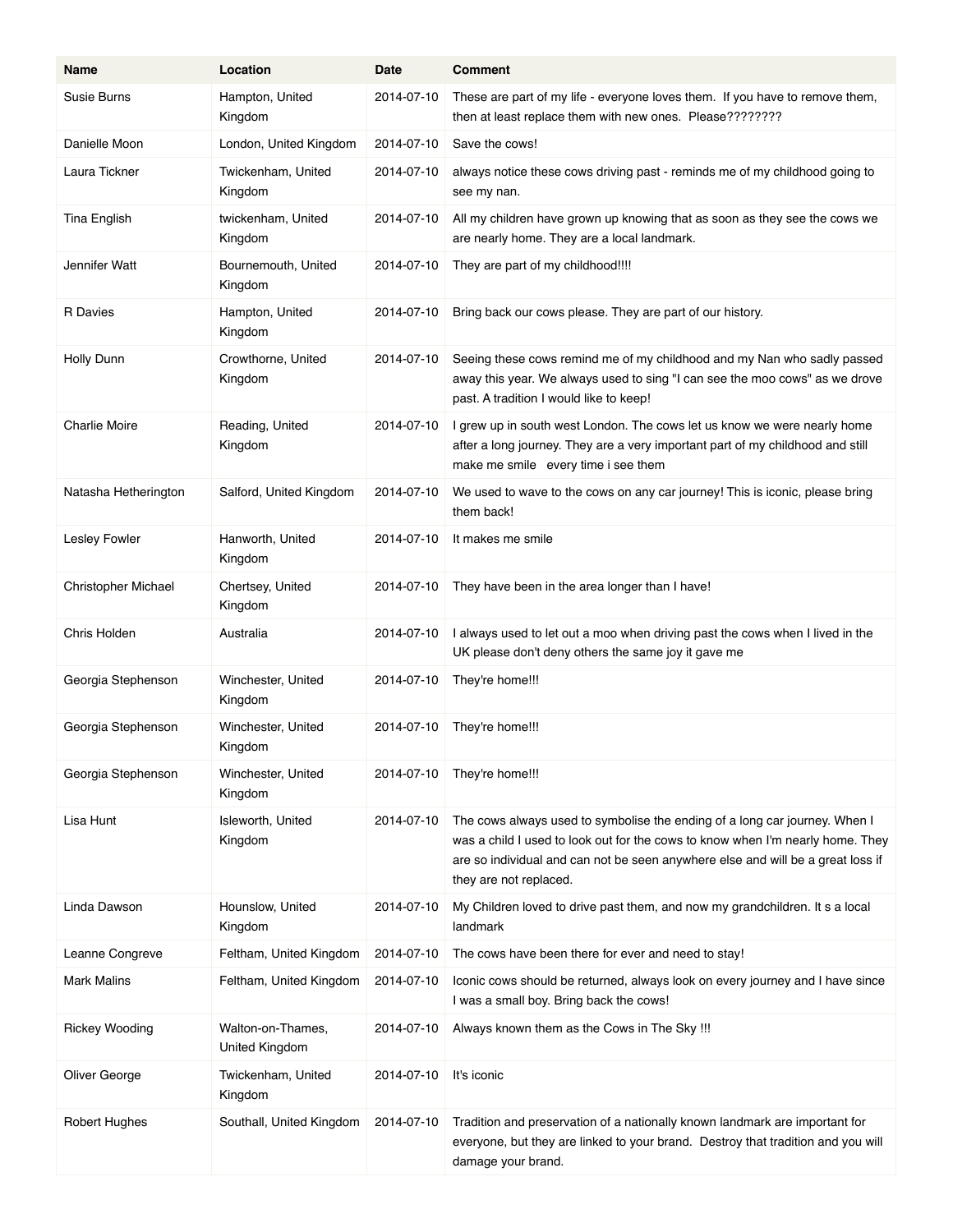| Name | Location | Date | Comment |
| --- | --- | --- | --- |
| Susie Burns | Hampton, United Kingdom | 2014-07-10 | These are part of my life - everyone loves them.  If you have to remove them, then at least replace them with new ones.  Please???????? |
| Danielle Moon | London, United Kingdom | 2014-07-10 | Save the cows! |
| Laura Tickner | Twickenham, United Kingdom | 2014-07-10 | always notice these cows driving past - reminds me of my childhood going to see my nan. |
| Tina English | twickenham, United Kingdom | 2014-07-10 | All my children have grown up knowing that as soon as they see the cows we are nearly home. They are a local landmark. |
| Jennifer Watt | Bournemouth, United Kingdom | 2014-07-10 | They are part of my childhood!!!! |
| R Davies | Hampton, United Kingdom | 2014-07-10 | Bring back our cows please. They are part of our history. |
| Holly Dunn | Crowthorne, United Kingdom | 2014-07-10 | Seeing these cows remind me of my childhood and my Nan who sadly passed away this year. We always used to sing "I can see the moo cows" as we drove past. A tradition I would like to keep! |
| Charlie Moire | Reading, United Kingdom | 2014-07-10 | I grew up in south west London. The cows let us know we were nearly home after a long journey. They are a very important part of my childhood and still make me smile   every time i see them |
| Natasha Hetherington | Salford, United Kingdom | 2014-07-10 | We used to wave to the cows on any car journey! This is iconic, please bring them back! |
| Lesley Fowler | Hanworth, United Kingdom | 2014-07-10 | It makes me smile |
| Christopher Michael | Chertsey, United Kingdom | 2014-07-10 | They have been in the area longer than I have! |
| Chris Holden | Australia | 2014-07-10 | I always used to let out a moo when driving past the cows when I lived in the UK please don't deny others the same joy it gave me |
| Georgia Stephenson | Winchester, United Kingdom | 2014-07-10 | They're home!!! |
| Georgia Stephenson | Winchester, United Kingdom | 2014-07-10 | They're home!!! |
| Georgia Stephenson | Winchester, United Kingdom | 2014-07-10 | They're home!!! |
| Lisa Hunt | Isleworth, United Kingdom | 2014-07-10 | The cows always used to symbolise the ending of a long car journey. When I was a child I used to look out for the cows to know when I'm nearly home. They are so individual and can not be seen anywhere else and will be a great loss if they are not replaced. |
| Linda Dawson | Hounslow, United Kingdom | 2014-07-10 | My Children loved to drive past them, and now my grandchildren. It s a local landmark |
| Leanne Congreve | Feltham, United Kingdom | 2014-07-10 | The cows have been there for ever and need to stay! |
| Mark Malins | Feltham, United Kingdom | 2014-07-10 | Iconic cows should be returned, always look on every journey and I have since I was a small boy. Bring back the cows! |
| Rickey Wooding | Walton-on-Thames, United Kingdom | 2014-07-10 | Always known them as the Cows in The Sky !!! |
| Oliver George | Twickenham, United Kingdom | 2014-07-10 | It's iconic |
| Robert Hughes | Southall, United Kingdom | 2014-07-10 | Tradition and preservation of a nationally known landmark are important for everyone, but they are linked to your brand.  Destroy that tradition and you will damage your brand. |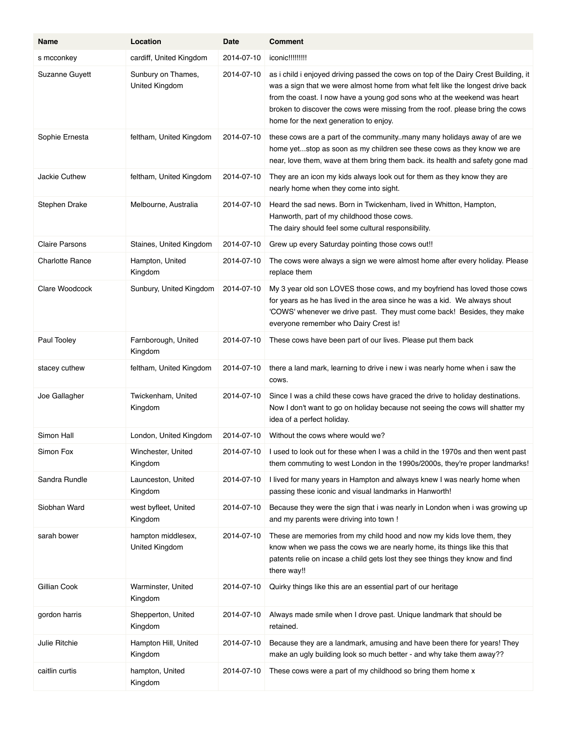| Name | Location | Date | Comment |
| --- | --- | --- | --- |
| s mcconkey | cardiff, United Kingdom | 2014-07-10 | iconic!!!!!!!!! |
| Suzanne Guyett | Sunbury on Thames, United Kingdom | 2014-07-10 | as i child i enjoyed driving passed the cows on top of the Dairy Crest Building, it was a sign that we were almost home from what felt like the longest drive back from the coast. I now have a young god sons who at the weekend was heart broken to discover the cows were missing from the roof. please bring the cows home for the next generation to enjoy. |
| Sophie Ernesta | feltham, United Kingdom | 2014-07-10 | these cows are a part of the community..many many holidays away of are we home yet...stop as soon as my children see these cows as they know we are near, love them, wave at them bring them back. its health and safety gone mad |
| Jackie Cuthew | feltham, United Kingdom | 2014-07-10 | They are an icon my kids always look out for them as they know they are nearly home when they come into sight. |
| Stephen Drake | Melbourne, Australia | 2014-07-10 | Heard the sad news. Born in Twickenham, lived in Whitton, Hampton, Hanworth, part of my childhood those cows.<br>The dairy should feel some cultural responsibility. |
| Claire Parsons | Staines, United Kingdom | 2014-07-10 | Grew up every Saturday pointing those cows out!! |
| Charlotte Rance | Hampton, United Kingdom | 2014-07-10 | The cows were always a sign we were almost home after every holiday. Please replace them |
| Clare Woodcock | Sunbury, United Kingdom | 2014-07-10 | My 3 year old son LOVES those cows, and my boyfriend has loved those cows for years as he has lived in the area since he was a kid. We always shout 'COWS' whenever we drive past. They must come back! Besides, they make everyone remember who Dairy Crest is! |
| Paul Tooley | Farnborough, United Kingdom | 2014-07-10 | These cows have been part of our lives. Please put them back |
| stacey cuthew | feltham, United Kingdom | 2014-07-10 | there a land mark, learning to drive i new i was nearly home when i saw the cows. |
| Joe Gallagher | Twickenham, United Kingdom | 2014-07-10 | Since I was a child these cows have graced the drive to holiday destinations. Now I don't want to go on holiday because not seeing the cows will shatter my idea of a perfect holiday. |
| Simon Hall | London, United Kingdom | 2014-07-10 | Without the cows where would we? |
| Simon Fox | Winchester, United Kingdom | 2014-07-10 | I used to look out for these when I was a child in the 1970s and then went past them commuting to west London in the 1990s/2000s, they're proper landmarks! |
| Sandra Rundle | Launceston, United Kingdom | 2014-07-10 | I lived for many years in Hampton and always knew I was nearly home when passing these iconic and visual landmarks in Hanworth! |
| Siobhan Ward | west byfleet, United Kingdom | 2014-07-10 | Because they were the sign that i was nearly in London when i was growing up and my parents were driving into town ! |
| sarah bower | hampton middlesex, United Kingdom | 2014-07-10 | These are memories from my child hood and now my kids love them, they know when we pass the cows we are nearly home, its things like this that patents relie on incase a child gets lost they see things they know and find there way!! |
| Gillian Cook | Warminster, United Kingdom | 2014-07-10 | Quirky things like this are an essential part of our heritage |
| gordon harris | Shepperton, United Kingdom | 2014-07-10 | Always made smile when I drove past. Unique landmark that should be retained. |
| Julie Ritchie | Hampton Hill, United Kingdom | 2014-07-10 | Because they are a landmark, amusing and have been there for years! They make an ugly building look so much better - and why take them away?? |
| caitlin curtis | hampton, United Kingdom | 2014-07-10 | These cows were a part of my childhood so bring them home x |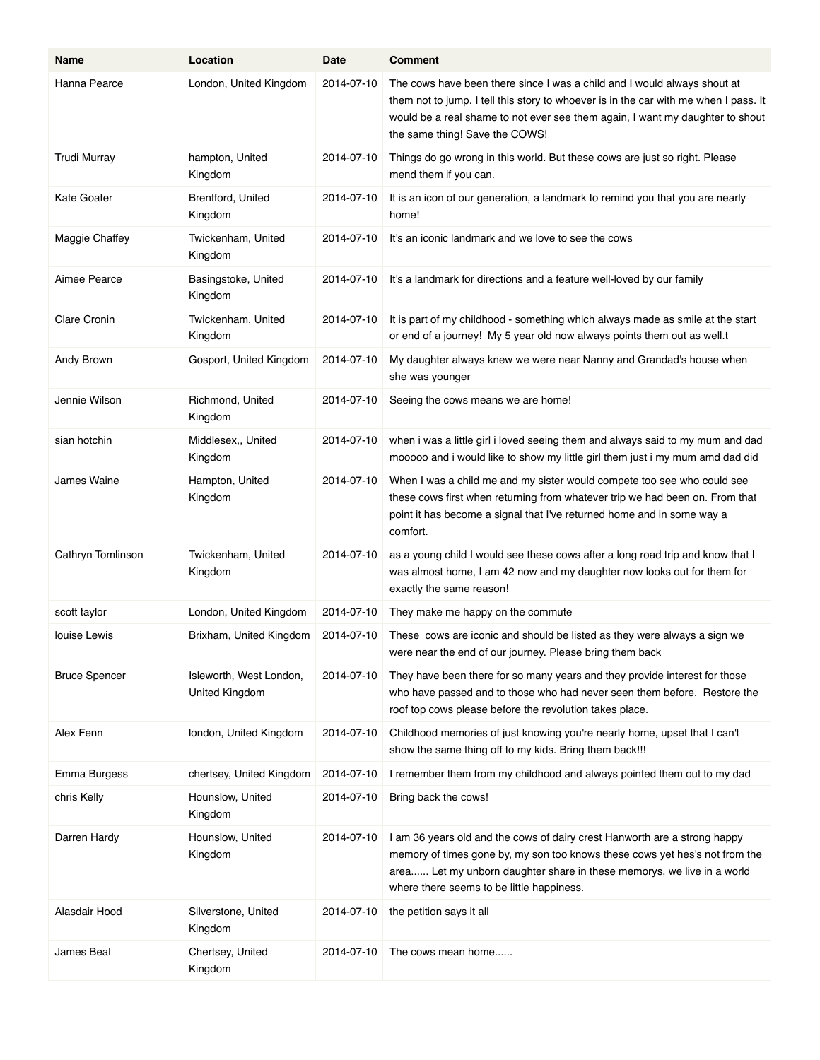| Name | Location | Date | Comment |
|---|---|---|---|
| Hanna Pearce | London, United Kingdom | 2014-07-10 | The cows have been there since I was a child and I would always shout at them not to jump. I tell this story to whoever is in the car with me when I pass. It would be a real shame to not ever see them again, I want my daughter to shout the same thing! Save the COWS! |
| Trudi Murray | hampton, United Kingdom | 2014-07-10 | Things do go wrong in this world. But these cows are just so right. Please mend them if you can. |
| Kate Goater | Brentford, United Kingdom | 2014-07-10 | It is an icon of our generation, a landmark to remind you that you are nearly home! |
| Maggie Chaffey | Twickenham, United Kingdom | 2014-07-10 | It's an iconic landmark and we love to see the cows |
| Aimee Pearce | Basingstoke, United Kingdom | 2014-07-10 | It's a landmark for directions and a feature well-loved by our family |
| Clare Cronin | Twickenham, United Kingdom | 2014-07-10 | It is part of my childhood - something which always made as smile at the start or end of a journey! My 5 year old now always points them out as well.t |
| Andy Brown | Gosport, United Kingdom | 2014-07-10 | My daughter always knew we were near Nanny and Grandad's house when she was younger |
| Jennie Wilson | Richmond, United Kingdom | 2014-07-10 | Seeing the cows means we are home! |
| sian hotchin | Middlesex,, United Kingdom | 2014-07-10 | when i was a little girl i loved seeing them and always said to my mum and dad mooooo and i would like to show my little girl them just i my mum amd dad did |
| James Waine | Hampton, United Kingdom | 2014-07-10 | When I was a child me and my sister would compete too see who could see these cows first when returning from whatever trip we had been on. From that point it has become a signal that I've returned home and in some way a comfort. |
| Cathryn Tomlinson | Twickenham, United Kingdom | 2014-07-10 | as a young child I would see these cows after a long road trip and know that I was almost home, I am 42 now and my daughter now looks out for them for exactly the same reason! |
| scott taylor | London, United Kingdom | 2014-07-10 | They make me happy on the commute |
| louise Lewis | Brixham, United Kingdom | 2014-07-10 | These cows are iconic and should be listed as they were always a sign we were near the end of our journey. Please bring them back |
| Bruce Spencer | Isleworth, West London, United Kingdom | 2014-07-10 | They have been there for so many years and they provide interest for those who have passed and to those who had never seen them before. Restore the roof top cows please before the revolution takes place. |
| Alex Fenn | london, United Kingdom | 2014-07-10 | Childhood memories of just knowing you're nearly home, upset that I can't show the same thing off to my kids. Bring them back!!! |
| Emma Burgess | chertsey, United Kingdom | 2014-07-10 | I remember them from my childhood and always pointed them out to my dad |
| chris Kelly | Hounslow, United Kingdom | 2014-07-10 | Bring back the cows! |
| Darren Hardy | Hounslow, United Kingdom | 2014-07-10 | I am 36 years old and the cows of dairy crest Hanworth are a strong happy memory of times gone by, my son too knows these cows yet hes's not from the area...... Let my unborn daughter share in these memorys, we live in a world where there seems to be little happiness. |
| Alasdair Hood | Silverstone, United Kingdom | 2014-07-10 | the petition says it all |
| James Beal | Chertsey, United Kingdom | 2014-07-10 | The cows mean home...... |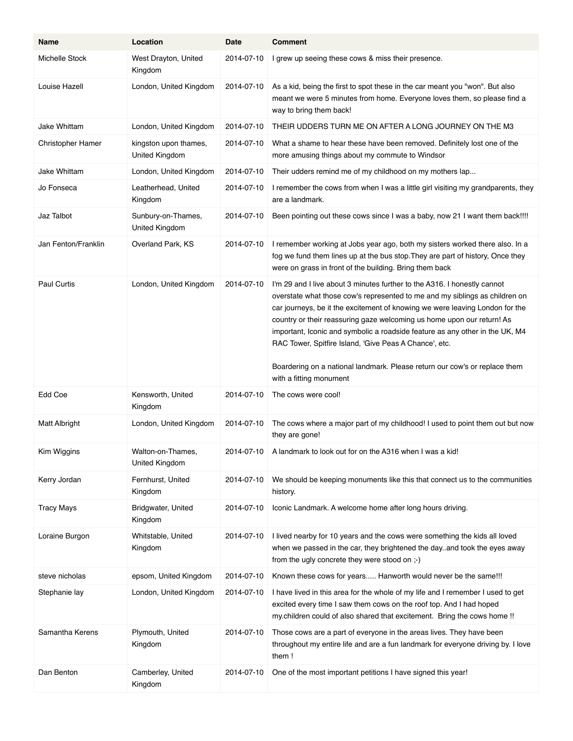| Name | Location | Date | Comment |
|---|---|---|---|
| Michelle Stock | West Drayton, United Kingdom | 2014-07-10 | I grew up seeing these cows & miss their presence. |
| Louise Hazell | London, United Kingdom | 2014-07-10 | As a kid, being the first to spot these in the car meant you "won". But also meant we were 5 minutes from home. Everyone loves them, so please find a way to bring them back! |
| Jake Whittam | London, United Kingdom | 2014-07-10 | THEIR UDDERS TURN ME ON AFTER A LONG JOURNEY ON THE M3 |
| Christopher Hamer | kingston upon thames, United Kingdom | 2014-07-10 | What a shame to hear these have been removed. Definitely lost one of the more amusing things about my commute to Windsor |
| Jake Whittam | London, United Kingdom | 2014-07-10 | Their udders remind me of my childhood on my mothers lap... |
| Jo Fonseca | Leatherhead, United Kingdom | 2014-07-10 | I remember the cows from when I was a little girl visiting my grandparents, they are a landmark. |
| Jaz Talbot | Sunbury-on-Thames, United Kingdom | 2014-07-10 | Been pointing out these cows since I was a baby, now 21 I want them back!!!! |
| Jan Fenton/Franklin | Overland Park, KS | 2014-07-10 | I remember working at Jobs year ago, both my sisters worked there also. In a fog we fund them lines up at the bus stop.They are part of history, Once they were on grass in front of the building. Bring them back |
| Paul Curtis | London, United Kingdom | 2014-07-10 | I'm 29 and I live about 3 minutes further to the A316. I honestly cannot overstate what those cow's represented to me and my siblings as children on car journeys, be it the excitement of knowing we were leaving London for the country or their reassuring gaze welcoming us home upon our return! As important, Iconic and symbolic a roadside feature as any other in the UK, M4 RAC Tower, Spitfire Island, 'Give Peas A Chance', etc.<br><br>Boardering on a national landmark. Please return our cow's or replace them with a fitting monument |
| Edd Coe | Kensworth, United Kingdom | 2014-07-10 | The cows were cool! |
| Matt Albright | London, United Kingdom | 2014-07-10 | The cows where a major part of my childhood! I used to point them out but now they are gone! |
| Kim Wiggins | Walton-on-Thames, United Kingdom | 2014-07-10 | A landmark to look out for on the A316 when I was a kid! |
| Kerry Jordan | Fernhurst, United Kingdom | 2014-07-10 | We should be keeping monuments like this that connect us to the communities history. |
| Tracy Mays | Bridgwater, United Kingdom | 2014-07-10 | Iconic Landmark. A welcome home after long hours driving. |
| Loraine Burgon | Whitstable, United Kingdom | 2014-07-10 | I lived nearby for 10 years and the cows were something the kids all loved when we passed in the car, they brightened the day..and took the eyes away from the ugly concrete they were stood on ;-) |
| steve nicholas | epsom, United Kingdom | 2014-07-10 | Known these cows for years..... Hanworth would never be the same!!! |
| Stephanie lay | London, United Kingdom | 2014-07-10 | I have lived in this area for the whole of my life and I remember I used to get excited every time I saw them cows on the roof top. And I had hoped my.children could of also shared that excitement. Bring the cows home !! |
| Samantha Kerens | Plymouth, United Kingdom | 2014-07-10 | Those cows are a part of everyone in the areas lives. They have been throughout my entire life and are a fun landmark for everyone driving by. I love them ! |
| Dan Benton | Camberley, United Kingdom | 2014-07-10 | One of the most important petitions I have signed this year! |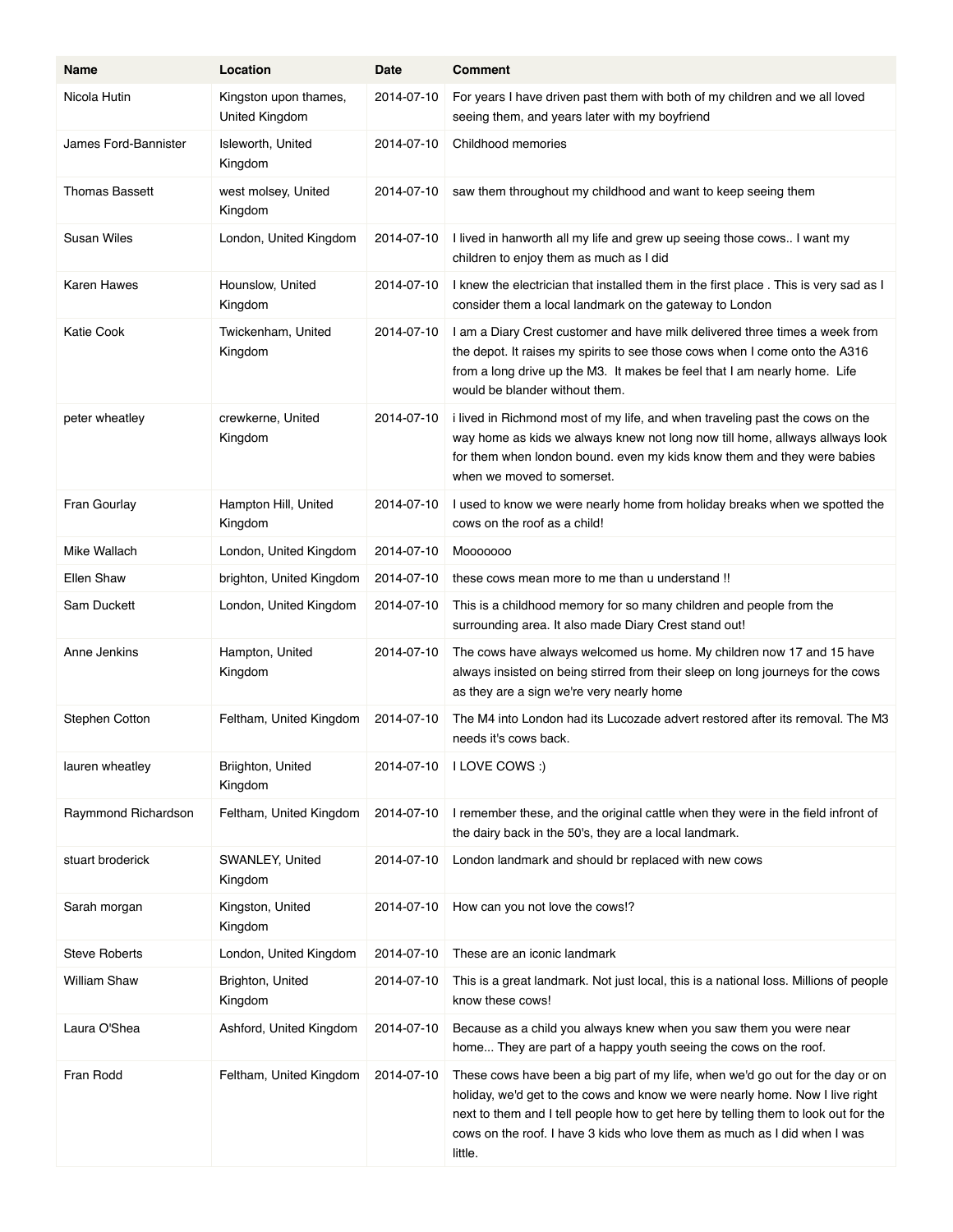| Name | Location | Date | Comment |
| --- | --- | --- | --- |
| Nicola Hutin | Kingston upon thames, United Kingdom | 2014-07-10 | For years I have driven past them with both of my children and we all loved seeing them, and years later with my boyfriend |
| James Ford-Bannister | Isleworth, United Kingdom | 2014-07-10 | Childhood memories |
| Thomas Bassett | west molsey, United Kingdom | 2014-07-10 | saw them throughout my childhood and want to keep seeing them |
| Susan Wiles | London, United Kingdom | 2014-07-10 | I lived in hanworth all my life and grew up seeing those cows.. I want my children to enjoy them as much as I did |
| Karen Hawes | Hounslow, United Kingdom | 2014-07-10 | I knew the electrician that installed them in the first place . This is very sad as I consider them a local landmark on the gateway to London |
| Katie Cook | Twickenham, United Kingdom | 2014-07-10 | I am a Diary Crest customer and have milk delivered three times a week from the depot. It raises my spirits to see those cows when I come onto the A316 from a long drive up the M3. It makes be feel that I am nearly home. Life would be blander without them. |
| peter wheatley | crewkerne, United Kingdom | 2014-07-10 | i lived in Richmond most of my life, and when traveling past the cows on the way home as kids we always knew not long now till home, allways allways look for them when london bound. even my kids know them and they were babies when we moved to somerset. |
| Fran Gourlay | Hampton Hill, United Kingdom | 2014-07-10 | I used to know we were nearly home from holiday breaks when we spotted the cows on the roof as a child! |
| Mike Wallach | London, United Kingdom | 2014-07-10 | Mooooooo |
| Ellen Shaw | brighton, United Kingdom | 2014-07-10 | these cows mean more to me than u understand !! |
| Sam Duckett | London, United Kingdom | 2014-07-10 | This is a childhood memory for so many children and people from the surrounding area. It also made Diary Crest stand out! |
| Anne Jenkins | Hampton, United Kingdom | 2014-07-10 | The cows have always welcomed us home. My children now 17 and 15 have always insisted on being stirred from their sleep on long journeys for the cows as they are a sign we're very nearly home |
| Stephen Cotton | Feltham, United Kingdom | 2014-07-10 | The M4 into London had its Lucozade advert restored after its removal. The M3 needs it's cows back. |
| lauren wheatley | Briighton, United Kingdom | 2014-07-10 | I LOVE COWS :) |
| Raymmond Richardson | Feltham, United Kingdom | 2014-07-10 | I remember these, and the original cattle when they were in the field infront of the dairy back in the 50's, they are a local landmark. |
| stuart broderick | SWANLEY, United Kingdom | 2014-07-10 | London landmark and should br replaced with new cows |
| Sarah morgan | Kingston, United Kingdom | 2014-07-10 | How can you not love the cows!? |
| Steve Roberts | London, United Kingdom | 2014-07-10 | These are an iconic landmark |
| William Shaw | Brighton, United Kingdom | 2014-07-10 | This is a great landmark. Not just local, this is a national loss. Millions of people know these cows! |
| Laura O'Shea | Ashford, United Kingdom | 2014-07-10 | Because as a child you always knew when you saw them you were near home... They are part of a happy youth seeing the cows on the roof. |
| Fran Rodd | Feltham, United Kingdom | 2014-07-10 | These cows have been a big part of my life, when we'd go out for the day or on holiday, we'd get to the cows and know we were nearly home. Now I live right next to them and I tell people how to get here by telling them to look out for the cows on the roof. I have 3 kids who love them as much as I did when I was little. |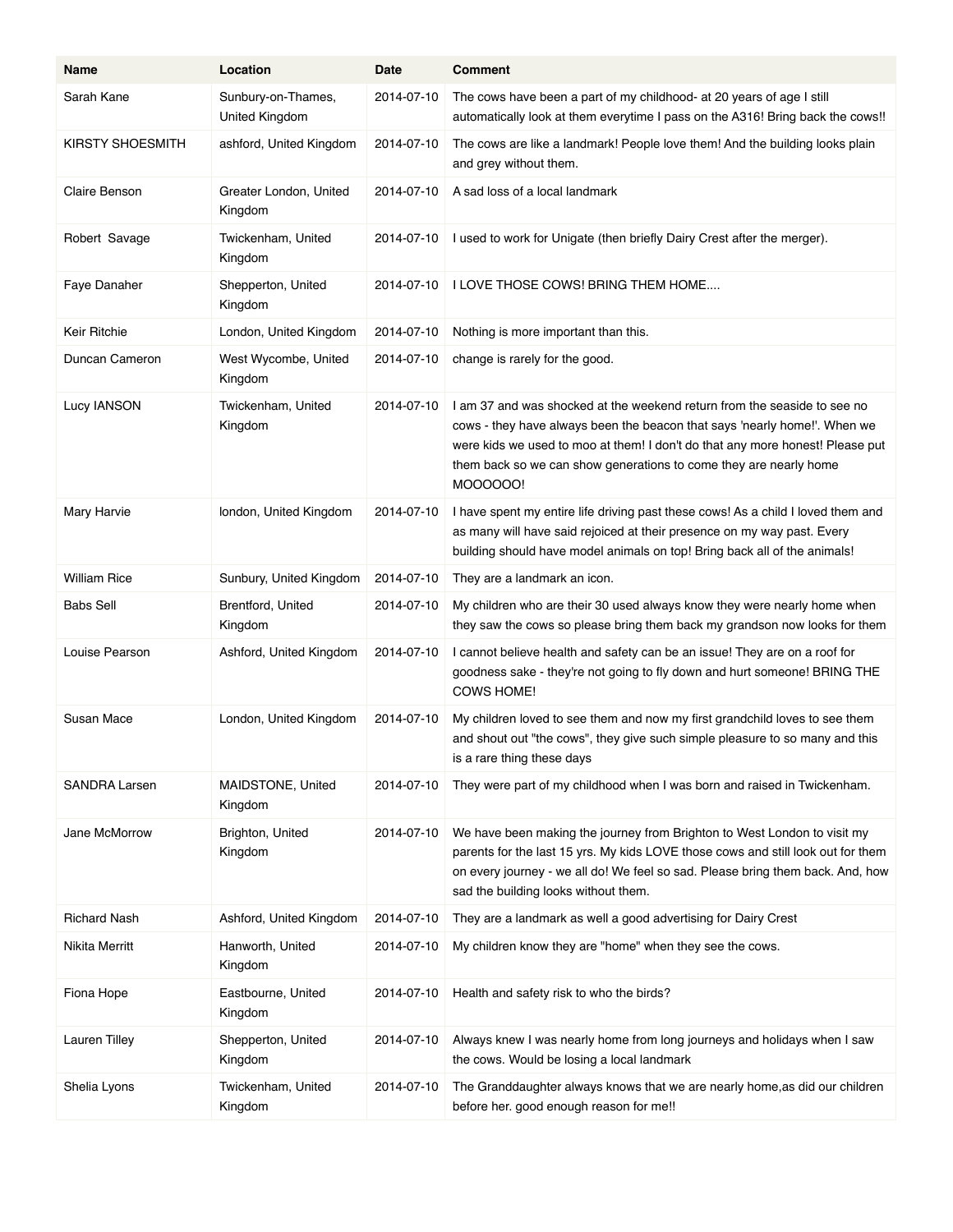| Name | Location | Date | Comment |
|---|---|---|---|
| Sarah Kane | Sunbury-on-Thames, United Kingdom | 2014-07-10 | The cows have been a part of my childhood- at 20 years of age I still automatically look at them everytime I pass on the A316! Bring back the cows!! |
| KIRSTY SHOESMITH | ashford, United Kingdom | 2014-07-10 | The cows are like a landmark! People love them! And the building looks plain and grey without them. |
| Claire Benson | Greater London, United Kingdom | 2014-07-10 | A sad loss of a local landmark |
| Robert Savage | Twickenham, United Kingdom | 2014-07-10 | I used to work for Unigate (then briefly Dairy Crest after the merger). |
| Faye Danaher | Shepperton, United Kingdom | 2014-07-10 | I LOVE THOSE COWS! BRING THEM HOME.... |
| Keir Ritchie | London, United Kingdom | 2014-07-10 | Nothing is more important than this. |
| Duncan Cameron | West Wycombe, United Kingdom | 2014-07-10 | change is rarely for the good. |
| Lucy IANSON | Twickenham, United Kingdom | 2014-07-10 | I am 37 and was shocked at the weekend return from the seaside to see no cows - they have always been the beacon that says 'nearly home!'. When we were kids we used to moo at them! I don't do that any more honest! Please put them back so we can show generations to come they are nearly home MOOOOOO! |
| Mary Harvie | london, United Kingdom | 2014-07-10 | I have spent my entire life driving past these cows! As a child I loved them and as many will have said rejoiced at their presence on my way past. Every building should have model animals on top! Bring back all of the animals! |
| William Rice | Sunbury, United Kingdom | 2014-07-10 | They are a landmark an icon. |
| Babs Sell | Brentford, United Kingdom | 2014-07-10 | My children who are their 30 used always know they were nearly home when they saw the cows so please bring them back my grandson now looks for them |
| Louise Pearson | Ashford, United Kingdom | 2014-07-10 | I cannot believe health and safety can be an issue! They are on a roof for goodness sake - they're not going to fly down and hurt someone! BRING THE COWS HOME! |
| Susan Mace | London, United Kingdom | 2014-07-10 | My children loved to see them and now my first grandchild loves to see them and shout out "the cows", they give such simple pleasure to so many and this is a rare thing these days |
| SANDRA Larsen | MAIDSTONE, United Kingdom | 2014-07-10 | They were part of my childhood when I was born and raised in Twickenham. |
| Jane McMorrow | Brighton, United Kingdom | 2014-07-10 | We have been making the journey from Brighton to West London to visit my parents for the last 15 yrs. My kids LOVE those cows and still look out for them on every journey - we all do! We feel so sad. Please bring them back. And, how sad the building looks without them. |
| Richard Nash | Ashford, United Kingdom | 2014-07-10 | They are a landmark as well a good advertising for Dairy Crest |
| Nikita Merritt | Hanworth, United Kingdom | 2014-07-10 | My children know they are "home" when they see the cows. |
| Fiona Hope | Eastbourne, United Kingdom | 2014-07-10 | Health and safety risk to who the birds? |
| Lauren Tilley | Shepperton, United Kingdom | 2014-07-10 | Always knew I was nearly home from long journeys and holidays when I saw the cows. Would be losing a local landmark |
| Shelia Lyons | Twickenham, United Kingdom | 2014-07-10 | The Granddaughter always knows that we are nearly home,as did our children before her. good enough reason for me!! |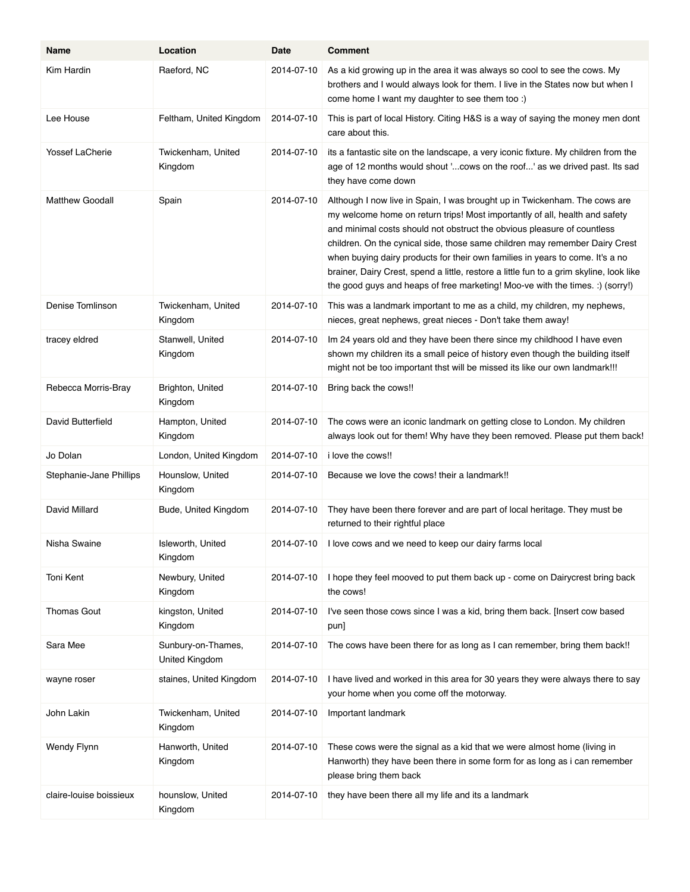| Name | Location | Date | Comment |
| --- | --- | --- | --- |
| Kim Hardin | Raeford, NC | 2014-07-10 | As a kid growing up in the area it was always so cool to see the cows. My brothers and I would always look for them. I live in the States now but when I come home I want my daughter to see them too :) |
| Lee House | Feltham, United Kingdom | 2014-07-10 | This is part of local History. Citing H&S is a way of saying the money men dont care about this. |
| Yossef LaCherie | Twickenham, United Kingdom | 2014-07-10 | its a fantastic site on the landscape, a very iconic fixture. My children from the age of 12 months would shout '...cows on the roof...' as we drived past. Its sad they have come down |
| Matthew Goodall | Spain | 2014-07-10 | Although I now live in Spain, I was brought up in Twickenham. The cows are my welcome home on return trips! Most importantly of all, health and safety and minimal costs should not obstruct the obvious pleasure of countless children. On the cynical side, those same children may remember Dairy Crest when buying dairy products for their own families in years to come. It's a no brainer, Dairy Crest, spend a little, restore a little fun to a grim skyline, look like the good guys and heaps of free marketing! Moo-ve with the times. :) (sorry!) |
| Denise Tomlinson | Twickenham, United Kingdom | 2014-07-10 | This was a landmark important to me as a child, my children, my nephews, nieces, great nephews, great nieces - Don't take them away! |
| tracey eldred | Stanwell, United Kingdom | 2014-07-10 | Im 24 years old and they have been there since my childhood I have even shown my children its a small peice of history even though the building itself might not be too important thst will be missed its like our own landmark!!! |
| Rebecca Morris-Bray | Brighton, United Kingdom | 2014-07-10 | Bring back the cows!! |
| David Butterfield | Hampton, United Kingdom | 2014-07-10 | The cows were an iconic landmark on getting close to London. My children always look out for them! Why have they been removed. Please put them back! |
| Jo Dolan | London, United Kingdom | 2014-07-10 | i love the cows!! |
| Stephanie-Jane Phillips | Hounslow, United Kingdom | 2014-07-10 | Because we love the cows! their a landmark!! |
| David Millard | Bude, United Kingdom | 2014-07-10 | They have been there forever and are part of local heritage. They must be returned to their rightful place |
| Nisha Swaine | Isleworth, United Kingdom | 2014-07-10 | I love cows and we need to keep our dairy farms local |
| Toni Kent | Newbury, United Kingdom | 2014-07-10 | I hope they feel mooved to put them back up - come on Dairycrest bring back the cows! |
| Thomas Gout | kingston, United Kingdom | 2014-07-10 | I've seen those cows since I was a kid, bring them back. [Insert cow based pun] |
| Sara Mee | Sunbury-on-Thames, United Kingdom | 2014-07-10 | The cows have been there for as long as I can remember, bring them back!! |
| wayne roser | staines, United Kingdom | 2014-07-10 | I have lived and worked in this area for 30 years they were always there to say your home when you come off the motorway. |
| John Lakin | Twickenham, United Kingdom | 2014-07-10 | Important landmark |
| Wendy Flynn | Hanworth, United Kingdom | 2014-07-10 | These cows were the signal as a kid that we were almost home (living in Hanworth) they have been there in some form for as long as i can remember please bring them back |
| claire-louise boissieux | hounslow, United Kingdom | 2014-07-10 | they have been there all my life and its a landmark |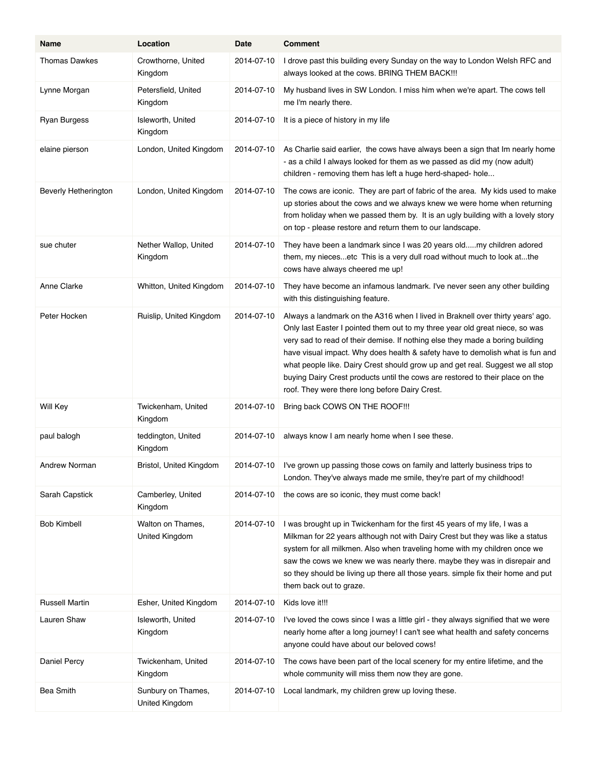| Name | Location | Date | Comment |
| --- | --- | --- | --- |
| Thomas Dawkes | Crowthorne, United Kingdom | 2014-07-10 | I drove past this building every Sunday on the way to London Welsh RFC and always looked at the cows. BRING THEM BACK!!! |
| Lynne Morgan | Petersfield, United Kingdom | 2014-07-10 | My husband lives in SW London. I miss him when we're apart. The cows tell me I'm nearly there. |
| Ryan Burgess | Isleworth, United Kingdom | 2014-07-10 | It is a piece of history in my life |
| elaine pierson | London, United Kingdom | 2014-07-10 | As Charlie said earlier, the cows have always been a sign that Im nearly home - as a child I always looked for them as we passed as did my (now adult) children - removing them has left a huge herd-shaped- hole... |
| Beverly Hetherington | London, United Kingdom | 2014-07-10 | The cows are iconic. They are part of fabric of the area. My kids used to make up stories about the cows and we always knew we were home when returning from holiday when we passed them by. It is an ugly building with a lovely story on top - please restore and return them to our landscape. |
| sue chuter | Nether Wallop, United Kingdom | 2014-07-10 | They have been a landmark since I was 20 years old.....my children adored them, my nieces...etc This is a very dull road without much to look at...the cows have always cheered me up! |
| Anne Clarke | Whitton, United Kingdom | 2014-07-10 | They have become an infamous landmark. I've never seen any other building with this distinguishing feature. |
| Peter Hocken | Ruislip, United Kingdom | 2014-07-10 | Always a landmark on the A316 when I lived in Braknell over thirty years' ago. Only last Easter I pointed them out to my three year old great niece, so was very sad to read of their demise. If nothing else they made a boring building have visual impact. Why does health & safety have to demolish what is fun and what people like. Dairy Crest should grow up and get real. Suggest we all stop buying Dairy Crest products until the cows are restored to their place on the roof. They were there long before Dairy Crest. |
| Will Key | Twickenham, United Kingdom | 2014-07-10 | Bring back COWS ON THE ROOF!!! |
| paul balogh | teddington, United Kingdom | 2014-07-10 | always know I am nearly home when I see these. |
| Andrew Norman | Bristol, United Kingdom | 2014-07-10 | I've grown up passing those cows on family and latterly business trips to London. They've always made me smile, they're part of my childhood! |
| Sarah Capstick | Camberley, United Kingdom | 2014-07-10 | the cows are so iconic, they must come back! |
| Bob Kimbell | Walton on Thames, United Kingdom | 2014-07-10 | I was brought up in Twickenham for the first 45 years of my life, I was a Milkman for 22 years although not with Dairy Crest but they was like a status system for all milkmen. Also when traveling home with my children once we saw the cows we knew we was nearly there. maybe they was in disrepair and so they should be living up there all those years. simple fix their home and put them back out to graze. |
| Russell Martin | Esher, United Kingdom | 2014-07-10 | Kids love it!!! |
| Lauren Shaw | Isleworth, United Kingdom | 2014-07-10 | I've loved the cows since I was a little girl - they always signified that we were nearly home after a long journey! I can't see what health and safety concerns anyone could have about our beloved cows! |
| Daniel Percy | Twickenham, United Kingdom | 2014-07-10 | The cows have been part of the local scenery for my entire lifetime, and the whole community will miss them now they are gone. |
| Bea Smith | Sunbury on Thames, United Kingdom | 2014-07-10 | Local landmark, my children grew up loving these. |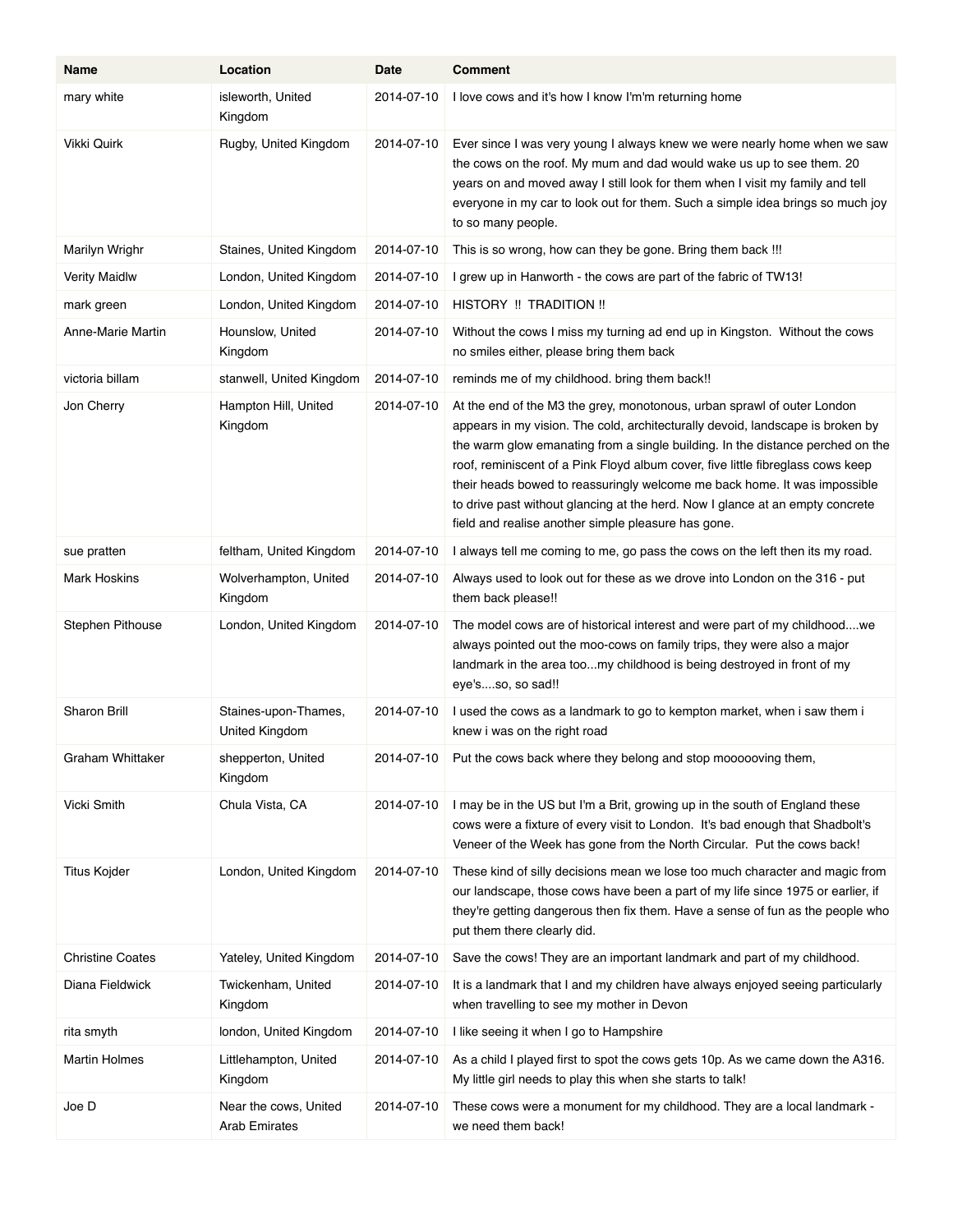| Name | Location | Date | Comment |
|---|---|---|---|
| mary white | isleworth, United Kingdom | 2014-07-10 | I love cows and it's how I know I'm'm returning home |
| Vikki Quirk | Rugby, United Kingdom | 2014-07-10 | Ever since I was very young I always knew we were nearly home when we saw the cows on the roof. My mum and dad would wake us up to see them. 20 years on and moved away I still look for them when I visit my family and tell everyone in my car to look out for them. Such a simple idea brings so much joy to so many people. |
| Marilyn Wrighr | Staines, United Kingdom | 2014-07-10 | This is so wrong, how can they be gone. Bring them back !!! |
| Verity Maidlw | London, United Kingdom | 2014-07-10 | I grew up in Hanworth - the cows are part of the fabric of TW13! |
| mark green | London, United Kingdom | 2014-07-10 | HISTORY !! TRADITION !! |
| Anne-Marie Martin | Hounslow, United Kingdom | 2014-07-10 | Without the cows I miss my turning ad end up in Kingston. Without the cows no smiles either, please bring them back |
| victoria billam | stanwell, United Kingdom | 2014-07-10 | reminds me of my childhood. bring them back!! |
| Jon Cherry | Hampton Hill, United Kingdom | 2014-07-10 | At the end of the M3 the grey, monotonous, urban sprawl of outer London appears in my vision. The cold, architecturally devoid, landscape is broken by the warm glow emanating from a single building. In the distance perched on the roof, reminiscent of a Pink Floyd album cover, five little fibreglass cows keep their heads bowed to reassuringly welcome me back home. It was impossible to drive past without glancing at the herd. Now I glance at an empty concrete field and realise another simple pleasure has gone. |
| sue pratten | feltham, United Kingdom | 2014-07-10 | I always tell me coming to me, go pass the cows on the left then its my road. |
| Mark Hoskins | Wolverhampton, United Kingdom | 2014-07-10 | Always used to look out for these as we drove into London on the 316 - put them back please!! |
| Stephen Pithouse | London, United Kingdom | 2014-07-10 | The model cows are of historical interest and were part of my childhood....we always pointed out the moo-cows on family trips, they were also a major landmark in the area too...my childhood is being destroyed in front of my eye's....so, so sad!! |
| Sharon Brill | Staines-upon-Thames, United Kingdom | 2014-07-10 | I used the cows as a landmark to go to kempton market, when i saw them i knew i was on the right road |
| Graham Whittaker | shepperton, United Kingdom | 2014-07-10 | Put the cows back where they belong and stop moooooving them, |
| Vicki Smith | Chula Vista, CA | 2014-07-10 | I may be in the US but I'm a Brit, growing up in the south of England these cows were a fixture of every visit to London. It's bad enough that Shadbolt's Veneer of the Week has gone from the North Circular. Put the cows back! |
| Titus Kojder | London, United Kingdom | 2014-07-10 | These kind of silly decisions mean we lose too much character and magic from our landscape, those cows have been a part of my life since 1975 or earlier, if they're getting dangerous then fix them. Have a sense of fun as the people who put them there clearly did. |
| Christine Coates | Yateley, United Kingdom | 2014-07-10 | Save the cows! They are an important landmark and part of my childhood. |
| Diana Fieldwick | Twickenham, United Kingdom | 2014-07-10 | It is a landmark that I and my children have always enjoyed seeing particularly when travelling to see my mother in Devon |
| rita smyth | london, United Kingdom | 2014-07-10 | I like seeing it when I go to Hampshire |
| Martin Holmes | Littlehampton, United Kingdom | 2014-07-10 | As a child I played first to spot the cows gets 10p. As we came down the A316. My little girl needs to play this when she starts to talk! |
| Joe D | Near the cows, United Arab Emirates | 2014-07-10 | These cows were a monument for my childhood. They are a local landmark - we need them back! |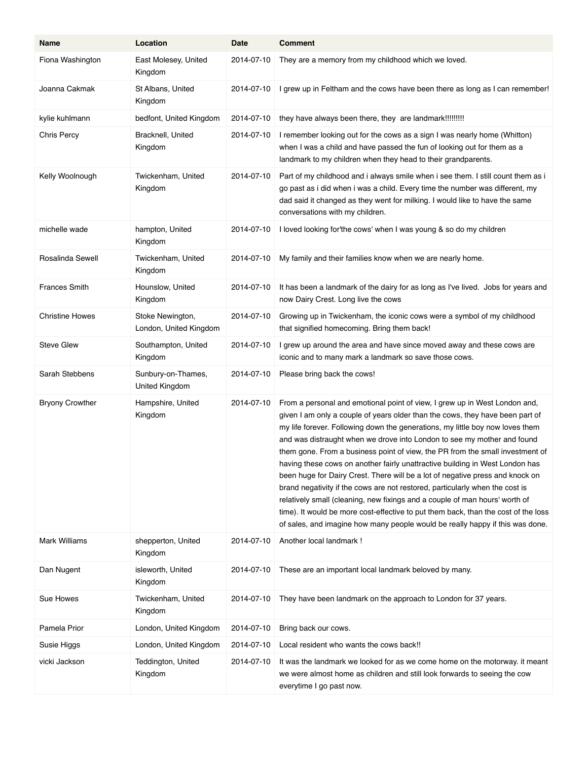| Name | Location | Date | Comment |
| --- | --- | --- | --- |
| Fiona Washington | East Molesey, United Kingdom | 2014-07-10 | They are a memory from my childhood which we loved. |
| Joanna Cakmak | St Albans, United Kingdom | 2014-07-10 | I grew up in Feltham and the cows have been there as long as I can remember! |
| kylie kuhlmann | bedfont, United Kingdom | 2014-07-10 | they have always been there, they  are landmark!!!!!!!!! |
| Chris Percy | Bracknell, United Kingdom | 2014-07-10 | I remember looking out for the cows as a sign I was nearly home (Whitton) when I was a child and have passed the fun of looking out for them as a landmark to my children when they head to their grandparents. |
| Kelly Woolnough | Twickenham, United Kingdom | 2014-07-10 | Part of my childhood and i always smile when i see them. I still count them as i go past as i did when i was a child. Every time the number was different, my dad said it changed as they went for milking. I would like to have the same conversations with my children. |
| michelle wade | hampton, United Kingdom | 2014-07-10 | I loved looking for'the cows' when I was young & so do my children |
| Rosalinda Sewell | Twickenham, United Kingdom | 2014-07-10 | My family and their families know when we are nearly home. |
| Frances Smith | Hounslow, United Kingdom | 2014-07-10 | It has been a landmark of the dairy for as long as I've lived.  Jobs for years and now Dairy Crest. Long live the cows |
| Christine Howes | Stoke Newington, London, United Kingdom | 2014-07-10 | Growing up in Twickenham, the iconic cows were a symbol of my childhood that signified homecoming. Bring them back! |
| Steve Glew | Southampton, United Kingdom | 2014-07-10 | I grew up around the area and have since moved away and these cows are iconic and to many mark a landmark so save those cows. |
| Sarah Stebbens | Sunbury-on-Thames, United Kingdom | 2014-07-10 | Please bring back the cows! |
| Bryony Crowther | Hampshire, United Kingdom | 2014-07-10 | From a personal and emotional point of view, I grew up in West London and, given I am only a couple of years older than the cows, they have been part of my life forever. Following down the generations, my little boy now loves them and was distraught when we drove into London to see my mother and found them gone. From a business point of view, the PR from the small investment of having these cows on another fairly unattractive building in West London has been huge for Dairy Crest. There will be a lot of negative press and knock on brand negativity if the cows are not restored, particularly when the cost is relatively small (cleaning, new fixings and a couple of man hours' worth of time). It would be more cost-effective to put them back, than the cost of the loss of sales, and imagine how many people would be really happy if this was done. |
| Mark Williams | shepperton, United Kingdom | 2014-07-10 | Another local landmark ! |
| Dan Nugent | isleworth, United Kingdom | 2014-07-10 | These are an important local landmark beloved by many. |
| Sue Howes | Twickenham, United Kingdom | 2014-07-10 | They have been landmark on the approach to London for 37 years. |
| Pamela Prior | London, United Kingdom | 2014-07-10 | Bring back our cows. |
| Susie Higgs | London, United Kingdom | 2014-07-10 | Local resident who wants the cows back!! |
| vicki Jackson | Teddington, United Kingdom | 2014-07-10 | It was the landmark we looked for as we come home on the motorway. it meant we were almost home as children and still look forwards to seeing the cow everytime I go past now. |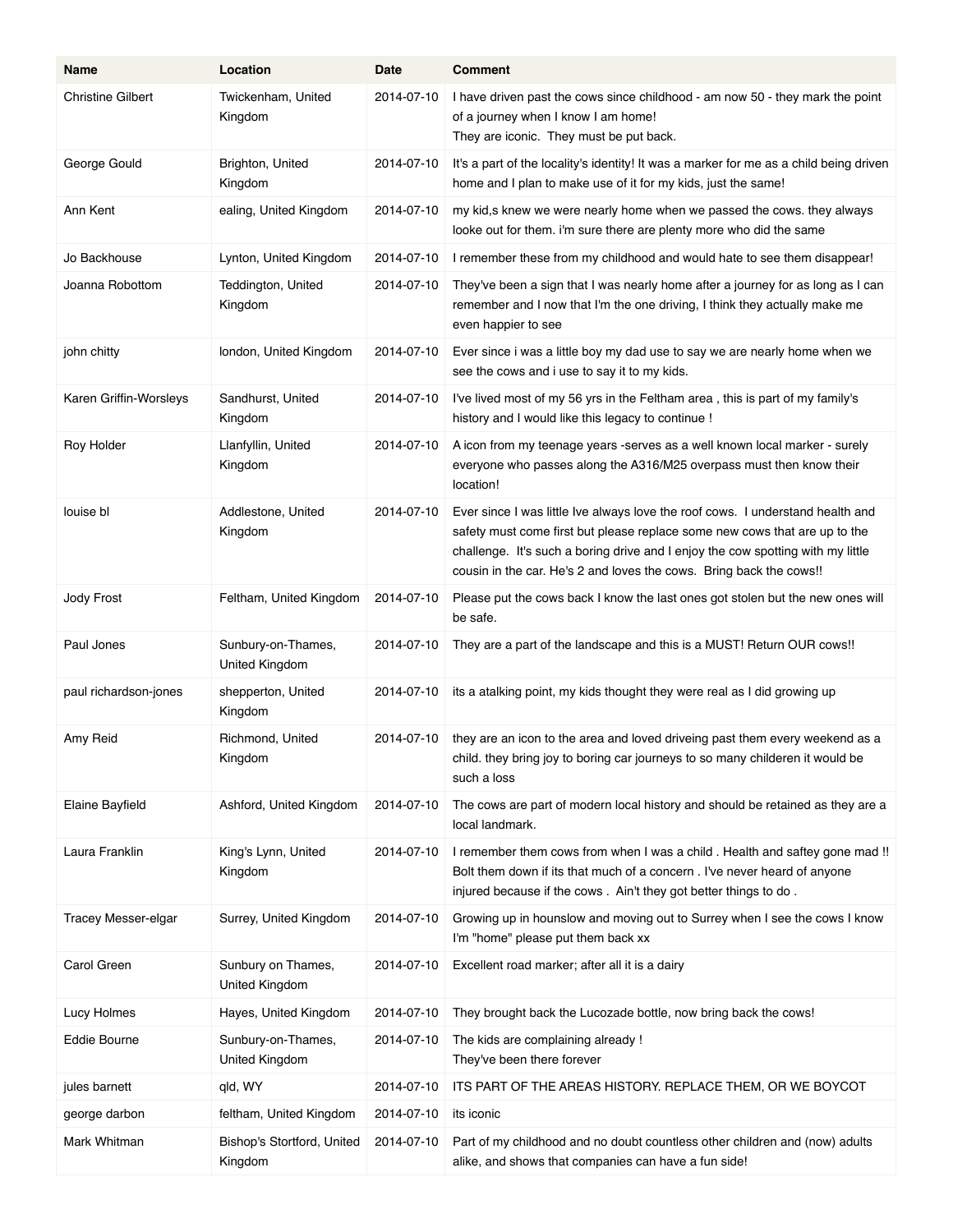| Name | Location | Date | Comment |
|---|---|---|---|
| Christine Gilbert | Twickenham, United Kingdom | 2014-07-10 | I have driven past the cows since childhood - am now 50 - they mark the point of a journey when I know I am home!<br>They are iconic. They must be put back. |
| George Gould | Brighton, United Kingdom | 2014-07-10 | It's a part of the locality's identity! It was a marker for me as a child being driven home and I plan to make use of it for my kids, just the same! |
| Ann Kent | ealing, United Kingdom | 2014-07-10 | my kid,s knew we were nearly home when we passed the cows. they always looke out for them. i'm sure there are plenty more who did the same |
| Jo Backhouse | Lynton, United Kingdom | 2014-07-10 | I remember these from my childhood and would hate to see them disappear! |
| Joanna Robottom | Teddington, United Kingdom | 2014-07-10 | They've been a sign that I was nearly home after a journey for as long as I can remember and I now that I'm the one driving, I think they actually make me even happier to see |
| john chitty | london, United Kingdom | 2014-07-10 | Ever since i was a little boy my dad use to say we are nearly home when we see the cows and i use to say it to my kids. |
| Karen Griffin-Worsleys | Sandhurst, United Kingdom | 2014-07-10 | I've lived most of my 56 yrs in the Feltham area , this is part of my family's history and I would like this legacy to continue ! |
| Roy Holder | Llanfyllin, United Kingdom | 2014-07-10 | A icon from my teenage years -serves as a well known local marker - surely everyone who passes along the A316/M25 overpass must then know their location! |
| louise bl | Addlestone, United Kingdom | 2014-07-10 | Ever since I was little Ive always love the roof cows. I understand health and safety must come first but please replace some new cows that are up to the challenge. It's such a boring drive and I enjoy the cow spotting with my little cousin in the car. He's 2 and loves the cows. Bring back the cows!! |
| Jody Frost | Feltham, United Kingdom | 2014-07-10 | Please put the cows back I know the last ones got stolen but the new ones will be safe. |
| Paul Jones | Sunbury-on-Thames, United Kingdom | 2014-07-10 | They are a part of the landscape and this is a MUST! Return OUR cows!! |
| paul richardson-jones | shepperton, United Kingdom | 2014-07-10 | its a atalking point, my kids thought they were real as I did growing up |
| Amy Reid | Richmond, United Kingdom | 2014-07-10 | they are an icon to the area and loved driveing past them every weekend as a child. they bring joy to boring car journeys to so many childeren it would be such a loss |
| Elaine Bayfield | Ashford, United Kingdom | 2014-07-10 | The cows are part of modern local history and should be retained as they are a local landmark. |
| Laura Franklin | King's Lynn, United Kingdom | 2014-07-10 | I remember them cows from when I was a child . Health and saftey gone mad !! Bolt them down if its that much of a concern . I've never heard of anyone injured because if the cows . Ain't they got better things to do . |
| Tracey Messer-elgar | Surrey, United Kingdom | 2014-07-10 | Growing up in hounslow and moving out to Surrey when I see the cows I know I'm "home" please put them back xx |
| Carol Green | Sunbury on Thames, United Kingdom | 2014-07-10 | Excellent road marker; after all it is a dairy |
| Lucy Holmes | Hayes, United Kingdom | 2014-07-10 | They brought back the Lucozade bottle, now bring back the cows! |
| Eddie Bourne | Sunbury-on-Thames, United Kingdom | 2014-07-10 | The kids are complaining already !<br>They've been there forever |
| jules barnett | qld, WY | 2014-07-10 | ITS PART OF THE AREAS HISTORY. REPLACE THEM, OR WE BOYCOT |
| george darbon | feltham, United Kingdom | 2014-07-10 | its iconic |
| Mark Whitman | Bishop's Stortford, United Kingdom | 2014-07-10 | Part of my childhood and no doubt countless other children and (now) adults alike, and shows that companies can have a fun side! |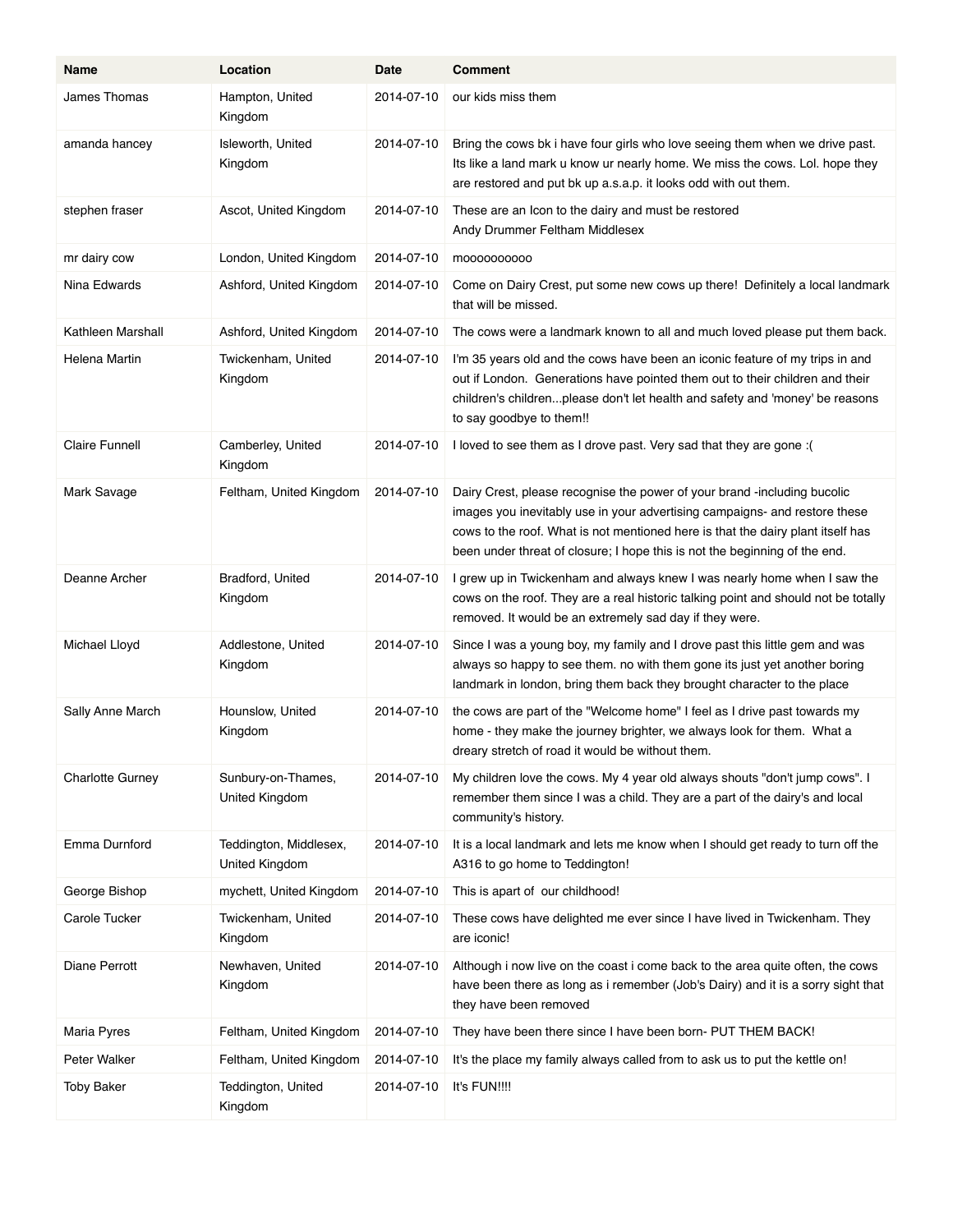| Name | Location | Date | Comment |
|---|---|---|---|
| James Thomas | Hampton, United Kingdom | 2014-07-10 | our kids miss them |
| amanda hancey | Isleworth, United Kingdom | 2014-07-10 | Bring the cows bk i have four girls who love seeing them when we drive past. Its like a land mark u know ur nearly home. We miss the cows. Lol. hope they are restored and put bk up a.s.a.p. it looks odd with out them. |
| stephen fraser | Ascot, United Kingdom | 2014-07-10 | These are an Icon to the dairy and must be restored Andy Drummer Feltham Middlesex |
| mr dairy cow | London, United Kingdom | 2014-07-10 | mooooooooo |
| Nina Edwards | Ashford, United Kingdom | 2014-07-10 | Come on Dairy Crest, put some new cows up there! Definitely a local landmark that will be missed. |
| Kathleen Marshall | Ashford, United Kingdom | 2014-07-10 | The cows were a landmark known to all and much loved please put them back. |
| Helena Martin | Twickenham, United Kingdom | 2014-07-10 | I'm 35 years old and the cows have been an iconic feature of my trips in and out if London. Generations have pointed them out to their children and their children's children...please don't let health and safety and 'money' be reasons to say goodbye to them!! |
| Claire Funnell | Camberley, United Kingdom | 2014-07-10 | I loved to see them as I drove past. Very sad that they are gone :( |
| Mark Savage | Feltham, United Kingdom | 2014-07-10 | Dairy Crest, please recognise the power of your brand -including bucolic images you inevitably use in your advertising campaigns- and restore these cows to the roof. What is not mentioned here is that the dairy plant itself has been under threat of closure; I hope this is not the beginning of the end. |
| Deanne Archer | Bradford, United Kingdom | 2014-07-10 | I grew up in Twickenham and always knew I was nearly home when I saw the cows on the roof. They are a real historic talking point and should not be totally removed. It would be an extremely sad day if they were. |
| Michael Lloyd | Addlestone, United Kingdom | 2014-07-10 | Since I was a young boy, my family and I drove past this little gem and was always so happy to see them. no with them gone its just yet another boring landmark in london, bring them back they brought character to the place |
| Sally Anne March | Hounslow, United Kingdom | 2014-07-10 | the cows are part of the "Welcome home" I feel as I drive past towards my home - they make the journey brighter, we always look for them. What a dreary stretch of road it would be without them. |
| Charlotte Gurney | Sunbury-on-Thames, United Kingdom | 2014-07-10 | My children love the cows. My 4 year old always shouts "don't jump cows". I remember them since I was a child. They are a part of the dairy's and local community's history. |
| Emma Durnford | Teddington, Middlesex, United Kingdom | 2014-07-10 | It is a local landmark and lets me know when I should get ready to turn off the A316 to go home to Teddington! |
| George Bishop | mychett, United Kingdom | 2014-07-10 | This is apart of our childhood! |
| Carole Tucker | Twickenham, United Kingdom | 2014-07-10 | These cows have delighted me ever since I have lived in Twickenham. They are iconic! |
| Diane Perrott | Newhaven, United Kingdom | 2014-07-10 | Although i now live on the coast i come back to the area quite often, the cows have been there as long as i remember (Job's Dairy) and it is a sorry sight that they have been removed |
| Maria Pyres | Feltham, United Kingdom | 2014-07-10 | They have been there since I have been born- PUT THEM BACK! |
| Peter Walker | Feltham, United Kingdom | 2014-07-10 | It's the place my family always called from to ask us to put the kettle on! |
| Toby Baker | Teddington, United Kingdom | 2014-07-10 | It's FUN!!!! |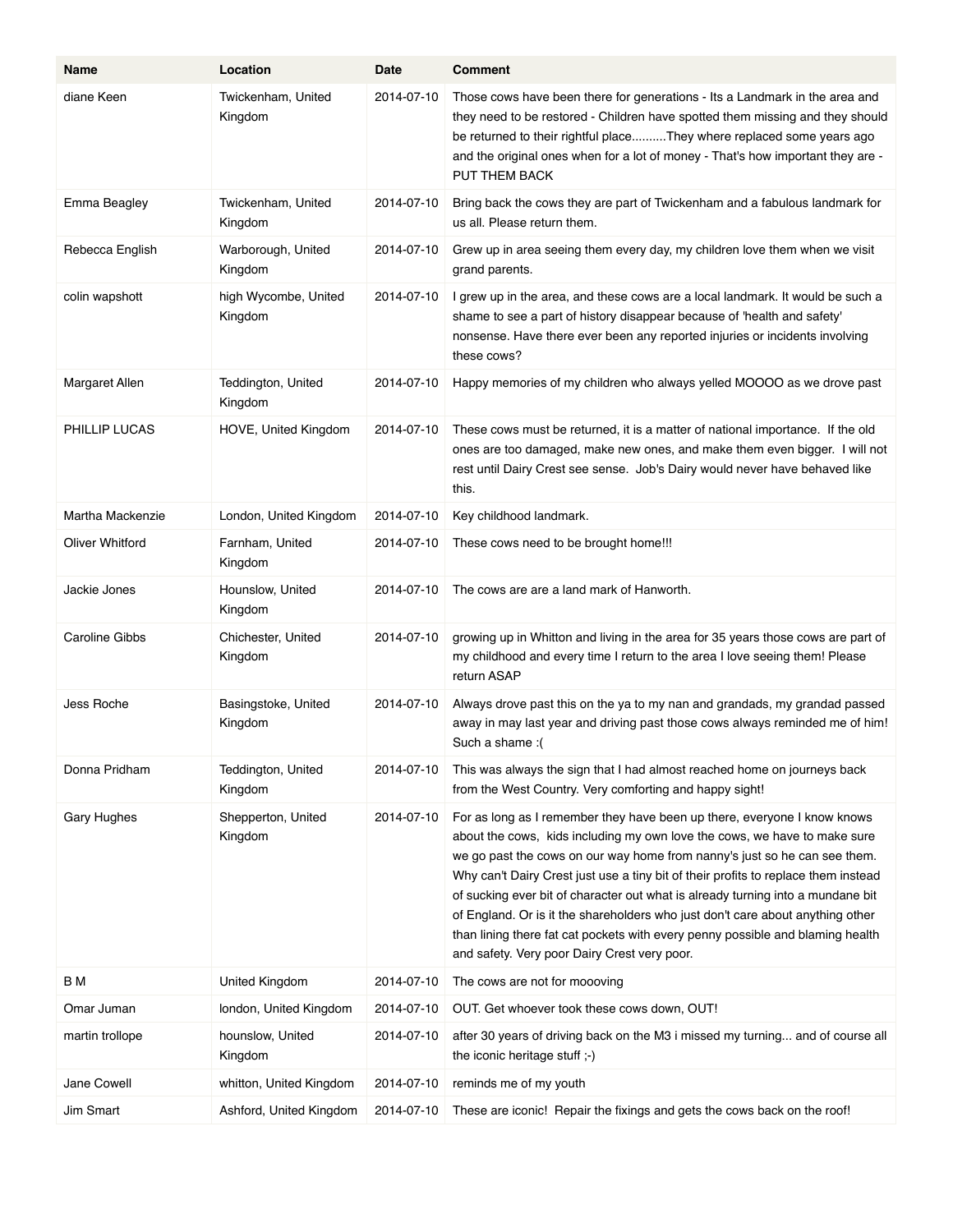| Name | Location | Date | Comment |
|---|---|---|---|
| diane Keen | Twickenham, United Kingdom | 2014-07-10 | Those cows have been there for generations - Its a Landmark in the area and they need to be restored - Children have spotted them missing and they should be returned to their rightful place..........They where replaced some years ago and the original ones when for a lot of money - That's how important they are - PUT THEM BACK |
| Emma Beagley | Twickenham, United Kingdom | 2014-07-10 | Bring back the cows they are part of Twickenham and a fabulous landmark for us all. Please return them. |
| Rebecca English | Warborough, United Kingdom | 2014-07-10 | Grew up in area seeing them every day, my children love them when we visit grand parents. |
| colin wapshott | high Wycombe, United Kingdom | 2014-07-10 | I grew up in the area, and these cows are a local landmark. It would be such a shame to see a part of history disappear because of 'health and safety' nonsense. Have there ever been any reported injuries or incidents involving these cows? |
| Margaret Allen | Teddington, United Kingdom | 2014-07-10 | Happy memories of my children who always yelled MOOOO as we drove past |
| PHILLIP LUCAS | HOVE, United Kingdom | 2014-07-10 | These cows must be returned, it is a matter of national importance. If the old ones are too damaged, make new ones, and make them even bigger. I will not rest until Dairy Crest see sense. Job's Dairy would never have behaved like this. |
| Martha Mackenzie | London, United Kingdom | 2014-07-10 | Key childhood landmark. |
| Oliver Whitford | Farnham, United Kingdom | 2014-07-10 | These cows need to be brought home!!! |
| Jackie Jones | Hounslow, United Kingdom | 2014-07-10 | The cows are are a land mark of Hanworth. |
| Caroline Gibbs | Chichester, United Kingdom | 2014-07-10 | growing up in Whitton and living in the area for 35 years those cows are part of my childhood and every time I return to the area I love seeing them! Please return ASAP |
| Jess Roche | Basingstoke, United Kingdom | 2014-07-10 | Always drove past this on the ya to my nan and grandads, my grandad passed away in may last year and driving past those cows always reminded me of him! Such a shame :( |
| Donna Pridham | Teddington, United Kingdom | 2014-07-10 | This was always the sign that I had almost reached home on journeys back from the West Country. Very comforting and happy sight! |
| Gary Hughes | Shepperton, United Kingdom | 2014-07-10 | For as long as I remember they have been up there, everyone I know knows about the cows, kids including my own love the cows, we have to make sure we go past the cows on our way home from nanny's just so he can see them. Why can't Dairy Crest just use a tiny bit of their profits to replace them instead of sucking ever bit of character out what is already turning into a mundane bit of England. Or is it the shareholders who just don't care about anything other than lining there fat cat pockets with every penny possible and blaming health and safety. Very poor Dairy Crest very poor. |
| B M | United Kingdom | 2014-07-10 | The cows are not for moooving |
| Omar Juman | london, United Kingdom | 2014-07-10 | OUT. Get whoever took these cows down, OUT! |
| martin trollope | hounslow, United Kingdom | 2014-07-10 | after 30 years of driving back on the M3 i missed my turning... and of course all the iconic heritage stuff ;-) |
| Jane Cowell | whitton, United Kingdom | 2014-07-10 | reminds me of my youth |
| Jim Smart | Ashford, United Kingdom | 2014-07-10 | These are iconic! Repair the fixings and gets the cows back on the roof! |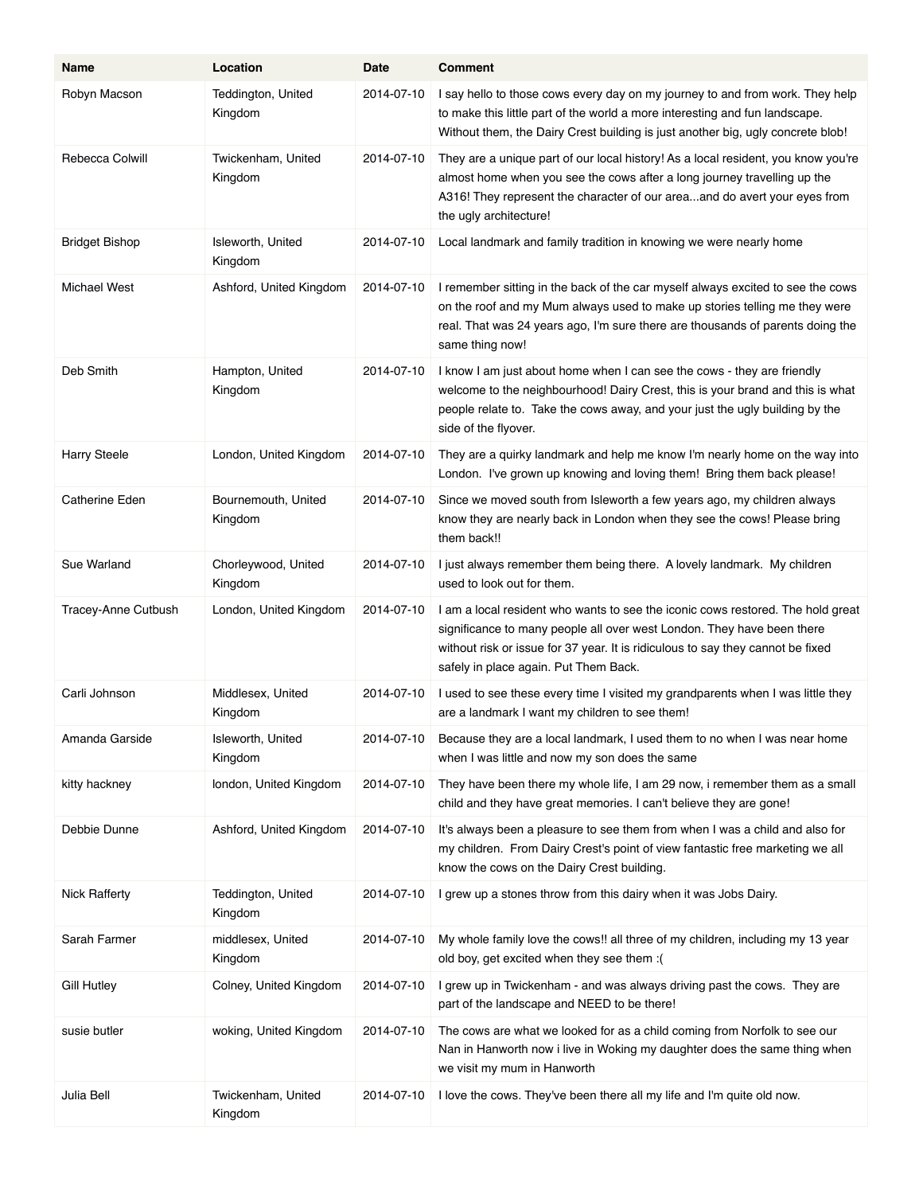| Name | Location | Date | Comment |
| --- | --- | --- | --- |
| Robyn Macson | Teddington, United Kingdom | 2014-07-10 | I say hello to those cows every day on my journey to and from work. They help to make this little part of the world a more interesting and fun landscape. Without them, the Dairy Crest building is just another big, ugly concrete blob! |
| Rebecca Colwill | Twickenham, United Kingdom | 2014-07-10 | They are a unique part of our local history! As a local resident, you know you're almost home when you see the cows after a long journey travelling up the A316! They represent the character of our area...and do avert your eyes from the ugly architecture! |
| Bridget Bishop | Isleworth, United Kingdom | 2014-07-10 | Local landmark and family tradition in knowing we were nearly home |
| Michael West | Ashford, United Kingdom | 2014-07-10 | I remember sitting in the back of the car myself always excited to see the cows on the roof and my Mum always used to make up stories telling me they were real. That was 24 years ago, I'm sure there are thousands of parents doing the same thing now! |
| Deb Smith | Hampton, United Kingdom | 2014-07-10 | I know I am just about home when I can see the cows - they are friendly welcome to the neighbourhood! Dairy Crest, this is your brand and this is what people relate to. Take the cows away, and your just the ugly building by the side of the flyover. |
| Harry Steele | London, United Kingdom | 2014-07-10 | They are a quirky landmark and help me know I'm nearly home on the way into London. I've grown up knowing and loving them! Bring them back please! |
| Catherine Eden | Bournemouth, United Kingdom | 2014-07-10 | Since we moved south from Isleworth a few years ago, my children always know they are nearly back in London when they see the cows! Please bring them back!! |
| Sue Warland | Chorleywood, United Kingdom | 2014-07-10 | I just always remember them being there. A lovely landmark. My children used to look out for them. |
| Tracey-Anne Cutbush | London, United Kingdom | 2014-07-10 | I am a local resident who wants to see the iconic cows restored. The hold great significance to many people all over west London. They have been there without risk or issue for 37 year. It is ridiculous to say they cannot be fixed safely in place again. Put Them Back. |
| Carli Johnson | Middlesex, United Kingdom | 2014-07-10 | I used to see these every time I visited my grandparents when I was little they are a landmark I want my children to see them! |
| Amanda Garside | Isleworth, United Kingdom | 2014-07-10 | Because they are a local landmark, I used them to no when I was near home when I was little and now my son does the same |
| kitty hackney | london, United Kingdom | 2014-07-10 | They have been there my whole life, I am 29 now, i remember them as a small child and they have great memories. I can't believe they are gone! |
| Debbie Dunne | Ashford, United Kingdom | 2014-07-10 | It's always been a pleasure to see them from when I was a child and also for my children. From Dairy Crest's point of view fantastic free marketing we all know the cows on the Dairy Crest building. |
| Nick Rafferty | Teddington, United Kingdom | 2014-07-10 | I grew up a stones throw from this dairy when it was Jobs Dairy. |
| Sarah Farmer | middlesex, United Kingdom | 2014-07-10 | My whole family love the cows!! all three of my children, including my 13 year old boy, get excited when they see them :( |
| Gill Hutley | Colney, United Kingdom | 2014-07-10 | I grew up in Twickenham - and was always driving past the cows. They are part of the landscape and NEED to be there! |
| susie butler | woking, United Kingdom | 2014-07-10 | The cows are what we looked for as a child coming from Norfolk to see our Nan in Hanworth now i live in Woking my daughter does the same thing when we visit my mum in Hanworth |
| Julia Bell | Twickenham, United Kingdom | 2014-07-10 | I love the cows. They've been there all my life and I'm quite old now. |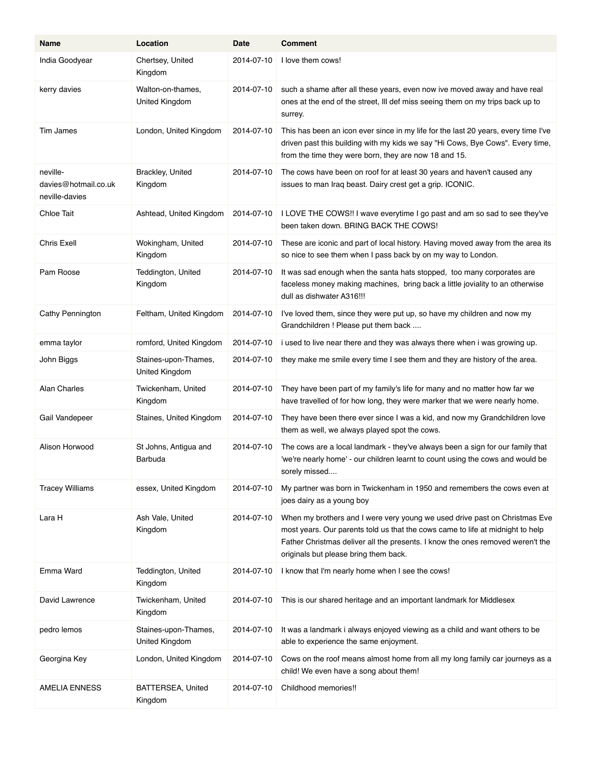| Name | Location | Date | Comment |
| --- | --- | --- | --- |
| India Goodyear | Chertsey, United Kingdom | 2014-07-10 | I love them cows! |
| kerry davies | Walton-on-thames, United Kingdom | 2014-07-10 | such a shame after all these years, even now ive moved away and have real ones at the end of the street, Ill def miss seeing them on my trips back up to surrey. |
| Tim James | London, United Kingdom | 2014-07-10 | This has been an icon ever since in my life for the last 20 years, every time I've driven past this building with my kids we say "Hi Cows, Bye Cows". Every time, from the time they were born, they are now 18 and 15. |
| neville-davies@hotmail.co.uk neville-davies | Brackley, United Kingdom | 2014-07-10 | The cows have been on roof for at least 30 years and haven't caused any issues to man Iraq beast. Dairy crest get a grip. ICONIC. |
| Chloe Tait | Ashtead, United Kingdom | 2014-07-10 | I LOVE THE COWS!! I wave everytime I go past and am so sad to see they've been taken down. BRING BACK THE COWS! |
| Chris Exell | Wokingham, United Kingdom | 2014-07-10 | These are iconic and part of local history. Having moved away from the area its so nice to see them when I pass back by on my way to London. |
| Pam Roose | Teddington, United Kingdom | 2014-07-10 | It was sad enough when the santa hats stopped, too many corporates are faceless money making machines, bring back a little joviality to an otherwise dull as dishwater A316!!! |
| Cathy Pennington | Feltham, United Kingdom | 2014-07-10 | I've loved them, since they were put up, so have my children and now my Grandchildren ! Please put them back .... |
| emma taylor | romford, United Kingdom | 2014-07-10 | i used to live near there and they was always there when i was growing up. |
| John Biggs | Staines-upon-Thames, United Kingdom | 2014-07-10 | they make me smile every time I see them and they are history of the area. |
| Alan Charles | Twickenham, United Kingdom | 2014-07-10 | They have been part of my family's life for many and no matter how far we have travelled of for how long, they were marker that we were nearly home. |
| Gail Vandepeer | Staines, United Kingdom | 2014-07-10 | They have been there ever since I was a kid, and now my Grandchildren love them as well, we always played spot the cows. |
| Alison Horwood | St Johns, Antigua and Barbuda | 2014-07-10 | The cows are a local landmark - they've always been a sign for our family that 'we're nearly home' - our children learnt to count using the cows and would be sorely missed.... |
| Tracey Williams | essex, United Kingdom | 2014-07-10 | My partner was born in Twickenham in 1950 and remembers the cows even at joes dairy as a young boy |
| Lara H | Ash Vale, United Kingdom | 2014-07-10 | When my brothers and I were very young we used drive past on Christmas Eve most years. Our parents told us that the cows came to life at midnight to help Father Christmas deliver all the presents. I know the ones removed weren't the originals but please bring them back. |
| Emma Ward | Teddington, United Kingdom | 2014-07-10 | I know that I'm nearly home when I see the cows! |
| David Lawrence | Twickenham, United Kingdom | 2014-07-10 | This is our shared heritage and an important landmark for Middlesex |
| pedro lemos | Staines-upon-Thames, United Kingdom | 2014-07-10 | It was a landmark i always enjoyed viewing as a child and want others to be able to experience the same enjoyment. |
| Georgina Key | London, United Kingdom | 2014-07-10 | Cows on the roof means almost home from all my long family car journeys as a child! We even have a song about them! |
| AMELIA ENNESS | BATTERSEA, United Kingdom | 2014-07-10 | Childhood memories!! |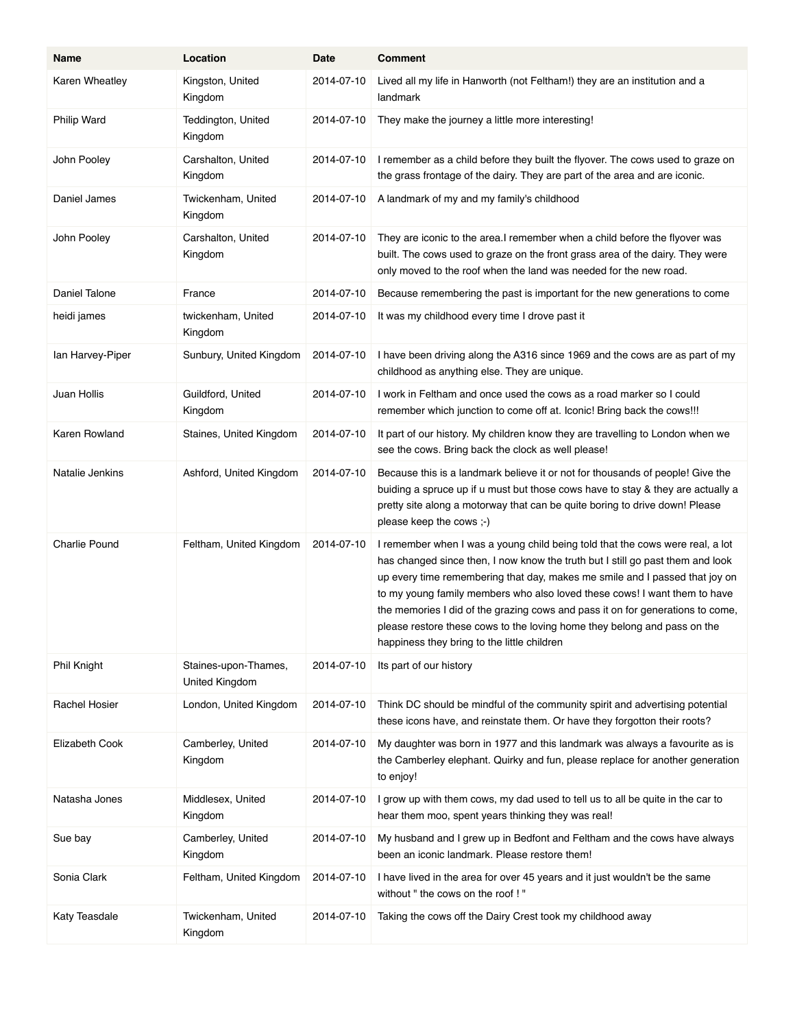| Name | Location | Date | Comment |
| --- | --- | --- | --- |
| Karen Wheatley | Kingston, United Kingdom | 2014-07-10 | Lived all my life in Hanworth (not Feltham!) they are an institution and a landmark |
| Philip Ward | Teddington, United Kingdom | 2014-07-10 | They make the journey a little more interesting! |
| John Pooley | Carshalton, United Kingdom | 2014-07-10 | I remember as a child before they built the flyover. The cows used to graze on the grass frontage of the dairy. They are part of the area and are iconic. |
| Daniel James | Twickenham, United Kingdom | 2014-07-10 | A landmark of my and my family's childhood |
| John Pooley | Carshalton, United Kingdom | 2014-07-10 | They are iconic to the area.I remember when a child before the flyover was built. The cows used to graze on the front grass area of the dairy. They were only moved to the roof when the land was needed for the new road. |
| Daniel Talone | France | 2014-07-10 | Because remembering the past is important for the new generations to come |
| heidi james | twickenham, United Kingdom | 2014-07-10 | It was my childhood every time I drove past it |
| Ian Harvey-Piper | Sunbury, United Kingdom | 2014-07-10 | I have been driving along the A316 since 1969 and the cows are as part of my childhood as anything else. They are unique. |
| Juan Hollis | Guildford, United Kingdom | 2014-07-10 | I work in Feltham and once used the cows as a road marker so I could remember which junction to come off at. Iconic! Bring back the cows!!! |
| Karen Rowland | Staines, United Kingdom | 2014-07-10 | It part of our history. My children know they are travelling to London when we see the cows. Bring back the clock as well please! |
| Natalie Jenkins | Ashford, United Kingdom | 2014-07-10 | Because this is a landmark believe it or not for thousands of people! Give the buiding a spruce up if u must but those cows have to stay & they are actually a pretty site along a motorway that can be quite boring to drive down! Please please keep the cows ;-) |
| Charlie Pound | Feltham, United Kingdom | 2014-07-10 | I remember when I was a young child being told that the cows were real, a lot has changed since then, I now know the truth but I still go past them and look up every time remembering that day, makes me smile and I passed that joy on to my young family members who also loved these cows! I want them to have the memories I did of the grazing cows and pass it on for generations to come, please restore these cows to the loving home they belong and pass on the happiness they bring to the little children |
| Phil Knight | Staines-upon-Thames, United Kingdom | 2014-07-10 | Its part of our history |
| Rachel Hosier | London, United Kingdom | 2014-07-10 | Think DC should be mindful of the community spirit and advertising potential these icons have, and reinstate them. Or have they forgotton their roots? |
| Elizabeth Cook | Camberley, United Kingdom | 2014-07-10 | My daughter was born in 1977 and this landmark was always a favourite as is the Camberley elephant. Quirky and fun, please replace for another generation to enjoy! |
| Natasha Jones | Middlesex, United Kingdom | 2014-07-10 | I grow up with them cows, my dad used to tell us to all be quite in the car to hear them moo, spent years thinking they was real! |
| Sue bay | Camberley, United Kingdom | 2014-07-10 | My husband and I grew up in Bedfont and Feltham and the cows have always been an iconic landmark. Please restore them! |
| Sonia Clark | Feltham, United Kingdom | 2014-07-10 | I have lived in the area for over 45 years and it just wouldn't be the same without " the cows on the roof ! " |
| Katy Teasdale | Twickenham, United Kingdom | 2014-07-10 | Taking the cows off the Dairy Crest took my childhood away |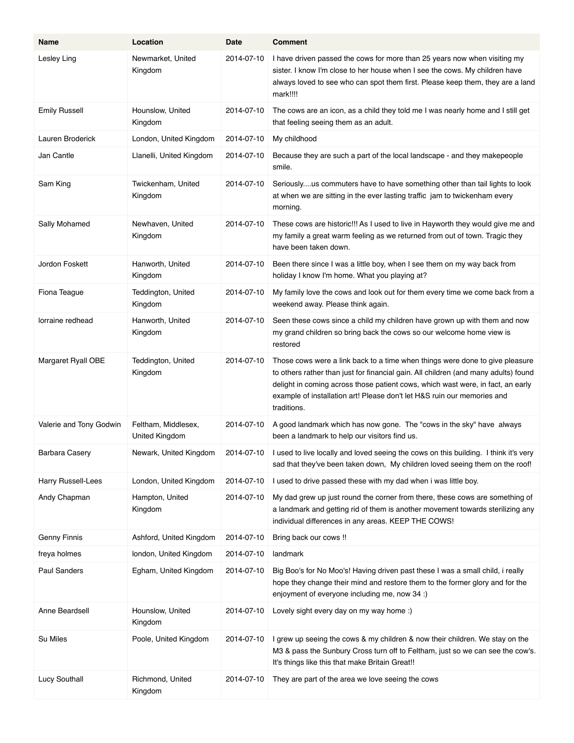| Name | Location | Date | Comment |
|---|---|---|---|
| Lesley Ling | Newmarket, United Kingdom | 2014-07-10 | I have driven passed the cows for more than 25 years now when visiting my sister. I know I'm close to her house when I see the cows. My children have always loved to see who can spot them first. Please keep them, they are a land mark!!!! |
| Emily Russell | Hounslow, United Kingdom | 2014-07-10 | The cows are an icon, as a child they told me I was nearly home and I still get that feeling seeing them as an adult. |
| Lauren Broderick | London, United Kingdom | 2014-07-10 | My childhood |
| Jan Cantle | Llanelli, United Kingdom | 2014-07-10 | Because they are such a part of the local landscape - and they makepeople smile. |
| Sam King | Twickenham, United Kingdom | 2014-07-10 | Seriously....us commuters have to have something other than tail lights to look at when we are sitting in the ever lasting traffic  jam to twickenham every morning. |
| Sally Mohamed | Newhaven, United Kingdom | 2014-07-10 | These cows are historic!!! As I used to live in Hayworth they would give me and my family a great warm feeling as we returned from out of town. Tragic they have been taken down. |
| Jordon Foskett | Hanworth, United Kingdom | 2014-07-10 | Been there since I was a little boy, when I see them on my way back from holiday I know I'm home. What you playing at? |
| Fiona Teague | Teddington, United Kingdom | 2014-07-10 | My family love the cows and look out for them every time we come back from a weekend away. Please think again. |
| lorraine redhead | Hanworth, United Kingdom | 2014-07-10 | Seen these cows since a child my children have grown up with them and now my grand children so bring back the cows so our welcome home view is restored |
| Margaret Ryall OBE | Teddington, United Kingdom | 2014-07-10 | Those cows were a link back to a time when things were done to give pleasure to others rather than just for financial gain. All children (and many adults) found delight in coming across those patient cows, which wast were, in fact, an early example of installation art! Please don't let H&S ruin our memories and traditions. |
| Valerie and Tony Godwin | Feltham, Middlesex, United Kingdom | 2014-07-10 | A good landmark which has now gone.  The "cows in the sky" have  always been a landmark to help our visitors find us. |
| Barbara Casery | Newark, United Kingdom | 2014-07-10 | I used to live locally and loved seeing the cows on this building.  I think it's very sad that they've been taken down,  My children loved seeing them on the roof! |
| Harry Russell-Lees | London, United Kingdom | 2014-07-10 | I used to drive passed these with my dad when i was little boy. |
| Andy Chapman | Hampton, United Kingdom | 2014-07-10 | My dad grew up just round the corner from there, these cows are something of a landmark and getting rid of them is another movement towards sterilizing any individual differences in any areas. KEEP THE COWS! |
| Genny Finnis | Ashford, United Kingdom | 2014-07-10 | Bring back our cows !! |
| freya holmes | london, United Kingdom | 2014-07-10 | landmark |
| Paul Sanders | Egham, United Kingdom | 2014-07-10 | Big Boo's for No Moo's! Having driven past these I was a small child, i really hope they change their mind and restore them to the former glory and for the enjoyment of everyone including me, now 34 :) |
| Anne Beardsell | Hounslow, United Kingdom | 2014-07-10 | Lovely sight every day on my way home :) |
| Su Miles | Poole, United Kingdom | 2014-07-10 | I grew up seeing the cows & my children & now their children. We stay on the M3 & pass the Sunbury Cross turn off to Feltham, just so we can see the cow's. It's things like this that make Britain Great!! |
| Lucy Southall | Richmond, United Kingdom | 2014-07-10 | They are part of the area we love seeing the cows |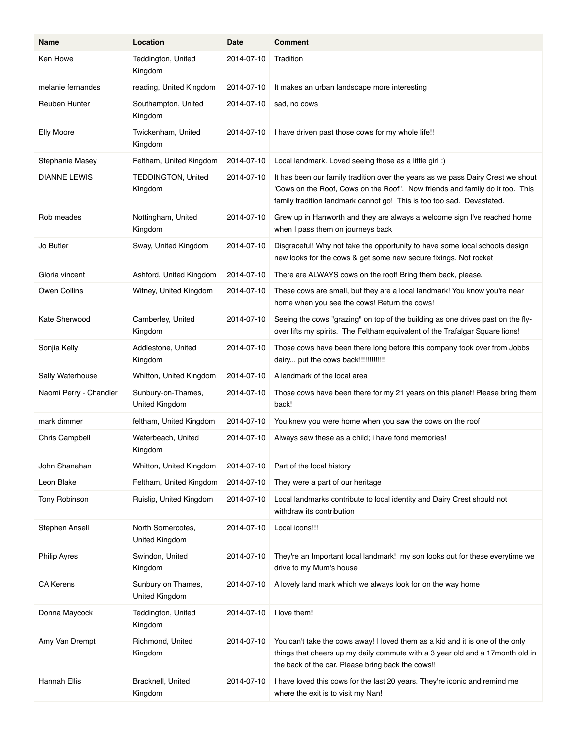| Name | Location | Date | Comment |
|---|---|---|---|
| Ken Howe | Teddington, United Kingdom | 2014-07-10 | Tradition |
| melanie fernandes | reading, United Kingdom | 2014-07-10 | It makes an urban landscape more interesting |
| Reuben Hunter | Southampton, United Kingdom | 2014-07-10 | sad, no cows |
| Elly Moore | Twickenham, United Kingdom | 2014-07-10 | I have driven past those cows for my whole life!! |
| Stephanie Masey | Feltham, United Kingdom | 2014-07-10 | Local landmark. Loved seeing those as a little girl :) |
| DIANNE LEWIS | TEDDINGTON, United Kingdom | 2014-07-10 | It has been our family tradition over the years as we pass Dairy Crest we shout 'Cows on the Roof, Cows on the Roof". Now friends and family do it too. This family tradition landmark cannot go! This is too too sad. Devastated. |
| Rob meades | Nottingham, United Kingdom | 2014-07-10 | Grew up in Hanworth and they are always a welcome sign I've reached home when I pass them on journeys back |
| Jo Butler | Sway, United Kingdom | 2014-07-10 | Disgraceful! Why not take the opportunity to have some local schools design new looks for the cows & get some new secure fixings. Not rocket |
| Gloria vincent | Ashford, United Kingdom | 2014-07-10 | There are ALWAYS cows on the roof! Bring them back, please. |
| Owen Collins | Witney, United Kingdom | 2014-07-10 | These cows are small, but they are a local landmark! You know you're near home when you see the cows! Return the cows! |
| Kate Sherwood | Camberley, United Kingdom | 2014-07-10 | Seeing the cows "grazing" on top of the building as one drives past on the fly-over lifts my spirits. The Feltham equivalent of the Trafalgar Square lions! |
| Sonjia Kelly | Addlestone, United Kingdom | 2014-07-10 | Those cows have been there long before this company took over from Jobbs dairy... put the cows back!!!!!!!!!!!!! |
| Sally Waterhouse | Whitton, United Kingdom | 2014-07-10 | A landmark of the local area |
| Naomi Perry - Chandler | Sunbury-on-Thames, United Kingdom | 2014-07-10 | Those cows have been there for my 21 years on this planet! Please bring them back! |
| mark dimmer | feltham, United Kingdom | 2014-07-10 | You knew you were home when you saw the cows on the roof |
| Chris Campbell | Waterbeach, United Kingdom | 2014-07-10 | Always saw these as a child; i have fond memories! |
| John Shanahan | Whitton, United Kingdom | 2014-07-10 | Part of the local history |
| Leon Blake | Feltham, United Kingdom | 2014-07-10 | They were a part of our heritage |
| Tony Robinson | Ruislip, United Kingdom | 2014-07-10 | Local landmarks contribute to local identity and Dairy Crest should not withdraw its contribution |
| Stephen Ansell | North Somercotes, United Kingdom | 2014-07-10 | Local icons!!! |
| Philip Ayres | Swindon, United Kingdom | 2014-07-10 | They're an Important local landmark! my son looks out for these everytime we drive to my Mum's house |
| CA Kerens | Sunbury on Thames, United Kingdom | 2014-07-10 | A lovely land mark which we always look for on the way home |
| Donna Maycock | Teddington, United Kingdom | 2014-07-10 | I love them! |
| Amy Van Drempt | Richmond, United Kingdom | 2014-07-10 | You can't take the cows away! I loved them as a kid and it is one of the only things that cheers up my daily commute with a 3 year old and a 17month old in the back of the car. Please bring back the cows!! |
| Hannah Ellis | Bracknell, United Kingdom | 2014-07-10 | I have loved this cows for the last 20 years. They're iconic and remind me where the exit is to visit my Nan! |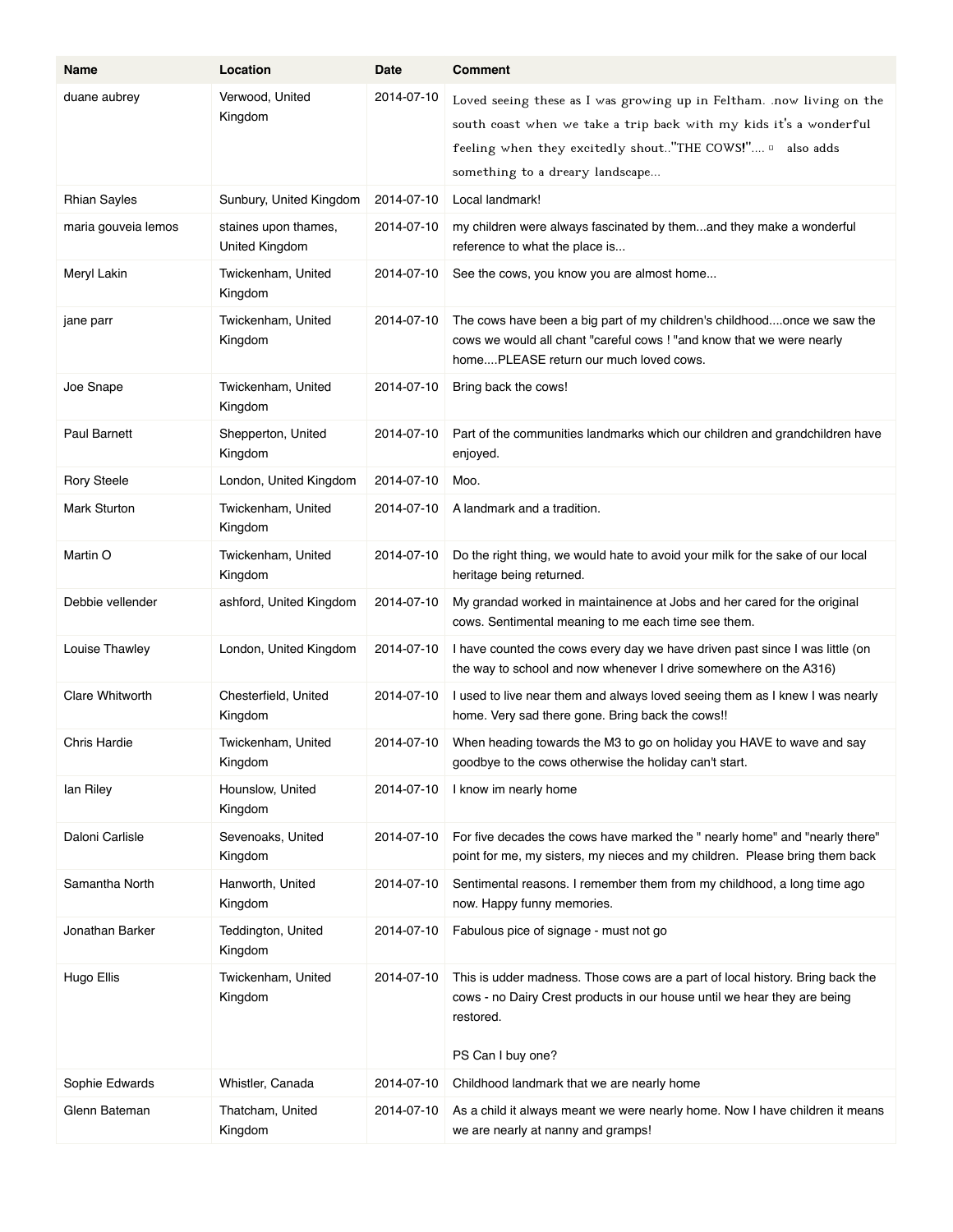| Name | Location | Date | Comment |
| --- | --- | --- | --- |
| duane aubrey | Verwood, United Kingdom | 2014-07-10 | Loved seeing these as I was growing up in Feltham. .now living on the south coast when we take a trip back with my kids it's a wonderful feeling when they excitedly shout.."THE COWS!".... ▫ also adds something to a dreary landscape... |
| Rhian Sayles | Sunbury, United Kingdom | 2014-07-10 | Local landmark! |
| maria gouveia lemos | staines upon thames, United Kingdom | 2014-07-10 | my children were always fascinated by them...and they make a wonderful reference to what the place is... |
| Meryl Lakin | Twickenham, United Kingdom | 2014-07-10 | See the cows, you know you are almost home... |
| jane parr | Twickenham, United Kingdom | 2014-07-10 | The cows have been a big part of my children's childhood....once we saw the cows we would all chant "careful cows ! "and know that we were nearly home....PLEASE return our much loved cows. |
| Joe Snape | Twickenham, United Kingdom | 2014-07-10 | Bring back the cows! |
| Paul Barnett | Shepperton, United Kingdom | 2014-07-10 | Part of the communities landmarks which our children and grandchildren have enjoyed. |
| Rory Steele | London, United Kingdom | 2014-07-10 | Moo. |
| Mark Sturton | Twickenham, United Kingdom | 2014-07-10 | A landmark and a tradition. |
| Martin O | Twickenham, United Kingdom | 2014-07-10 | Do the right thing, we would hate to avoid your milk for the sake of our local heritage being returned. |
| Debbie vellender | ashford, United Kingdom | 2014-07-10 | My grandad worked in maintainence at Jobs and her cared for the original cows. Sentimental meaning to me each time see them. |
| Louise Thawley | London, United Kingdom | 2014-07-10 | I have counted the cows every day we have driven past since I was little (on the way to school and now whenever I drive somewhere on the A316) |
| Clare Whitworth | Chesterfield, United Kingdom | 2014-07-10 | I used to live near them and always loved seeing them as I knew I was nearly home. Very sad there gone. Bring back the cows!! |
| Chris Hardie | Twickenham, United Kingdom | 2014-07-10 | When heading towards the M3 to go on holiday you HAVE to wave and say goodbye to the cows otherwise the holiday can't start. |
| Ian Riley | Hounslow, United Kingdom | 2014-07-10 | I know im nearly home |
| Daloni Carlisle | Sevenoaks, United Kingdom | 2014-07-10 | For five decades the cows have marked the " nearly home" and "nearly there" point for me, my sisters, my nieces and my children. Please bring them back |
| Samantha North | Hanworth, United Kingdom | 2014-07-10 | Sentimental reasons. I remember them from my childhood, a long time ago now. Happy funny memories. |
| Jonathan Barker | Teddington, United Kingdom | 2014-07-10 | Fabulous pice of signage - must not go |
| Hugo Ellis | Twickenham, United Kingdom | 2014-07-10 | This is udder madness. Those cows are a part of local history. Bring back the cows - no Dairy Crest products in our house until we hear they are being restored.<br><br>PS Can I buy one? |
| Sophie Edwards | Whistler, Canada | 2014-07-10 | Childhood landmark that we are nearly home |
| Glenn Bateman | Thatcham, United Kingdom | 2014-07-10 | As a child it always meant we were nearly home. Now I have children it means we are nearly at nanny and gramps! |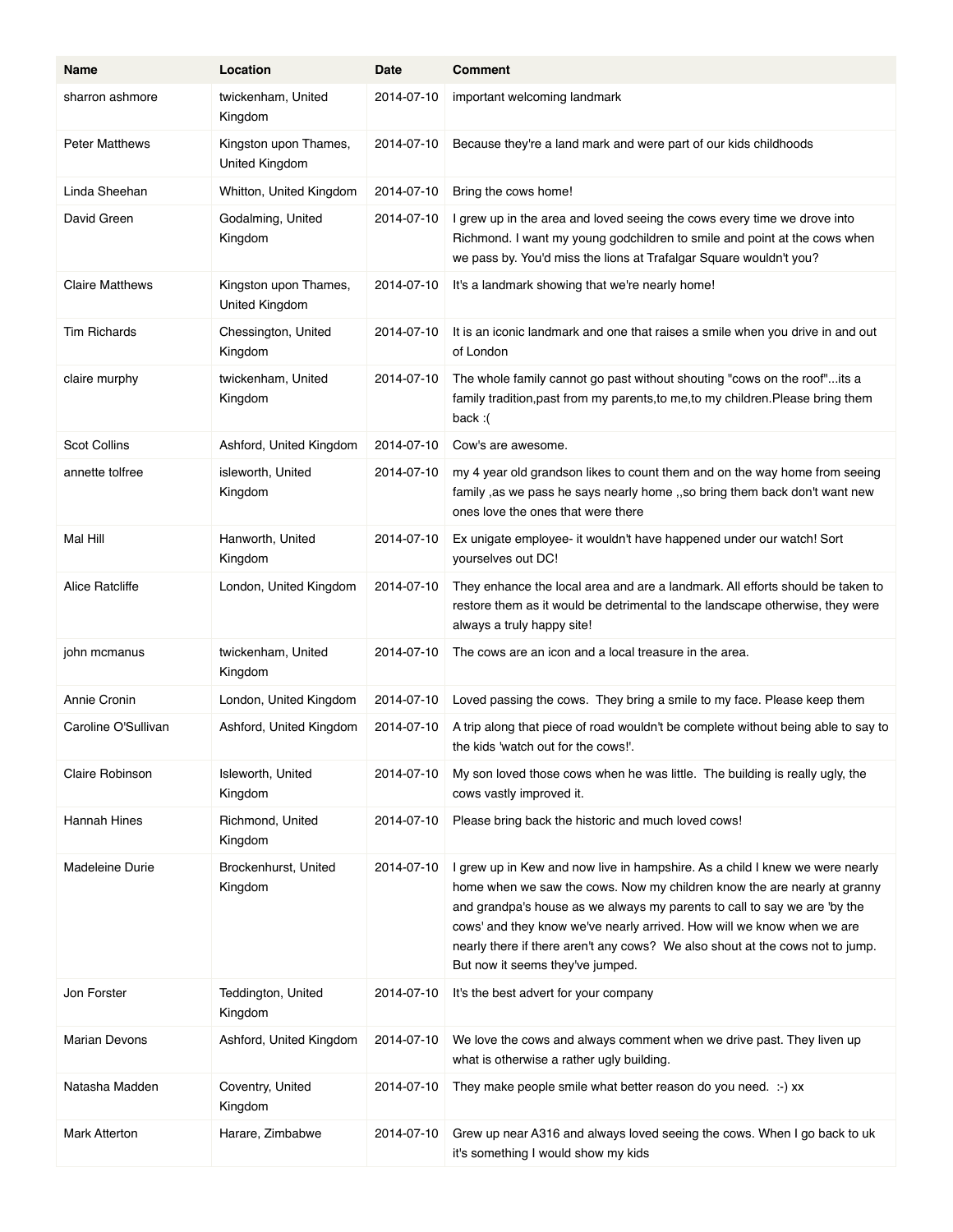| Name | Location | Date | Comment |
|---|---|---|---|
| sharron ashmore | twickenham, United Kingdom | 2014-07-10 | important welcoming landmark |
| Peter Matthews | Kingston upon Thames, United Kingdom | 2014-07-10 | Because they're a land mark and were part of our kids childhoods |
| Linda Sheehan | Whitton, United Kingdom | 2014-07-10 | Bring the cows home! |
| David Green | Godalming, United Kingdom | 2014-07-10 | I grew up in the area and loved seeing the cows every time we drove into Richmond. I want my young godchildren to smile and point at the cows when we pass by. You'd miss the lions at Trafalgar Square wouldn't you? |
| Claire Matthews | Kingston upon Thames, United Kingdom | 2014-07-10 | It's a landmark showing that we're nearly home! |
| Tim Richards | Chessington, United Kingdom | 2014-07-10 | It is an iconic landmark and one that raises a smile when you drive in and out of London |
| claire murphy | twickenham, United Kingdom | 2014-07-10 | The whole family cannot go past without shouting "cows on the roof"...its a family tradition,past from my parents,to me,to my children.Please bring them back :( |
| Scot Collins | Ashford, United Kingdom | 2014-07-10 | Cow's are awesome. |
| annette tolfree | isleworth, United Kingdom | 2014-07-10 | my 4 year old grandson likes to count them and on the way home from seeing family ,as we pass he says nearly home ,,so bring them back don't want new ones love the ones that were there |
| Mal Hill | Hanworth, United Kingdom | 2014-07-10 | Ex unigate employee- it wouldn't have happened under our watch! Sort yourselves out DC! |
| Alice Ratcliffe | London, United Kingdom | 2014-07-10 | They enhance the local area and are a landmark. All efforts should be taken to restore them as it would be detrimental to the landscape otherwise, they were always a truly happy site! |
| john mcmanus | twickenham, United Kingdom | 2014-07-10 | The cows are an icon and a local treasure in the area. |
| Annie Cronin | London, United Kingdom | 2014-07-10 | Loved passing the cows. They bring a smile to my face. Please keep them |
| Caroline O'Sullivan | Ashford, United Kingdom | 2014-07-10 | A trip along that piece of road wouldn't be complete without being able to say to the kids 'watch out for the cows!'. |
| Claire Robinson | Isleworth, United Kingdom | 2014-07-10 | My son loved those cows when he was little. The building is really ugly, the cows vastly improved it. |
| Hannah Hines | Richmond, United Kingdom | 2014-07-10 | Please bring back the historic and much loved cows! |
| Madeleine Durie | Brockenhurst, United Kingdom | 2014-07-10 | I grew up in Kew and now live in hampshire. As a child I knew we were nearly home when we saw the cows. Now my children know the are nearly at granny and grandpa's house as we always my parents to call to say we are 'by the cows' and they know we've nearly arrived. How will we know when we are nearly there if there aren't any cows? We also shout at the cows not to jump. But now it seems they've jumped. |
| Jon Forster | Teddington, United Kingdom | 2014-07-10 | It's the best advert for your company |
| Marian Devons | Ashford, United Kingdom | 2014-07-10 | We love the cows and always comment when we drive past. They liven up what is otherwise a rather ugly building. |
| Natasha Madden | Coventry, United Kingdom | 2014-07-10 | They make people smile what better reason do you need. :-) xx |
| Mark Atterton | Harare, Zimbabwe | 2014-07-10 | Grew up near A316 and always loved seeing the cows. When I go back to uk it's something I would show my kids |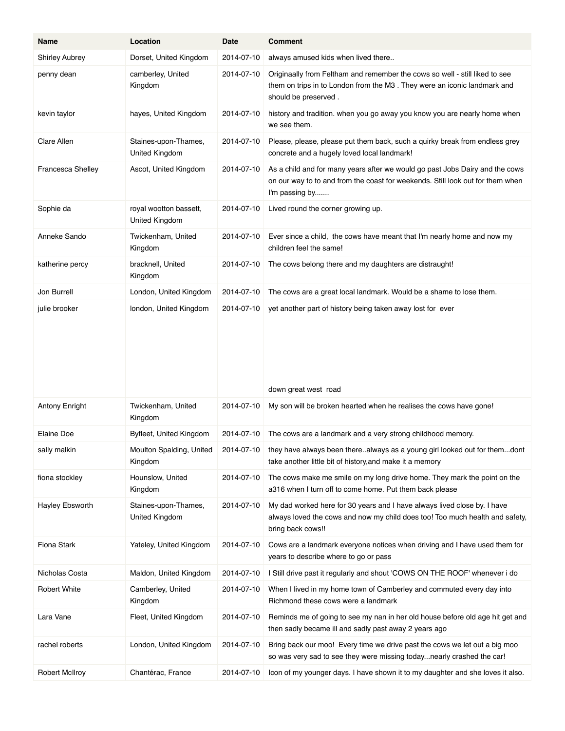| Name | Location | Date | Comment |
|---|---|---|---|
| Shirley Aubrey | Dorset, United Kingdom | 2014-07-10 | always amused kids when lived there.. |
| penny dean | camberley, United Kingdom | 2014-07-10 | Originaally from Feltham and remember the cows so well - still liked to see them on trips in to London from the M3 . They were an iconic landmark and should be preserved . |
| kevin taylor | hayes, United Kingdom | 2014-07-10 | history and tradition. when you go away you know you are nearly home when we see them. |
| Clare Allen | Staines-upon-Thames, United Kingdom | 2014-07-10 | Please, please, please put them back, such a quirky break from endless grey concrete and a hugely loved local landmark! |
| Francesca Shelley | Ascot, United Kingdom | 2014-07-10 | As a child and for many years after we would go past Jobs Dairy and the cows on our way to to and from the coast for weekends. Still look out for them when I'm passing by....... |
| Sophie da | royal wootton bassett, United Kingdom | 2014-07-10 | Lived round the corner growing up. |
| Anneke Sando | Twickenham, United Kingdom | 2014-07-10 | Ever since a child, the cows have meant that I'm nearly home and now my children feel the same! |
| katherine percy | bracknell, United Kingdom | 2014-07-10 | The cows belong there and my daughters are distraught! |
| Jon Burrell | London, United Kingdom | 2014-07-10 | The cows are a great local landmark. Would be a shame to lose them. |
| julie brooker | london, United Kingdom | 2014-07-10 | yet another part of history being taken away lost for ever down great west road |
| Antony Enright | Twickenham, United Kingdom | 2014-07-10 | My son will be broken hearted when he realises the cows have gone! |
| Elaine Doe | Byfleet, United Kingdom | 2014-07-10 | The cows are a landmark and a very strong childhood memory. |
| sally malkin | Moulton Spalding, United Kingdom | 2014-07-10 | they have always been there..always as a young girl looked out for them...dont take another little bit of history,and make it a memory |
| fiona stockley | Hounslow, United Kingdom | 2014-07-10 | The cows make me smile on my long drive home. They mark the point on the a316 when I turn off to come home. Put them back please |
| Hayley Ebsworth | Staines-upon-Thames, United Kingdom | 2014-07-10 | My dad worked here for 30 years and I have always lived close by. I have always loved the cows and now my child does too! Too much health and safety, bring back cows!! |
| Fiona Stark | Yateley, United Kingdom | 2014-07-10 | Cows are a landmark everyone notices when driving and I have used them for years to describe where to go or pass |
| Nicholas Costa | Maldon, United Kingdom | 2014-07-10 | I Still drive past it regularly and shout 'COWS ON THE ROOF' whenever i do |
| Robert White | Camberley, United Kingdom | 2014-07-10 | When I lived in my home town of Camberley and commuted every day into Richmond these cows were a landmark |
| Lara Vane | Fleet, United Kingdom | 2014-07-10 | Reminds me of going to see my nan in her old house before old age hit get and then sadly became ill and sadly past away 2 years ago |
| rachel roberts | London, United Kingdom | 2014-07-10 | Bring back our moo! Every time we drive past the cows we let out a big moo so was very sad to see they were missing today...nearly crashed the car! |
| Robert McIlroy | Chantérac, France | 2014-07-10 | Icon of my younger days. I have shown it to my daughter and she loves it also. |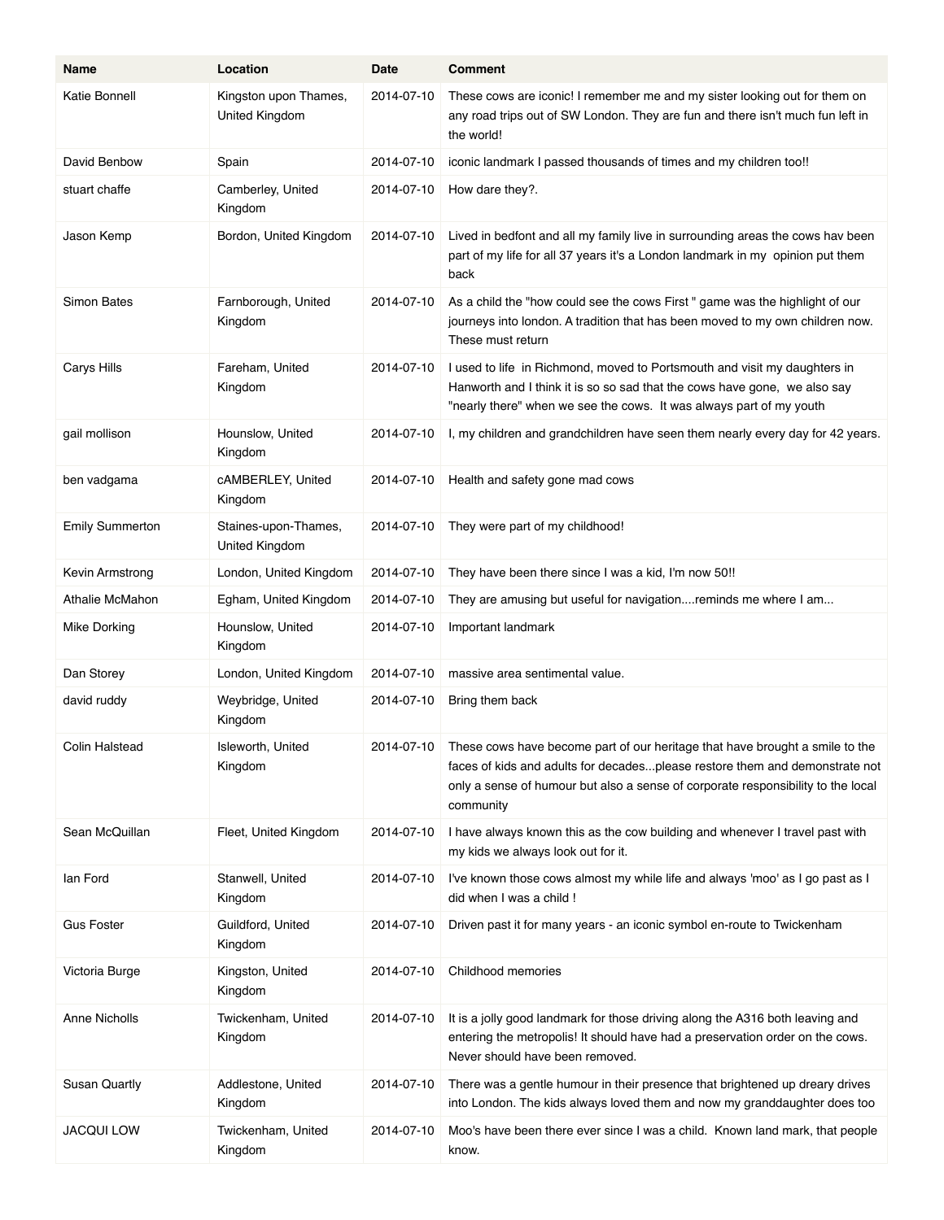| Name | Location | Date | Comment |
|---|---|---|---|
| Katie Bonnell | Kingston upon Thames, United Kingdom | 2014-07-10 | These cows are iconic! I remember me and my sister looking out for them on any road trips out of SW London. They are fun and there isn't much fun left in the world! |
| David Benbow | Spain | 2014-07-10 | iconic landmark I passed thousands of times and my children too!! |
| stuart chaffe | Camberley, United Kingdom | 2014-07-10 | How dare they?. |
| Jason Kemp | Bordon, United Kingdom | 2014-07-10 | Lived in bedfont and all my family live in surrounding areas the cows hav been part of my life for all 37 years it's a London landmark in my opinion put them back |
| Simon Bates | Farnborough, United Kingdom | 2014-07-10 | As a child the "how could see the cows First " game was the highlight of our journeys into london. A tradition that has been moved to my own children now. These must return |
| Carys Hills | Fareham, United Kingdom | 2014-07-10 | I used to life in Richmond, moved to Portsmouth and visit my daughters in Hanworth and I think it is so so sad that the cows have gone, we also say "nearly there" when we see the cows. It was always part of my youth |
| gail mollison | Hounslow, United Kingdom | 2014-07-10 | I, my children and grandchildren have seen them nearly every day for 42 years. |
| ben vadgama | cAMBERLEY, United Kingdom | 2014-07-10 | Health and safety gone mad cows |
| Emily Summerton | Staines-upon-Thames, United Kingdom | 2014-07-10 | They were part of my childhood! |
| Kevin Armstrong | London, United Kingdom | 2014-07-10 | They have been there since I was a kid, I'm now 50!! |
| Athalie McMahon | Egham, United Kingdom | 2014-07-10 | They are amusing but useful for navigation....reminds me where I am... |
| Mike Dorking | Hounslow, United Kingdom | 2014-07-10 | Important landmark |
| Dan Storey | London, United Kingdom | 2014-07-10 | massive area sentimental value. |
| david ruddy | Weybridge, United Kingdom | 2014-07-10 | Bring them back |
| Colin Halstead | Isleworth, United Kingdom | 2014-07-10 | These cows have become part of our heritage that have brought a smile to the faces of kids and adults for decades...please restore them and demonstrate not only a sense of humour but also a sense of corporate responsibility to the local community |
| Sean McQuillan | Fleet, United Kingdom | 2014-07-10 | I have always known this as the cow building and whenever I travel past with my kids we always look out for it. |
| Ian Ford | Stanwell, United Kingdom | 2014-07-10 | I've known those cows almost my while life and always 'moo' as I go past as I did when I was a child ! |
| Gus Foster | Guildford, United Kingdom | 2014-07-10 | Driven past it for many years - an iconic symbol en-route to Twickenham |
| Victoria Burge | Kingston, United Kingdom | 2014-07-10 | Childhood memories |
| Anne Nicholls | Twickenham, United Kingdom | 2014-07-10 | It is a jolly good landmark for those driving along the A316 both leaving and entering the metropolis! It should have had a preservation order on the cows. Never should have been removed. |
| Susan Quartly | Addlestone, United Kingdom | 2014-07-10 | There was a gentle humour in their presence that brightened up dreary drives into London. The kids always loved them and now my granddaughter does too |
| JACQUI LOW | Twickenham, United Kingdom | 2014-07-10 | Moo's have been there ever since I was a child. Known land mark, that people know. |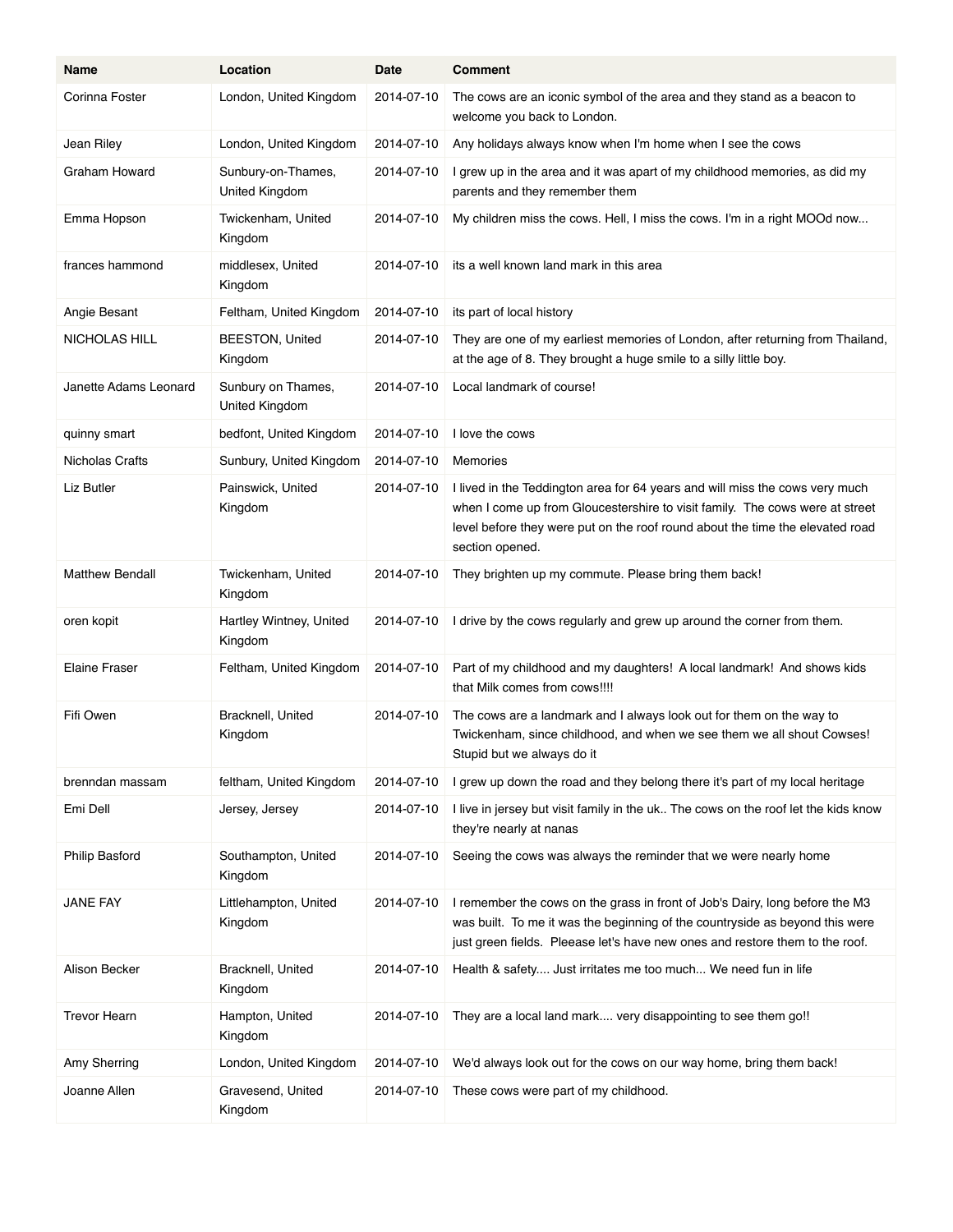| Name | Location | Date | Comment |
|---|---|---|---|
| Corinna Foster | London, United Kingdom | 2014-07-10 | The cows are an iconic symbol of the area and they stand as a beacon to welcome you back to London. |
| Jean Riley | London, United Kingdom | 2014-07-10 | Any holidays always know when I'm home when I see the cows |
| Graham Howard | Sunbury-on-Thames, United Kingdom | 2014-07-10 | I grew up in the area and it was apart of my childhood memories, as did my parents and they remember them |
| Emma Hopson | Twickenham, United Kingdom | 2014-07-10 | My children miss the cows. Hell, I miss the cows. I'm in a right MOOd now... |
| frances hammond | middlesex, United Kingdom | 2014-07-10 | its a well known land mark in this area |
| Angie Besant | Feltham, United Kingdom | 2014-07-10 | its part of local history |
| NICHOLAS HILL | BEESTON, United Kingdom | 2014-07-10 | They are one of my earliest memories of London, after returning from Thailand, at the age of 8. They brought a huge smile to a silly little boy. |
| Janette Adams Leonard | Sunbury on Thames, United Kingdom | 2014-07-10 | Local landmark of course! |
| quinny smart | bedfont, United Kingdom | 2014-07-10 | I love the cows |
| Nicholas Crafts | Sunbury, United Kingdom | 2014-07-10 | Memories |
| Liz Butler | Painswick, United Kingdom | 2014-07-10 | I lived in the Teddington area for 64 years and will miss the cows very much when I come up from Gloucestershire to visit family. The cows were at street level before they were put on the roof round about the time the elevated road section opened. |
| Matthew Bendall | Twickenham, United Kingdom | 2014-07-10 | They brighten up my commute. Please bring them back! |
| oren kopit | Hartley Wintney, United Kingdom | 2014-07-10 | I drive by the cows regularly and grew up around the corner from them. |
| Elaine Fraser | Feltham, United Kingdom | 2014-07-10 | Part of my childhood and my daughters! A local landmark! And shows kids that Milk comes from cows!!!! |
| Fifi Owen | Bracknell, United Kingdom | 2014-07-10 | The cows are a landmark and I always look out for them on the way to Twickenham, since childhood, and when we see them we all shout Cowses! Stupid but we always do it |
| brenndan massam | feltham, United Kingdom | 2014-07-10 | I grew up down the road and they belong there it's part of my local heritage |
| Emi Dell | Jersey, Jersey | 2014-07-10 | I live in jersey but visit family in the uk.. The cows on the roof let the kids know they're nearly at nanas |
| Philip Basford | Southampton, United Kingdom | 2014-07-10 | Seeing the cows was always the reminder that we were nearly home |
| JANE FAY | Littlehampton, United Kingdom | 2014-07-10 | I remember the cows on the grass in front of Job's Dairy, long before the M3 was built. To me it was the beginning of the countryside as beyond this were just green fields. Pleease let's have new ones and restore them to the roof. |
| Alison Becker | Bracknell, United Kingdom | 2014-07-10 | Health & safety.... Just irritates me too much... We need fun in life |
| Trevor Hearn | Hampton, United Kingdom | 2014-07-10 | They are a local land mark.... very disappointing to see them go!! |
| Amy Sherring | London, United Kingdom | 2014-07-10 | We'd always look out for the cows on our way home, bring them back! |
| Joanne Allen | Gravesend, United Kingdom | 2014-07-10 | These cows were part of my childhood. |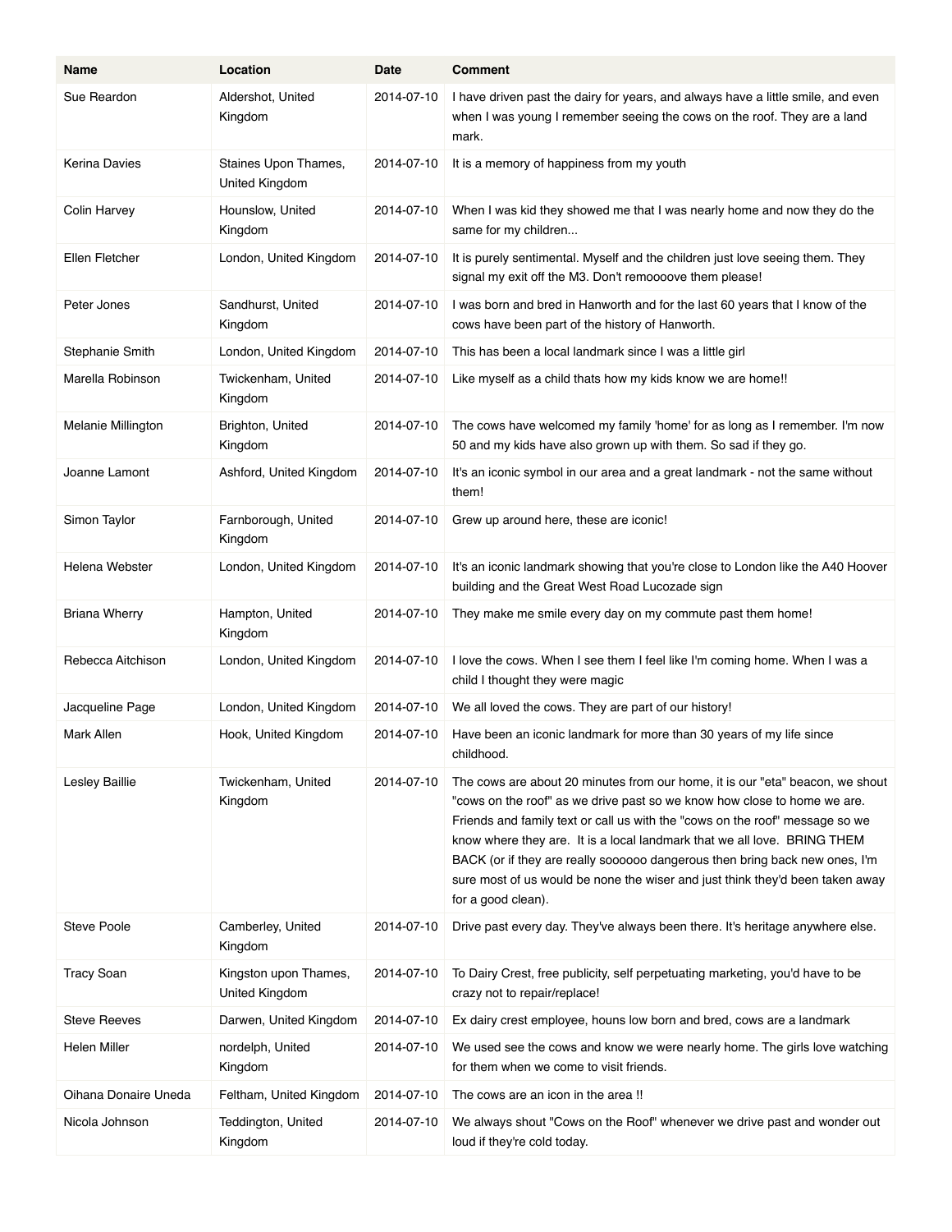| Name | Location | Date | Comment |
| --- | --- | --- | --- |
| Sue Reardon | Aldershot, United Kingdom | 2014-07-10 | I have driven past the dairy for years, and always have a little smile, and even when I was young I remember seeing the cows on the roof. They are a land mark. |
| Kerina Davies | Staines Upon Thames, United Kingdom | 2014-07-10 | It is a memory of happiness from my youth |
| Colin Harvey | Hounslow, United Kingdom | 2014-07-10 | When I was kid they showed me that I was nearly home and now they do the same for my children... |
| Ellen Fletcher | London, United Kingdom | 2014-07-10 | It is purely sentimental. Myself and the children just love seeing them. They signal my exit off the M3. Don't remoooove them please! |
| Peter Jones | Sandhurst, United Kingdom | 2014-07-10 | I was born and bred in Hanworth and for the last 60 years that I know of the cows have been part of the history of Hanworth. |
| Stephanie Smith | London, United Kingdom | 2014-07-10 | This has been a local landmark since I was a little girl |
| Marella Robinson | Twickenham, United Kingdom | 2014-07-10 | Like myself as a child thats how my kids know we are home!! |
| Melanie Millington | Brighton, United Kingdom | 2014-07-10 | The cows have welcomed my family 'home' for as long as I remember. I'm now 50 and my kids have also grown up with them. So sad if they go. |
| Joanne Lamont | Ashford, United Kingdom | 2014-07-10 | It's an iconic symbol in our area and a great landmark - not the same without them! |
| Simon Taylor | Farnborough, United Kingdom | 2014-07-10 | Grew up around here, these are iconic! |
| Helena Webster | London, United Kingdom | 2014-07-10 | It's an iconic landmark showing that you're close to London like the A40 Hoover building and the Great West Road Lucozade sign |
| Briana Wherry | Hampton, United Kingdom | 2014-07-10 | They make me smile every day on my commute past them home! |
| Rebecca Aitchison | London, United Kingdom | 2014-07-10 | I love the cows. When I see them I feel like I'm coming home. When I was a child I thought they were magic |
| Jacqueline Page | London, United Kingdom | 2014-07-10 | We all loved the cows. They are part of our history! |
| Mark Allen | Hook, United Kingdom | 2014-07-10 | Have been an iconic landmark for more than 30 years of my life since childhood. |
| Lesley Baillie | Twickenham, United Kingdom | 2014-07-10 | The cows are about 20 minutes from our home, it is our "eta" beacon, we shout "cows on the roof" as we drive past so we know how close to home we are. Friends and family text or call us with the "cows on the roof" message so we know where they are. It is a local landmark that we all love. BRING THEM BACK (or if they are really soooooo dangerous then bring back new ones, I'm sure most of us would be none the wiser and just think they'd been taken away for a good clean). |
| Steve Poole | Camberley, United Kingdom | 2014-07-10 | Drive past every day. They've always been there. It's heritage anywhere else. |
| Tracy Soan | Kingston upon Thames, United Kingdom | 2014-07-10 | To Dairy Crest, free publicity, self perpetuating marketing, you'd have to be crazy not to repair/replace! |
| Steve Reeves | Darwen, United Kingdom | 2014-07-10 | Ex dairy crest employee, houns low born and bred, cows are a landmark |
| Helen Miller | nordelph, United Kingdom | 2014-07-10 | We used see the cows and know we were nearly home. The girls love watching for them when we come to visit friends. |
| Oihana Donaire Uneda | Feltham, United Kingdom | 2014-07-10 | The cows are an icon in the area !! |
| Nicola Johnson | Teddington, United Kingdom | 2014-07-10 | We always shout "Cows on the Roof" whenever we drive past and wonder out loud if they're cold today. |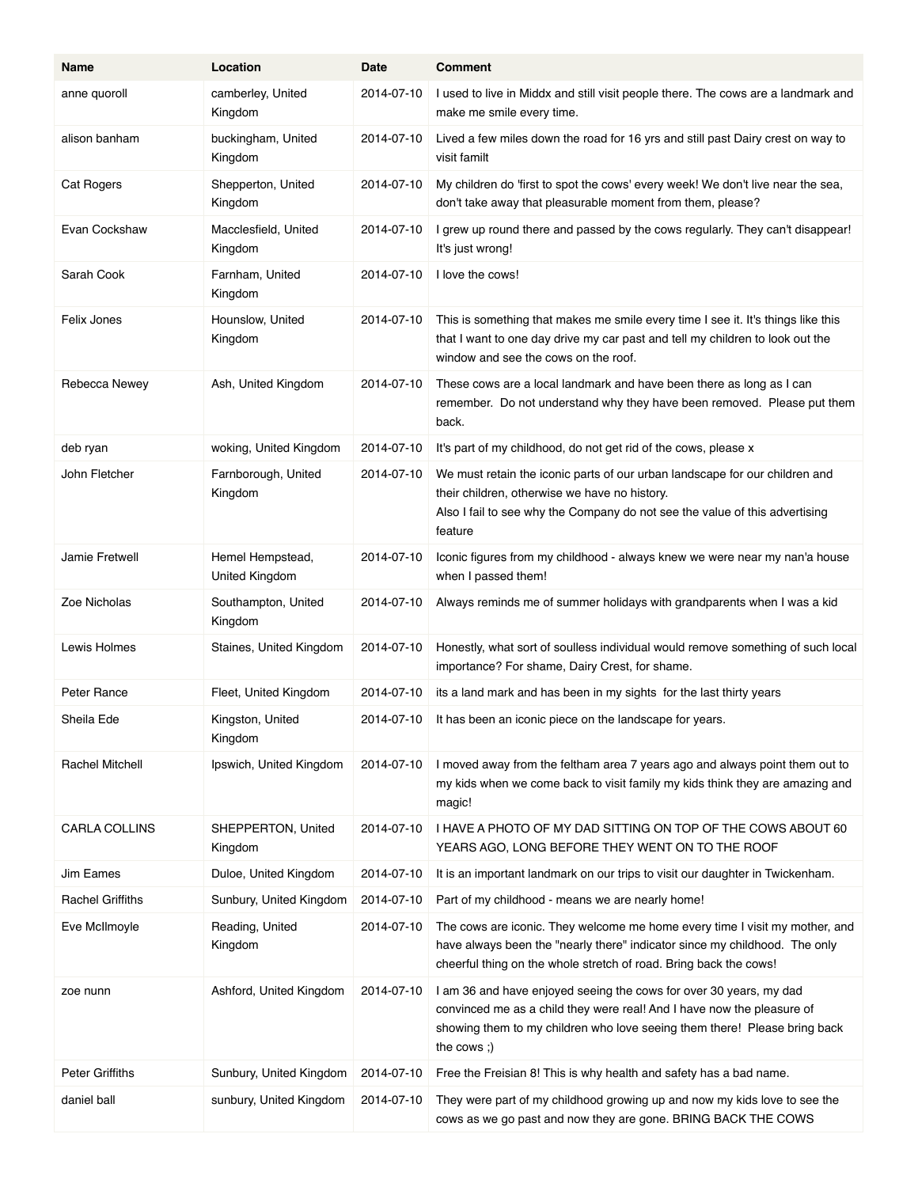| Name | Location | Date | Comment |
|---|---|---|---|
| anne quoroll | camberley, United Kingdom | 2014-07-10 | I used to live in Middx and still visit people there. The cows are a landmark and make me smile every time. |
| alison banham | buckingham, United Kingdom | 2014-07-10 | Lived a few miles down the road for 16 yrs and still past Dairy crest on way to visit familt |
| Cat Rogers | Shepperton, United Kingdom | 2014-07-10 | My children do 'first to spot the cows' every week! We don't live near the sea, don't take away that pleasurable moment from them, please? |
| Evan Cockshaw | Macclesfield, United Kingdom | 2014-07-10 | I grew up round there and passed by the cows regularly. They can't disappear! It's just wrong! |
| Sarah Cook | Farnham, United Kingdom | 2014-07-10 | I love the cows! |
| Felix Jones | Hounslow, United Kingdom | 2014-07-10 | This is something that makes me smile every time I see it. It's things like this that I want to one day drive my car past and tell my children to look out the window and see the cows on the roof. |
| Rebecca Newey | Ash, United Kingdom | 2014-07-10 | These cows are a local landmark and have been there as long as I can remember. Do not understand why they have been removed. Please put them back. |
| deb ryan | woking, United Kingdom | 2014-07-10 | It's part of my childhood, do not get rid of the cows, please x |
| John Fletcher | Farnborough, United Kingdom | 2014-07-10 | We must retain the iconic parts of our urban landscape for our children and their children, otherwise we have no history.<br>Also I fail to see why the Company do not see the value of this advertising feature |
| Jamie Fretwell | Hemel Hempstead, United Kingdom | 2014-07-10 | Iconic figures from my childhood - always knew we were near my nan'a house when I passed them! |
| Zoe Nicholas | Southampton, United Kingdom | 2014-07-10 | Always reminds me of summer holidays with grandparents when I was a kid |
| Lewis Holmes | Staines, United Kingdom | 2014-07-10 | Honestly, what sort of soulless individual would remove something of such local importance? For shame, Dairy Crest, for shame. |
| Peter Rance | Fleet, United Kingdom | 2014-07-10 | its a land mark and has been in my sights for the last thirty years |
| Sheila Ede | Kingston, United Kingdom | 2014-07-10 | It has been an iconic piece on the landscape for years. |
| Rachel Mitchell | Ipswich, United Kingdom | 2014-07-10 | I moved away from the feltham area 7 years ago and always point them out to my kids when we come back to visit family my kids think they are amazing and magic! |
| CARLA COLLINS | SHEPPERTON, United Kingdom | 2014-07-10 | I HAVE A PHOTO OF MY DAD SITTING ON TOP OF THE COWS ABOUT 60 YEARS AGO, LONG BEFORE THEY WENT ON TO THE ROOF |
| Jim Eames | Duloe, United Kingdom | 2014-07-10 | It is an important landmark on our trips to visit our daughter in Twickenham. |
| Rachel Griffiths | Sunbury, United Kingdom | 2014-07-10 | Part of my childhood - means we are nearly home! |
| Eve McIlmoyle | Reading, United Kingdom | 2014-07-10 | The cows are iconic. They welcome me home every time I visit my mother, and have always been the "nearly there" indicator since my childhood. The only cheerful thing on the whole stretch of road. Bring back the cows! |
| zoe nunn | Ashford, United Kingdom | 2014-07-10 | I am 36 and have enjoyed seeing the cows for over 30 years, my dad convinced me as a child they were real! And I have now the pleasure of showing them to my children who love seeing them there! Please bring back the cows ;) |
| Peter Griffiths | Sunbury, United Kingdom | 2014-07-10 | Free the Freisian 8! This is why health and safety has a bad name. |
| daniel ball | sunbury, United Kingdom | 2014-07-10 | They were part of my childhood growing up and now my kids love to see the cows as we go past and now they are gone. BRING BACK THE COWS |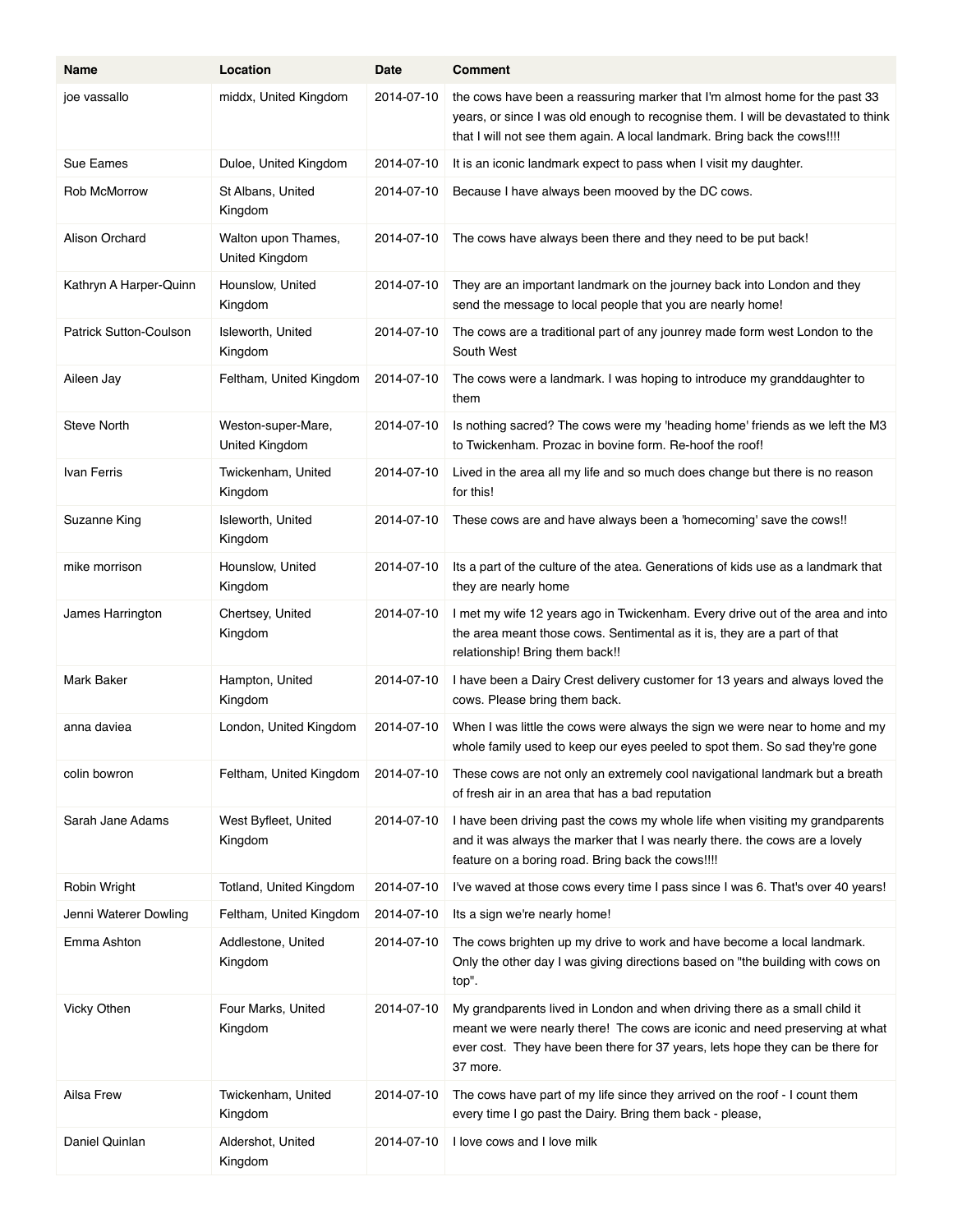| Name | Location | Date | Comment |
|---|---|---|---|
| joe vassallo | middx, United Kingdom | 2014-07-10 | the cows have been a reassuring marker that I'm almost home for the past 33 years, or since I was old enough to recognise them. I will be devastated to think that I will not see them again. A local landmark. Bring back the cows!!!! |
| Sue Eames | Duloe, United Kingdom | 2014-07-10 | It is an iconic landmark expect to pass when I visit my daughter. |
| Rob McMorrow | St Albans, United Kingdom | 2014-07-10 | Because I have always been mooved by the DC cows. |
| Alison Orchard | Walton upon Thames, United Kingdom | 2014-07-10 | The cows have always been there and they need to be put back! |
| Kathryn A Harper-Quinn | Hounslow, United Kingdom | 2014-07-10 | They are an important landmark on the journey back into London and they send the message to local people that you are nearly home! |
| Patrick Sutton-Coulson | Isleworth, United Kingdom | 2014-07-10 | The cows are a traditional part of any jounrey made form west London to the South West |
| Aileen Jay | Feltham, United Kingdom | 2014-07-10 | The cows were a landmark. I was hoping to introduce my granddaughter to them |
| Steve North | Weston-super-Mare, United Kingdom | 2014-07-10 | Is nothing sacred? The cows were my 'heading home' friends as we left the M3 to Twickenham. Prozac in bovine form. Re-hoof the roof! |
| Ivan Ferris | Twickenham, United Kingdom | 2014-07-10 | Lived in the area all my life and so much does change but there is no reason for this! |
| Suzanne King | Isleworth, United Kingdom | 2014-07-10 | These cows are and have always been a 'homecoming' save the cows!! |
| mike morrison | Hounslow, United Kingdom | 2014-07-10 | Its a part of the culture of the atea. Generations of kids use as a landmark that they are nearly home |
| James Harrington | Chertsey, United Kingdom | 2014-07-10 | I met my wife 12 years ago in Twickenham. Every drive out of the area and into the area meant those cows. Sentimental as it is, they are a part of that relationship! Bring them back!! |
| Mark Baker | Hampton, United Kingdom | 2014-07-10 | I have been a Dairy Crest delivery customer for 13 years and always loved the cows. Please bring them back. |
| anna daviea | London, United Kingdom | 2014-07-10 | When I was little the cows were always the sign we were near to home and my whole family used to keep our eyes peeled to spot them. So sad they're gone |
| colin bowron | Feltham, United Kingdom | 2014-07-10 | These cows are not only an extremely cool navigational landmark but a breath of fresh air in an area that has a bad reputation |
| Sarah Jane Adams | West Byfleet, United Kingdom | 2014-07-10 | I have been driving past the cows my whole life when visiting my grandparents and it was always the marker that I was nearly there. the cows are a lovely feature on a boring road. Bring back the cows!!!! |
| Robin Wright | Totland, United Kingdom | 2014-07-10 | I've waved at those cows every time I pass since I was 6. That's over 40 years! |
| Jenni Waterer Dowling | Feltham, United Kingdom | 2014-07-10 | Its a sign we're nearly home! |
| Emma Ashton | Addlestone, United Kingdom | 2014-07-10 | The cows brighten up my drive to work and have become a local landmark. Only the other day I was giving directions based on "the building with cows on top". |
| Vicky Othen | Four Marks, United Kingdom | 2014-07-10 | My grandparents lived in London and when driving there as a small child it meant we were nearly there! The cows are iconic and need preserving at what ever cost. They have been there for 37 years, lets hope they can be there for 37 more. |
| Ailsa Frew | Twickenham, United Kingdom | 2014-07-10 | The cows have part of my life since they arrived on the roof - I count them every time I go past the Dairy. Bring them back - please, |
| Daniel Quinlan | Aldershot, United Kingdom | 2014-07-10 | I love cows and I love milk |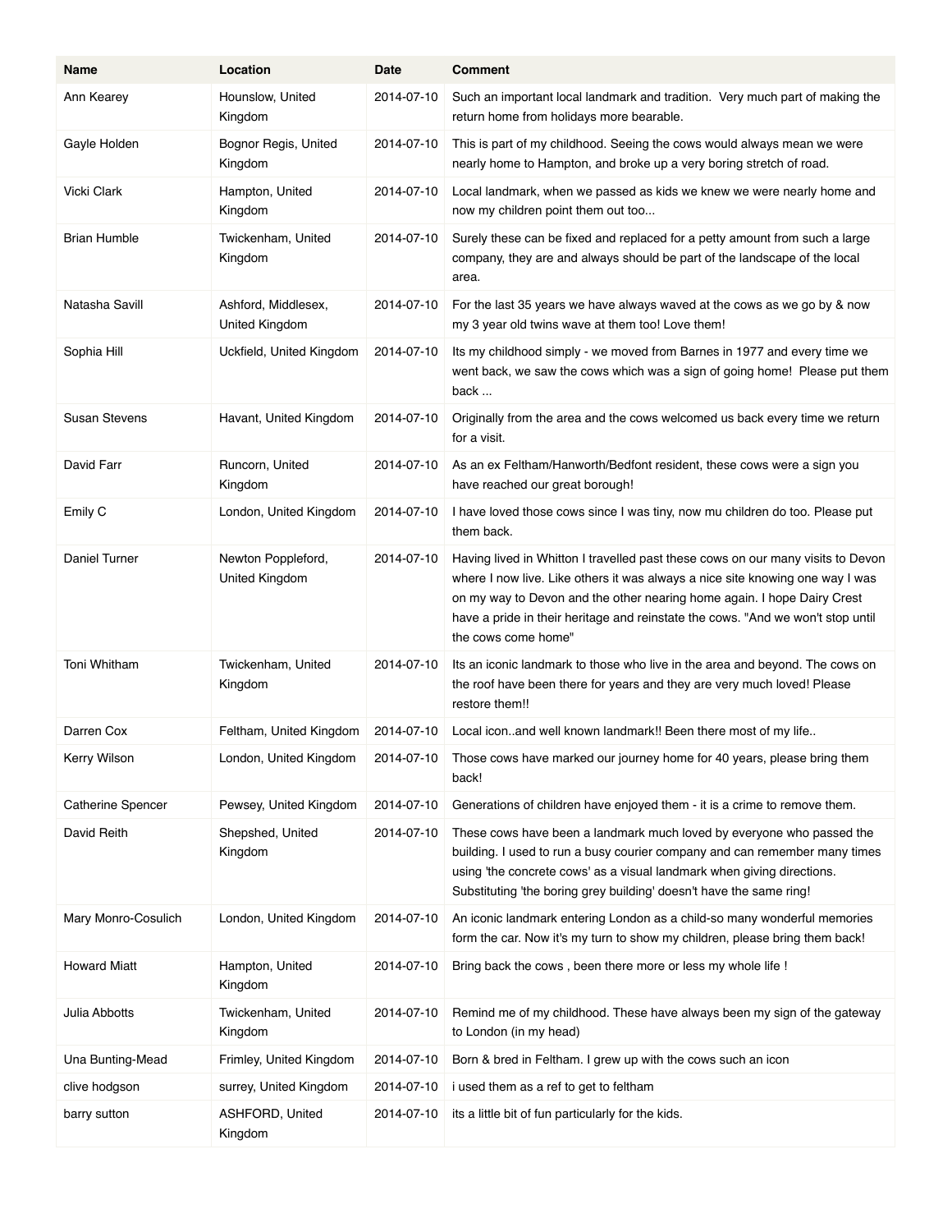| Name | Location | Date | Comment |
|---|---|---|---|
| Ann Kearey | Hounslow, United Kingdom | 2014-07-10 | Such an important local landmark and tradition.  Very much part of making the return home from holidays more bearable. |
| Gayle Holden | Bognor Regis, United Kingdom | 2014-07-10 | This is part of my childhood. Seeing the cows would always mean we were nearly home to Hampton, and broke up a very boring stretch of road. |
| Vicki Clark | Hampton, United Kingdom | 2014-07-10 | Local landmark, when we passed as kids we knew we were nearly home and now my children point them out too... |
| Brian Humble | Twickenham, United Kingdom | 2014-07-10 | Surely these can be fixed and replaced for a petty amount from such a large company, they are and always should be part of the landscape of the local area. |
| Natasha Savill | Ashford, Middlesex, United Kingdom | 2014-07-10 | For the last 35 years we have always waved at the cows as we go by & now my 3 year old twins wave at them too! Love them! |
| Sophia Hill | Uckfield, United Kingdom | 2014-07-10 | Its my childhood simply - we moved from Barnes in 1977 and every time we went back, we saw the cows which was a sign of going home!  Please put them back ... |
| Susan Stevens | Havant, United Kingdom | 2014-07-10 | Originally from the area and the cows welcomed us back every time we return for a visit. |
| David Farr | Runcorn, United Kingdom | 2014-07-10 | As an ex Feltham/Hanworth/Bedfont resident, these cows were a sign you have reached our great borough! |
| Emily C | London, United Kingdom | 2014-07-10 | I have loved those cows since I was tiny, now mu children do too. Please put them back. |
| Daniel Turner | Newton Poppleford, United Kingdom | 2014-07-10 | Having lived in Whitton I travelled past these cows on our many visits to Devon where I now live. Like others it was always a nice site knowing one way I was on my way to Devon and the other nearing home again. I hope Dairy Crest have a pride in their heritage and reinstate the cows. "And we won't stop until the cows come home" |
| Toni Whitham | Twickenham, United Kingdom | 2014-07-10 | Its an iconic landmark to those who live in the area and beyond. The cows on the roof have been there for years and they are very much loved! Please restore them!! |
| Darren Cox | Feltham, United Kingdom | 2014-07-10 | Local icon..and well known landmark!! Been there most of my life.. |
| Kerry Wilson | London, United Kingdom | 2014-07-10 | Those cows have marked our journey home for 40 years, please bring them back! |
| Catherine Spencer | Pewsey, United Kingdom | 2014-07-10 | Generations of children have enjoyed them - it is a crime to remove them. |
| David Reith | Shepshed, United Kingdom | 2014-07-10 | These cows have been a landmark much loved by everyone who passed the building. I used to run a busy courier company and can remember many times using 'the concrete cows' as a visual landmark when giving directions. Substituting 'the boring grey building' doesn't have the same ring! |
| Mary Monro-Cosulich | London, United Kingdom | 2014-07-10 | An iconic landmark entering London as a child-so many wonderful memories form the car. Now it's my turn to show my children, please bring them back! |
| Howard Miatt | Hampton, United Kingdom | 2014-07-10 | Bring back the cows , been there more or less my whole life ! |
| Julia Abbotts | Twickenham, United Kingdom | 2014-07-10 | Remind me of my childhood. These have always been my sign of the gateway to London (in my head) |
| Una Bunting-Mead | Frimley, United Kingdom | 2014-07-10 | Born & bred in Feltham. I grew up with the cows such an icon |
| clive hodgson | surrey, United Kingdom | 2014-07-10 | i used them as a ref to get to feltham |
| barry sutton | ASHFORD, United Kingdom | 2014-07-10 | its a little bit of fun particularly for the kids. |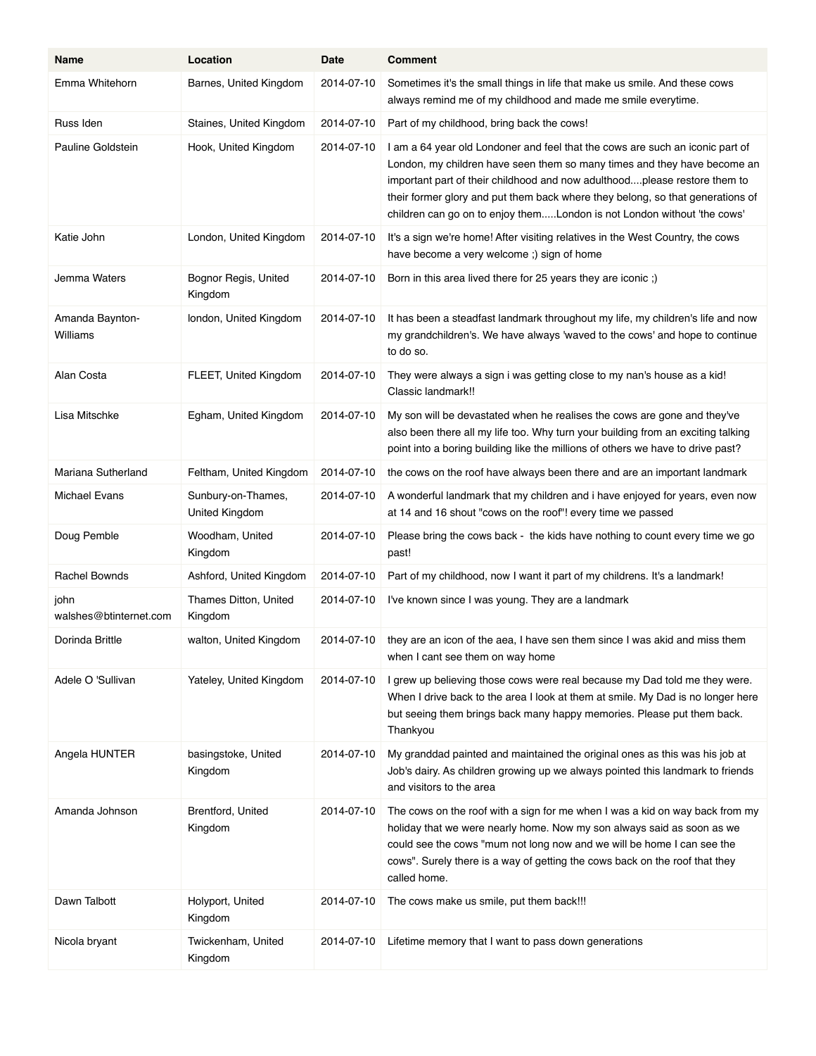| Name | Location | Date | Comment |
| --- | --- | --- | --- |
| Emma Whitehorn | Barnes, United Kingdom | 2014-07-10 | Sometimes it's the small things in life that make us smile. And these cows always remind me of my childhood and made me smile everytime. |
| Russ Iden | Staines, United Kingdom | 2014-07-10 | Part of my childhood, bring back the cows! |
| Pauline Goldstein | Hook, United Kingdom | 2014-07-10 | I am a 64 year old Londoner and feel that the cows are such an iconic part of London, my children have seen them so many times and they have become an important part of their childhood and now adulthood....please restore them to their former glory and put them back where they belong, so that generations of children can go on to enjoy them.....London is not London without 'the cows' |
| Katie John | London, United Kingdom | 2014-07-10 | It's a sign we're home! After visiting relatives in the West Country, the cows have become a very welcome ;) sign of home |
| Jemma Waters | Bognor Regis, United Kingdom | 2014-07-10 | Born in this area lived there for 25 years they are iconic ;) |
| Amanda Baynton-Williams | london, United Kingdom | 2014-07-10 | It has been a steadfast landmark throughout my life, my children's life and now my grandchildren's. We have always 'waved to the cows' and hope to continue to do so. |
| Alan Costa | FLEET, United Kingdom | 2014-07-10 | They were always a sign i was getting close to my nan's house as a kid! Classic landmark!! |
| Lisa Mitschke | Egham, United Kingdom | 2014-07-10 | My son will be devastated when he realises the cows are gone and they've also been there all my life too. Why turn your building from an exciting talking point into a boring building like the millions of others we have to drive past? |
| Mariana Sutherland | Feltham, United Kingdom | 2014-07-10 | the cows on the roof have always been there and are an important landmark |
| Michael Evans | Sunbury-on-Thames, United Kingdom | 2014-07-10 | A wonderful landmark that my children and i have enjoyed for years, even now at 14 and 16 shout "cows on the roof"! every time we passed |
| Doug Pemble | Woodham, United Kingdom | 2014-07-10 | Please bring the cows back - the kids have nothing to count every time we go past! |
| Rachel Bownds | Ashford, United Kingdom | 2014-07-10 | Part of my childhood, now I want it part of my childrens. It's a landmark! |
| john walshes@btinternet.com | Thames Ditton, United Kingdom | 2014-07-10 | I've known since I was young. They are a landmark |
| Dorinda Brittle | walton, United Kingdom | 2014-07-10 | they are an icon of the aea, I have sen them since I was akid and miss them when I cant see them on way home |
| Adele O 'Sullivan | Yateley, United Kingdom | 2014-07-10 | I grew up believing those cows were real because my Dad told me they were. When I drive back to the area I look at them at smile. My Dad is no longer here but seeing them brings back many happy memories. Please put them back. Thankyou |
| Angela HUNTER | basingstoke, United Kingdom | 2014-07-10 | My granddad painted and maintained the original ones as this was his job at Job's dairy. As children growing up we always pointed this landmark to friends and visitors to the area |
| Amanda Johnson | Brentford, United Kingdom | 2014-07-10 | The cows on the roof with a sign for me when I was a kid on way back from my holiday that we were nearly home. Now my son always said as soon as we could see the cows "mum not long now and we will be home I can see the cows". Surely there is a way of getting the cows back on the roof that they called home. |
| Dawn Talbott | Holyport, United Kingdom | 2014-07-10 | The cows make us smile, put them back!!! |
| Nicola bryant | Twickenham, United Kingdom | 2014-07-10 | Lifetime memory that I want to pass down generations |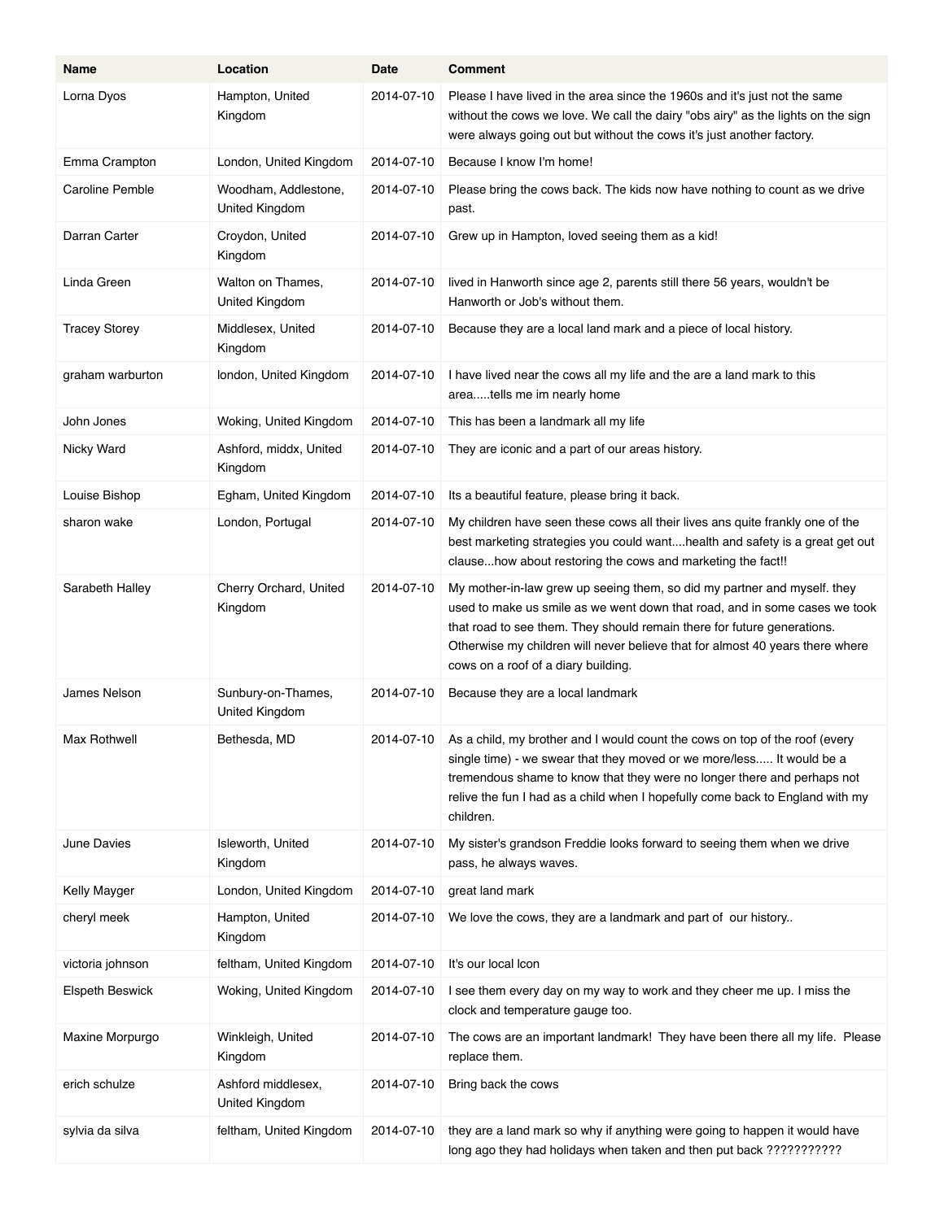| Name | Location | Date | Comment |
|---|---|---|---|
| Lorna Dyos | Hampton, United Kingdom | 2014-07-10 | Please I have lived in the area since the 1960s and it's just not the same without the cows we love. We call the dairy "obs airy" as the lights on the sign were always going out but without the cows it's just another factory. |
| Emma Crampton | London, United Kingdom | 2014-07-10 | Because I know I'm home! |
| Caroline Pemble | Woodham, Addlestone, United Kingdom | 2014-07-10 | Please bring the cows back. The kids now have nothing to count as we drive past. |
| Darran Carter | Croydon, United Kingdom | 2014-07-10 | Grew up in Hampton, loved seeing them as a kid! |
| Linda Green | Walton on Thames, United Kingdom | 2014-07-10 | lived in Hanworth since age 2, parents still there 56 years, wouldn't be Hanworth or Job's without them. |
| Tracey Storey | Middlesex, United Kingdom | 2014-07-10 | Because they are a local land mark and a piece of local history. |
| graham warburton | london, United Kingdom | 2014-07-10 | I have lived near the cows all my life and the are a land mark to this area.....tells me im nearly home |
| John Jones | Woking, United Kingdom | 2014-07-10 | This has been a landmark all my life |
| Nicky Ward | Ashford, middx, United Kingdom | 2014-07-10 | They are iconic and a part of our areas history. |
| Louise Bishop | Egham, United Kingdom | 2014-07-10 | Its a beautiful feature, please bring it back. |
| sharon wake | London, Portugal | 2014-07-10 | My children have seen these cows all their lives ans quite frankly one of the best marketing strategies you could want....health and safety is a great get out clause...how about restoring the cows and marketing the fact!! |
| Sarabeth Halley | Cherry Orchard, United Kingdom | 2014-07-10 | My mother-in-law grew up seeing them, so did my partner and myself. they used to make us smile as we went down that road, and in some cases we took that road to see them. They should remain there for future generations. Otherwise my children will never believe that for almost 40 years there where cows on a roof of a diary building. |
| James Nelson | Sunbury-on-Thames, United Kingdom | 2014-07-10 | Because they are a local landmark |
| Max Rothwell | Bethesda, MD | 2014-07-10 | As a child, my brother and I would count the cows on top of the roof (every single time) - we swear that they moved or we no more/less..... It would be a tremendous shame to know that they were no longer there and perhaps not relive the fun I had as a child when I hopefully come back to England with my children. |
| June Davies | Isleworth, United Kingdom | 2014-07-10 | My sister's grandson Freddie looks forward to seeing them when we drive pass, he always waves. |
| Kelly Mayger | London, United Kingdom | 2014-07-10 | great land mark |
| cheryl meek | Hampton, United Kingdom | 2014-07-10 | We love the cows, they are a landmark and part of our history.. |
| victoria johnson | feltham, United Kingdom | 2014-07-10 | It's our local Icon |
| Elspeth Beswick | Woking, United Kingdom | 2014-07-10 | I see them every day on my way to work and they cheer me up. I miss the clock and temperature gauge too. |
| Maxine Morpurgo | Winkleigh, United Kingdom | 2014-07-10 | The cows are an important landmark! They have been there all my life. Please replace them. |
| erich schulze | Ashford middlesex, United Kingdom | 2014-07-10 | Bring back the cows |
| sylvia da silva | feltham, United Kingdom | 2014-07-10 | they are a land mark so why if anything were going to happen it would have long ago they had holidays when taken and then put back ??????????? |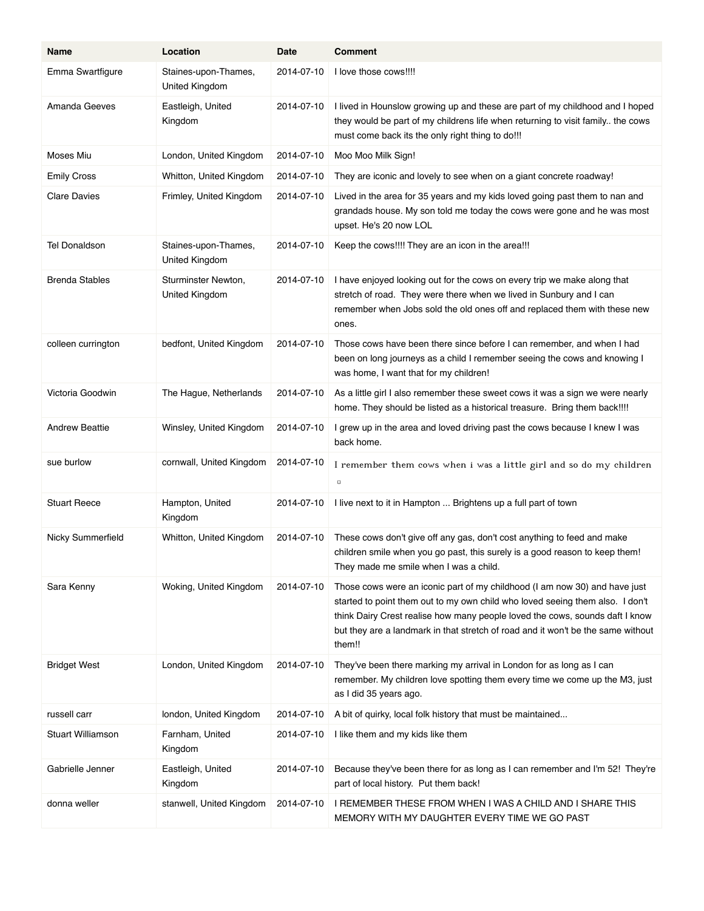| Name | Location | Date | Comment |
|---|---|---|---|
| Emma Swartfigure | Staines-upon-Thames, United Kingdom | 2014-07-10 | I love those cows!!!! |
| Amanda Geeves | Eastleigh, United Kingdom | 2014-07-10 | I lived in Hounslow growing up and these are part of my childhood and I hoped they would be part of my childrens life when returning to visit family.. the cows must come back its the only right thing to do!!! |
| Moses Miu | London, United Kingdom | 2014-07-10 | Moo Moo Milk Sign! |
| Emily Cross | Whitton, United Kingdom | 2014-07-10 | They are iconic and lovely to see when on a giant concrete roadway! |
| Clare Davies | Frimley, United Kingdom | 2014-07-10 | Lived in the area for 35 years and my kids loved going past them to nan and grandads house. My son told me today the cows were gone and he was most upset. He's 20 now LOL |
| Tel Donaldson | Staines-upon-Thames, United Kingdom | 2014-07-10 | Keep the cows!!!! They are an icon in the area!!! |
| Brenda Stables | Sturminster Newton, United Kingdom | 2014-07-10 | I have enjoyed looking out for the cows on every trip we make along that stretch of road. They were there when we lived in Sunbury and I can remember when Jobs sold the old ones off and replaced them with these new ones. |
| colleen currington | bedfont, United Kingdom | 2014-07-10 | Those cows have been there since before I can remember, and when I had been on long journeys as a child I remember seeing the cows and knowing I was home, I want that for my children! |
| Victoria Goodwin | The Hague, Netherlands | 2014-07-10 | As a little girl I also remember these sweet cows it was a sign we were nearly home. They should be listed as a historical treasure. Bring them back!!!! |
| Andrew Beattie | Winsley, United Kingdom | 2014-07-10 | I grew up in the area and loved driving past the cows because I knew I was back home. |
| sue burlow | cornwall, United Kingdom | 2014-07-10 | I remember them cows when i was a little girl and so do my children |
| Stuart Reece | Hampton, United Kingdom | 2014-07-10 | I live next to it in Hampton ... Brightens up a full part of town |
| Nicky Summerfield | Whitton, United Kingdom | 2014-07-10 | These cows don't give off any gas, don't cost anything to feed and make children smile when you go past, this surely is a good reason to keep them! They made me smile when I was a child. |
| Sara Kenny | Woking, United Kingdom | 2014-07-10 | Those cows were an iconic part of my childhood (I am now 30) and have just started to point them out to my own child who loved seeing them also. I don't think Dairy Crest realise how many people loved the cows, sounds daft I know but they are a landmark in that stretch of road and it won't be the same without them!! |
| Bridget West | London, United Kingdom | 2014-07-10 | They've been there marking my arrival in London for as long as I can remember. My children love spotting them every time we come up the M3, just as I did 35 years ago. |
| russell carr | london, United Kingdom | 2014-07-10 | A bit of quirky, local folk history that must be maintained... |
| Stuart Williamson | Farnham, United Kingdom | 2014-07-10 | I like them and my kids like them |
| Gabrielle Jenner | Eastleigh, United Kingdom | 2014-07-10 | Because they've been there for as long as I can remember and I'm 52! They're part of local history. Put them back! |
| donna weller | stanwell, United Kingdom | 2014-07-10 | I REMEMBER THESE FROM WHEN I WAS A CHILD AND I SHARE THIS MEMORY WITH MY DAUGHTER EVERY TIME WE GO PAST |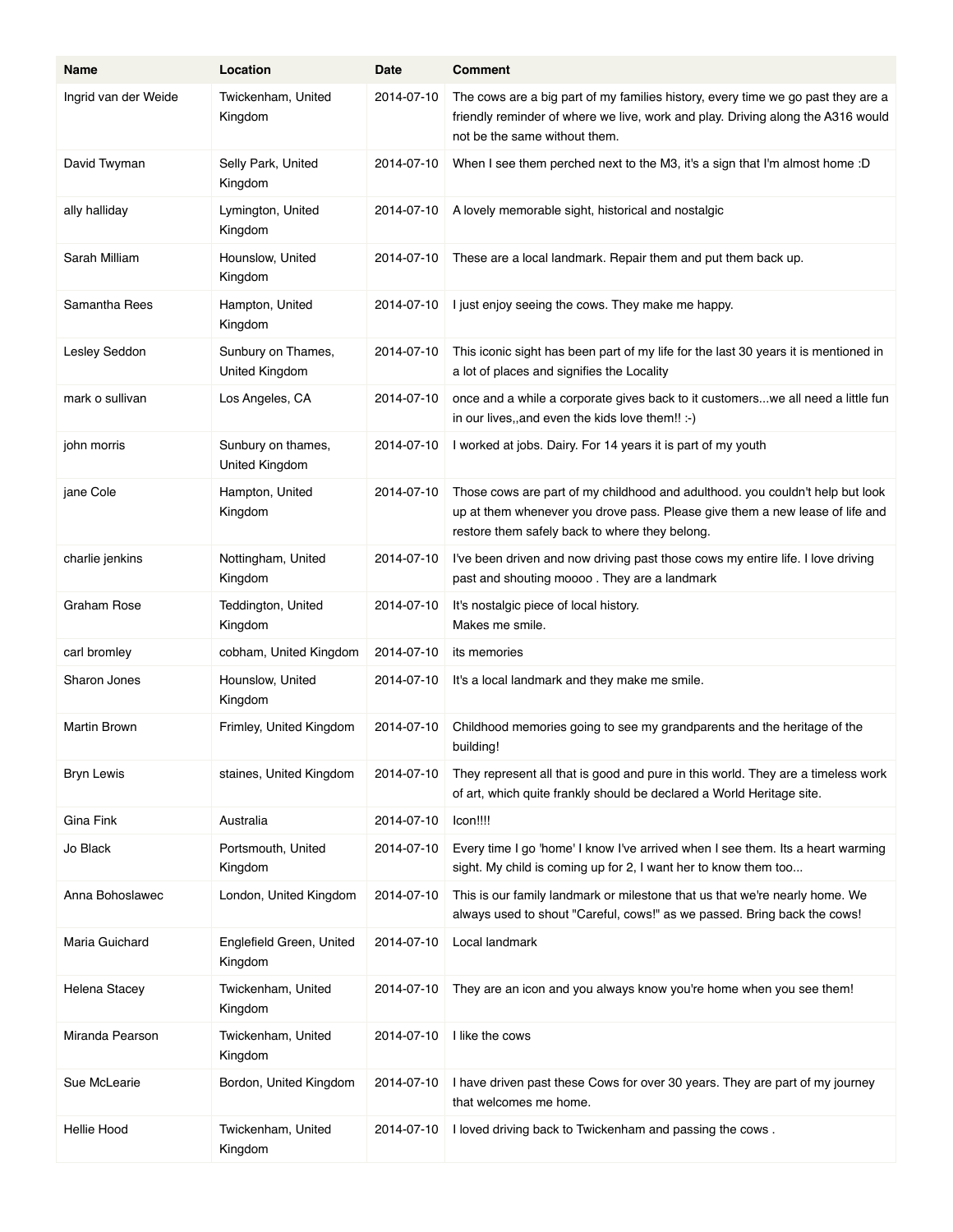| Name | Location | Date | Comment |
|---|---|---|---|
| Ingrid van der Weide | Twickenham, United Kingdom | 2014-07-10 | The cows are a big part of my families history, every time we go past they are a friendly reminder of where we live, work and play. Driving along the A316 would not be the same without them. |
| David Twyman | Selly Park, United Kingdom | 2014-07-10 | When I see them perched next to the M3, it's a sign that I'm almost home :D |
| ally halliday | Lymington, United Kingdom | 2014-07-10 | A lovely memorable sight, historical and nostalgic |
| Sarah Milliam | Hounslow, United Kingdom | 2014-07-10 | These are a local landmark. Repair them and put them back up. |
| Samantha Rees | Hampton, United Kingdom | 2014-07-10 | I just enjoy seeing the cows. They make me happy. |
| Lesley Seddon | Sunbury on Thames, United Kingdom | 2014-07-10 | This iconic sight has been part of my life for the last 30 years it is mentioned in a lot of places and signifies the Locality |
| mark o sullivan | Los Angeles, CA | 2014-07-10 | once and a while a corporate gives back to it customers...we all need a little fun in our lives,,and even the kids love them!! :-) |
| john morris | Sunbury on thames, United Kingdom | 2014-07-10 | I worked at jobs. Dairy. For 14 years it is part of my youth |
| jane Cole | Hampton, United Kingdom | 2014-07-10 | Those cows are part of my childhood and adulthood. you couldn't help but look up at them whenever you drove pass. Please give them a new lease of life and restore them safely back to where they belong. |
| charlie jenkins | Nottingham, United Kingdom | 2014-07-10 | I've been driven and now driving past those cows my entire life. I love driving past and shouting moooo . They are a landmark |
| Graham Rose | Teddington, United Kingdom | 2014-07-10 | It's nostalgic piece of local history.<br>Makes me smile. |
| carl bromley | cobham, United Kingdom | 2014-07-10 | its memories |
| Sharon Jones | Hounslow, United Kingdom | 2014-07-10 | It's a local landmark and they make me smile. |
| Martin Brown | Frimley, United Kingdom | 2014-07-10 | Childhood memories going to see my grandparents and the heritage of the building! |
| Bryn Lewis | staines, United Kingdom | 2014-07-10 | They represent all that is good and pure in this world. They are a timeless work of art, which quite frankly should be declared a World Heritage site. |
| Gina Fink | Australia | 2014-07-10 | Icon!!!! |
| Jo Black | Portsmouth, United Kingdom | 2014-07-10 | Every time I go 'home' I know I've arrived when I see them. Its a heart warming sight. My child is coming up for 2, I want her to know them too... |
| Anna Bohoslawec | London, United Kingdom | 2014-07-10 | This is our family landmark or milestone that us that we're nearly home. We always used to shout "Careful, cows!" as we passed. Bring back the cows! |
| Maria Guichard | Englefield Green, United Kingdom | 2014-07-10 | Local landmark |
| Helena Stacey | Twickenham, United Kingdom | 2014-07-10 | They are an icon and you always know you're home when you see them! |
| Miranda Pearson | Twickenham, United Kingdom | 2014-07-10 | I like the cows |
| Sue McLearie | Bordon, United Kingdom | 2014-07-10 | I have driven past these Cows for over 30 years. They are part of my journey that welcomes me home. |
| Hellie Hood | Twickenham, United Kingdom | 2014-07-10 | I loved driving back to Twickenham and passing the cows . |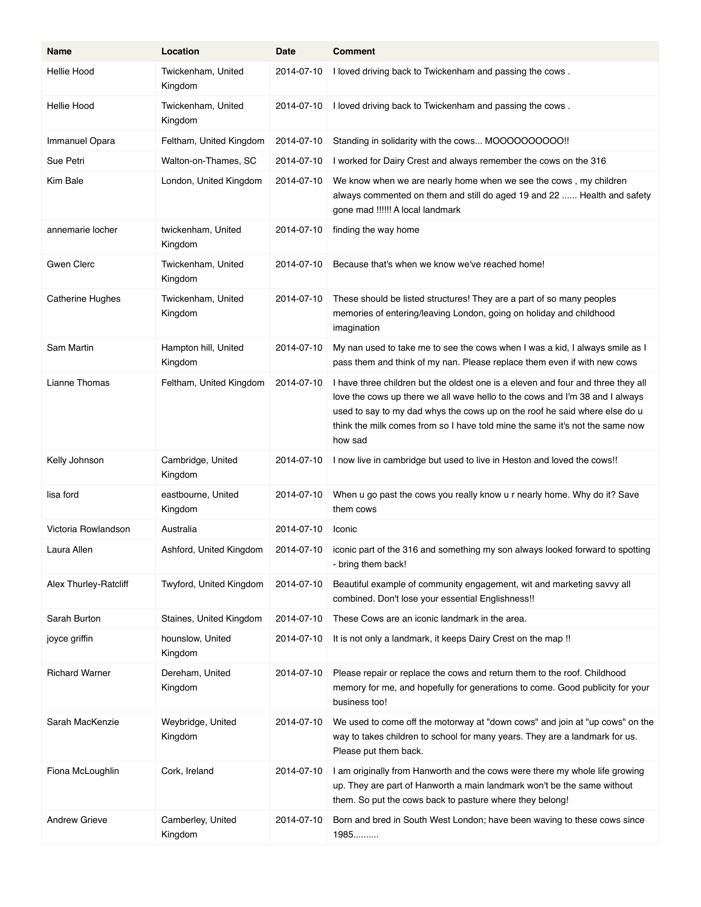| Name | Location | Date | Comment |
|---|---|---|---|
| Hellie Hood | Twickenham, United Kingdom | 2014-07-10 | I loved driving back to Twickenham and passing the cows . |
| Hellie Hood | Twickenham, United Kingdom | 2014-07-10 | I loved driving back to Twickenham and passing the cows . |
| Immanuel Opara | Feltham, United Kingdom | 2014-07-10 | Standing in solidarity with the cows... MOOOOOOOOOO!! |
| Sue Petri | Walton-on-Thames, SC | 2014-07-10 | I worked for Dairy Crest and always remember the cows on the 316 |
| Kim Bale | London, United Kingdom | 2014-07-10 | We know when we are nearly home when we see the cows , my children always commented on them and still do aged 19 and 22 ...... Health and safety gone mad !!!!!! A local landmark |
| annemarie locher | twickenham, United Kingdom | 2014-07-10 | finding the way home |
| Gwen Clerc | Twickenham, United Kingdom | 2014-07-10 | Because that's when we know we've reached home! |
| Catherine Hughes | Twickenham, United Kingdom | 2014-07-10 | These should be listed structures! They are a part of so many peoples memories of entering/leaving London, going on holiday and childhood imagination |
| Sam Martin | Hampton hill, United Kingdom | 2014-07-10 | My nan used to take me to see the cows when I was a kid, I always smile as I pass them and think of my nan. Please replace them even if with new cows |
| Lianne Thomas | Feltham, United Kingdom | 2014-07-10 | I have three children but the oldest one is a eleven and four and three they all love the cows up there we all wave hello to the cows and I'm 38 and I always used to say to my dad whys the cows up on the roof he said where else do u think the milk comes from so I have told mine the same it's not the same now how sad |
| Kelly Johnson | Cambridge, United Kingdom | 2014-07-10 | I now live in cambridge but used to live in Heston and loved the cows!! |
| lisa ford | eastbourne, United Kingdom | 2014-07-10 | When u go past the cows you really know u r nearly home. Why do it? Save them cows |
| Victoria Rowlandson | Australia | 2014-07-10 | Iconic |
| Laura Allen | Ashford, United Kingdom | 2014-07-10 | iconic part of the 316 and something my son always looked forward to spotting - bring them back! |
| Alex Thurley-Ratcliff | Twyford, United Kingdom | 2014-07-10 | Beautiful example of community engagement, wit and marketing savvy all combined. Don't lose your essential Englishness!! |
| Sarah Burton | Staines, United Kingdom | 2014-07-10 | These Cows are an iconic landmark in the area. |
| joyce griffin | hounslow, United Kingdom | 2014-07-10 | It is not only a landmark, it keeps Dairy Crest on the map !! |
| Richard Warner | Dereham, United Kingdom | 2014-07-10 | Please repair or replace the cows and return them to the roof. Childhood memory for me, and hopefully for generations to come. Good publicity for your business too! |
| Sarah MacKenzie | Weybridge, United Kingdom | 2014-07-10 | We used to come off the motorway at "down cows" and join at "up cows" on the way to takes children to school for many years. They are a landmark for us. Please put them back. |
| Fiona McLoughlin | Cork, Ireland | 2014-07-10 | I am originally from Hanworth and the cows were there my whole life growing up. They are part of Hanworth a main landmark won't be the same without them. So put the cows back to pasture where they belong! |
| Andrew Grieve | Camberley, United Kingdom | 2014-07-10 | Born and bred in South West London; have been waving to these cows since 1985.......... |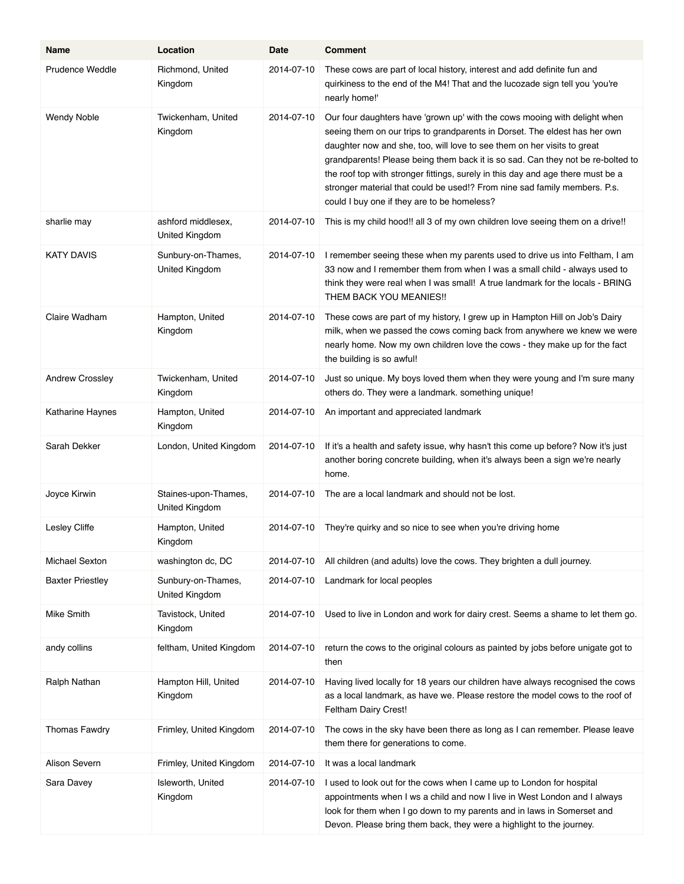| Name | Location | Date | Comment |
|---|---|---|---|
| Prudence Weddle | Richmond, United Kingdom | 2014-07-10 | These cows are part of local history, interest and add definite fun and quirkiness to the end of the M4! That and the lucozade sign tell you 'you're nearly home!' |
| Wendy Noble | Twickenham, United Kingdom | 2014-07-10 | Our four daughters have 'grown up' with the cows mooing with delight when seeing them on our trips to grandparents in Dorset. The eldest has her own daughter now and she, too, will love to see them on her visits to great grandparents! Please being them back it is so sad. Can they not be re-bolted to the roof top with stronger fittings, surely in this day and age there must be a stronger material that could be used!? From nine sad family members. P.s. could I buy one if they are to be homeless? |
| sharlie may | ashford middlesex, United Kingdom | 2014-07-10 | This is my child hood!! all 3 of my own children love seeing them on a drive!! |
| KATY DAVIS | Sunbury-on-Thames, United Kingdom | 2014-07-10 | I remember seeing these when my parents used to drive us into Feltham, I am 33 now and I remember them from when I was a small child - always used to think they were real when I was small! A true landmark for the locals - BRING THEM BACK YOU MEANIES!! |
| Claire Wadham | Hampton, United Kingdom | 2014-07-10 | These cows are part of my history, I grew up in Hampton Hill on Job's Dairy milk, when we passed the cows coming back from anywhere we knew we were nearly home. Now my own children love the cows - they make up for the fact the building is so awful! |
| Andrew Crossley | Twickenham, United Kingdom | 2014-07-10 | Just so unique. My boys loved them when they were young and I'm sure many others do. They were a landmark. something unique! |
| Katharine Haynes | Hampton, United Kingdom | 2014-07-10 | An important and appreciated landmark |
| Sarah Dekker | London, United Kingdom | 2014-07-10 | If it's a health and safety issue, why hasn't this come up before? Now it's just another boring concrete building, when it's always been a sign we're nearly home. |
| Joyce Kirwin | Staines-upon-Thames, United Kingdom | 2014-07-10 | The are a local landmark and should not be lost. |
| Lesley Cliffe | Hampton, United Kingdom | 2014-07-10 | They're quirky and so nice to see when you're driving home |
| Michael Sexton | washington dc, DC | 2014-07-10 | All children (and adults) love the cows. They brighten a dull journey. |
| Baxter Priestley | Sunbury-on-Thames, United Kingdom | 2014-07-10 | Landmark for local peoples |
| Mike Smith | Tavistock, United Kingdom | 2014-07-10 | Used to live in London and work for dairy crest. Seems a shame to let them go. |
| andy collins | feltham, United Kingdom | 2014-07-10 | return the cows to the original colours as painted by jobs before unigate got to then |
| Ralph Nathan | Hampton Hill, United Kingdom | 2014-07-10 | Having lived locally for 18 years our children have always recognised the cows as a local landmark, as have we. Please restore the model cows to the roof of Feltham Dairy Crest! |
| Thomas Fawdry | Frimley, United Kingdom | 2014-07-10 | The cows in the sky have been there as long as I can remember. Please leave them there for generations to come. |
| Alison Severn | Frimley, United Kingdom | 2014-07-10 | It was a local landmark |
| Sara Davey | Isleworth, United Kingdom | 2014-07-10 | I used to look out for the cows when I came up to London for hospital appointments when I ws a child and now I live in West London and I always look for them when I go down to my parents and in laws in Somerset and Devon. Please bring them back, they were a highlight to the journey. |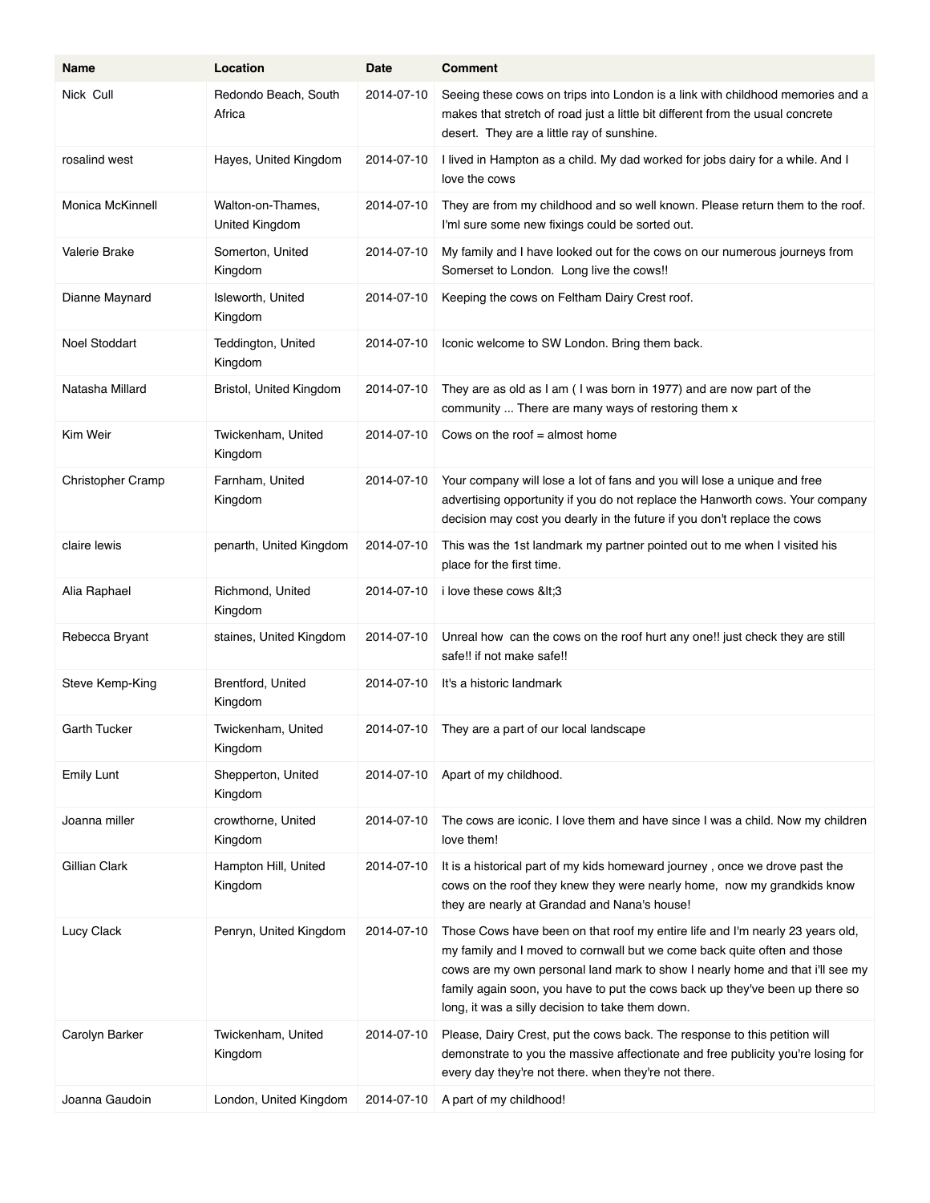| Name | Location | Date | Comment |
|---|---|---|---|
| Nick  Cull | Redondo Beach, South Africa | 2014-07-10 | Seeing these cows on trips into London is a link with childhood memories and a makes that stretch of road just a little bit different from the usual concrete desert.  They are a little ray of sunshine. |
| rosalind west | Hayes, United Kingdom | 2014-07-10 | I lived in Hampton as a child. My dad worked for jobs dairy for a while. And I love the cows |
| Monica McKinnell | Walton-on-Thames, United Kingdom | 2014-07-10 | They are from my childhood and so well known. Please return them to the roof. I'ml sure some new fixings could be sorted out. |
| Valerie Brake | Somerton, United Kingdom | 2014-07-10 | My family and I have looked out for the cows on our numerous journeys from Somerset to London.  Long live the cows!! |
| Dianne Maynard | Isleworth, United Kingdom | 2014-07-10 | Keeping the cows on Feltham Dairy Crest roof. |
| Noel Stoddart | Teddington, United Kingdom | 2014-07-10 | Iconic welcome to SW London. Bring them back. |
| Natasha Millard | Bristol, United Kingdom | 2014-07-10 | They are as old as I am ( I was born in 1977) and are now part of the community ... There are many ways of restoring them x |
| Kim Weir | Twickenham, United Kingdom | 2014-07-10 | Cows on the roof = almost home |
| Christopher Cramp | Farnham, United Kingdom | 2014-07-10 | Your company will lose a lot of fans and you will lose a unique and free advertising opportunity if you do not replace the Hanworth cows. Your company decision may cost you dearly in the future if you don't replace the cows |
| claire lewis | penarth, United Kingdom | 2014-07-10 | This was the 1st landmark my partner pointed out to me when I visited his place for the first time. |
| Alia Raphael | Richmond, United Kingdom | 2014-07-10 | i love these cows &lt;3 |
| Rebecca Bryant | staines, United Kingdom | 2014-07-10 | Unreal how  can the cows on the roof hurt any one!! just check they are still safe!! if not make safe!! |
| Steve Kemp-King | Brentford, United Kingdom | 2014-07-10 | It's a historic landmark |
| Garth Tucker | Twickenham, United Kingdom | 2014-07-10 | They are a part of our local landscape |
| Emily Lunt | Shepperton, United Kingdom | 2014-07-10 | Apart of my childhood. |
| Joanna miller | crowthorne, United Kingdom | 2014-07-10 | The cows are iconic. I love them and have since I was a child. Now my children love them! |
| Gillian Clark | Hampton Hill, United Kingdom | 2014-07-10 | It is a historical part of my kids homeward journey , once we drove past the cows on the roof they knew they were nearly home,  now my grandkids know they are nearly at Grandad and Nana's house! |
| Lucy Clack | Penryn, United Kingdom | 2014-07-10 | Those Cows have been on that roof my entire life and I'm nearly 23 years old, my family and I moved to cornwall but we come back quite often and those cows are my own personal land mark to show I nearly home and that i'll see my family again soon, you have to put the cows back up they've been up there so long, it was a silly decision to take them down. |
| Carolyn Barker | Twickenham, United Kingdom | 2014-07-10 | Please, Dairy Crest, put the cows back. The response to this petition will demonstrate to you the massive affectionate and free publicity you're losing for every day they're not there. when they're not there. |
| Joanna Gaudoin | London, United Kingdom | 2014-07-10 | A part of my childhood! |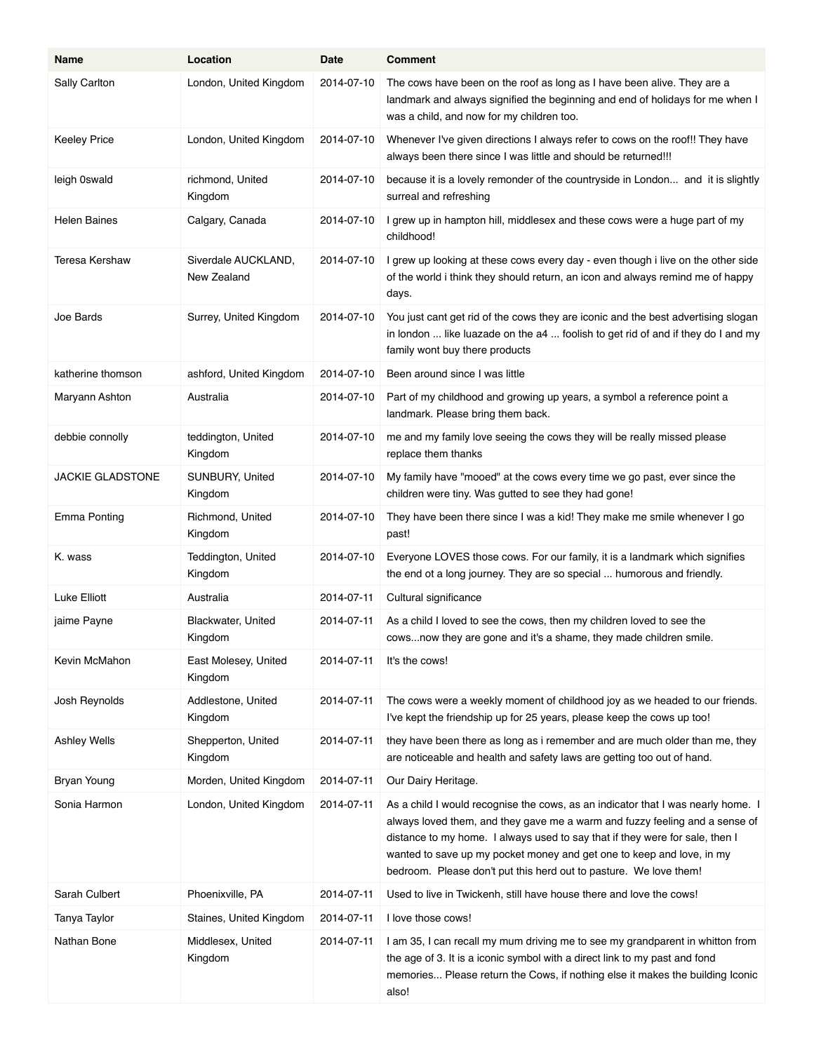| Name | Location | Date | Comment |
|---|---|---|---|
| Sally Carlton | London, United Kingdom | 2014-07-10 | The cows have been on the roof as long as I have been alive. They are a landmark and always signified the beginning and end of holidays for me when I was a child, and now for my children too. |
| Keeley Price | London, United Kingdom | 2014-07-10 | Whenever I've given directions I always refer to cows on the roof!! They have always been there since I was little and should be returned!!! |
| leigh 0swald | richmond, United Kingdom | 2014-07-10 | because it is a lovely remonder of the countryside in London... and it is slightly surreal and refreshing |
| Helen Baines | Calgary, Canada | 2014-07-10 | I grew up in hampton hill, middlesex and these cows were a huge part of my childhood! |
| Teresa Kershaw | Siverdale AUCKLAND, New Zealand | 2014-07-10 | I grew up looking at these cows every day - even though i live on the other side of the world i think they should return, an icon and always remind me of happy days. |
| Joe Bards | Surrey, United Kingdom | 2014-07-10 | You just cant get rid of the cows they are iconic and the best advertising slogan in london ... like luazade on the a4 ... foolish to get rid of and if they do I and my family wont buy there products |
| katherine thomson | ashford, United Kingdom | 2014-07-10 | Been around since I was little |
| Maryann Ashton | Australia | 2014-07-10 | Part of my childhood and growing up years, a symbol a reference point a landmark. Please bring them back. |
| debbie connolly | teddington, United Kingdom | 2014-07-10 | me and my family love seeing the cows they will be really missed please replace them thanks |
| JACKIE GLADSTONE | SUNBURY, United Kingdom | 2014-07-10 | My family have "mooed" at the cows every time we go past, ever since the children were tiny. Was gutted to see they had gone! |
| Emma Ponting | Richmond, United Kingdom | 2014-07-10 | They have been there since I was a kid! They make me smile whenever I go past! |
| K. wass | Teddington, United Kingdom | 2014-07-10 | Everyone LOVES those cows. For our family, it is a landmark which signifies the end ot a long journey. They are so special ... humorous and friendly. |
| Luke Elliott | Australia | 2014-07-11 | Cultural significance |
| jaime Payne | Blackwater, United Kingdom | 2014-07-11 | As a child I loved to see the cows, then my children loved to see the cows...now they are gone and it's a shame, they made children smile. |
| Kevin McMahon | East Molesey, United Kingdom | 2014-07-11 | It's the cows! |
| Josh Reynolds | Addlestone, United Kingdom | 2014-07-11 | The cows were a weekly moment of childhood joy as we headed to our friends. I've kept the friendship up for 25 years, please keep the cows up too! |
| Ashley Wells | Shepperton, United Kingdom | 2014-07-11 | they have been there as long as i remember and are much older than me, they are noticeable and health and safety laws are getting too out of hand. |
| Bryan Young | Morden, United Kingdom | 2014-07-11 | Our Dairy Heritage. |
| Sonia Harmon | London, United Kingdom | 2014-07-11 | As a child I would recognise the cows, as an indicator that I was nearly home. I always loved them, and they gave me a warm and fuzzy feeling and a sense of distance to my home. I always used to say that if they were for sale, then I wanted to save up my pocket money and get one to keep and love, in my bedroom. Please don't put this herd out to pasture. We love them! |
| Sarah Culbert | Phoenixville, PA | 2014-07-11 | Used to live in Twickenh, still have house there and love the cows! |
| Tanya Taylor | Staines, United Kingdom | 2014-07-11 | I love those cows! |
| Nathan Bone | Middlesex, United Kingdom | 2014-07-11 | I am 35, I can recall my mum driving me to see my grandparent in whitton from the age of 3. It is a iconic symbol with a direct link to my past and fond memories... Please return the Cows, if nothing else it makes the building Iconic also! |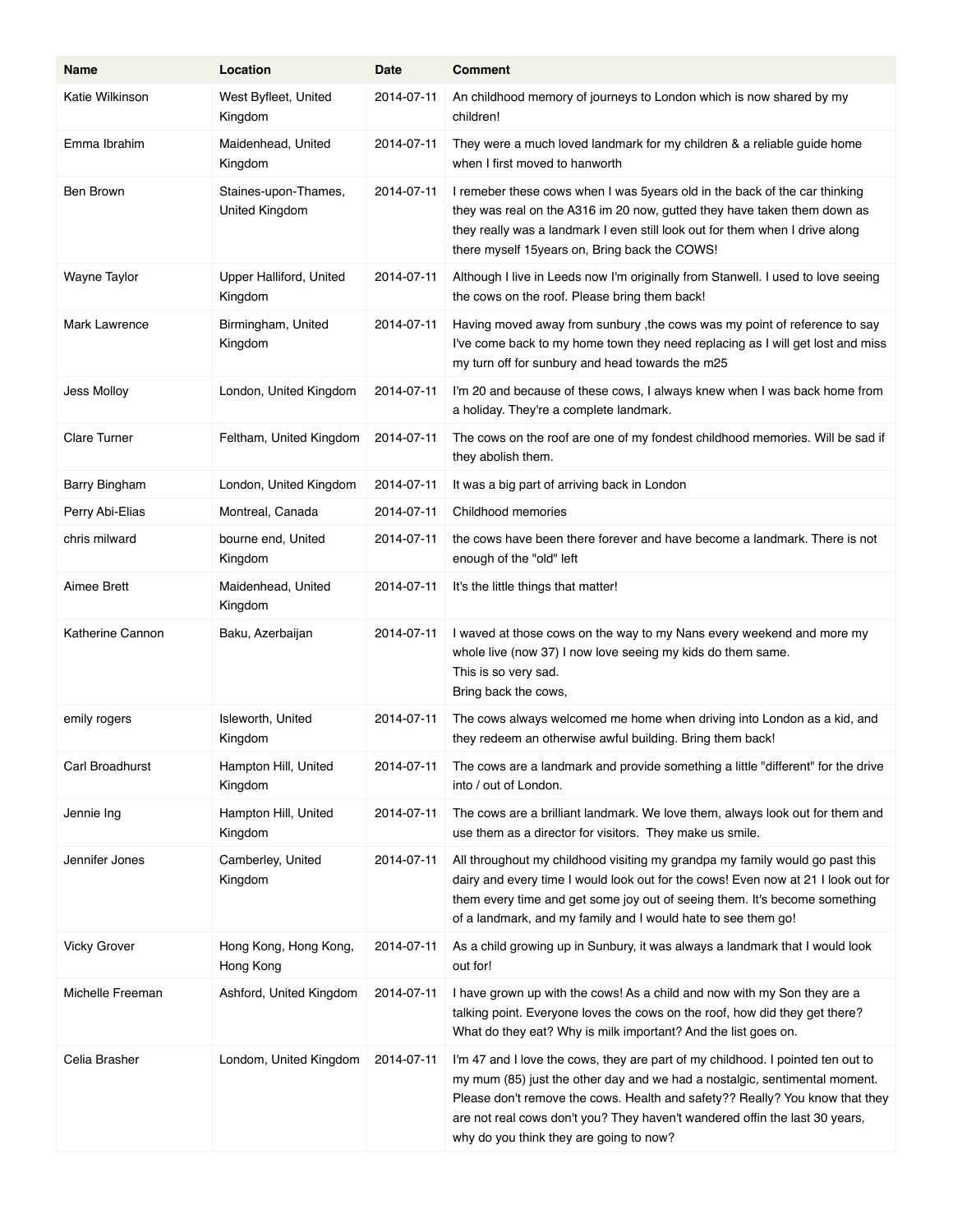| Name | Location | Date | Comment |
| --- | --- | --- | --- |
| Katie Wilkinson | West Byfleet, United Kingdom | 2014-07-11 | An childhood memory of journeys to London which is now shared by my children! |
| Emma Ibrahim | Maidenhead, United Kingdom | 2014-07-11 | They were a much loved landmark for my children & a reliable guide home when I first moved to hanworth |
| Ben Brown | Staines-upon-Thames, United Kingdom | 2014-07-11 | I remeber these cows when I was 5years old in the back of the car thinking they was real on the A316 im 20 now, gutted they have taken them down as they really was a landmark I even still look out for them when I drive along there myself 15years on, Bring back the COWS! |
| Wayne Taylor | Upper Halliford, United Kingdom | 2014-07-11 | Although I live in Leeds now I'm originally from Stanwell. I used to love seeing the cows on the roof. Please bring them back! |
| Mark Lawrence | Birmingham, United Kingdom | 2014-07-11 | Having moved away from sunbury ,the cows was my point of reference to say I've come back to my home town they need replacing as I will get lost and miss my turn off for sunbury and head towards the m25 |
| Jess Molloy | London, United Kingdom | 2014-07-11 | I'm 20 and because of these cows, I always knew when I was back home from a holiday. They're a complete landmark. |
| Clare Turner | Feltham, United Kingdom | 2014-07-11 | The cows on the roof are one of my fondest childhood memories. Will be sad if they abolish them. |
| Barry Bingham | London, United Kingdom | 2014-07-11 | It was a big part of arriving back in London |
| Perry Abi-Elias | Montreal, Canada | 2014-07-11 | Childhood memories |
| chris milward | bourne end, United Kingdom | 2014-07-11 | the cows have been there forever and have become a landmark. There is not enough of the "old" left |
| Aimee Brett | Maidenhead, United Kingdom | 2014-07-11 | It's the little things that matter! |
| Katherine Cannon | Baku, Azerbaijan | 2014-07-11 | I waved at those cows on the way to my Nans every weekend and more my whole live (now 37) I now love seeing my kids do them same.<br>This is so very sad.<br>Bring back the cows, |
| emily rogers | Isleworth, United Kingdom | 2014-07-11 | The cows always welcomed me home when driving into London as a kid, and they redeem an otherwise awful building. Bring them back! |
| Carl Broadhurst | Hampton Hill, United Kingdom | 2014-07-11 | The cows are a landmark and provide something a little "different" for the drive into / out of London. |
| Jennie Ing | Hampton Hill, United Kingdom | 2014-07-11 | The cows are a brilliant landmark. We love them, always look out for them and use them as a director for visitors. They make us smile. |
| Jennifer Jones | Camberley, United Kingdom | 2014-07-11 | All throughout my childhood visiting my grandpa my family would go past this dairy and every time I would look out for the cows! Even now at 21 I look out for them every time and get some joy out of seeing them. It's become something of a landmark, and my family and I would hate to see them go! |
| Vicky Grover | Hong Kong, Hong Kong, Hong Kong | 2014-07-11 | As a child growing up in Sunbury, it was always a landmark that I would look out for! |
| Michelle Freeman | Ashford, United Kingdom | 2014-07-11 | I have grown up with the cows! As a child and now with my Son they are a talking point. Everyone loves the cows on the roof, how did they get there? What do they eat? Why is milk important? And the list goes on. |
| Celia Brasher | London, United Kingdom | 2014-07-11 | I'm 47 and I love the cows, they are part of my childhood. I pointed ten out to my mum (85) just the other day and we had a nostalgic, sentimental moment. Please don't remove the cows. Health and safety?? Really? You know that they are not real cows don't you? They haven't wandered offin the last 30 years, why do you think they are going to now? |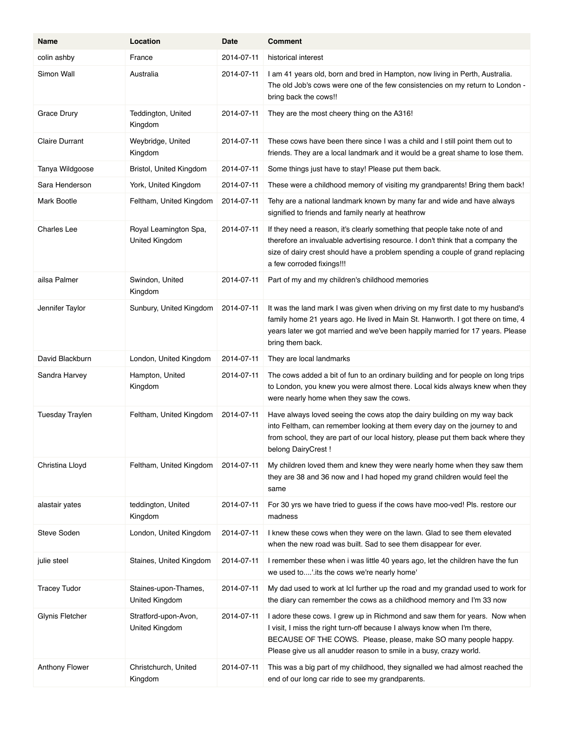| Name | Location | Date | Comment |
| --- | --- | --- | --- |
| colin ashby | France | 2014-07-11 | historical interest |
| Simon Wall | Australia | 2014-07-11 | I am 41 years old, born and bred in Hampton, now living in Perth, Australia. The old Job's cows were one of the few consistencies on my return to London - bring back the cows!! |
| Grace Drury | Teddington, United Kingdom | 2014-07-11 | They are the most cheery thing on the A316! |
| Claire Durrant | Weybridge, United Kingdom | 2014-07-11 | These cows have been there since I was a child and I still point them out to friends. They are a local landmark and it would be a great shame to lose them. |
| Tanya Wildgoose | Bristol, United Kingdom | 2014-07-11 | Some things just have to stay! Please put them back. |
| Sara Henderson | York, United Kingdom | 2014-07-11 | These were a childhood memory of visiting my grandparents! Bring them back! |
| Mark Bootle | Feltham, United Kingdom | 2014-07-11 | Tehy are a national landmark known by many far and wide and have always signified to friends and family nearly at heathrow |
| Charles Lee | Royal Leamington Spa, United Kingdom | 2014-07-11 | If they need a reason, it's clearly something that people take note of and therefore an invaluable advertising resource. I don't think that a company the size of dairy crest should have a problem spending a couple of grand replacing a few corroded fixings!!! |
| ailsa Palmer | Swindon, United Kingdom | 2014-07-11 | Part of my and my children's childhood memories |
| Jennifer Taylor | Sunbury, United Kingdom | 2014-07-11 | It was the land mark I was given when driving on my first date to my husband's family home 21 years ago. He lived in Main St. Hanworth. I got there on time, 4 years later we got married and we've been happily married for 17 years. Please bring them back. |
| David Blackburn | London, United Kingdom | 2014-07-11 | They are local landmarks |
| Sandra Harvey | Hampton, United Kingdom | 2014-07-11 | The cows added a bit of fun to an ordinary building and for people on long trips to London, you knew you were almost there. Local kids always knew when they were nearly home when they saw the cows. |
| Tuesday Traylen | Feltham, United Kingdom | 2014-07-11 | Have always loved seeing the cows atop the dairy building on my way back into Feltham, can remember looking at them every day on the journey to and from school, they are part of our local history, please put them back where they belong DairyCrest ! |
| Christina Lloyd | Feltham, United Kingdom | 2014-07-11 | My children loved them and knew they were nearly home when they saw them they are 38 and 36 now and I had hoped my grand children would feel the same |
| alastair yates | teddington, United Kingdom | 2014-07-11 | For 30 yrs we have tried to guess if the cows have moo-ved! Pls. restore our madness |
| Steve Soden | London, United Kingdom | 2014-07-11 | I knew these cows when they were on the lawn. Glad to see them elevated when the new road was built. Sad to see them disappear for ever. |
| julie steel | Staines, United Kingdom | 2014-07-11 | I remember these when i was little 40 years ago, let the children have the fun we used to....'.its the cows we're nearly home' |
| Tracey Tudor | Staines-upon-Thames, United Kingdom | 2014-07-11 | My dad used to work at IcI further up the road and my grandad used to work for the diary can remember the cows as a childhood memory and I'm 33 now |
| Glynis Fletcher | Stratford-upon-Avon, United Kingdom | 2014-07-11 | I adore these cows. I grew up in Richmond and saw them for years. Now when I visit, I miss the right turn-off because I always know when I'm there, BECAUSE OF THE COWS. Please, please, make SO many people happy. Please give us all anudder reason to smile in a busy, crazy world. |
| Anthony Flower | Christchurch, United Kingdom | 2014-07-11 | This was a big part of my childhood, they signalled we had almost reached the end of our long car ride to see my grandparents. |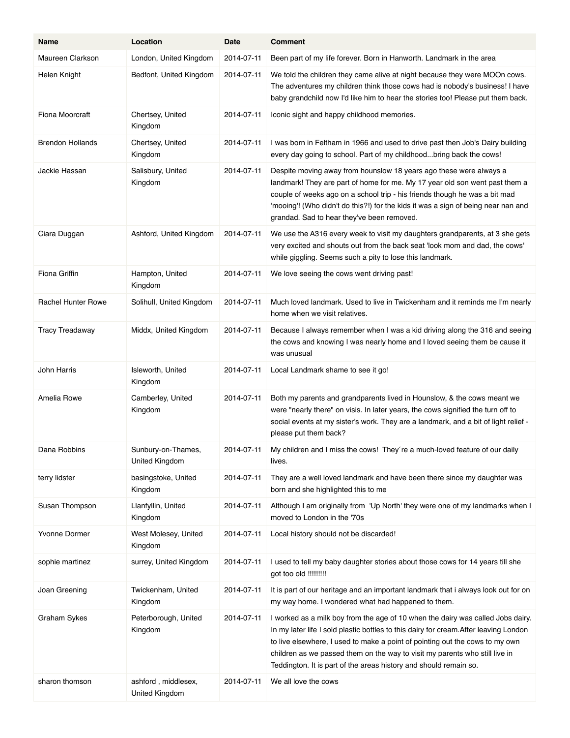| Name | Location | Date | Comment |
|---|---|---|---|
| Maureen Clarkson | London, United Kingdom | 2014-07-11 | Been part of my life forever. Born in Hanworth. Landmark in the area |
| Helen Knight | Bedfont, United Kingdom | 2014-07-11 | We told the children they came alive at night because they were MOOn cows. The adventures my children think those cows had is nobody's business! I have baby grandchild now I'd like him to hear the stories too! Please put them back. |
| Fiona Moorcraft | Chertsey, United Kingdom | 2014-07-11 | Iconic sight and happy childhood memories. |
| Brendon Hollands | Chertsey, United Kingdom | 2014-07-11 | I was born in Feltham in 1966 and used to drive past then Job's Dairy building every day going to school. Part of my childhood...bring back the cows! |
| Jackie Hassan | Salisbury, United Kingdom | 2014-07-11 | Despite moving away from hounslow 18 years ago these were always a landmark! They are part of home for me. My 17 year old son went past them a couple of weeks ago on a school trip - his friends though he was a bit mad 'mooing'! (Who didn't do this?!) for the kids it was a sign of being near nan and grandad. Sad to hear they've been removed. |
| Ciara Duggan | Ashford, United Kingdom | 2014-07-11 | We use the A316 every week to visit my daughters grandparents, at 3 she gets very excited and shouts out from the back seat 'look mom and dad, the cows' while giggling. Seems such a pity to lose this landmark. |
| Fiona Griffin | Hampton, United Kingdom | 2014-07-11 | We love seeing the cows went driving past! |
| Rachel Hunter Rowe | Solihull, United Kingdom | 2014-07-11 | Much loved landmark. Used to live in Twickenham and it reminds me I'm nearly home when we visit relatives. |
| Tracy Treadaway | Middx, United Kingdom | 2014-07-11 | Because I always remember when I was a kid driving along the 316 and seeing the cows and knowing I was nearly home and I loved seeing them be cause it was unusual |
| John Harris | Isleworth, United Kingdom | 2014-07-11 | Local Landmark shame to see it go! |
| Amelia Rowe | Camberley, United Kingdom | 2014-07-11 | Both my parents and grandparents lived in Hounslow, & the cows meant we were "nearly there" on visis. In later years, the cows signified the turn off to social events at my sister's work. They are a landmark, and a bit of light relief - please put them back? |
| Dana Robbins | Sunbury-on-Thames, United Kingdom | 2014-07-11 | My children and I miss the cows! They´re a much-loved feature of our daily lives. |
| terry lidster | basingstoke, United Kingdom | 2014-07-11 | They are a well loved landmark and have been there since my daughter was born and she highlighted this to me |
| Susan Thompson | Llanfyllin, United Kingdom | 2014-07-11 | Although I am originally from 'Up North' they were one of my landmarks when I moved to London in the '70s |
| Yvonne Dormer | West Molesey, United Kingdom | 2014-07-11 | Local history should not be discarded! |
| sophie martinez | surrey, United Kingdom | 2014-07-11 | I used to tell my baby daughter stories about those cows for 14 years till she got too old !!!!!!!!! |
| Joan Greening | Twickenham, United Kingdom | 2014-07-11 | It is part of our heritage and an important landmark that i always look out for on my way home. I wondered what had happened to them. |
| Graham Sykes | Peterborough, United Kingdom | 2014-07-11 | I worked as a milk boy from the age of 10 when the dairy was called Jobs dairy. In my later life I sold plastic bottles to this dairy for cream.After leaving London to live elsewhere, I used to make a point of pointing out the cows to my own children as we passed them on the way to visit my parents who still live in Teddington. It is part of the areas history and should remain so. |
| sharon thomson | ashford , middlesex, United Kingdom | 2014-07-11 | We all love the cows |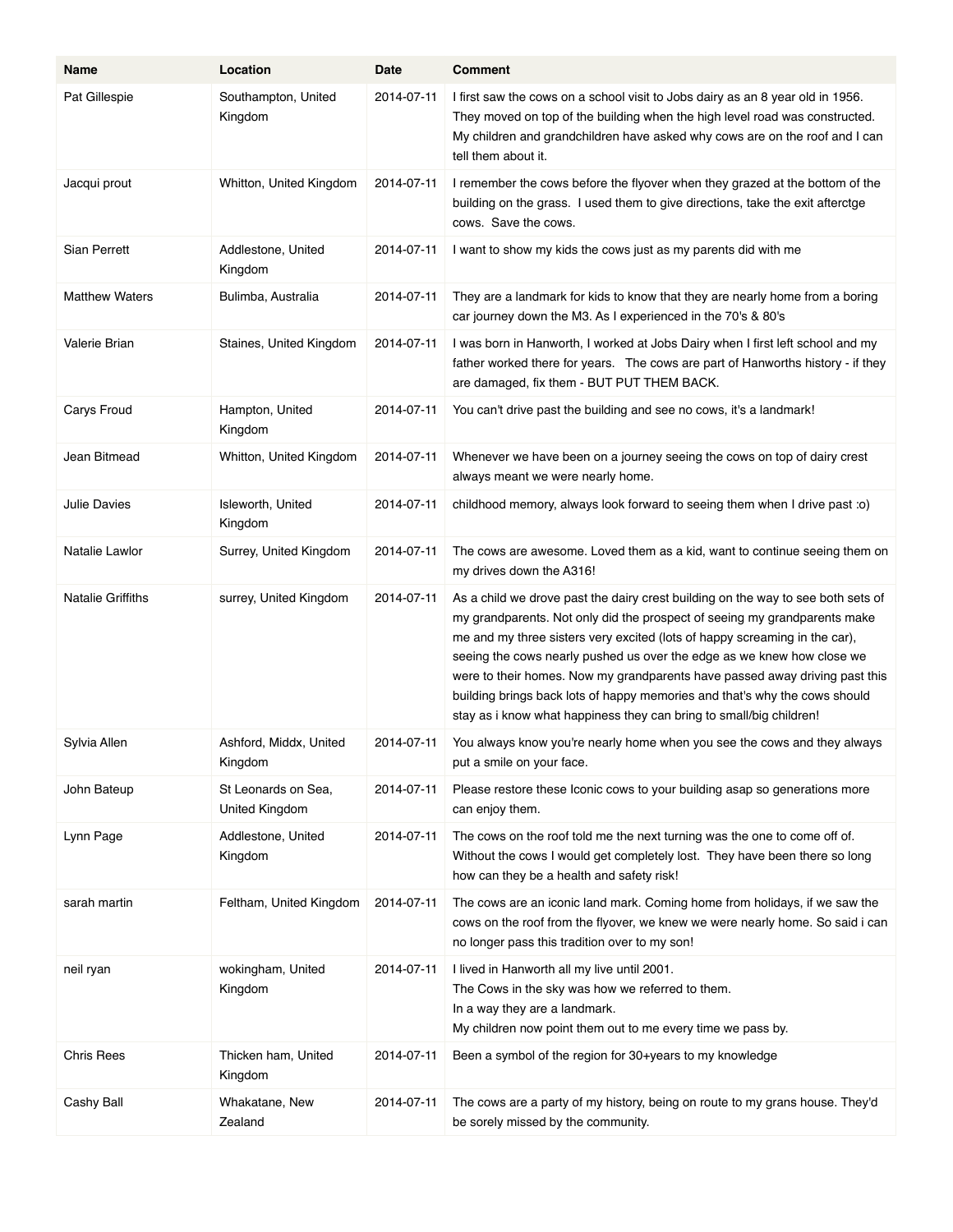| Name | Location | Date | Comment |
| --- | --- | --- | --- |
| Pat Gillespie | Southampton, United Kingdom | 2014-07-11 | I first saw the cows on a school visit to Jobs dairy as an 8 year old in 1956. They moved on top of the building when the high level road was constructed. My children and grandchildren have asked why cows are on the roof and I can tell them about it. |
| Jacqui prout | Whitton, United Kingdom | 2014-07-11 | I remember the cows before the flyover when they grazed at the bottom of the building on the grass. I used them to give directions, take the exit afterctge cows. Save the cows. |
| Sian Perrett | Addlestone, United Kingdom | 2014-07-11 | I want to show my kids the cows just as my parents did with me |
| Matthew Waters | Bulimba, Australia | 2014-07-11 | They are a landmark for kids to know that they are nearly home from a boring car journey down the M3. As I experienced in the 70's & 80's |
| Valerie Brian | Staines, United Kingdom | 2014-07-11 | I was born in Hanworth, I worked at Jobs Dairy when I first left school and my father worked there for years. The cows are part of Hanworths history - if they are damaged, fix them - BUT PUT THEM BACK. |
| Carys Froud | Hampton, United Kingdom | 2014-07-11 | You can't drive past the building and see no cows, it's a landmark! |
| Jean Bitmead | Whitton, United Kingdom | 2014-07-11 | Whenever we have been on a journey seeing the cows on top of dairy crest always meant we were nearly home. |
| Julie Davies | Isleworth, United Kingdom | 2014-07-11 | childhood memory, always look forward to seeing them when I drive past :o) |
| Natalie Lawlor | Surrey, United Kingdom | 2014-07-11 | The cows are awesome. Loved them as a kid, want to continue seeing them on my drives down the A316! |
| Natalie Griffiths | surrey, United Kingdom | 2014-07-11 | As a child we drove past the dairy crest building on the way to see both sets of my grandparents. Not only did the prospect of seeing my grandparents make me and my three sisters very excited (lots of happy screaming in the car), seeing the cows nearly pushed us over the edge as we knew how close we were to their homes. Now my grandparents have passed away driving past this building brings back lots of happy memories and that's why the cows should stay as i know what happiness they can bring to small/big children! |
| Sylvia Allen | Ashford, Middx, United Kingdom | 2014-07-11 | You always know you're nearly home when you see the cows and they always put a smile on your face. |
| John Bateup | St Leonards on Sea, United Kingdom | 2014-07-11 | Please restore these Iconic cows to your building asap so generations more can enjoy them. |
| Lynn Page | Addlestone, United Kingdom | 2014-07-11 | The cows on the roof told me the next turning was the one to come off of. Without the cows I would get completely lost. They have been there so long how can they be a health and safety risk! |
| sarah martin | Feltham, United Kingdom | 2014-07-11 | The cows are an iconic land mark. Coming home from holidays, if we saw the cows on the roof from the flyover, we knew we were nearly home. So said i can no longer pass this tradition over to my son! |
| neil ryan | wokingham, United Kingdom | 2014-07-11 | I lived in Hanworth all my live until 2001. The Cows in the sky was how we referred to them. In a way they are a landmark. My children now point them out to me every time we pass by. |
| Chris Rees | Thicken ham, United Kingdom | 2014-07-11 | Been a symbol of the region for 30+years to my knowledge |
| Cashy Ball | Whakatane, New Zealand | 2014-07-11 | The cows are a party of my history, being on route to my grans house. They'd be sorely missed by the community. |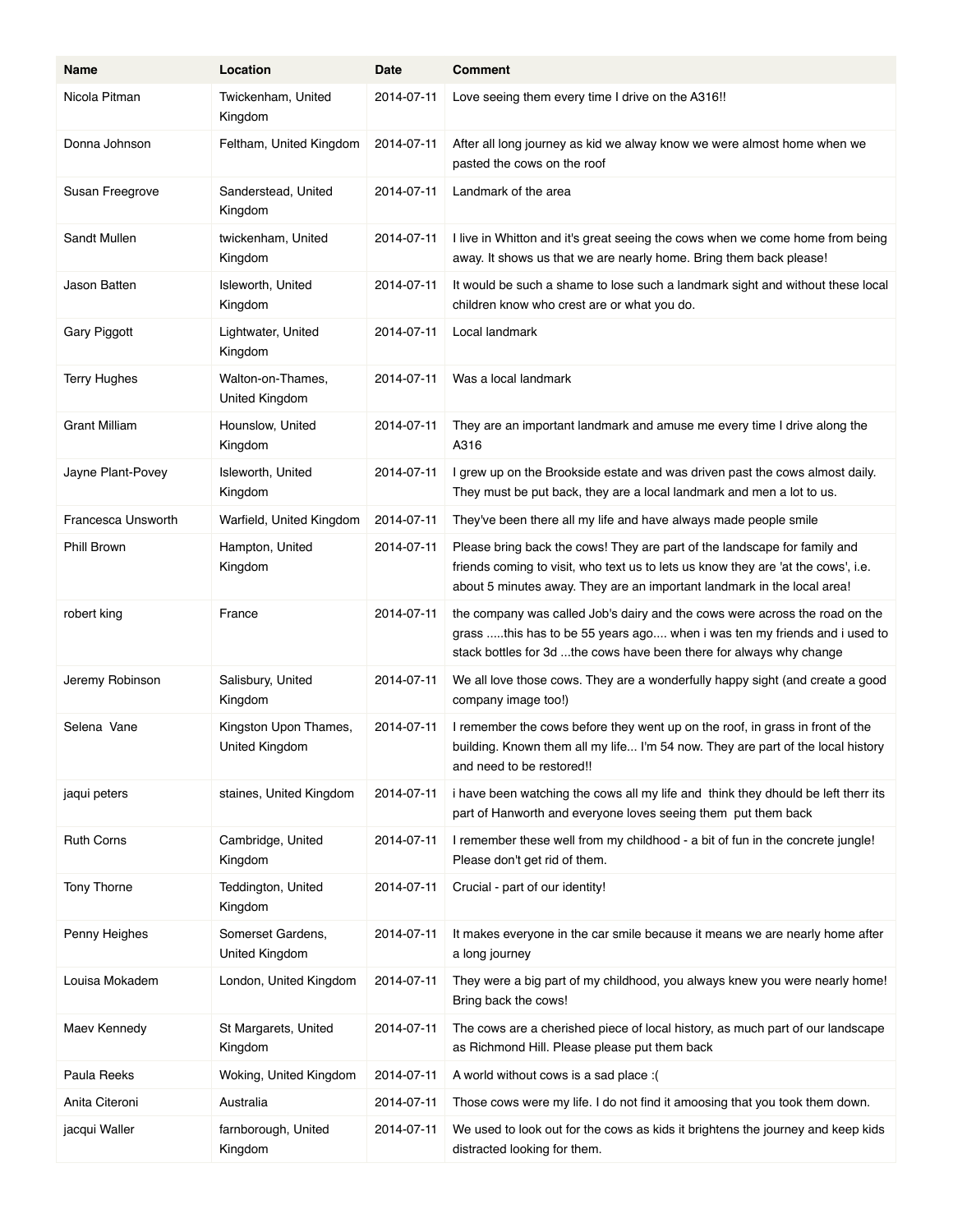| Name | Location | Date | Comment |
| --- | --- | --- | --- |
| Nicola Pitman | Twickenham, United Kingdom | 2014-07-11 | Love seeing them every time I drive on the A316!! |
| Donna Johnson | Feltham, United Kingdom | 2014-07-11 | After all long journey as kid we alway know we were almost home when we pasted the cows on the roof |
| Susan Freegrove | Sanderstead, United Kingdom | 2014-07-11 | Landmark of the area |
| Sandt Mullen | twickenham, United Kingdom | 2014-07-11 | I live in Whitton and it's great seeing the cows when we come home from being away. It shows us that we are nearly home. Bring them back please! |
| Jason Batten | Isleworth, United Kingdom | 2014-07-11 | It would be such a shame to lose such a landmark sight and without these local children know who crest are or what you do. |
| Gary Piggott | Lightwater, United Kingdom | 2014-07-11 | Local landmark |
| Terry Hughes | Walton-on-Thames, United Kingdom | 2014-07-11 | Was a local landmark |
| Grant Milliam | Hounslow, United Kingdom | 2014-07-11 | They are an important landmark and amuse me every time I drive along the A316 |
| Jayne Plant-Povey | Isleworth, United Kingdom | 2014-07-11 | I grew up on the Brookside estate and was driven past the cows almost daily. They must be put back, they are a local landmark and men a lot to us. |
| Francesca Unsworth | Warfield, United Kingdom | 2014-07-11 | They've been there all my life and have always made people smile |
| Phill Brown | Hampton, United Kingdom | 2014-07-11 | Please bring back the cows! They are part of the landscape for family and friends coming to visit, who text us to lets us know they are 'at the cows', i.e. about 5 minutes away. They are an important landmark in the local area! |
| robert king | France | 2014-07-11 | the company was called Job's dairy and the cows were across the road on the grass .....this has to be 55 years ago.... when i was ten my friends and i used to stack bottles for 3d ...the cows have been there for always why change |
| Jeremy Robinson | Salisbury, United Kingdom | 2014-07-11 | We all love those cows. They are a wonderfully happy sight (and create a good company image too!) |
| Selena  Vane | Kingston Upon Thames, United Kingdom | 2014-07-11 | I remember the cows before they went up on the roof, in grass in front of the building. Known them all my life... I'm 54 now. They are part of the local history and need to be restored!! |
| jaqui peters | staines, United Kingdom | 2014-07-11 | i have been watching the cows all my life and  think they dhould be left therr its part of Hanworth and everyone loves seeing them  put them back |
| Ruth Corns | Cambridge, United Kingdom | 2014-07-11 | I remember these well from my childhood - a bit of fun in the concrete jungle! Please don't get rid of them. |
| Tony Thorne | Teddington, United Kingdom | 2014-07-11 | Crucial - part of our identity! |
| Penny Heighes | Somerset Gardens, United Kingdom | 2014-07-11 | It makes everyone in the car smile because it means we are nearly home after a long journey |
| Louisa Mokadem | London, United Kingdom | 2014-07-11 | They were a big part of my childhood, you always knew you were nearly home! Bring back the cows! |
| Maev Kennedy | St Margarets, United Kingdom | 2014-07-11 | The cows are a cherished piece of local history, as much part of our landscape as Richmond Hill. Please please put them back |
| Paula Reeks | Woking, United Kingdom | 2014-07-11 | A world without cows is a sad place :( |
| Anita Citeroni | Australia | 2014-07-11 | Those cows were my life. I do not find it amoosing that you took them down. |
| jacqui Waller | farnborough, United Kingdom | 2014-07-11 | We used to look out for the cows as kids it brightens the journey and keep kids distracted looking for them. |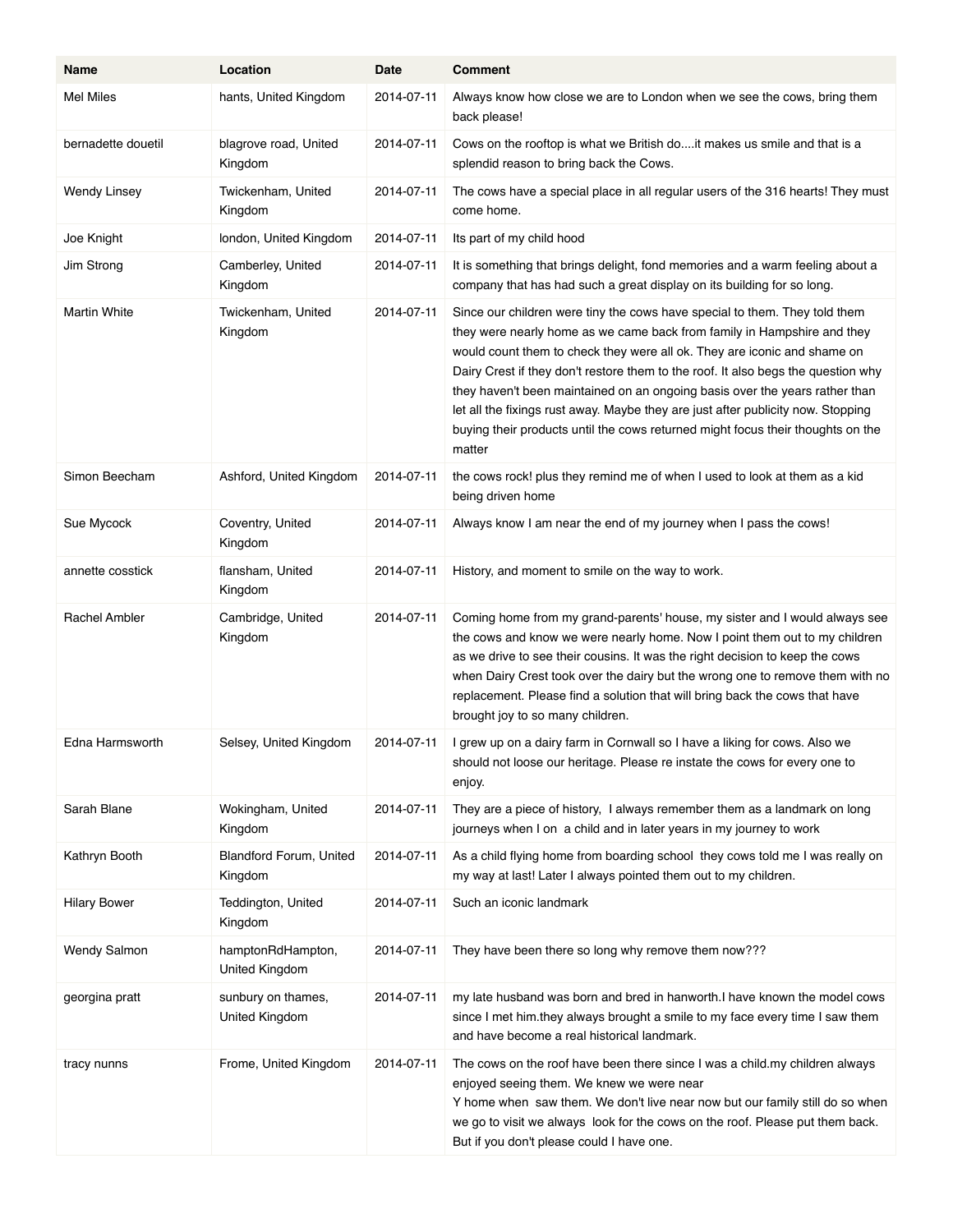| Name | Location | Date | Comment |
|---|---|---|---|
| Mel Miles | hants, United Kingdom | 2014-07-11 | Always know how close we are to London when we see the cows, bring them back please! |
| bernadette douetil | blagrove road, United Kingdom | 2014-07-11 | Cows on the rooftop is what we British do....it makes us smile and that is a splendid reason to bring back the Cows. |
| Wendy Linsey | Twickenham, United Kingdom | 2014-07-11 | The cows have a special place in all regular users of the 316 hearts! They must come home. |
| Joe Knight | london, United Kingdom | 2014-07-11 | Its part of my child hood |
| Jim Strong | Camberley, United Kingdom | 2014-07-11 | It is something that brings delight, fond memories and a warm feeling about a company that has had such a great display on its building for so long. |
| Martin White | Twickenham, United Kingdom | 2014-07-11 | Since our children were tiny the cows have special to them. They told them they were nearly home as we came back from family in Hampshire and they would count them to check they were all ok. They are iconic and shame on Dairy Crest if they don't restore them to the roof. It also begs the question why they haven't been maintained on an ongoing basis over the years rather than let all the fixings rust away. Maybe they are just after publicity now. Stopping buying their products until the cows returned might focus their thoughts on the matter |
| Simon Beecham | Ashford, United Kingdom | 2014-07-11 | the cows rock! plus they remind me of when I used to look at them as a kid being driven home |
| Sue Mycock | Coventry, United Kingdom | 2014-07-11 | Always know I am near the end of my journey when I pass the cows! |
| annette cosstick | flansham, United Kingdom | 2014-07-11 | History, and moment to smile on the way to work. |
| Rachel Ambler | Cambridge, United Kingdom | 2014-07-11 | Coming home from my grand-parents' house, my sister and I would always see the cows and know we were nearly home. Now I point them out to my children as we drive to see their cousins. It was the right decision to keep the cows when Dairy Crest took over the dairy but the wrong one to remove them with no replacement. Please find a solution that will bring back the cows that have brought joy to so many children. |
| Edna Harmsworth | Selsey, United Kingdom | 2014-07-11 | I grew up on a dairy farm in Cornwall so I have a liking for cows. Also we should not loose our heritage. Please re instate the cows for every one to enjoy. |
| Sarah Blane | Wokingham, United Kingdom | 2014-07-11 | They are a piece of history, I always remember them as a landmark on long journeys when I on a child and in later years in my journey to work |
| Kathryn Booth | Blandford Forum, United Kingdom | 2014-07-11 | As a child flying home from boarding school they cows told me I was really on my way at last! Later I always pointed them out to my children. |
| Hilary Bower | Teddington, United Kingdom | 2014-07-11 | Such an iconic landmark |
| Wendy Salmon | hamptonRdHampton, United Kingdom | 2014-07-11 | They have been there so long why remove them now??? |
| georgina pratt | sunbury on thames, United Kingdom | 2014-07-11 | my late husband was born and bred in hanworth.I have known the model cows since I met him.they always brought a smile to my face every time I saw them and have become a real historical landmark. |
| tracy nunns | Frome, United Kingdom | 2014-07-11 | The cows on the roof have been there since I was a child.my children always enjoyed seeing them. We knew we were near Y home when saw them. We don't live near now but our family still do so when we go to visit we always look for the cows on the roof. Please put them back. But if you don't please could I have one. |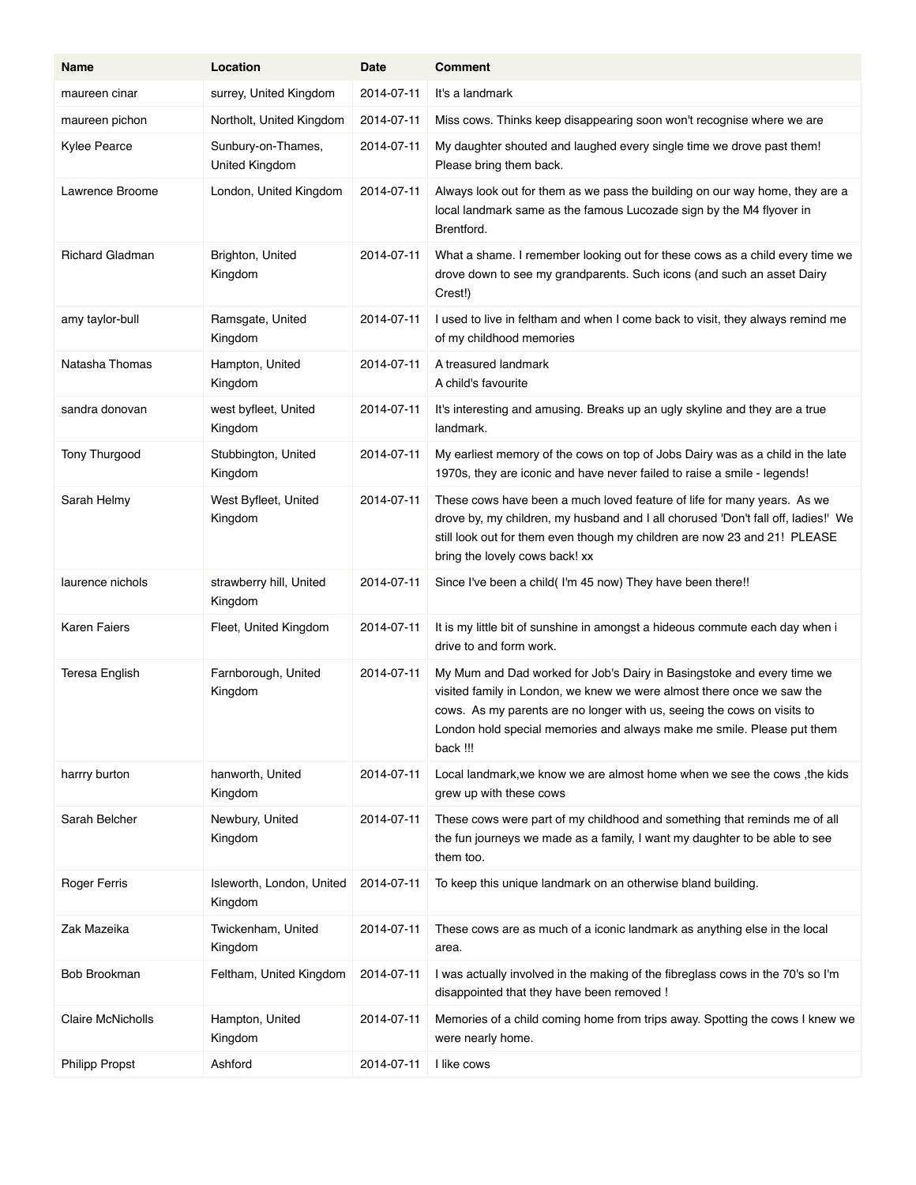| Name | Location | Date | Comment |
|---|---|---|---|
| maureen cinar | surrey, United Kingdom | 2014-07-11 | It's a landmark |
| maureen pichon | Northolt, United Kingdom | 2014-07-11 | Miss cows. Thinks keep disappearing soon won't recognise where we are |
| Kylee Pearce | Sunbury-on-Thames, United Kingdom | 2014-07-11 | My daughter shouted and laughed every single time we drove past them! Please bring them back. |
| Lawrence Broome | London, United Kingdom | 2014-07-11 | Always look out for them as we pass the building on our way home, they are a local landmark same as the famous Lucozade sign by the M4 flyover in Brentford. |
| Richard Gladman | Brighton, United Kingdom | 2014-07-11 | What a shame. I remember looking out for these cows as a child every time we drove down to see my grandparents. Such icons (and such an asset Dairy Crest!) |
| amy taylor-bull | Ramsgate, United Kingdom | 2014-07-11 | I used to live in feltham and when I come back to visit, they always remind me of my childhood memories |
| Natasha Thomas | Hampton, United Kingdom | 2014-07-11 | A treasured landmark<br>A child's favourite |
| sandra donovan | west byfleet, United Kingdom | 2014-07-11 | It's interesting and amusing. Breaks up an ugly skyline and they are a true landmark. |
| Tony Thurgood | Stubbington, United Kingdom | 2014-07-11 | My earliest memory of the cows on top of Jobs Dairy was as a child in the late 1970s, they are iconic and have never failed to raise a smile - legends! |
| Sarah Helmy | West Byfleet, United Kingdom | 2014-07-11 | These cows have been a much loved feature of life for many years. As we drove by, my children, my husband and I all chorused 'Don't fall off, ladies!' We still look out for them even though my children are now 23 and 21! PLEASE bring the lovely cows back! xx |
| laurence nichols | strawberry hill, United Kingdom | 2014-07-11 | Since I've been a child( I'm 45 now) They have been there!! |
| Karen Faiers | Fleet, United Kingdom | 2014-07-11 | It is my little bit of sunshine in amongst a hideous commute each day when i drive to and form work. |
| Teresa English | Farnborough, United Kingdom | 2014-07-11 | My Mum and Dad worked for Job's Dairy in Basingstoke and every time we visited family in London, we knew we were almost there once we saw the cows. As my parents are no longer with us, seeing the cows on visits to London hold special memories and always make me smile. Please put them back !!! |
| harrry burton | hanworth, United Kingdom | 2014-07-11 | Local landmark,we know we are almost home when we see the cows ,the kids grew up with these cows |
| Sarah Belcher | Newbury, United Kingdom | 2014-07-11 | These cows were part of my childhood and something that reminds me of all the fun journeys we made as a family, I want my daughter to be able to see them too. |
| Roger Ferris | Isleworth, London, United Kingdom | 2014-07-11 | To keep this unique landmark on an otherwise bland building. |
| Zak Mazeika | Twickenham, United Kingdom | 2014-07-11 | These cows are as much of a iconic landmark as anything else in the local area. |
| Bob Brookman | Feltham, United Kingdom | 2014-07-11 | I was actually involved in the making of the fibreglass cows in the 70's so I'm disappointed that they have been removed ! |
| Claire McNicholls | Hampton, United Kingdom | 2014-07-11 | Memories of a child coming home from trips away. Spotting the cows I knew we were nearly home. |
| Philipp Propst | Ashford | 2014-07-11 | I like cows |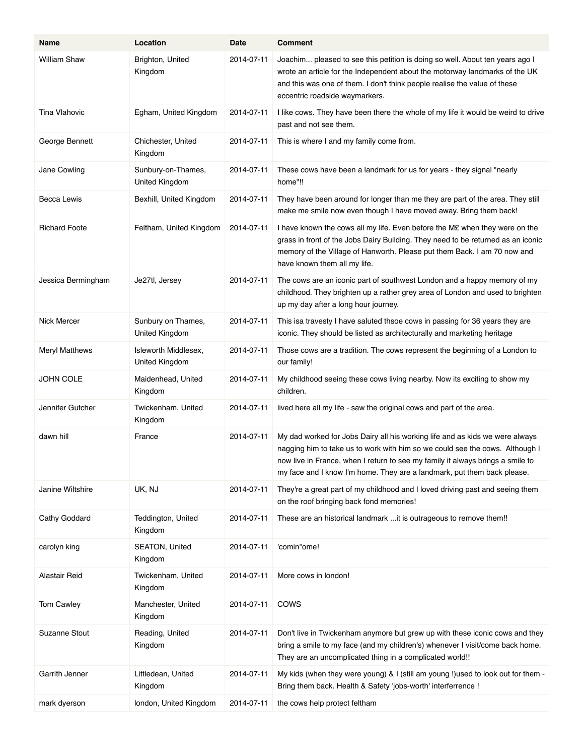| Name | Location | Date | Comment |
|---|---|---|---|
| William Shaw | Brighton, United Kingdom | 2014-07-11 | Joachim... pleased to see this petition is doing so well. About ten years ago I wrote an article for the Independent about the motorway landmarks of the UK and this was one of them. I don't think people realise the value of these eccentric roadside waymarkers. |
| Tina Vlahovic | Egham, United Kingdom | 2014-07-11 | I like cows. They have been there the whole of my life it would be weird to drive past and not see them. |
| George Bennett | Chichester, United Kingdom | 2014-07-11 | This is where I and my family come from. |
| Jane Cowling | Sunbury-on-Thames, United Kingdom | 2014-07-11 | These cows have been a landmark for us for years - they signal "nearly home"!! |
| Becca Lewis | Bexhill, United Kingdom | 2014-07-11 | They have been around for longer than me they are part of the area. They still make me smile now even though I have moved away. Bring them back! |
| Richard Foote | Feltham, United Kingdom | 2014-07-11 | I have known the cows all my life. Even before the M£ when they were on the grass in front of the Jobs Dairy Building. They need to be returned as an iconic memory of the Village of Hanworth. Please put them Back. I am 70 now and have known them all my life. |
| Jessica Bermingham | Je27tl, Jersey | 2014-07-11 | The cows are an iconic part of southwest London and a happy memory of my childhood. They brighten up a rather grey area of London and used to brighten up my day after a long hour journey. |
| Nick Mercer | Sunbury on Thames, United Kingdom | 2014-07-11 | This isa travesty I have saluted thsoe cows in passing for 36 years they are iconic. They should be listed as architecturally and marketing heritage |
| Meryl Matthews | Isleworth Middlesex, United Kingdom | 2014-07-11 | Those cows are a tradition. The cows represent the beginning of a London to our family! |
| JOHN COLE | Maidenhead, United Kingdom | 2014-07-11 | My childhood seeing these cows living nearby. Now its exciting to show my children. |
| Jennifer Gutcher | Twickenham, United Kingdom | 2014-07-11 | lived here all my life - saw the original cows and part of the area. |
| dawn hill | France | 2014-07-11 | My dad worked for Jobs Dairy all his working life and as kids we were always nagging him to take us to work with him so we could see the cows. Although I now live in France, when I return to see my family it always brings a smile to my face and I know I'm home. They are a landmark, put them back please. |
| Janine Wiltshire | UK, NJ | 2014-07-11 | They're a great part of my childhood and I loved driving past and seeing them on the roof bringing back fond memories! |
| Cathy Goddard | Teddington, United Kingdom | 2014-07-11 | These are an historical landmark ...it is outrageous to remove them!! |
| carolyn king | SEATON, United Kingdom | 2014-07-11 | 'comin''ome! |
| Alastair Reid | Twickenham, United Kingdom | 2014-07-11 | More cows in london! |
| Tom Cawley | Manchester, United Kingdom | 2014-07-11 | COWS |
| Suzanne Stout | Reading, United Kingdom | 2014-07-11 | Don't live in Twickenham anymore but grew up with these iconic cows and they bring a smile to my face (and my children's) whenever I visit/come back home. They are an uncomplicated thing in a complicated world!! |
| Garrith Jenner | Littledean, United Kingdom | 2014-07-11 | My kids (when they were young) & I (still am young !)used to look out for them - Bring them back. Health & Safety 'jobs-worth' interferrence ! |
| mark dyerson | london, United Kingdom | 2014-07-11 | the cows help protect feltham |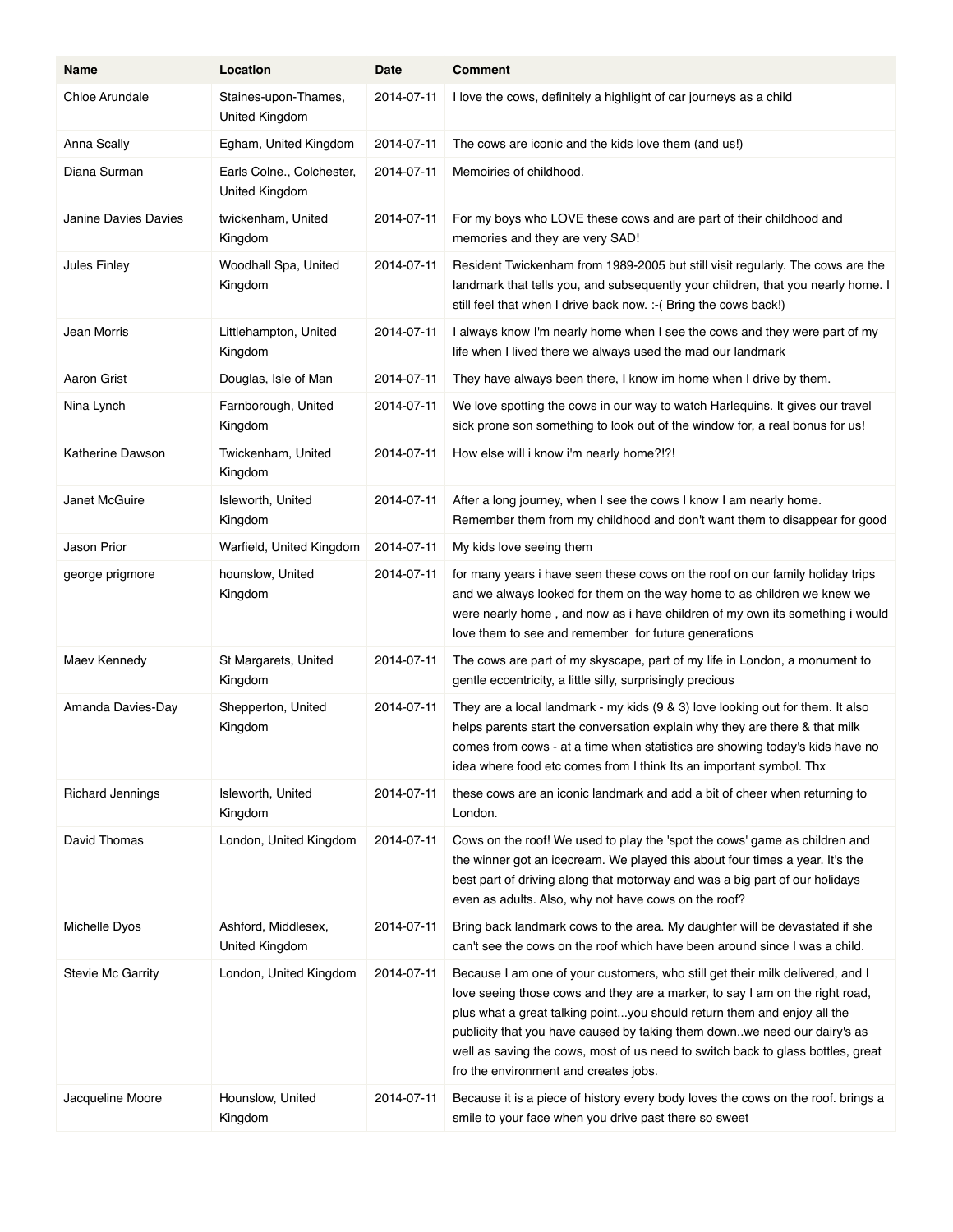| Name | Location | Date | Comment |
|---|---|---|---|
| Chloe Arundale | Staines-upon-Thames, United Kingdom | 2014-07-11 | I love the cows, definitely a highlight of car journeys as a child |
| Anna Scally | Egham, United Kingdom | 2014-07-11 | The cows are iconic and the kids love them (and us!) |
| Diana Surman | Earls Colne., Colchester, United Kingdom | 2014-07-11 | Memoiries of childhood. |
| Janine Davies Davies | twickenham, United Kingdom | 2014-07-11 | For my boys who LOVE these cows and are part of their childhood and memories and they are very SAD! |
| Jules Finley | Woodhall Spa, United Kingdom | 2014-07-11 | Resident Twickenham from 1989-2005 but still visit regularly. The cows are the landmark that tells you, and subsequently your children, that you nearly home. I still feel that when I drive back now. :-( Bring the cows back!) |
| Jean Morris | Littlehampton, United Kingdom | 2014-07-11 | I always know I'm nearly home when I see the cows and they were part of my life when I lived there we always used the mad our landmark |
| Aaron Grist | Douglas, Isle of Man | 2014-07-11 | They have always been there, I know im home when I drive by them. |
| Nina Lynch | Farnborough, United Kingdom | 2014-07-11 | We love spotting the cows in our way to watch Harlequins. It gives our travel sick prone son something to look out of the window for, a real bonus for us! |
| Katherine Dawson | Twickenham, United Kingdom | 2014-07-11 | How else will i know i'm nearly home?!?! |
| Janet McGuire | Isleworth, United Kingdom | 2014-07-11 | After a long journey, when I see the cows I know I am nearly home. Remember them from my childhood and don't want them to disappear for good |
| Jason Prior | Warfield, United Kingdom | 2014-07-11 | My kids love seeing them |
| george prigmore | hounslow, United Kingdom | 2014-07-11 | for many years i have seen these cows on the roof on our family holiday trips and we always looked for them on the way home to as children we knew we were nearly home , and now as i have children of my own its something i would love them to see and remember for future generations |
| Maev Kennedy | St Margarets, United Kingdom | 2014-07-11 | The cows are part of my skyscape, part of my life in London, a monument to gentle eccentricity, a little silly, surprisingly precious |
| Amanda Davies-Day | Shepperton, United Kingdom | 2014-07-11 | They are a local landmark - my kids (9 & 3) love looking out for them. It also helps parents start the conversation explain why they are there & that milk comes from cows - at a time when statistics are showing today's kids have no idea where food etc comes from I think Its an important symbol. Thx |
| Richard Jennings | Isleworth, United Kingdom | 2014-07-11 | these cows are an iconic landmark and add a bit of cheer when returning to London. |
| David Thomas | London, United Kingdom | 2014-07-11 | Cows on the roof! We used to play the 'spot the cows' game as children and the winner got an icecream. We played this about four times a year. It's the best part of driving along that motorway and was a big part of our holidays even as adults. Also, why not have cows on the roof? |
| Michelle Dyos | Ashford, Middlesex, United Kingdom | 2014-07-11 | Bring back landmark cows to the area. My daughter will be devastated if she can't see the cows on the roof which have been around since I was a child. |
| Stevie Mc Garrity | London, United Kingdom | 2014-07-11 | Because I am one of your customers, who still get their milk delivered, and I love seeing those cows and they are a marker, to say I am on the right road, plus what a great talking point...you should return them and enjoy all the publicity that you have caused by taking them down..we need our dairy's as well as saving the cows, most of us need to switch back to glass bottles, great fro the environment and creates jobs. |
| Jacqueline Moore | Hounslow, United Kingdom | 2014-07-11 | Because it is a piece of history every body loves the cows on the roof. brings a smile to your face when you drive past there so sweet |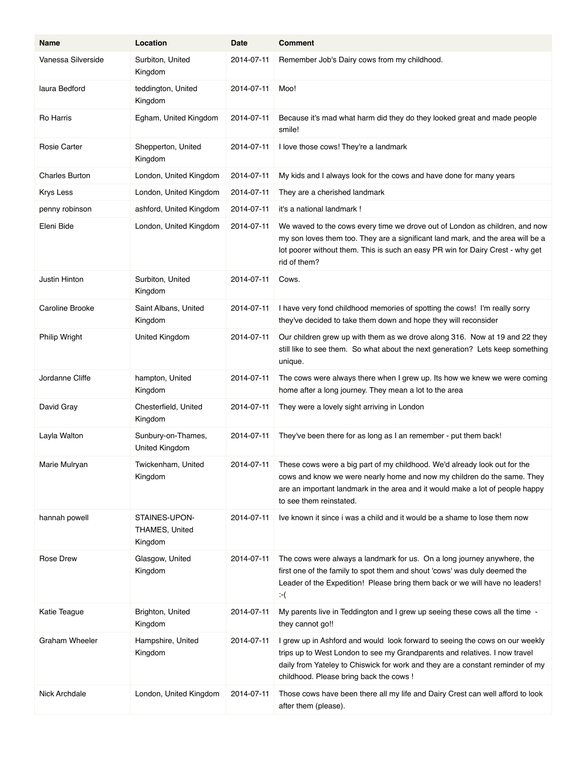| Name | Location | Date | Comment |
|---|---|---|---|
| Vanessa Silverside | Surbiton, United Kingdom | 2014-07-11 | Remember Job's Dairy cows from my childhood. |
| laura Bedford | teddington, United Kingdom | 2014-07-11 | Moo! |
| Ro Harris | Egham, United Kingdom | 2014-07-11 | Because it's mad what harm did they do they looked great and made people smile! |
| Rosie Carter | Shepperton, United Kingdom | 2014-07-11 | I love those cows! They're a landmark |
| Charles Burton | London, United Kingdom | 2014-07-11 | My kids and I always look for the cows and have done for many years |
| Krys Less | London, United Kingdom | 2014-07-11 | They are a cherished landmark |
| penny robinson | ashford, United Kingdom | 2014-07-11 | it's a national landmark ! |
| Eleni Bide | London, United Kingdom | 2014-07-11 | We waved to the cows every time we drove out of London as children, and now my son loves them too. They are a significant land mark, and the area will be a lot poorer without them. This is such an easy PR win for Dairy Crest - why get rid of them? |
| Justin Hinton | Surbiton, United Kingdom | 2014-07-11 | Cows. |
| Caroline Brooke | Saint Albans, United Kingdom | 2014-07-11 | I have very fond childhood memories of spotting the cows! I'm really sorry they've decided to take them down and hope they will reconsider |
| Philip Wright | United Kingdom | 2014-07-11 | Our children grew up with them as we drove along 316. Now at 19 and 22 they still like to see them. So what about the next generation? Lets keep something unique. |
| Jordanne Cliffe | hampton, United Kingdom | 2014-07-11 | The cows were always there when I grew up. Its how we knew we were coming home after a long journey. They mean a lot to the area |
| David Gray | Chesterfield, United Kingdom | 2014-07-11 | They were a lovely sight arriving in London |
| Layla Walton | Sunbury-on-Thames, United Kingdom | 2014-07-11 | They've been there for as long as I an remember - put them back! |
| Marie Mulryan | Twickenham, United Kingdom | 2014-07-11 | These cows were a big part of my childhood. We'd already look out for the cows and know we were nearly home and now my children do the same. They are an important landmark in the area and it would make a lot of people happy to see them reinstated. |
| hannah powell | STAINES-UPON-THAMES, United Kingdom | 2014-07-11 | Ive known it since i was a child and it would be a shame to lose them now |
| Rose Drew | Glasgow, United Kingdom | 2014-07-11 | The cows were always a landmark for us. On a long journey anywhere, the first one of the family to spot them and shout 'cows' was duly deemed the Leader of the Expedition! Please bring them back or we will have no leaders! :-( |
| Katie Teague | Brighton, United Kingdom | 2014-07-11 | My parents live in Teddington and I grew up seeing these cows all the time - they cannot go!! |
| Graham Wheeler | Hampshire, United Kingdom | 2014-07-11 | I grew up in Ashford and would look forward to seeing the cows on our weekly trips up to West London to see my Grandparents and relatives. I now travel daily from Yateley to Chiswick for work and they are a constant reminder of my childhood. Please bring back the cows ! |
| Nick Archdale | London, United Kingdom | 2014-07-11 | Those cows have been there all my life and Dairy Crest can well afford to look after them (please). |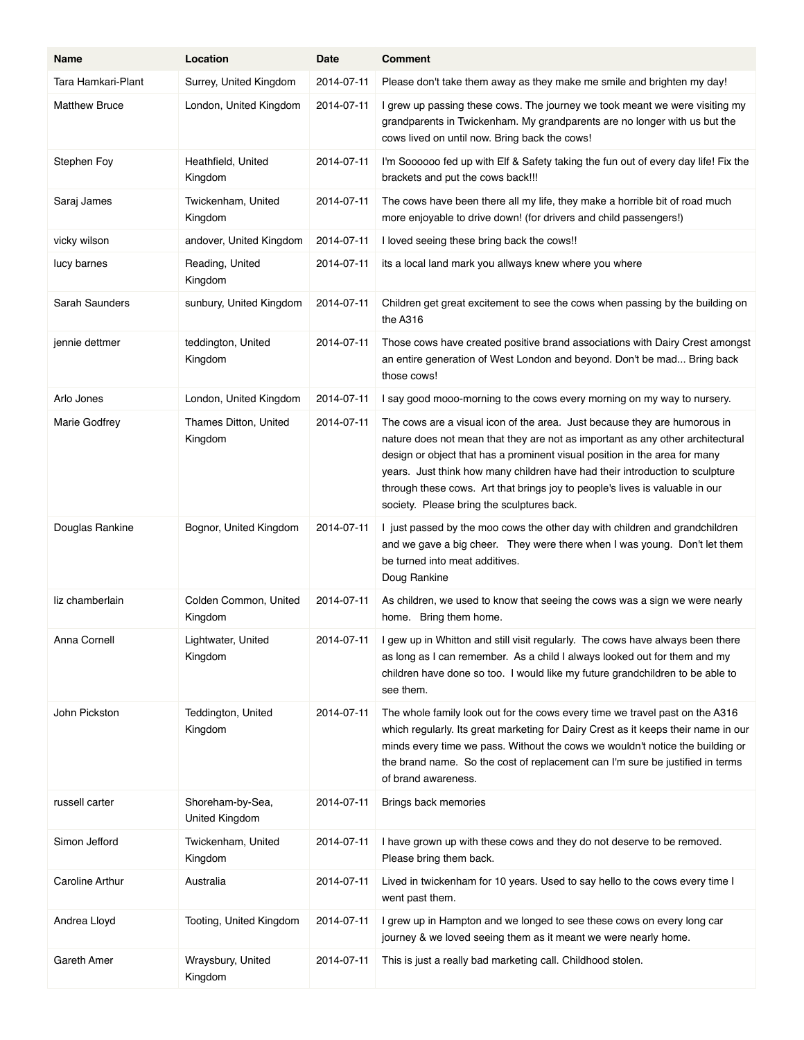| Name | Location | Date | Comment |
|---|---|---|---|
| Tara Hamkari-Plant | Surrey, United Kingdom | 2014-07-11 | Please don't take them away as they make me smile and brighten my day! |
| Matthew Bruce | London, United Kingdom | 2014-07-11 | I grew up passing these cows. The journey we took meant we were visiting my grandparents in Twickenham. My grandparents are no longer with us but the cows lived on until now. Bring back the cows! |
| Stephen Foy | Heathfield, United Kingdom | 2014-07-11 | I'm Soooooo fed up with Elf & Safety taking the fun out of every day life! Fix the brackets and put the cows back!!! |
| Saraj James | Twickenham, United Kingdom | 2014-07-11 | The cows have been there all my life, they make a horrible bit of road much more enjoyable to drive down! (for drivers and child passengers!) |
| vicky wilson | andover, United Kingdom | 2014-07-11 | I loved seeing these bring back the cows!! |
| lucy barnes | Reading, United Kingdom | 2014-07-11 | its a local land mark you allways knew where you where |
| Sarah Saunders | sunbury, United Kingdom | 2014-07-11 | Children get great excitement to see the cows when passing by the building on the A316 |
| jennie dettmer | teddington, United Kingdom | 2014-07-11 | Those cows have created positive brand associations with Dairy Crest amongst an entire generation of West London and beyond. Don't be mad... Bring back those cows! |
| Arlo Jones | London, United Kingdom | 2014-07-11 | I say good mooo-morning to the cows every morning on my way to nursery. |
| Marie Godfrey | Thames Ditton, United Kingdom | 2014-07-11 | The cows are a visual icon of the area. Just because they are humorous in nature does not mean that they are not as important as any other architectural design or object that has a prominent visual position in the area for many years. Just think how many children have had their introduction to sculpture through these cows. Art that brings joy to people's lives is valuable in our society. Please bring the sculptures back. |
| Douglas Rankine | Bognor, United Kingdom | 2014-07-11 | I just passed by the moo cows the other day with children and grandchildren and we gave a big cheer. They were there when I was young. Don't let them be turned into meat additives. Doug Rankine |
| liz chamberlain | Colden Common, United Kingdom | 2014-07-11 | As children, we used to know that seeing the cows was a sign we were nearly home. Bring them home. |
| Anna Cornell | Lightwater, United Kingdom | 2014-07-11 | I gew up in Whitton and still visit regularly. The cows have always been there as long as I can remember. As a child I always looked out for them and my children have done so too. I would like my future grandchildren to be able to see them. |
| John Pickston | Teddington, United Kingdom | 2014-07-11 | The whole family look out for the cows every time we travel past on the A316 which regularly. Its great marketing for Dairy Crest as it keeps their name in our minds every time we pass. Without the cows we wouldn't notice the building or the brand name. So the cost of replacement can I'm sure be justified in terms of brand awareness. |
| russell carter | Shoreham-by-Sea, United Kingdom | 2014-07-11 | Brings back memories |
| Simon Jefford | Twickenham, United Kingdom | 2014-07-11 | I have grown up with these cows and they do not deserve to be removed. Please bring them back. |
| Caroline Arthur | Australia | 2014-07-11 | Lived in twickenham for 10 years. Used to say hello to the cows every time I went past them. |
| Andrea Lloyd | Tooting, United Kingdom | 2014-07-11 | I grew up in Hampton and we longed to see these cows on every long car journey & we loved seeing them as it meant we were nearly home. |
| Gareth Amer | Wraysbury, United Kingdom | 2014-07-11 | This is just a really bad marketing call. Childhood stolen. |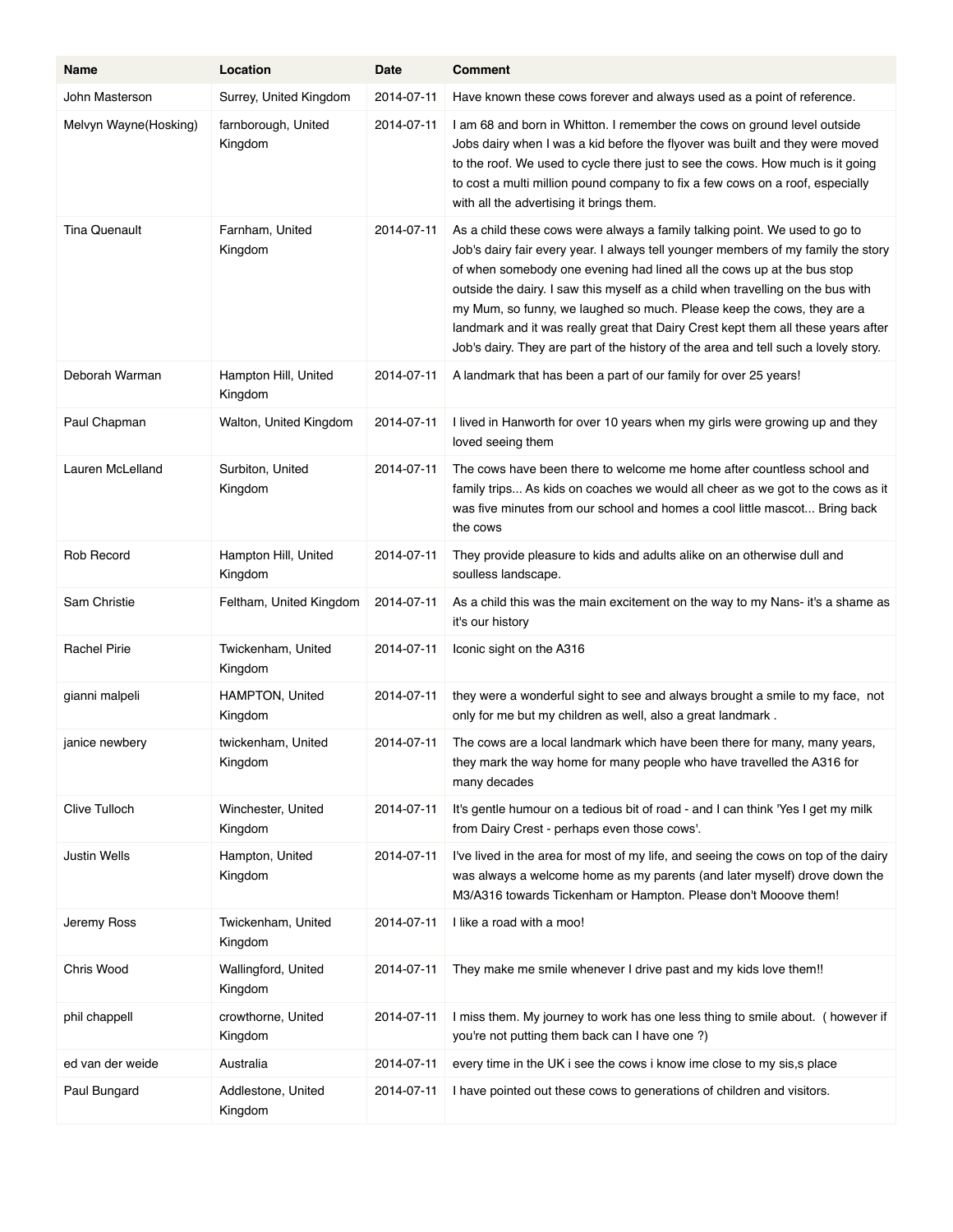| Name | Location | Date | Comment |
|---|---|---|---|
| John Masterson | Surrey, United Kingdom | 2014-07-11 | Have known these cows forever and always used as a point of reference. |
| Melvyn Wayne(Hosking) | farnborough, United Kingdom | 2014-07-11 | I am 68 and born in Whitton. I remember the cows on ground level outside Jobs dairy when I was a kid before the flyover was built and they were moved to the roof. We used to cycle there just to see the cows. How much is it going to cost a multi million pound company to fix a few cows on a roof, especially with all the advertising it brings them. |
| Tina Quenault | Farnham, United Kingdom | 2014-07-11 | As a child these cows were always a family talking point. We used to go to Job's dairy fair every year. I always tell younger members of my family the story of when somebody one evening had lined all the cows up at the bus stop outside the dairy. I saw this myself as a child when travelling on the bus with my Mum, so funny, we laughed so much. Please keep the cows, they are a landmark and it was really great that Dairy Crest kept them all these years after Job's dairy. They are part of the history of the area and tell such a lovely story. |
| Deborah Warman | Hampton Hill, United Kingdom | 2014-07-11 | A landmark that has been a part of our family for over 25 years! |
| Paul Chapman | Walton, United Kingdom | 2014-07-11 | I lived in Hanworth for over 10 years when my girls were growing up and they loved seeing them |
| Lauren McLelland | Surbiton, United Kingdom | 2014-07-11 | The cows have been there to welcome me home after countless school and family trips... As kids on coaches we would all cheer as we got to the cows as it was five minutes from our school and homes a cool little mascot... Bring back the cows |
| Rob Record | Hampton Hill, United Kingdom | 2014-07-11 | They provide pleasure to kids and adults alike on an otherwise dull and soulless landscape. |
| Sam Christie | Feltham, United Kingdom | 2014-07-11 | As a child this was the main excitement on the way to my Nans- it's a shame as it's our history |
| Rachel Pirie | Twickenham, United Kingdom | 2014-07-11 | Iconic sight on the A316 |
| gianni malpeli | HAMPTON, United Kingdom | 2014-07-11 | they were a wonderful sight to see and always brought a smile to my face, not only for me but my children as well, also a great landmark . |
| janice newbery | twickenham, United Kingdom | 2014-07-11 | The cows are a local landmark which have been there for many, many years, they mark the way home for many people who have travelled the A316 for many decades |
| Clive Tulloch | Winchester, United Kingdom | 2014-07-11 | It's gentle humour on a tedious bit of road - and I can think 'Yes I get my milk from Dairy Crest - perhaps even those cows'. |
| Justin Wells | Hampton, United Kingdom | 2014-07-11 | I've lived in the area for most of my life, and seeing the cows on top of the dairy was always a welcome home as my parents (and later myself) drove down the M3/A316 towards Tickenham or Hampton. Please don't Mooove them! |
| Jeremy Ross | Twickenham, United Kingdom | 2014-07-11 | I like a road with a moo! |
| Chris Wood | Wallingford, United Kingdom | 2014-07-11 | They make me smile whenever I drive past and my kids love them!! |
| phil chappell | crowthorne, United Kingdom | 2014-07-11 | I miss them. My journey to work has one less thing to smile about. ( however if you're not putting them back can I have one ?) |
| ed van der weide | Australia | 2014-07-11 | every time in the UK i see the cows i know ime close to my sis,s place |
| Paul Bungard | Addlestone, United Kingdom | 2014-07-11 | I have pointed out these cows to generations of children and visitors. |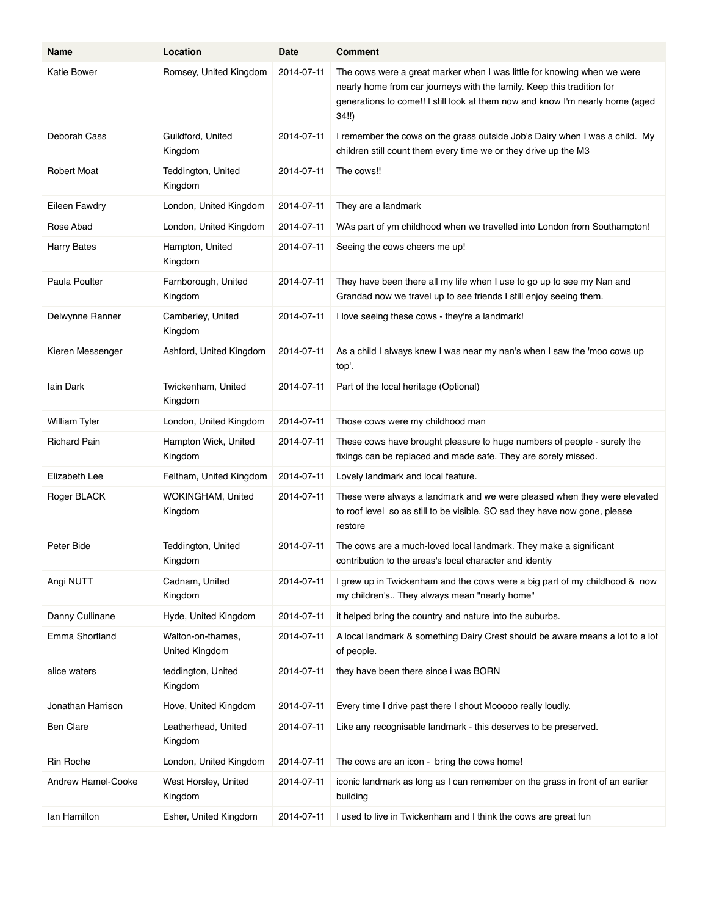| Name | Location | Date | Comment |
|---|---|---|---|
| Katie Bower | Romsey, United Kingdom | 2014-07-11 | The cows were a great marker when I was little for knowing when we were nearly home from car journeys with the family. Keep this tradition for generations to come!! I still look at them now and know I'm nearly home (aged 34!!) |
| Deborah Cass | Guildford, United Kingdom | 2014-07-11 | I remember the cows on the grass outside Job's Dairy when I was a child. My children still count them every time we or they drive up the M3 |
| Robert Moat | Teddington, United Kingdom | 2014-07-11 | The cows!! |
| Eileen Fawdry | London, United Kingdom | 2014-07-11 | They are a landmark |
| Rose Abad | London, United Kingdom | 2014-07-11 | WAs part of ym childhood when we travelled into London from Southampton! |
| Harry Bates | Hampton, United Kingdom | 2014-07-11 | Seeing the cows cheers me up! |
| Paula Poulter | Farnborough, United Kingdom | 2014-07-11 | They have been there all my life when I use to go up to see my Nan and Grandad now we travel up to see friends I still enjoy seeing them. |
| Delwynne Ranner | Camberley, United Kingdom | 2014-07-11 | I love seeing these cows - they're a landmark! |
| Kieren Messenger | Ashford, United Kingdom | 2014-07-11 | As a child I always knew I was near my nan's when I saw the 'moo cows up top'. |
| Iain Dark | Twickenham, United Kingdom | 2014-07-11 | Part of the local heritage (Optional) |
| William Tyler | London, United Kingdom | 2014-07-11 | Those cows were my childhood man |
| Richard Pain | Hampton Wick, United Kingdom | 2014-07-11 | These cows have brought pleasure to huge numbers of people - surely the fixings can be replaced and made safe. They are sorely missed. |
| Elizabeth Lee | Feltham, United Kingdom | 2014-07-11 | Lovely landmark and local feature. |
| Roger BLACK | WOKINGHAM, United Kingdom | 2014-07-11 | These were always a landmark and we were pleased when they were elevated to roof level so as still to be visible. SO sad they have now gone, please restore |
| Peter Bide | Teddington, United Kingdom | 2014-07-11 | The cows are a much-loved local landmark. They make a significant contribution to the areas's local character and identiy |
| Angi NUTT | Cadnam, United Kingdom | 2014-07-11 | I grew up in Twickenham and the cows were a big part of my childhood & now my children's.. They always mean "nearly home" |
| Danny Cullinane | Hyde, United Kingdom | 2014-07-11 | it helped bring the country and nature into the suburbs. |
| Emma Shortland | Walton-on-thames, United Kingdom | 2014-07-11 | A local landmark & something Dairy Crest should be aware means a lot to a lot of people. |
| alice waters | teddington, United Kingdom | 2014-07-11 | they have been there since i was BORN |
| Jonathan Harrison | Hove, United Kingdom | 2014-07-11 | Every time I drive past there I shout Mooooo really loudly. |
| Ben Clare | Leatherhead, United Kingdom | 2014-07-11 | Like any recognisable landmark - this deserves to be preserved. |
| Rin Roche | London, United Kingdom | 2014-07-11 | The cows are an icon - bring the cows home! |
| Andrew Hamel-Cooke | West Horsley, United Kingdom | 2014-07-11 | iconic landmark as long as I can remember on the grass in front of an earlier building |
| Ian Hamilton | Esher, United Kingdom | 2014-07-11 | I used to live in Twickenham and I think the cows are great fun |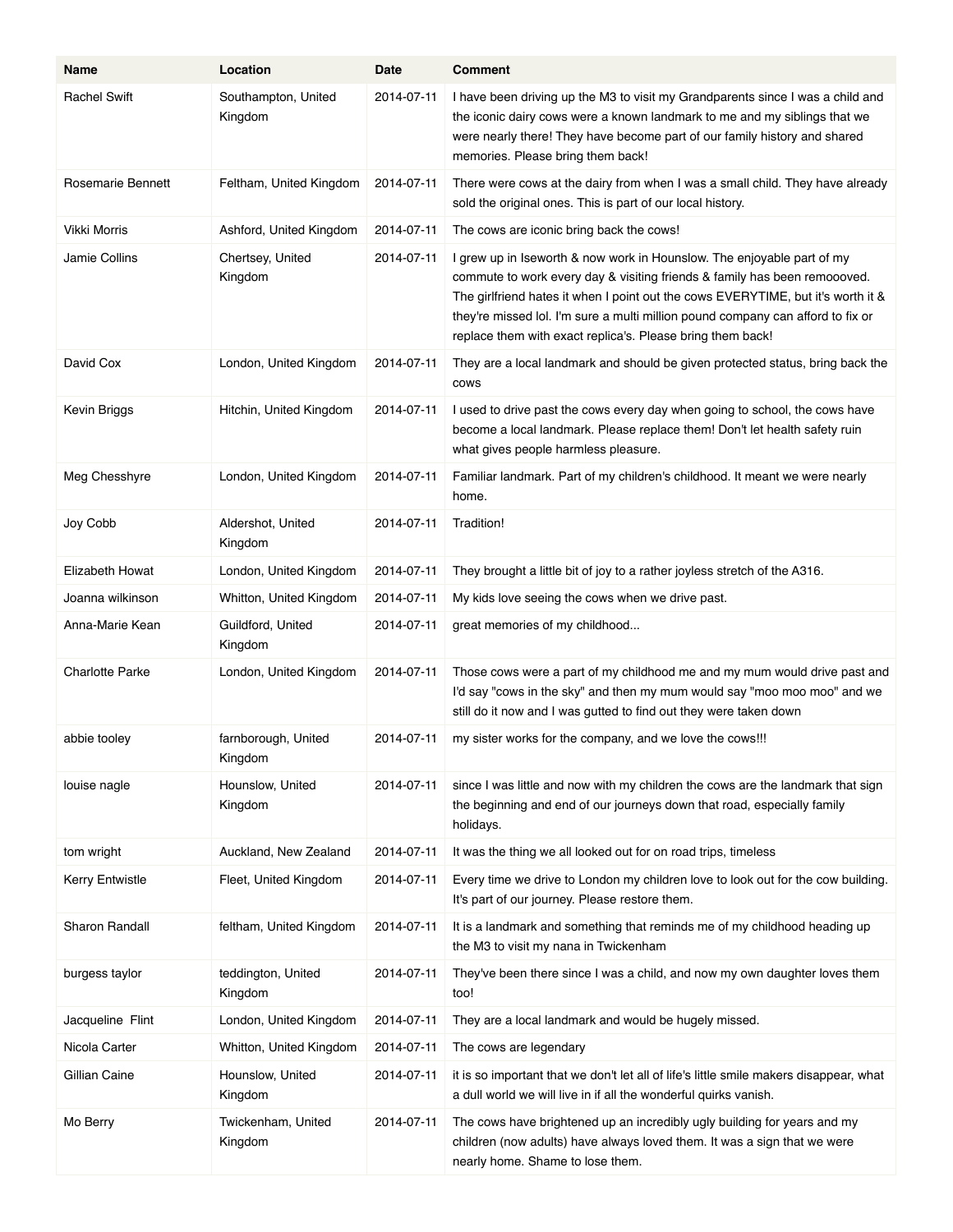| Name | Location | Date | Comment |
| --- | --- | --- | --- |
| Rachel Swift | Southampton, United Kingdom | 2014-07-11 | I have been driving up the M3 to visit my Grandparents since I was a child and the iconic dairy cows were a known landmark to me and my siblings that we were nearly there! They have become part of our family history and shared memories. Please bring them back! |
| Rosemarie Bennett | Feltham, United Kingdom | 2014-07-11 | There were cows at the dairy from when I was a small child. They have already sold the original ones. This is part of our local history. |
| Vikki Morris | Ashford, United Kingdom | 2014-07-11 | The cows are iconic bring back the cows! |
| Jamie Collins | Chertsey, United Kingdom | 2014-07-11 | I grew up in Iseworth & now work in Hounslow. The enjoyable part of my commute to work every day & visiting friends & family has been remoooved. The girlfriend hates it when I point out the cows EVERYTIME, but it's worth it & they're missed lol. I'm sure a multi million pound company can afford to fix or replace them with exact replica's. Please bring them back! |
| David Cox | London, United Kingdom | 2014-07-11 | They are a local landmark and should be given protected status, bring back the cows |
| Kevin Briggs | Hitchin, United Kingdom | 2014-07-11 | I used to drive past the cows every day when going to school, the cows have become a local landmark. Please replace them! Don't let health safety ruin what gives people harmless pleasure. |
| Meg Chesshyre | London, United Kingdom | 2014-07-11 | Familiar landmark. Part of my children's childhood. It meant we were nearly home. |
| Joy Cobb | Aldershot, United Kingdom | 2014-07-11 | Tradition! |
| Elizabeth Howat | London, United Kingdom | 2014-07-11 | They brought a little bit of joy to a rather joyless stretch of the A316. |
| Joanna wilkinson | Whitton, United Kingdom | 2014-07-11 | My kids love seeing the cows when we drive past. |
| Anna-Marie Kean | Guildford, United Kingdom | 2014-07-11 | great memories of my childhood... |
| Charlotte Parke | London, United Kingdom | 2014-07-11 | Those cows were a part of my childhood me and my mum would drive past and I'd say "cows in the sky" and then my mum would say "moo moo moo" and we still do it now and I was gutted to find out they were taken down |
| abbie tooley | farnborough, United Kingdom | 2014-07-11 | my sister works for the company, and we love the cows!!! |
| louise nagle | Hounslow, United Kingdom | 2014-07-11 | since I was little and now with my children the cows are the landmark that sign the beginning and end of our journeys down that road, especially family holidays. |
| tom wright | Auckland, New Zealand | 2014-07-11 | It was the thing we all looked out for on road trips, timeless |
| Kerry Entwistle | Fleet, United Kingdom | 2014-07-11 | Every time we drive to London my children love to look out for the cow building. It's part of our journey. Please restore them. |
| Sharon Randall | feltham, United Kingdom | 2014-07-11 | It is a landmark and something that reminds me of my childhood heading up the M3 to visit my nana in Twickenham |
| burgess taylor | teddington, United Kingdom | 2014-07-11 | They've been there since I was a child, and now my own daughter loves them too! |
| Jacqueline Flint | London, United Kingdom | 2014-07-11 | They are a local landmark and would be hugely missed. |
| Nicola Carter | Whitton, United Kingdom | 2014-07-11 | The cows are legendary |
| Gillian Caine | Hounslow, United Kingdom | 2014-07-11 | it is so important that we don't let all of life's little smile makers disappear, what a dull world we will live in if all the wonderful quirks vanish. |
| Mo Berry | Twickenham, United Kingdom | 2014-07-11 | The cows have brightened up an incredibly ugly building for years and my children (now adults) have always loved them. It was a sign that we were nearly home. Shame to lose them. |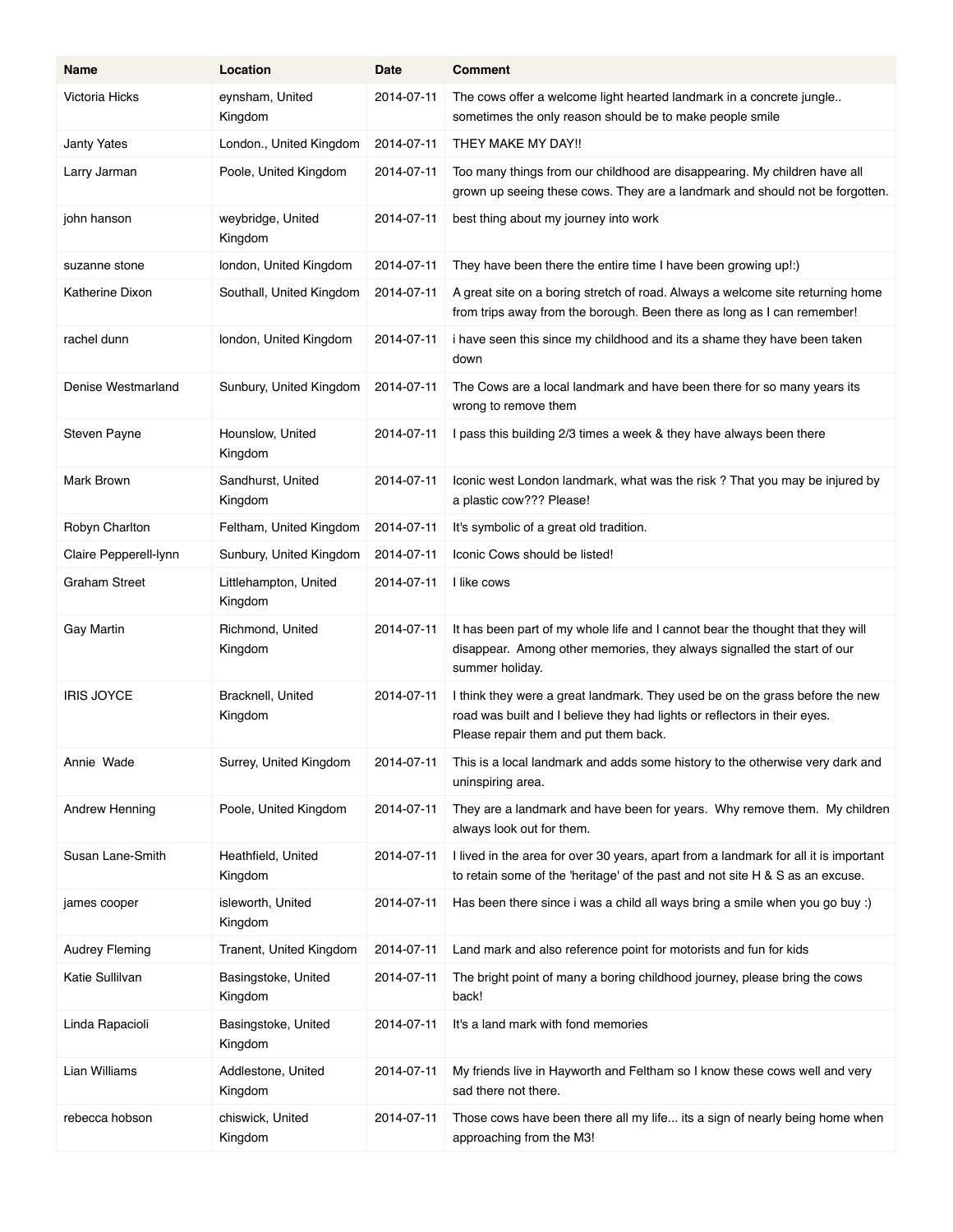| Name | Location | Date | Comment |
|---|---|---|---|
| Victoria Hicks | eynsham, United Kingdom | 2014-07-11 | The cows offer a welcome light hearted landmark in a concrete jungle.. sometimes the only reason should be to make people smile |
| Janty Yates | London., United Kingdom | 2014-07-11 | THEY MAKE MY DAY!! |
| Larry Jarman | Poole, United Kingdom | 2014-07-11 | Too many things from our childhood are disappearing. My children have all grown up seeing these cows. They are a landmark and should not be forgotten. |
| john hanson | weybridge, United Kingdom | 2014-07-11 | best thing about my journey into work |
| suzanne stone | london, United Kingdom | 2014-07-11 | They have been there the entire time I have been growing up!:) |
| Katherine Dixon | Southall, United Kingdom | 2014-07-11 | A great site on a boring stretch of road. Always a welcome site returning home from trips away from the borough. Been there as long as I can remember! |
| rachel dunn | london, United Kingdom | 2014-07-11 | i have seen this since my childhood and its a shame they have been taken down |
| Denise Westmarland | Sunbury, United Kingdom | 2014-07-11 | The Cows are a local landmark and have been there for so many years its wrong to remove them |
| Steven Payne | Hounslow, United Kingdom | 2014-07-11 | I pass this building 2/3 times a week & they have always been there |
| Mark Brown | Sandhurst, United Kingdom | 2014-07-11 | Iconic west London landmark, what was the risk ? That you may be injured by a plastic cow??? Please! |
| Robyn Charlton | Feltham, United Kingdom | 2014-07-11 | It's symbolic of a great old tradition. |
| Claire Pepperell-lynn | Sunbury, United Kingdom | 2014-07-11 | Iconic Cows should be listed! |
| Graham Street | Littlehampton, United Kingdom | 2014-07-11 | I like cows |
| Gay Martin | Richmond, United Kingdom | 2014-07-11 | It has been part of my whole life and I cannot bear the thought that they will disappear. Among other memories, they always signalled the start of our summer holiday. |
| IRIS JOYCE | Bracknell, United Kingdom | 2014-07-11 | I think they were a great landmark. They used be on the grass before the new road was built and I believe they had lights or reflectors in their eyes. Please repair them and put them back. |
| Annie Wade | Surrey, United Kingdom | 2014-07-11 | This is a local landmark and adds some history to the otherwise very dark and uninspiring area. |
| Andrew Henning | Poole, United Kingdom | 2014-07-11 | They are a landmark and have been for years. Why remove them. My children always look out for them. |
| Susan Lane-Smith | Heathfield, United Kingdom | 2014-07-11 | I lived in the area for over 30 years, apart from a landmark for all it is important to retain some of the 'heritage' of the past and not site H & S as an excuse. |
| james cooper | isleworth, United Kingdom | 2014-07-11 | Has been there since i was a child all ways bring a smile when you go buy :) |
| Audrey Fleming | Tranent, United Kingdom | 2014-07-11 | Land mark and also reference point for motorists and fun for kids |
| Katie Sullilvan | Basingstoke, United Kingdom | 2014-07-11 | The bright point of many a boring childhood journey, please bring the cows back! |
| Linda Rapacioli | Basingstoke, United Kingdom | 2014-07-11 | It's a land mark with fond memories |
| Lian Williams | Addlestone, United Kingdom | 2014-07-11 | My friends live in Hayworth and Feltham so I know these cows well and very sad there not there. |
| rebecca hobson | chiswick, United Kingdom | 2014-07-11 | Those cows have been there all my life... its a sign of nearly being home when approaching from the M3! |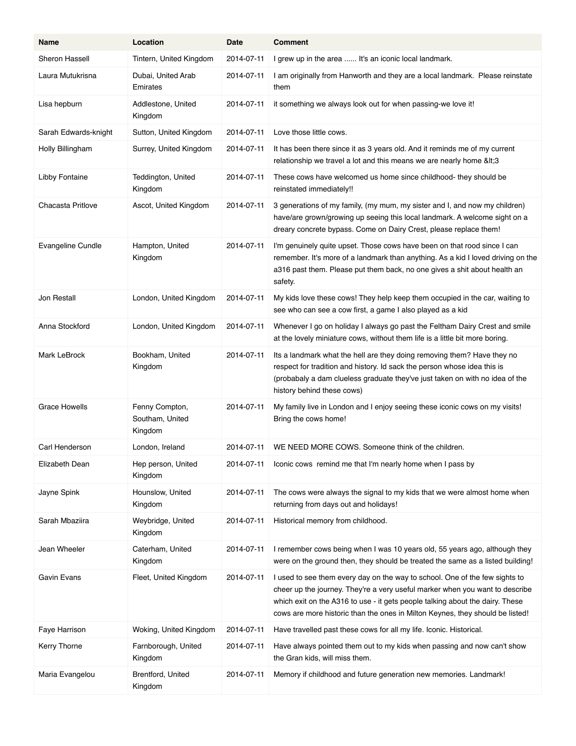| Name | Location | Date | Comment |
|---|---|---|---|
| Sheron Hassell | Tintern, United Kingdom | 2014-07-11 | I grew up in the area ...... It's an iconic local landmark. |
| Laura Mutukrisna | Dubai, United Arab Emirates | 2014-07-11 | I am originally from Hanworth and they are a local landmark. Please reinstate them |
| Lisa hepburn | Addlestone, United Kingdom | 2014-07-11 | it something we always look out for when passing-we love it! |
| Sarah Edwards-knight | Sutton, United Kingdom | 2014-07-11 | Love those little cows. |
| Holly Billingham | Surrey, United Kingdom | 2014-07-11 | It has been there since it as 3 years old. And it reminds me of my current relationship we travel a lot and this means we are nearly home &lt;3 |
| Libby Fontaine | Teddington, United Kingdom | 2014-07-11 | These cows have welcomed us home since childhood- they should be reinstated immediately!! |
| Chacasta Pritlove | Ascot, United Kingdom | 2014-07-11 | 3 generations of my family, (my mum, my sister and I, and now my children) have/are grown/growing up seeing this local landmark. A welcome sight on a dreary concrete bypass. Come on Dairy Crest, please replace them! |
| Evangeline Cundle | Hampton, United Kingdom | 2014-07-11 | I'm genuinely quite upset. Those cows have been on that rood since I can remember. It's more of a landmark than anything. As a kid I loved driving on the a316 past them. Please put them back, no one gives a shit about health an safety. |
| Jon Restall | London, United Kingdom | 2014-07-11 | My kids love these cows! They help keep them occupied in the car, waiting to see who can see a cow first, a game I also played as a kid |
| Anna Stockford | London, United Kingdom | 2014-07-11 | Whenever I go on holiday I always go past the Feltham Dairy Crest and smile at the lovely miniature cows, without them life is a little bit more boring. |
| Mark LeBrock | Bookham, United Kingdom | 2014-07-11 | Its a landmark what the hell are they doing removing them? Have they no respect for tradition and history. Id sack the person whose idea this is (probabaly a dam clueless graduate they've just taken on with no idea of the history behind these cows) |
| Grace Howells | Fenny Compton, Southam, United Kingdom | 2014-07-11 | My family live in London and I enjoy seeing these iconic cows on my visits! Bring the cows home! |
| Carl Henderson | London, Ireland | 2014-07-11 | WE NEED MORE COWS. Someone think of the children. |
| Elizabeth Dean | Hep person, United Kingdom | 2014-07-11 | Iconic cows remind me that I'm nearly home when I pass by |
| Jayne Spink | Hounslow, United Kingdom | 2014-07-11 | The cows were always the signal to my kids that we were almost home when returning from days out and holidays! |
| Sarah Mbaziira | Weybridge, United Kingdom | 2014-07-11 | Historical memory from childhood. |
| Jean Wheeler | Caterham, United Kingdom | 2014-07-11 | I remember cows being when I was 10 years old, 55 years ago, although they were on the ground then, they should be treated the same as a listed building! |
| Gavin Evans | Fleet, United Kingdom | 2014-07-11 | I used to see them every day on the way to school. One of the few sights to cheer up the journey. They're a very useful marker when you want to describe which exit on the A316 to use - it gets people talking about the dairy. These cows are more historic than the ones in Milton Keynes, they should be listed! |
| Faye Harrison | Woking, United Kingdom | 2014-07-11 | Have travelled past these cows for all my life. Iconic. Historical. |
| Kerry Thorne | Farnborough, United Kingdom | 2014-07-11 | Have always pointed them out to my kids when passing and now can't show the Gran kids, will miss them. |
| Maria Evangelou | Brentford, United Kingdom | 2014-07-11 | Memory if childhood and future generation new memories. Landmark! |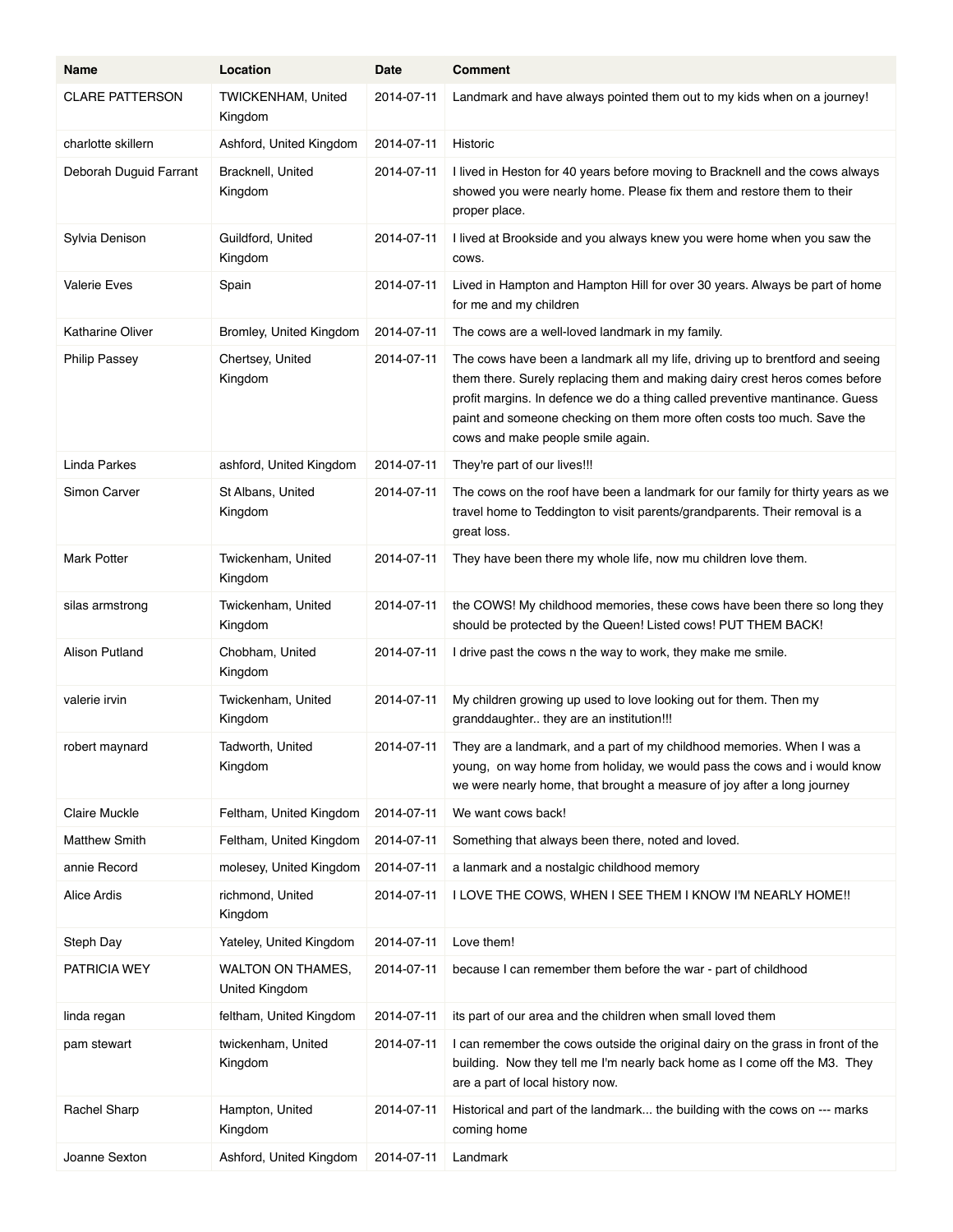| Name | Location | Date | Comment |
| --- | --- | --- | --- |
| CLARE PATTERSON | TWICKENHAM, United Kingdom | 2014-07-11 | Landmark and have always pointed them out to my kids when on a journey! |
| charlotte skillern | Ashford, United Kingdom | 2014-07-11 | Historic |
| Deborah Duguid Farrant | Bracknell, United Kingdom | 2014-07-11 | I lived in Heston for 40 years before moving to Bracknell and the cows always showed you were nearly home. Please fix them and restore them to their proper place. |
| Sylvia Denison | Guildford, United Kingdom | 2014-07-11 | I lived at Brookside and you always knew you were home when you saw the cows. |
| Valerie Eves | Spain | 2014-07-11 | Lived in Hampton and Hampton Hill for over 30 years. Always be part of home for me and my children |
| Katharine Oliver | Bromley, United Kingdom | 2014-07-11 | The cows are a well-loved landmark in my family. |
| Philip Passey | Chertsey, United Kingdom | 2014-07-11 | The cows have been a landmark all my life, driving up to brentford and seeing them there. Surely replacing them and making dairy crest heros comes before profit margins. In defence we do a thing called preventive mantinance. Guess paint and someone checking on them more often costs too much. Save the cows and make people smile again. |
| Linda Parkes | ashford, United Kingdom | 2014-07-11 | They're part of our lives!!! |
| Simon Carver | St Albans, United Kingdom | 2014-07-11 | The cows on the roof have been a landmark for our family for thirty years as we travel home to Teddington to visit parents/grandparents. Their removal is a great loss. |
| Mark Potter | Twickenham, United Kingdom | 2014-07-11 | They have been there my whole life, now mu children love them. |
| silas armstrong | Twickenham, United Kingdom | 2014-07-11 | the COWS! My childhood memories, these cows have been there so long they should be protected by the Queen! Listed cows! PUT THEM BACK! |
| Alison Putland | Chobham, United Kingdom | 2014-07-11 | I drive past the cows n the way to work, they make me smile. |
| valerie irvin | Twickenham, United Kingdom | 2014-07-11 | My children growing up used to love looking out for them. Then my granddaughter.. they are an institution!!! |
| robert maynard | Tadworth, United Kingdom | 2014-07-11 | They are a landmark, and a part of my childhood memories. When I was a young, on way home from holiday, we would pass the cows and i would know we were nearly home, that brought a measure of joy after a long journey |
| Claire Muckle | Feltham, United Kingdom | 2014-07-11 | We want cows back! |
| Matthew Smith | Feltham, United Kingdom | 2014-07-11 | Something that always been there, noted and loved. |
| annie Record | molesey, United Kingdom | 2014-07-11 | a lanmark and a nostalgic childhood memory |
| Alice Ardis | richmond, United Kingdom | 2014-07-11 | I LOVE THE COWS, WHEN I SEE THEM I KNOW I'M NEARLY HOME!! |
| Steph Day | Yateley, United Kingdom | 2014-07-11 | Love them! |
| PATRICIA WEY | WALTON ON THAMES, United Kingdom | 2014-07-11 | because I can remember them before the war - part of childhood |
| linda regan | feltham, United Kingdom | 2014-07-11 | its part of our area and the children when small loved them |
| pam stewart | twickenham, United Kingdom | 2014-07-11 | I can remember the cows outside the original dairy on the grass in front of the building. Now they tell me I'm nearly back home as I come off the M3. They are a part of local history now. |
| Rachel Sharp | Hampton, United Kingdom | 2014-07-11 | Historical and part of the landmark... the building with the cows on --- marks coming home |
| Joanne Sexton | Ashford, United Kingdom | 2014-07-11 | Landmark |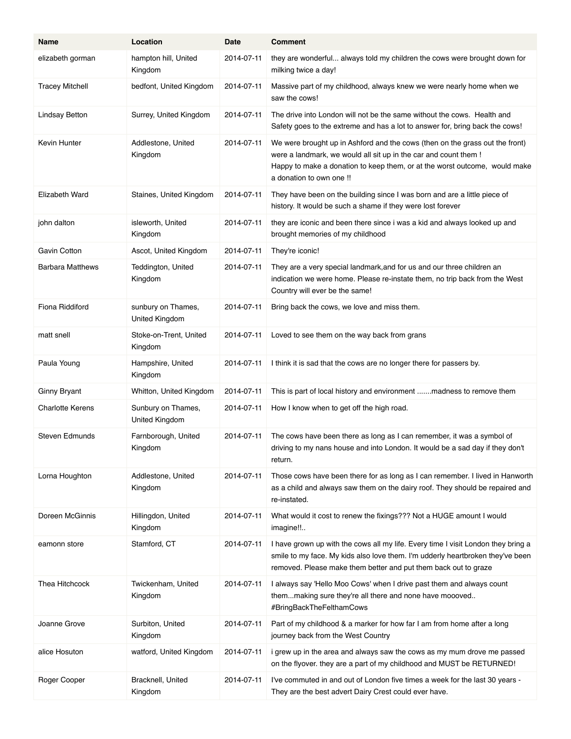| Name | Location | Date | Comment |
|---|---|---|---|
| elizabeth gorman | hampton hill, United Kingdom | 2014-07-11 | they are wonderful... always told my children the cows were brought down for milking twice a day! |
| Tracey Mitchell | bedfont, United Kingdom | 2014-07-11 | Massive part of my childhood, always knew we were nearly home when we saw the cows! |
| Lindsay Betton | Surrey, United Kingdom | 2014-07-11 | The drive into London will not be the same without the cows. Health and Safety goes to the extreme and has a lot to answer for, bring back the cows! |
| Kevin Hunter | Addlestone, United Kingdom | 2014-07-11 | We were brought up in Ashford and the cows (then on the grass out the front) were a landmark, we would all sit up in the car and count them ! Happy to make a donation to keep them, or at the worst outcome, would make a donation to own one !! |
| Elizabeth Ward | Staines, United Kingdom | 2014-07-11 | They have been on the building since I was born and are a little piece of history. It would be such a shame if they were lost forever |
| john dalton | isleworth, United Kingdom | 2014-07-11 | they are iconic and been there since i was a kid and always looked up and brought memories of my childhood |
| Gavin Cotton | Ascot, United Kingdom | 2014-07-11 | They're iconic! |
| Barbara Matthews | Teddington, United Kingdom | 2014-07-11 | They are a very special landmark,and for us and our three children an indication we were home. Please re-instate them, no trip back from the West Country will ever be the same! |
| Fiona Riddiford | sunbury on Thames, United Kingdom | 2014-07-11 | Bring back the cows, we love and miss them. |
| matt snell | Stoke-on-Trent, United Kingdom | 2014-07-11 | Loved to see them on the way back from grans |
| Paula Young | Hampshire, United Kingdom | 2014-07-11 | I think it is sad that the cows are no longer there for passers by. |
| Ginny Bryant | Whitton, United Kingdom | 2014-07-11 | This is part of local history and environment .......madness to remove them |
| Charlotte Kerens | Sunbury on Thames, United Kingdom | 2014-07-11 | How I know when to get off the high road. |
| Steven Edmunds | Farnborough, United Kingdom | 2014-07-11 | The cows have been there as long as I can remember, it was a symbol of driving to my nans house and into London. It would be a sad day if they don't return. |
| Lorna Houghton | Addlestone, United Kingdom | 2014-07-11 | Those cows have been there for as long as I can remember. I lived in Hanworth as a child and always saw them on the dairy roof. They should be repaired and re-instated. |
| Doreen McGinnis | Hillingdon, United Kingdom | 2014-07-11 | What would it cost to renew the fixings??? Not a HUGE amount I would imagine!!.. |
| eamonn store | Stamford, CT | 2014-07-11 | I have grown up with the cows all my life. Every time I visit London they bring a smile to my face. My kids also love them. I'm udderly heartbroken they've been removed. Please make them better and put them back out to graze |
| Thea Hitchcock | Twickenham, United Kingdom | 2014-07-11 | I always say 'Hello Moo Cows' when I drive past them and always count them...making sure they're all there and none have moooved.. #BringBackTheFelthamCows |
| Joanne Grove | Surbiton, United Kingdom | 2014-07-11 | Part of my childhood & a marker for how far I am from home after a long journey back from the West Country |
| alice Hosuton | watford, United Kingdom | 2014-07-11 | i grew up in the area and always saw the cows as my mum drove me passed on the flyover. they are a part of my childhood and MUST be RETURNED! |
| Roger Cooper | Bracknell, United Kingdom | 2014-07-11 | I've commuted in and out of London five times a week for the last 30 years - They are the best advert Dairy Crest could ever have. |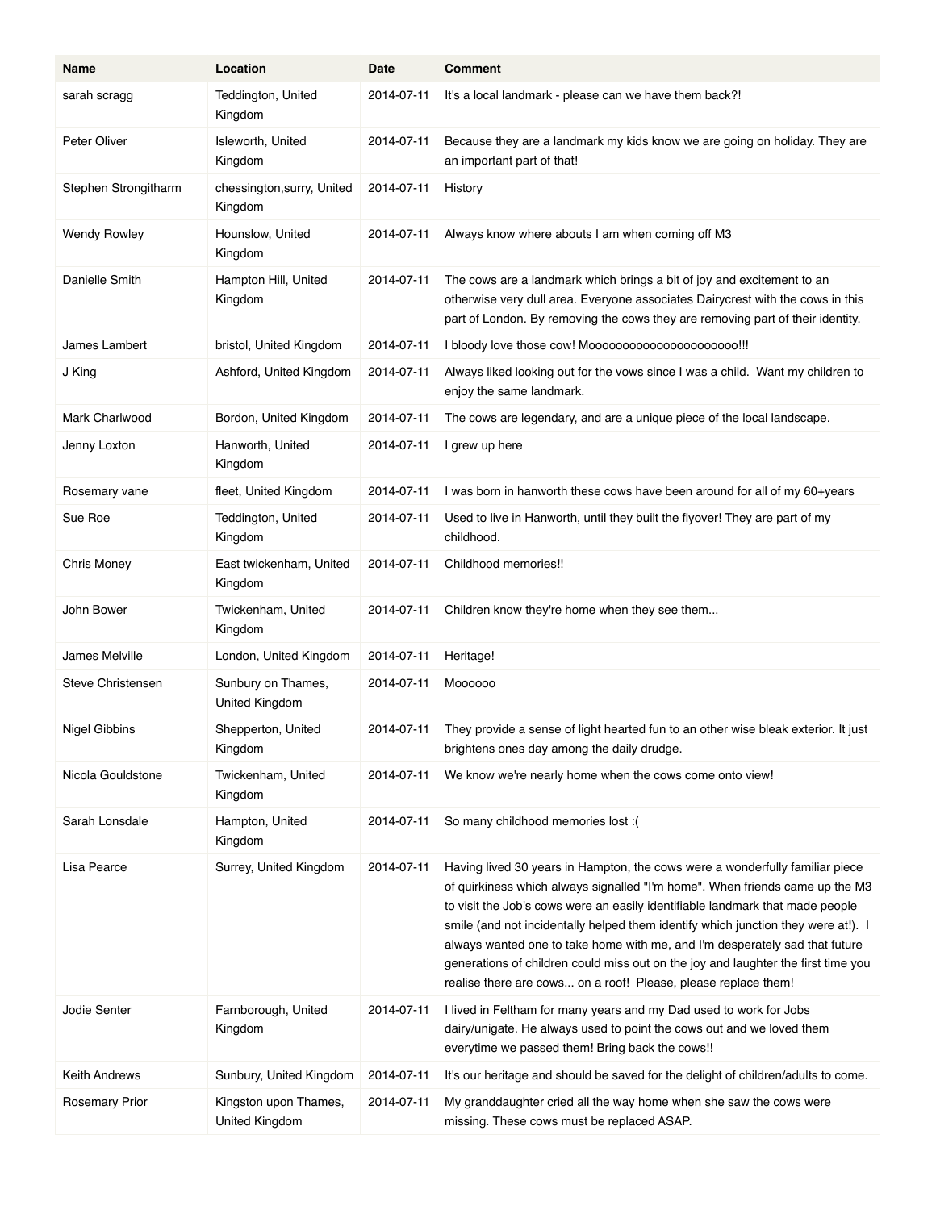| Name | Location | Date | Comment |
| --- | --- | --- | --- |
| sarah scragg | Teddington, United Kingdom | 2014-07-11 | It's a local landmark - please can we have them back?! |
| Peter Oliver | Isleworth, United Kingdom | 2014-07-11 | Because they are a landmark my kids know we are going on holiday. They are an important part of that! |
| Stephen Strongitharm | chessington,surry, United Kingdom | 2014-07-11 | History |
| Wendy Rowley | Hounslow, United Kingdom | 2014-07-11 | Always know where abouts I am when coming off M3 |
| Danielle Smith | Hampton Hill, United Kingdom | 2014-07-11 | The cows are a landmark which brings a bit of joy and excitement to an otherwise very dull area. Everyone associates Dairycrest with the cows in this part of London. By removing the cows they are removing part of their identity. |
| James Lambert | bristol, United Kingdom | 2014-07-11 | I bloody love those cow! Moooooooooooooooooooooo!!! |
| J King | Ashford, United Kingdom | 2014-07-11 | Always liked looking out for the vows since I was a child. Want my children to enjoy the same landmark. |
| Mark Charlwood | Bordon, United Kingdom | 2014-07-11 | The cows are legendary, and are a unique piece of the local landscape. |
| Jenny Loxton | Hanworth, United Kingdom | 2014-07-11 | I grew up here |
| Rosemary vane | fleet, United Kingdom | 2014-07-11 | I was born in hanworth these cows have been around for all of my 60+years |
| Sue Roe | Teddington, United Kingdom | 2014-07-11 | Used to live in Hanworth, until they built the flyover! They are part of my childhood. |
| Chris Money | East twickenham, United Kingdom | 2014-07-11 | Childhood memories!! |
| John Bower | Twickenham, United Kingdom | 2014-07-11 | Children know they're home when they see them... |
| James Melville | London, United Kingdom | 2014-07-11 | Heritage! |
| Steve Christensen | Sunbury on Thames, United Kingdom | 2014-07-11 | Moooooo |
| Nigel Gibbins | Shepperton, United Kingdom | 2014-07-11 | They provide a sense of light hearted fun to an other wise bleak exterior. It just brightens ones day among the daily drudge. |
| Nicola Gouldstone | Twickenham, United Kingdom | 2014-07-11 | We know we're nearly home when the cows come onto view! |
| Sarah Lonsdale | Hampton, United Kingdom | 2014-07-11 | So many childhood memories lost :( |
| Lisa Pearce | Surrey, United Kingdom | 2014-07-11 | Having lived 30 years in Hampton, the cows were a wonderfully familiar piece of quirkiness which always signalled "I'm home". When friends came up the M3 to visit the Job's cows were an easily identifiable landmark that made people smile (and not incidentally helped them identify which junction they were at!). I always wanted one to take home with me, and I'm desperately sad that future generations of children could miss out on the joy and laughter the first time you realise there are cows... on a roof! Please, please replace them! |
| Jodie Senter | Farnborough, United Kingdom | 2014-07-11 | I lived in Feltham for many years and my Dad used to work for Jobs dairy/unigate. He always used to point the cows out and we loved them everytime we passed them! Bring back the cows!! |
| Keith Andrews | Sunbury, United Kingdom | 2014-07-11 | It's our heritage and should be saved for the delight of children/adults to come. |
| Rosemary Prior | Kingston upon Thames, United Kingdom | 2014-07-11 | My granddaughter cried all the way home when she saw the cows were missing. These cows must be replaced ASAP. |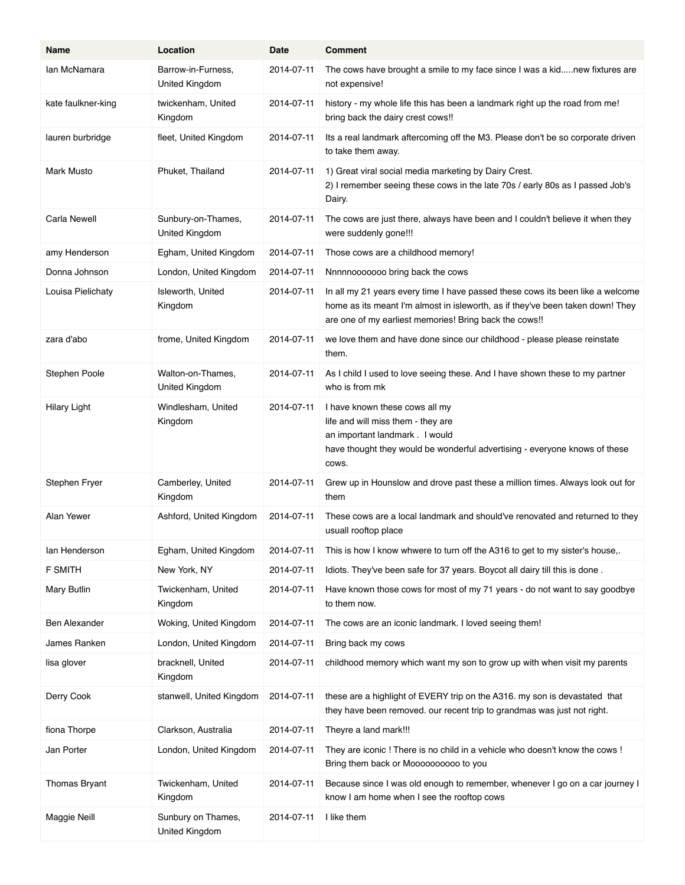| Name | Location | Date | Comment |
|---|---|---|---|
| Ian McNamara | Barrow-in-Furness, United Kingdom | 2014-07-11 | The cows have brought a smile to my face since I was a kid.....new fixtures are not expensive! |
| kate faulkner-king | twickenham, United Kingdom | 2014-07-11 | history - my whole life this has been a landmark right up the road from me! bring back the dairy crest cows!! |
| lauren burbridge | fleet, United Kingdom | 2014-07-11 | Its a real landmark aftercoming off the M3. Please don't be so corporate driven to take them away. |
| Mark Musto | Phuket, Thailand | 2014-07-11 | 1) Great viral social media marketing by Dairy Crest.<br>2) I remember seeing these cows in the late 70s / early 80s as I passed Job's Dairy. |
| Carla Newell | Sunbury-on-Thames, United Kingdom | 2014-07-11 | The cows are just there, always have been and I couldn't believe it when they were suddenly gone!!! |
| amy Henderson | Egham, United Kingdom | 2014-07-11 | Those cows are a childhood memory! |
| Donna Johnson | London, United Kingdom | 2014-07-11 | Nnnnnooooooo bring back the cows |
| Louisa Pielichaty | Isleworth, United Kingdom | 2014-07-11 | In all my 21 years every time I have passed these cows its been like a welcome home as its meant I'm almost in isleworth, as if they've been taken down! They are one of my earliest memories! Bring back the cows!! |
| zara d'abo | frome, United Kingdom | 2014-07-11 | we love them and have done since our childhood - please please reinstate them. |
| Stephen Poole | Walton-on-Thames, United Kingdom | 2014-07-11 | As I child I used to love seeing these. And I have shown these to my partner who is from mk |
| Hilary Light | Windlesham, United Kingdom | 2014-07-11 | I have known these cows all my<br>life and will miss them - they are<br>an important landmark . I would<br>have thought they would be wonderful advertising - everyone knows of these cows. |
| Stephen Fryer | Camberley, United Kingdom | 2014-07-11 | Grew up in Hounslow and drove past these a million times. Always look out for them |
| Alan Yewer | Ashford, United Kingdom | 2014-07-11 | These cows are a local landmark and should've renovated and returned to they usuall rooftop place |
| Ian Henderson | Egham, United Kingdom | 2014-07-11 | This is how I know whwere to turn off the A316 to get to my sister's house,. |
| F SMITH | New York, NY | 2014-07-11 | Idiots. They've been safe for 37 years. Boycot all dairy till this is done . |
| Mary Butlin | Twickenham, United Kingdom | 2014-07-11 | Have known those cows for most of my 71 years - do not want to say goodbye to them now. |
| Ben Alexander | Woking, United Kingdom | 2014-07-11 | The cows are an iconic landmark. I loved seeing them! |
| James Ranken | London, United Kingdom | 2014-07-11 | Bring back my cows |
| lisa glover | bracknell, United Kingdom | 2014-07-11 | childhood memory which want my son to grow up with when visit my parents |
| Derry Cook | stanwell, United Kingdom | 2014-07-11 | these are a highlight of EVERY trip on the A316. my son is devastated that they have been removed. our recent trip to grandmas was just not right. |
| fiona Thorpe | Clarkson, Australia | 2014-07-11 | Theyre a land mark!!! |
| Jan Porter | London, United Kingdom | 2014-07-11 | They are iconic ! There is no child in a vehicle who doesn't know the cows ! Bring them back or Moooooooooo to you |
| Thomas Bryant | Twickenham, United Kingdom | 2014-07-11 | Because since I was old enough to remember, whenever I go on a car journey I know I am home when I see the rooftop cows |
| Maggie Neill | Sunbury on Thames, United Kingdom | 2014-07-11 | I like them |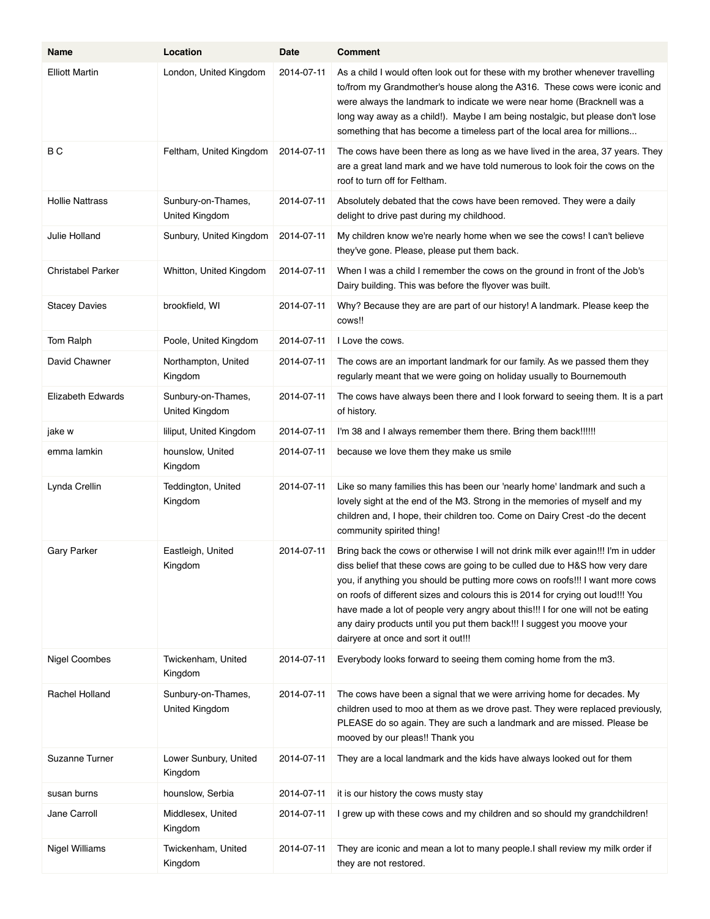| Name | Location | Date | Comment |
| --- | --- | --- | --- |
| Elliott Martin | London, United Kingdom | 2014-07-11 | As a child I would often look out for these with my brother whenever travelling to/from my Grandmother's house along the A316. These cows were iconic and were always the landmark to indicate we were near home (Bracknell was a long way away as a child!). Maybe I am being nostalgic, but please don't lose something that has become a timeless part of the local area for millions... |
| B C | Feltham, United Kingdom | 2014-07-11 | The cows have been there as long as we have lived in the area, 37 years. They are a great land mark and we have told numerous to look foir the cows on the roof to turn off for Feltham. |
| Hollie Nattrass | Sunbury-on-Thames, United Kingdom | 2014-07-11 | Absolutely debated that the cows have been removed. They were a daily delight to drive past during my childhood. |
| Julie Holland | Sunbury, United Kingdom | 2014-07-11 | My children know we're nearly home when we see the cows! I can't believe they've gone. Please, please put them back. |
| Christabel Parker | Whitton, United Kingdom | 2014-07-11 | When I was a child I remember the cows on the ground in front of the Job's Dairy building. This was before the flyover was built. |
| Stacey Davies | brookfield, WI | 2014-07-11 | Why? Because they are are part of our history! A landmark. Please keep the cows!! |
| Tom Ralph | Poole, United Kingdom | 2014-07-11 | I Love the cows. |
| David Chawner | Northampton, United Kingdom | 2014-07-11 | The cows are an important landmark for our family. As we passed them they regularly meant that we were going on holiday usually to Bournemouth |
| Elizabeth Edwards | Sunbury-on-Thames, United Kingdom | 2014-07-11 | The cows have always been there and I look forward to seeing them. It is a part of history. |
| jake w | liliput, United Kingdom | 2014-07-11 | I'm 38 and I always remember them there. Bring them back!!!!!! |
| emma lamkin | hounslow, United Kingdom | 2014-07-11 | because we love them they make us smile |
| Lynda Crellin | Teddington, United Kingdom | 2014-07-11 | Like so many families this has been our 'nearly home' landmark and such a lovely sight at the end of the M3. Strong in the memories of myself and my children and, I hope, their children too. Come on Dairy Crest -do the decent community spirited thing! |
| Gary Parker | Eastleigh, United Kingdom | 2014-07-11 | Bring back the cows or otherwise I will not drink milk ever again!!! I'm in udder diss belief that these cows are going to be culled due to H&S how very dare you, if anything you should be putting more cows on roofs!!! I want more cows on roofs of different sizes and colours this is 2014 for crying out loud!!! You have made a lot of people very angry about this!!! I for one will not be eating any dairy products until you put them back!!! I suggest you moove your dairyere at once and sort it out!!! |
| Nigel Coombes | Twickenham, United Kingdom | 2014-07-11 | Everybody looks forward to seeing them coming home from the m3. |
| Rachel Holland | Sunbury-on-Thames, United Kingdom | 2014-07-11 | The cows have been a signal that we were arriving home for decades. My children used to moo at them as we drove past. They were replaced previously, PLEASE do so again. They are such a landmark and are missed. Please be mooved by our pleas!! Thank you |
| Suzanne Turner | Lower Sunbury, United Kingdom | 2014-07-11 | They are a local landmark and the kids have always looked out for them |
| susan burns | hounslow, Serbia | 2014-07-11 | it is our history the cows musty stay |
| Jane Carroll | Middlesex, United Kingdom | 2014-07-11 | I grew up with these cows and my children and so should my grandchildren! |
| Nigel Williams | Twickenham, United Kingdom | 2014-07-11 | They are iconic and mean a lot to many people.I shall review my milk order if they are not restored. |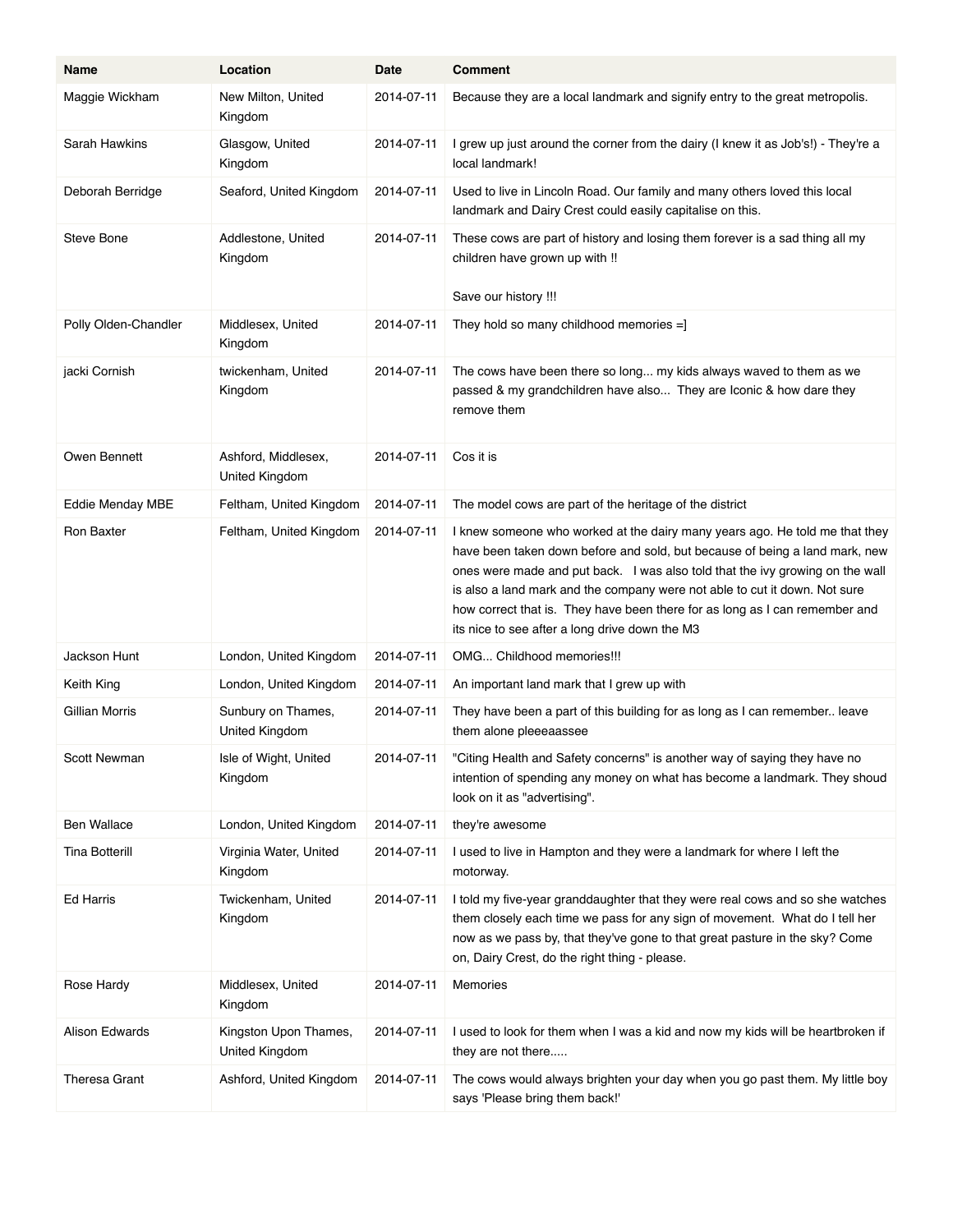| Name | Location | Date | Comment |
| --- | --- | --- | --- |
| Maggie Wickham | New Milton, United Kingdom | 2014-07-11 | Because they are a local landmark and signify entry to the great metropolis. |
| Sarah Hawkins | Glasgow, United Kingdom | 2014-07-11 | I grew up just around the corner from the dairy (I knew it as Job's!) - They're a local landmark! |
| Deborah Berridge | Seaford, United Kingdom | 2014-07-11 | Used to live in Lincoln Road. Our family and many others loved this local landmark and Dairy Crest could easily capitalise on this. |
| Steve Bone | Addlestone, United Kingdom | 2014-07-11 | These cows are part of history and losing them forever is a sad thing all my children have grown up with !!<br><br>Save our history !!! |
| Polly Olden-Chandler | Middlesex, United Kingdom | 2014-07-11 | They hold so many childhood memories =] |
| jacki Cornish | twickenham, United Kingdom | 2014-07-11 | The cows have been there so long... my kids always waved to them as we passed & my grandchildren have also... They are Iconic & how dare they remove them |
| Owen Bennett | Ashford, Middlesex, United Kingdom | 2014-07-11 | Cos it is |
| Eddie Menday MBE | Feltham, United Kingdom | 2014-07-11 | The model cows are part of the heritage of the district |
| Ron Baxter | Feltham, United Kingdom | 2014-07-11 | I knew someone who worked at the dairy many years ago. He told me that they have been taken down before and sold, but because of being a land mark, new ones were made and put back. I was also told that the ivy growing on the wall is also a land mark and the company were not able to cut it down. Not sure how correct that is. They have been there for as long as I can remember and its nice to see after a long drive down the M3 |
| Jackson Hunt | London, United Kingdom | 2014-07-11 | OMG... Childhood memories!!! |
| Keith King | London, United Kingdom | 2014-07-11 | An important land mark that I grew up with |
| Gillian Morris | Sunbury on Thames, United Kingdom | 2014-07-11 | They have been a part of this building for as long as I can remember.. leave them alone pleeeaassee |
| Scott Newman | Isle of Wight, United Kingdom | 2014-07-11 | "Citing Health and Safety concerns" is another way of saying they have no intention of spending any money on what has become a landmark. They shoud look on it as "advertising". |
| Ben Wallace | London, United Kingdom | 2014-07-11 | they're awesome |
| Tina Botterill | Virginia Water, United Kingdom | 2014-07-11 | I used to live in Hampton and they were a landmark for where I left the motorway. |
| Ed Harris | Twickenham, United Kingdom | 2014-07-11 | I told my five-year granddaughter that they were real cows and so she watches them closely each time we pass for any sign of movement. What do I tell her now as we pass by, that they've gone to that great pasture in the sky? Come on, Dairy Crest, do the right thing - please. |
| Rose Hardy | Middlesex, United Kingdom | 2014-07-11 | Memories |
| Alison Edwards | Kingston Upon Thames, United Kingdom | 2014-07-11 | I used to look for them when I was a kid and now my kids will be heartbroken if they are not there..... |
| Theresa Grant | Ashford, United Kingdom | 2014-07-11 | The cows would always brighten your day when you go past them. My little boy says 'Please bring them back!' |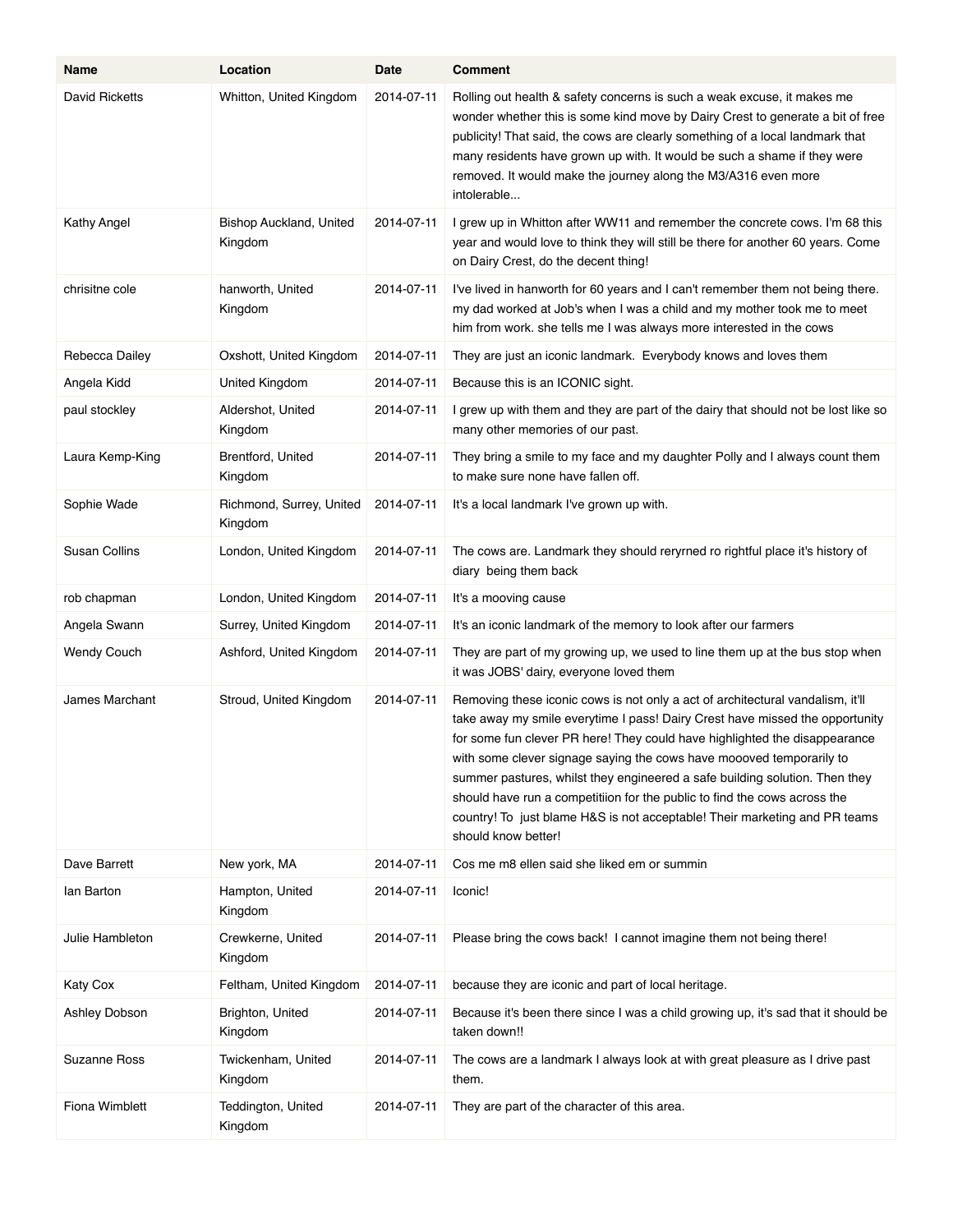| Name | Location | Date | Comment |
|---|---|---|---|
| David Ricketts | Whitton, United Kingdom | 2014-07-11 | Rolling out health & safety concerns is such a weak excuse, it makes me wonder whether this is some kind move by Dairy Crest to generate a bit of free publicity! That said, the cows are clearly something of a local landmark that many residents have grown up with. It would be such a shame if they were removed. It would make the journey along the M3/A316 even more intolerable... |
| Kathy Angel | Bishop Auckland, United Kingdom | 2014-07-11 | I grew up in Whitton after WW11 and remember the concrete cows. I'm 68 this year and would love to think they will still be there for another 60 years. Come on Dairy Crest, do the decent thing! |
| chrisitne cole | hanworth, United Kingdom | 2014-07-11 | I've lived in hanworth for 60 years and I can't remember them not being there. my dad worked at Job's when I was a child and my mother took me to meet him from work. she tells me I was always more interested in the cows |
| Rebecca Dailey | Oxshott, United Kingdom | 2014-07-11 | They are just an iconic landmark. Everybody knows and loves them |
| Angela Kidd | United Kingdom | 2014-07-11 | Because this is an ICONIC sight. |
| paul stockley | Aldershot, United Kingdom | 2014-07-11 | I grew up with them and they are part of the dairy that should not be lost like so many other memories of our past. |
| Laura Kemp-King | Brentford, United Kingdom | 2014-07-11 | They bring a smile to my face and my daughter Polly and I always count them to make sure none have fallen off. |
| Sophie Wade | Richmond, Surrey, United Kingdom | 2014-07-11 | It's a local landmark I've grown up with. |
| Susan Collins | London, United Kingdom | 2014-07-11 | The cows are. Landmark they should reryrned ro rightful place it's history of diary being them back |
| rob chapman | London, United Kingdom | 2014-07-11 | It's a mooving cause |
| Angela Swann | Surrey, United Kingdom | 2014-07-11 | It's an iconic landmark of the memory to look after our farmers |
| Wendy Couch | Ashford, United Kingdom | 2014-07-11 | They are part of my growing up, we used to line them up at the bus stop when it was JOBS' dairy, everyone loved them |
| James Marchant | Stroud, United Kingdom | 2014-07-11 | Removing these iconic cows is not only a act of architectural vandalism, it'll take away my smile everytime I pass! Dairy Crest have missed the opportunity for some fun clever PR here! They could have highlighted the disappearance with some clever signage saying the cows have moooved temporarily to summer pastures, whilst they engineered a safe building solution. Then they should have run a competitiion for the public to find the cows across the country! To just blame H&S is not acceptable! Their marketing and PR teams should know better! |
| Dave Barrett | New york, MA | 2014-07-11 | Cos me m8 ellen said she liked em or summin |
| Ian Barton | Hampton, United Kingdom | 2014-07-11 | Iconic! |
| Julie Hambleton | Crewkerne, United Kingdom | 2014-07-11 | Please bring the cows back! I cannot imagine them not being there! |
| Katy Cox | Feltham, United Kingdom | 2014-07-11 | because they are iconic and part of local heritage. |
| Ashley Dobson | Brighton, United Kingdom | 2014-07-11 | Because it's been there since I was a child growing up, it's sad that it should be taken down!! |
| Suzanne Ross | Twickenham, United Kingdom | 2014-07-11 | The cows are a landmark I always look at with great pleasure as I drive past them. |
| Fiona Wimblett | Teddington, United Kingdom | 2014-07-11 | They are part of the character of this area. |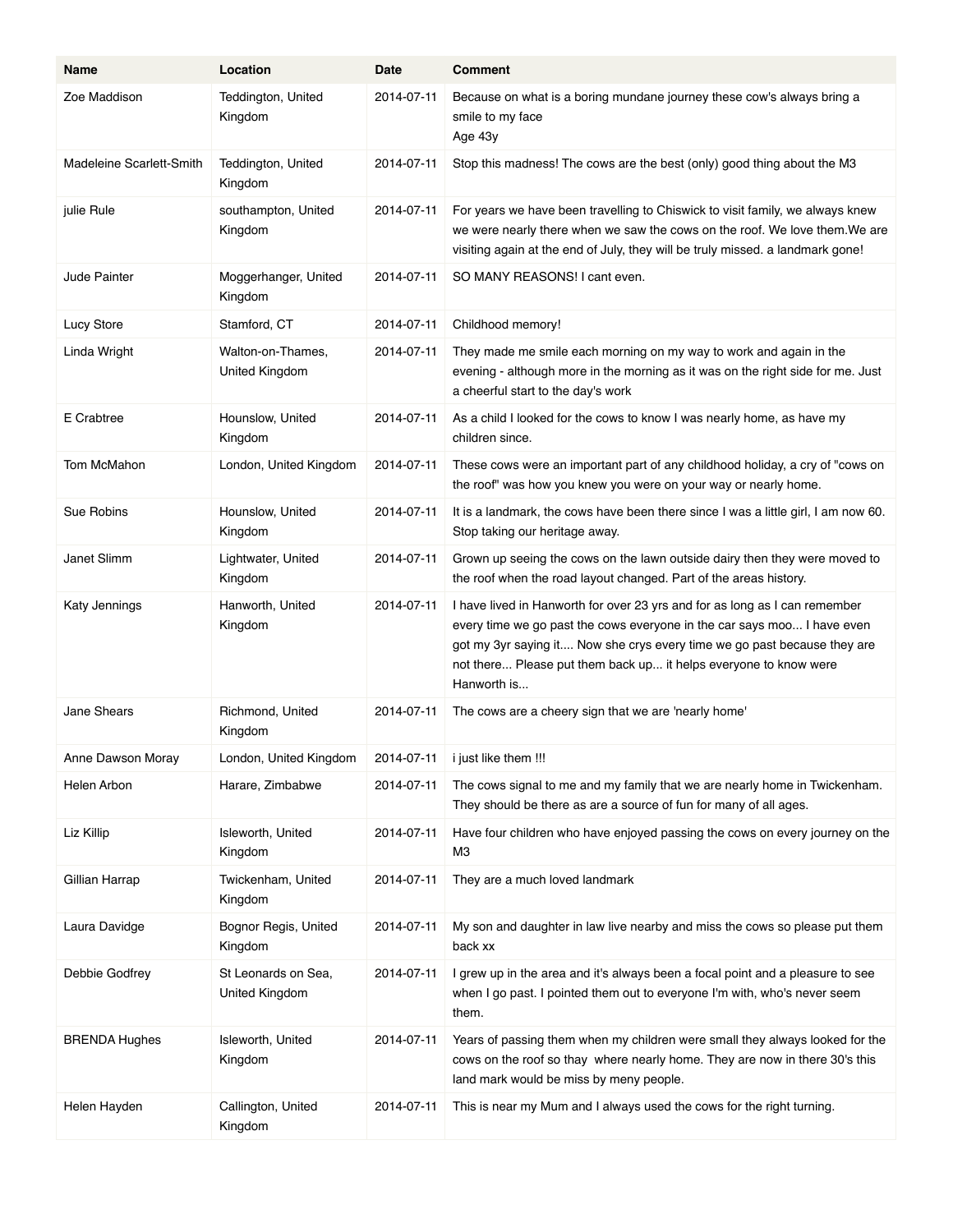| Name | Location | Date | Comment |
|---|---|---|---|
| Zoe Maddison | Teddington, United Kingdom | 2014-07-11 | Because on what is a boring mundane journey these cow's always bring a smile to my face Age 43y |
| Madeleine Scarlett-Smith | Teddington, United Kingdom | 2014-07-11 | Stop this madness! The cows are the best (only) good thing about the M3 |
| julie Rule | southampton, United Kingdom | 2014-07-11 | For years we have been travelling to Chiswick to visit family, we always knew we were nearly there when we saw the cows on the roof. We love them.We are visiting again at the end of July, they will be truly missed. a landmark gone! |
| Jude Painter | Moggerhanger, United Kingdom | 2014-07-11 | SO MANY REASONS! I cant even. |
| Lucy Store | Stamford, CT | 2014-07-11 | Childhood memory! |
| Linda Wright | Walton-on-Thames, United Kingdom | 2014-07-11 | They made me smile each morning on my way to work and again in the evening - although more in the morning as it was on the right side for me. Just a cheerful start to the day's work |
| E Crabtree | Hounslow, United Kingdom | 2014-07-11 | As a child I looked for the cows to know I was nearly home, as have my children since. |
| Tom McMahon | London, United Kingdom | 2014-07-11 | These cows were an important part of any childhood holiday, a cry of "cows on the roof" was how you knew you were on your way or nearly home. |
| Sue Robins | Hounslow, United Kingdom | 2014-07-11 | It is a landmark, the cows have been there since I was a little girl, I am now 60. Stop taking our heritage away. |
| Janet Slimm | Lightwater, United Kingdom | 2014-07-11 | Grown up seeing the cows on the lawn outside dairy then they were moved to the roof when the road layout changed. Part of the areas history. |
| Katy Jennings | Hanworth, United Kingdom | 2014-07-11 | I have lived in Hanworth for over 23 yrs and for as long as I can remember every time we go past the cows everyone in the car says moo... I have even got my 3yr saying it.... Now she crys every time we go past because they are not there... Please put them back up... it helps everyone to know were Hanworth is... |
| Jane Shears | Richmond, United Kingdom | 2014-07-11 | The cows are a cheery sign that we are 'nearly home' |
| Anne Dawson Moray | London, United Kingdom | 2014-07-11 | i just like them !!! |
| Helen Arbon | Harare, Zimbabwe | 2014-07-11 | The cows signal to me and my family that we are nearly home in Twickenham. They should be there as are a source of fun for many of all ages. |
| Liz Killip | Isleworth, United Kingdom | 2014-07-11 | Have four children who have enjoyed passing the cows on every journey on the M3 |
| Gillian Harrap | Twickenham, United Kingdom | 2014-07-11 | They are a much loved landmark |
| Laura Davidge | Bognor Regis, United Kingdom | 2014-07-11 | My son and daughter in law live nearby and miss the cows so please put them back xx |
| Debbie Godfrey | St Leonards on Sea, United Kingdom | 2014-07-11 | I grew up in the area and it's always been a focal point and a pleasure to see when I go past. I pointed them out to everyone I'm with, who's never seem them. |
| BRENDA Hughes | Isleworth, United Kingdom | 2014-07-11 | Years of passing them when my children were small they always looked for the cows on the roof so thay  where nearly home. They are now in there 30's this land mark would be miss by meny people. |
| Helen Hayden | Callington, United Kingdom | 2014-07-11 | This is near my Mum and I always used the cows for the right turning. |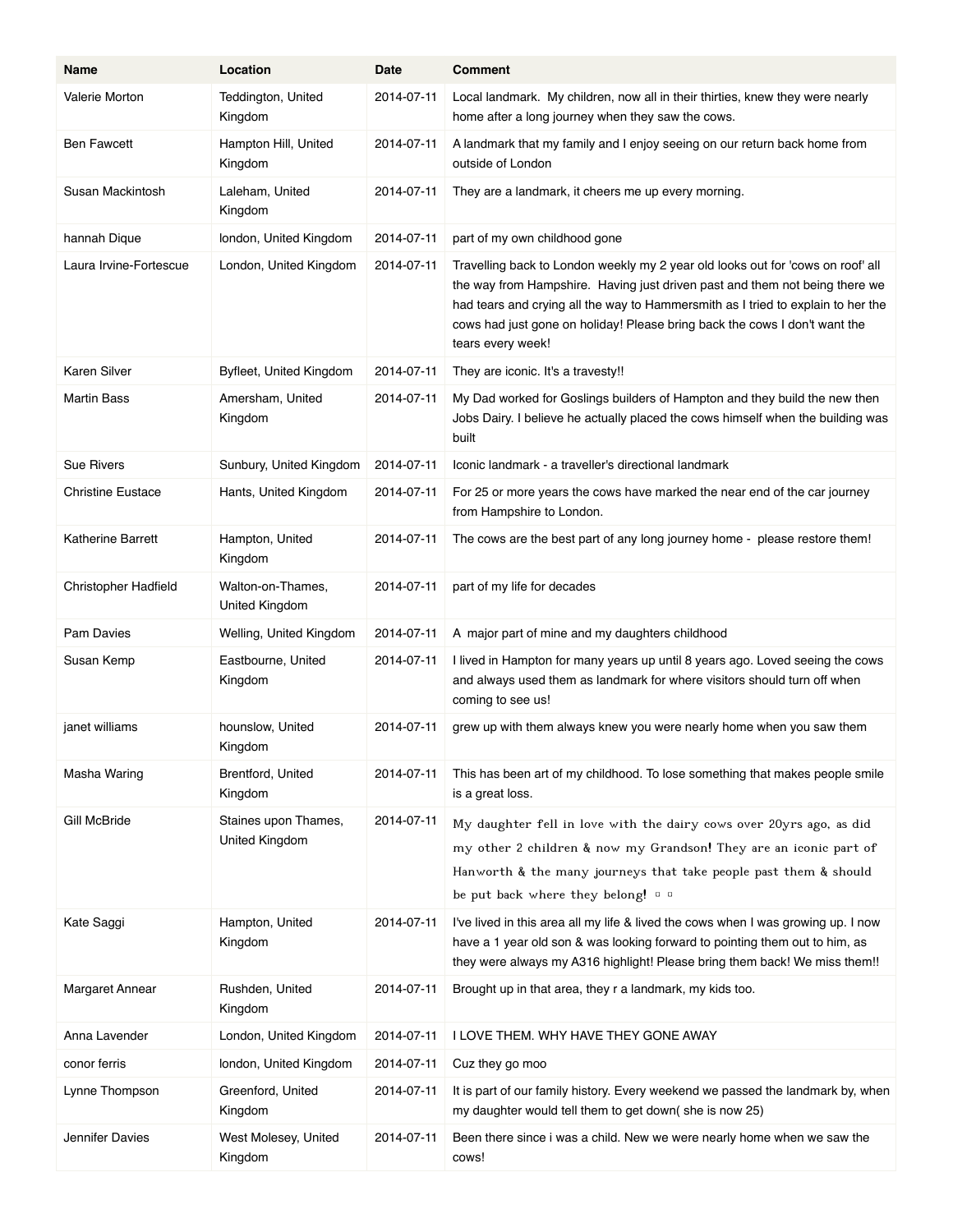| Name | Location | Date | Comment |
| --- | --- | --- | --- |
| Valerie Morton | Teddington, United Kingdom | 2014-07-11 | Local landmark. My children, now all in their thirties, knew they were nearly home after a long journey when they saw the cows. |
| Ben Fawcett | Hampton Hill, United Kingdom | 2014-07-11 | A landmark that my family and I enjoy seeing on our return back home from outside of London |
| Susan Mackintosh | Laleham, United Kingdom | 2014-07-11 | They are a landmark, it cheers me up every morning. |
| hannah Dique | london, United Kingdom | 2014-07-11 | part of my own childhood gone |
| Laura Irvine-Fortescue | London, United Kingdom | 2014-07-11 | Travelling back to London weekly my 2 year old looks out for 'cows on roof' all the way from Hampshire. Having just driven past and them not being there we had tears and crying all the way to Hammersmith as I tried to explain to her the cows had just gone on holiday! Please bring back the cows I don't want the tears every week! |
| Karen Silver | Byfleet, United Kingdom | 2014-07-11 | They are iconic. It's a travesty!! |
| Martin Bass | Amersham, United Kingdom | 2014-07-11 | My Dad worked for Goslings builders of Hampton and they build the new then Jobs Dairy. I believe he actually placed the cows himself when the building was built |
| Sue Rivers | Sunbury, United Kingdom | 2014-07-11 | Iconic landmark - a traveller's directional landmark |
| Christine Eustace | Hants, United Kingdom | 2014-07-11 | For 25 or more years the cows have marked the near end of the car journey from Hampshire to London. |
| Katherine Barrett | Hampton, United Kingdom | 2014-07-11 | The cows are the best part of any long journey home - please restore them! |
| Christopher Hadfield | Walton-on-Thames, United Kingdom | 2014-07-11 | part of my life for decades |
| Pam Davies | Welling, United Kingdom | 2014-07-11 | A major part of mine and my daughters childhood |
| Susan Kemp | Eastbourne, United Kingdom | 2014-07-11 | I lived in Hampton for many years up until 8 years ago. Loved seeing the cows and always used them as landmark for where visitors should turn off when coming to see us! |
| janet williams | hounslow, United Kingdom | 2014-07-11 | grew up with them always knew you were nearly home when you saw them |
| Masha Waring | Brentford, United Kingdom | 2014-07-11 | This has been art of my childhood. To lose something that makes people smile is a great loss. |
| Gill McBride | Staines upon Thames, United Kingdom | 2014-07-11 | My daughter fell in love with the dairy cows over 20yrs ago, as did my other 2 children & now my Grandson! They are an iconic part of Hanworth & the many journeys that take people past them & should be put back where they belong! |
| Kate Saggi | Hampton, United Kingdom | 2014-07-11 | I've lived in this area all my life & lived the cows when I was growing up. I now have a 1 year old son & was looking forward to pointing them out to him, as they were always my A316 highlight! Please bring them back! We miss them!! |
| Margaret Annear | Rushden, United Kingdom | 2014-07-11 | Brought up in that area, they r a landmark, my kids too. |
| Anna Lavender | London, United Kingdom | 2014-07-11 | I LOVE THEM. WHY HAVE THEY GONE AWAY |
| conor ferris | london, United Kingdom | 2014-07-11 | Cuz they go moo |
| Lynne Thompson | Greenford, United Kingdom | 2014-07-11 | It is part of our family history. Every weekend we passed the landmark by, when my daughter would tell them to get down( she is now 25) |
| Jennifer Davies | West Molesey, United Kingdom | 2014-07-11 | Been there since i was a child. New we were nearly home when we saw the cows! |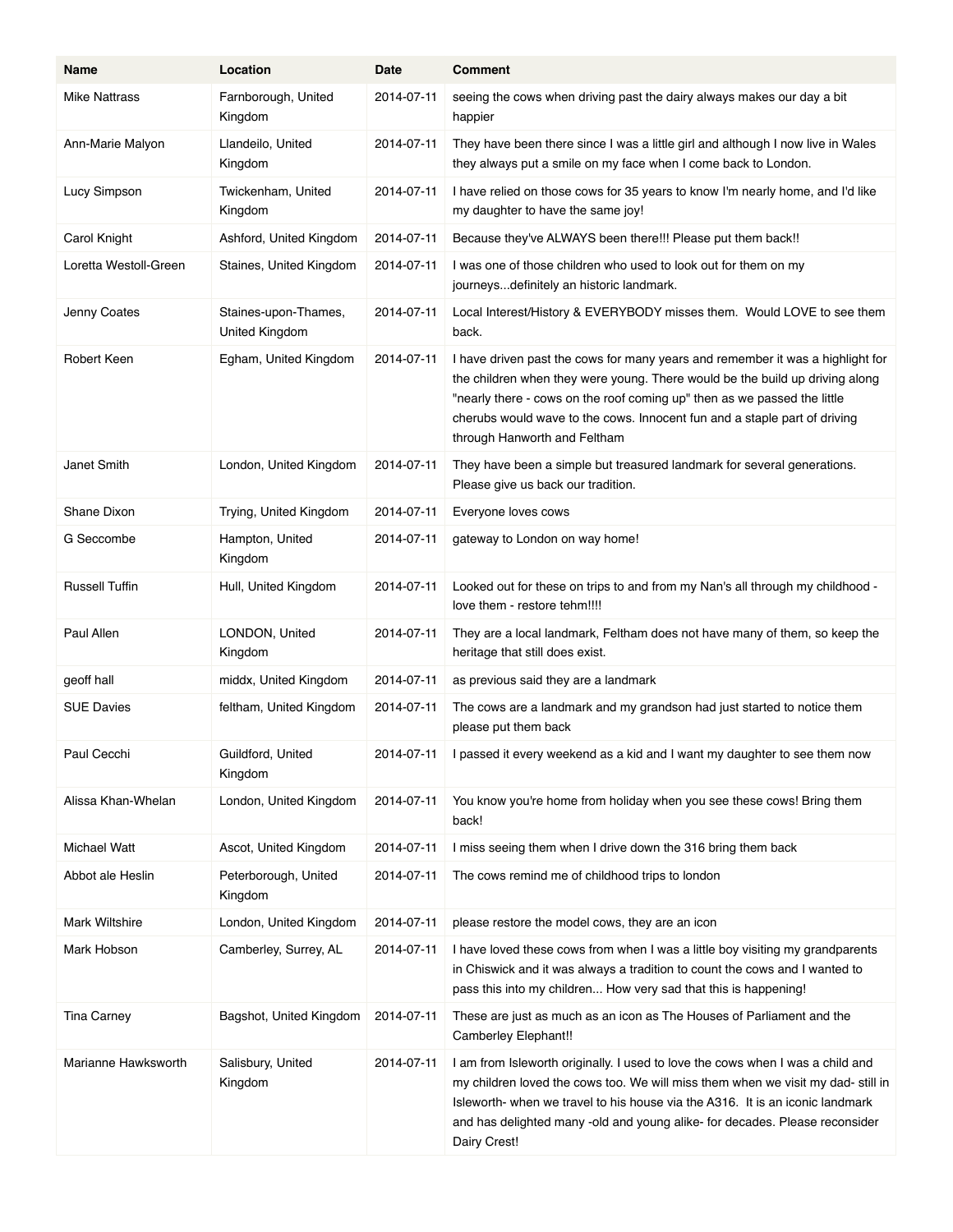| Name | Location | Date | Comment |
|---|---|---|---|
| Mike Nattrass | Farnborough, United Kingdom | 2014-07-11 | seeing the cows when driving past the dairy always makes our day a bit happier |
| Ann-Marie Malyon | Llandeilo, United Kingdom | 2014-07-11 | They have been there since I was a little girl and although I now live in Wales they always put a smile on my face when I come back to London. |
| Lucy Simpson | Twickenham, United Kingdom | 2014-07-11 | I have relied on those cows for 35 years to know I'm nearly home, and I'd like my daughter to have the same joy! |
| Carol Knight | Ashford, United Kingdom | 2014-07-11 | Because they've ALWAYS been there!!! Please put them back!! |
| Loretta Westoll-Green | Staines, United Kingdom | 2014-07-11 | I was one of those children who used to look out for them on my journeys...definitely an historic landmark. |
| Jenny Coates | Staines-upon-Thames, United Kingdom | 2014-07-11 | Local Interest/History & EVERYBODY misses them.  Would LOVE to see them back. |
| Robert Keen | Egham, United Kingdom | 2014-07-11 | I have driven past the cows for many years and remember it was a highlight for the children when they were young. There would be the build up driving along "nearly there - cows on the roof coming up" then as we passed the little cherubs would wave to the cows. Innocent fun and a staple part of driving through Hanworth and Feltham |
| Janet Smith | London, United Kingdom | 2014-07-11 | They have been a simple but treasured landmark for several generations. Please give us back our tradition. |
| Shane Dixon | Trying, United Kingdom | 2014-07-11 | Everyone loves cows |
| G Seccombe | Hampton, United Kingdom | 2014-07-11 | gateway to London on way home! |
| Russell Tuffin | Hull, United Kingdom | 2014-07-11 | Looked out for these on trips to and from my Nan's all through my childhood - love them - restore tehm!!!! |
| Paul Allen | LONDON, United Kingdom | 2014-07-11 | They are a local landmark, Feltham does not have many of them, so keep the heritage that still does exist. |
| geoff hall | middx, United Kingdom | 2014-07-11 | as previous said they are a landmark |
| SUE Davies | feltham, United Kingdom | 2014-07-11 | The cows are a landmark and my grandson had just started to notice them please put them back |
| Paul Cecchi | Guildford, United Kingdom | 2014-07-11 | I passed it every weekend as a kid and I want my daughter to see them now |
| Alissa Khan-Whelan | London, United Kingdom | 2014-07-11 | You know you're home from holiday when you see these cows! Bring them back! |
| Michael Watt | Ascot, United Kingdom | 2014-07-11 | I miss seeing them when I drive down the 316 bring them back |
| Abbot ale Heslin | Peterborough, United Kingdom | 2014-07-11 | The cows remind me of childhood trips to london |
| Mark Wiltshire | London, United Kingdom | 2014-07-11 | please restore the model cows, they are an icon |
| Mark Hobson | Camberley, Surrey, AL | 2014-07-11 | I have loved these cows from when I was a little boy visiting my grandparents in Chiswick and it was always a tradition to count the cows and I wanted to pass this into my children... How very sad that this is happening! |
| Tina Carney | Bagshot, United Kingdom | 2014-07-11 | These are just as much as an icon as The Houses of Parliament and the Camberley Elephant!! |
| Marianne Hawksworth | Salisbury, United Kingdom | 2014-07-11 | I am from Isleworth originally. I used to love the cows when I was a child and my children loved the cows too. We will miss them when we visit my dad- still in Isleworth- when we travel to his house via the A316.  It is an iconic landmark and has delighted many -old and young alike- for decades. Please reconsider Dairy Crest! |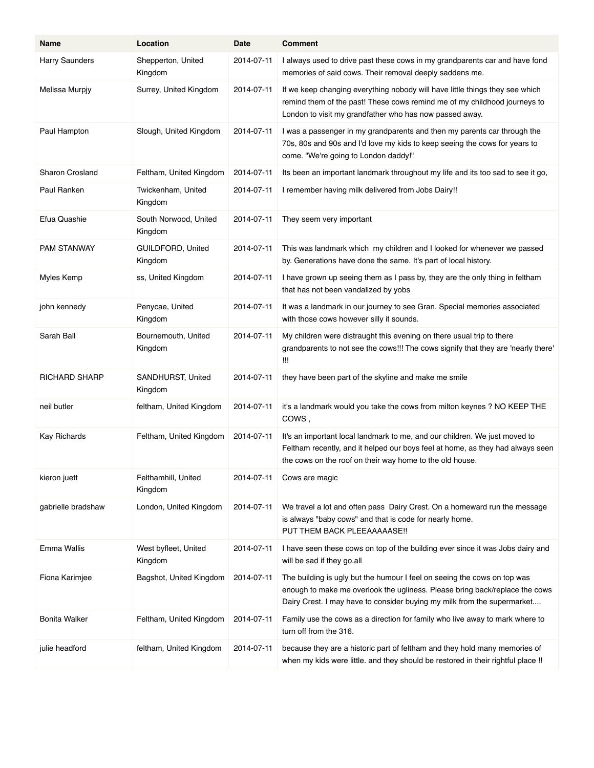| Name | Location | Date | Comment |
|---|---|---|---|
| Harry Saunders | Shepperton, United Kingdom | 2014-07-11 | I always used to drive past these cows in my grandparents car and have fond memories of said cows. Their removal deeply saddens me. |
| Melissa Murpjy | Surrey, United Kingdom | 2014-07-11 | If we keep changing everything nobody will have little things they see which remind them of the past! These cows remind me of my childhood journeys to London to visit my grandfather who has now passed away. |
| Paul Hampton | Slough, United Kingdom | 2014-07-11 | I was a passenger in my grandparents and then my parents car through the 70s, 80s and 90s and I'd love my kids to keep seeing the cows for years to come. "We're going to London daddy!" |
| Sharon Crosland | Feltham, United Kingdom | 2014-07-11 | Its been an important landmark throughout my life and its too sad to see it go, |
| Paul Ranken | Twickenham, United Kingdom | 2014-07-11 | I remember having milk delivered from Jobs Dairy!! |
| Efua Quashie | South Norwood, United Kingdom | 2014-07-11 | They seem very important |
| PAM STANWAY | GUILDFORD, United Kingdom | 2014-07-11 | This was landmark which my children and I looked for whenever we passed by. Generations have done the same. It's part of local history. |
| Myles Kemp | ss, United Kingdom | 2014-07-11 | I have grown up seeing them as I pass by, they are the only thing in feltham that has not been vandalized by yobs |
| john kennedy | Penycae, United Kingdom | 2014-07-11 | It was a landmark in our journey to see Gran. Special memories associated with those cows however silly it sounds. |
| Sarah Ball | Bournemouth, United Kingdom | 2014-07-11 | My children were distraught this evening on there usual trip to there grandparents to not see the cows!!! The cows signify that they are 'nearly there' !!! |
| RICHARD SHARP | SANDHURST, United Kingdom | 2014-07-11 | they have been part of the skyline and make me smile |
| neil butler | feltham, United Kingdom | 2014-07-11 | it's a landmark would you take the cows from milton keynes ? NO KEEP THE COWS , |
| Kay Richards | Feltham, United Kingdom | 2014-07-11 | It's an important local landmark to me, and our children. We just moved to Feltham recently, and it helped our boys feel at home, as they had always seen the cows on the roof on their way home to the old house. |
| kieron juett | Felthamhill, United Kingdom | 2014-07-11 | Cows are magic |
| gabrielle bradshaw | London, United Kingdom | 2014-07-11 | We travel a lot and often pass Dairy Crest. On a homeward run the message is always "baby cows" and that is code for nearly home. PUT THEM BACK PLEEAAAAASE!! |
| Emma Wallis | West byfleet, United Kingdom | 2014-07-11 | I have seen these cows on top of the building ever since it was Jobs dairy and will be sad if they go.all |
| Fiona Karimjee | Bagshot, United Kingdom | 2014-07-11 | The building is ugly but the humour I feel on seeing the cows on top was enough to make me overlook the ugliness. Please bring back/replace the cows Dairy Crest. I may have to consider buying my milk from the supermarket.... |
| Bonita Walker | Feltham, United Kingdom | 2014-07-11 | Family use the cows as a direction for family who live away to mark where to turn off from the 316. |
| julie headford | feltham, United Kingdom | 2014-07-11 | because they are a historic part of feltham and they hold many memories of when my kids were little. and they should be restored in their rightful place !! |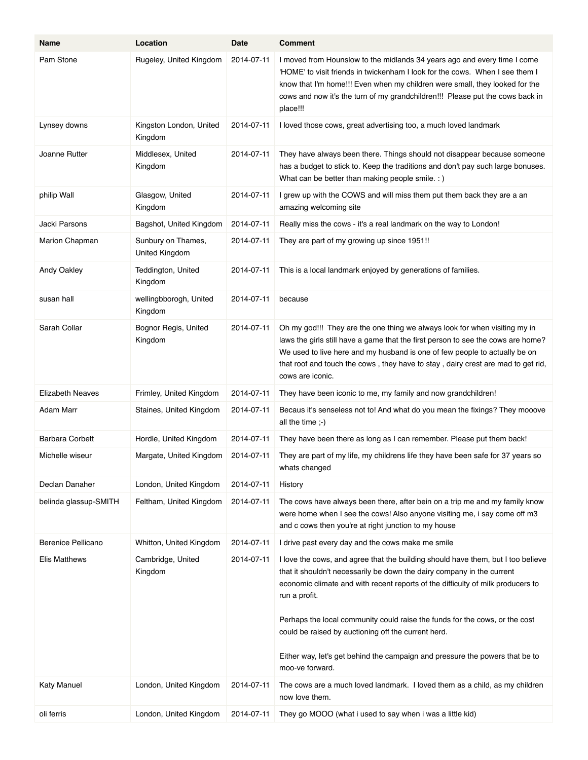| Name | Location | Date | Comment |
|---|---|---|---|
| Pam Stone | Rugeley, United Kingdom | 2014-07-11 | I moved from Hounslow to the midlands 34 years ago and every time I come 'HOME' to visit friends in twickenham I look for the cows. When I see them I know that I'm home!!! Even when my children were small, they looked for the cows and now it's the turn of my grandchildren!!! Please put the cows back in place!!! |
| Lynsey downs | Kingston London, United Kingdom | 2014-07-11 | I loved those cows, great advertising too, a much loved landmark |
| Joanne Rutter | Middlesex, United Kingdom | 2014-07-11 | They have always been there. Things should not disappear because someone has a budget to stick to. Keep the traditions and don't pay such large bonuses. What can be better than making people smile. : ) |
| philip Wall | Glasgow, United Kingdom | 2014-07-11 | I grew up with the COWS and will miss them put them back they are a an amazing welcoming site |
| Jacki Parsons | Bagshot, United Kingdom | 2014-07-11 | Really miss the cows - it's a real landmark on the way to London! |
| Marion Chapman | Sunbury on Thames, United Kingdom | 2014-07-11 | They are part of my growing up since 1951!! |
| Andy Oakley | Teddington, United Kingdom | 2014-07-11 | This is a local landmark enjoyed by generations of families. |
| susan hall | wellingbborogh, United Kingdom | 2014-07-11 | because |
| Sarah Collar | Bognor Regis, United Kingdom | 2014-07-11 | Oh my god!!! They are the one thing we always look for when visiting my in laws the girls still have a game that the first person to see the cows are home? We used to live here and my husband is one of few people to actually be on that roof and touch the cows , they have to stay , dairy crest are mad to get rid, cows are iconic. |
| Elizabeth Neaves | Frimley, United Kingdom | 2014-07-11 | They have been iconic to me, my family and now grandchildren! |
| Adam Marr | Staines, United Kingdom | 2014-07-11 | Becaus it's senseless not to! And what do you mean the fixings? They mooove all the time ;-) |
| Barbara Corbett | Hordle, United Kingdom | 2014-07-11 | They have been there as long as I can remember. Please put them back! |
| Michelle wiseur | Margate, United Kingdom | 2014-07-11 | They are part of my life, my childrens life they have been safe for 37 years so whats changed |
| Declan Danaher | London, United Kingdom | 2014-07-11 | History |
| belinda glassup-SMITH | Feltham, United Kingdom | 2014-07-11 | The cows have always been there, after bein on a trip me and my family know were home when I see the cows! Also anyone visiting me, i say come off m3 and c cows then you're at right junction to my house |
| Berenice Pellicano | Whitton, United Kingdom | 2014-07-11 | I drive past every day and the cows make me smile |
| Elis Matthews | Cambridge, United Kingdom | 2014-07-11 | I love the cows, and agree that the building should have them, but I too believe that it shouldn't necessarily be down the dairy company in the current economic climate and with recent reports of the difficulty of milk producers to run a profit.<br><br>Perhaps the local community could raise the funds for the cows, or the cost could be raised by auctioning off the current herd.<br><br>Either way, let's get behind the campaign and pressure the powers that be to moo-ve forward. |
| Katy Manuel | London, United Kingdom | 2014-07-11 | The cows are a much loved landmark. I loved them as a child, as my children now love them. |
| oli ferris | London, United Kingdom | 2014-07-11 | They go MOOO (what i used to say when i was a little kid) |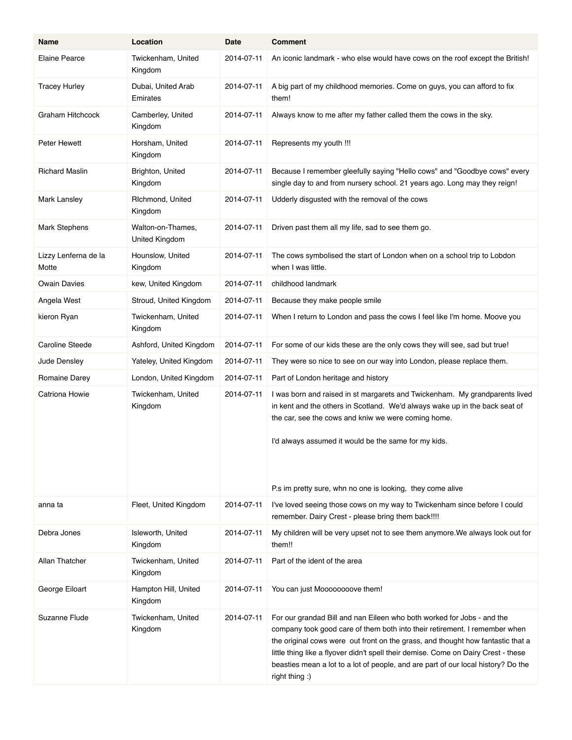| Name | Location | Date | Comment |
|---|---|---|---|
| Elaine Pearce | Twickenham, United Kingdom | 2014-07-11 | An iconic landmark - who else would have cows on the roof except the British! |
| Tracey Hurley | Dubai, United Arab Emirates | 2014-07-11 | A big part of my childhood memories. Come on guys, you can afford to fix them! |
| Graham Hitchcock | Camberley, United Kingdom | 2014-07-11 | Always know to me after my father called them the cows in the sky. |
| Peter Hewett | Horsham, United Kingdom | 2014-07-11 | Represents my youth !!! |
| Richard Maslin | Brighton, United Kingdom | 2014-07-11 | Because I remember gleefully saying "Hello cows" and "Goodbye cows" every single day to and from nursery school. 21 years ago. Long may they reign! |
| Mark Lansley | RIchmond, United Kingdom | 2014-07-11 | Udderly disgusted with the removal of the cows |
| Mark Stephens | Walton-on-Thames, United Kingdom | 2014-07-11 | Driven past them all my life, sad to see them go. |
| Lizzy Lenferna de la Motte | Hounslow, United Kingdom | 2014-07-11 | The cows symbolised the start of London when on a school trip to Lobdon when I was little. |
| Owain Davies | kew, United Kingdom | 2014-07-11 | childhood landmark |
| Angela West | Stroud, United Kingdom | 2014-07-11 | Because they make people smile |
| kieron Ryan | Twickenham, United Kingdom | 2014-07-11 | When I return to London and pass the cows I feel like I'm home. Moove you |
| Caroline Steede | Ashford, United Kingdom | 2014-07-11 | For some of our kids these are the only cows they will see, sad but true! |
| Jude Densley | Yateley, United Kingdom | 2014-07-11 | They were so nice to see on our way into London, please replace them. |
| Romaine Darey | London, United Kingdom | 2014-07-11 | Part of London heritage and history |
| Catriona Howie | Twickenham, United Kingdom | 2014-07-11 | I was born and raised in st margarets and Twickenham. My grandparents lived in kent and the others in Scotland. We'd always wake up in the back seat of the car, see the cows and kniw we were coming home.<br><br>I'd always assumed it would be the same for my kids.<br><br>P.s im pretty sure, whn no one is looking, they come alive |
| anna ta | Fleet, United Kingdom | 2014-07-11 | I've loved seeing those cows on my way to Twickenham since before I could remember. Dairy Crest - please bring them back!!!! |
| Debra Jones | Isleworth, United Kingdom | 2014-07-11 | My children will be very upset not to see them anymore.We always look out for them!! |
| Allan Thatcher | Twickenham, United Kingdom | 2014-07-11 | Part of the ident of the area |
| George Eiloart | Hampton Hill, United Kingdom | 2014-07-11 | You can just Mooooooove them! |
| Suzanne Flude | Twickenham, United Kingdom | 2014-07-11 | For our grandad Bill and nan Eileen who both worked for Jobs - and the company took good care of them both into their retirement. I remember when the original cows were out front on the grass, and thought how fantastic that a little thing like a flyover didn't spell their demise. Come on Dairy Crest - these beasties mean a lot to a lot of people, and are part of our local history? Do the right thing :) |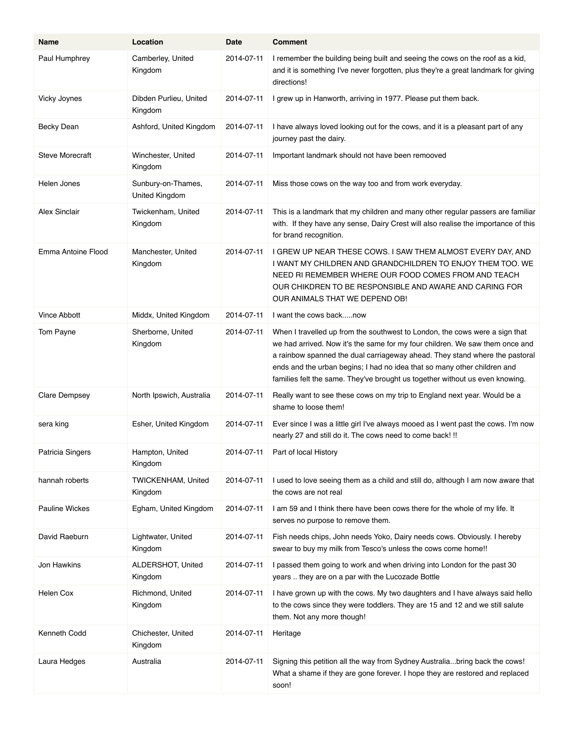| Name | Location | Date | Comment |
|---|---|---|---|
| Paul Humphrey | Camberley, United Kingdom | 2014-07-11 | I remember the building being built and seeing the cows on the roof as a kid, and it is something I've never forgotten, plus they're a great landmark for giving directions! |
| Vicky Joynes | Dibden Purlieu, United Kingdom | 2014-07-11 | I grew up in Hanworth, arriving in 1977. Please put them back. |
| Becky Dean | Ashford, United Kingdom | 2014-07-11 | I have always loved looking out for the cows, and it is a pleasant part of any journey past the dairy. |
| Steve Morecraft | Winchester, United Kingdom | 2014-07-11 | Important landmark should not have been remooved |
| Helen Jones | Sunbury-on-Thames, United Kingdom | 2014-07-11 | Miss those cows on the way too and from work everyday. |
| Alex Sinclair | Twickenham, United Kingdom | 2014-07-11 | This is a landmark that my children and many other regular passers are familiar with.  If they have any sense, Dairy Crest will also realise the importance of this for brand recognition. |
| Emma Antoine Flood | Manchester, United Kingdom | 2014-07-11 | I GREW UP NEAR THESE COWS. I SAW THEM ALMOST EVERY DAY, AND I WANT MY CHILDREN AND GRANDCHILDREN TO ENJOY THEM TOO. WE NEED RI REMEMBER WHERE OUR FOOD COMES FROM AND TEACH OUR CHIKDREN TO BE RESPONSIBLE AND AWARE AND CARING FOR OUR ANIMALS THAT WE DEPEND OB! |
| Vince Abbott | Middx, United Kingdom | 2014-07-11 | I want the cows back.....now |
| Tom Payne | Sherborne, United Kingdom | 2014-07-11 | When I travelled up from the southwest to London, the cows were a sign that we had arrived. Now it's the same for my four children. We saw them once and a rainbow spanned the dual carriageway ahead. They stand where the pastoral ends and the urban begins; I had no idea that so many other children and families felt the same. They've brought us together without us even knowing. |
| Clare Dempsey | North Ipswich, Australia | 2014-07-11 | Really want to see these cows on my trip to England next year. Would be a shame to loose them! |
| sera king | Esher, United Kingdom | 2014-07-11 | Ever since I was a little girl I've always mooed as I went past the cows. I'm now nearly 27 and still do it. The cows need to come back! !! |
| Patricia Singers | Hampton, United Kingdom | 2014-07-11 | Part of local History |
| hannah roberts | TWICKENHAM, United Kingdom | 2014-07-11 | I used to love seeing them as a child and still do, although I am now aware that the cows are not real |
| Pauline Wickes | Egham, United Kingdom | 2014-07-11 | I am 59 and I think there have been cows there for the whole of my life. It serves no purpose to remove them. |
| David Raeburn | Lightwater, United Kingdom | 2014-07-11 | Fish needs chips, John needs Yoko, Dairy needs cows. Obviously. I hereby swear to buy my milk from Tesco's unless the cows come home!! |
| Jon Hawkins | ALDERSHOT, United Kingdom | 2014-07-11 | I passed them going to work and when driving into London for the past 30 years .. they are on a par with the Lucozade Bottle |
| Helen Cox | Richmond, United Kingdom | 2014-07-11 | I have grown up with the cows. My two daughters and I have always said hello to the cows since they were toddlers. They are 15 and 12 and we still salute them. Not any more though! |
| Kenneth Codd | Chichester, United Kingdom | 2014-07-11 | Heritage |
| Laura Hedges | Australia | 2014-07-11 | Signing this petition all the way from Sydney Australia...bring back the cows! What a shame if they are gone forever. I hope they are restored and replaced soon! |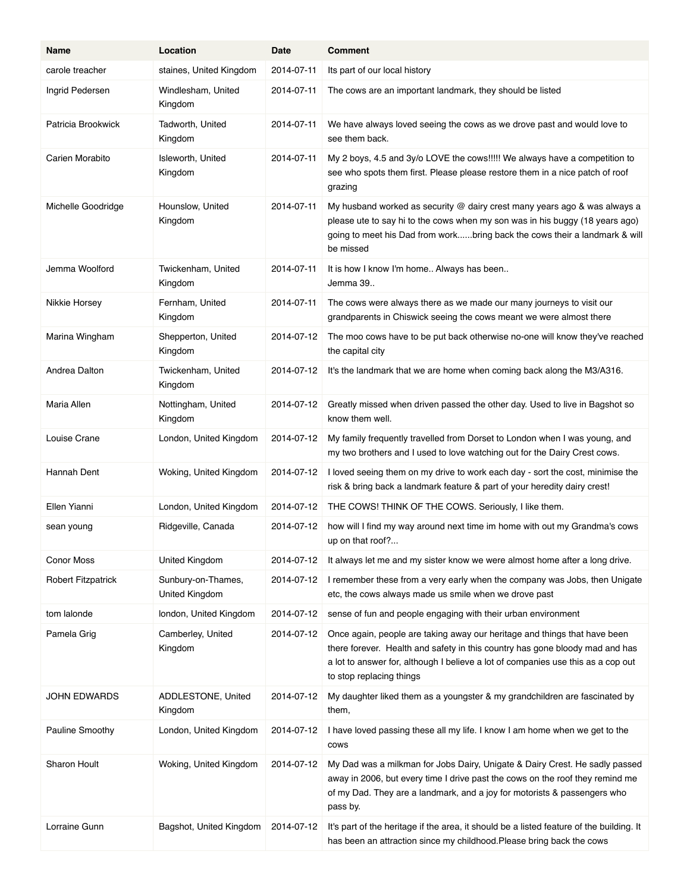| Name | Location | Date | Comment |
|---|---|---|---|
| carole treacher | staines, United Kingdom | 2014-07-11 | Its part of our local history |
| Ingrid Pedersen | Windlesham, United Kingdom | 2014-07-11 | The cows are an important landmark, they should be listed |
| Patricia Brookwick | Tadworth, United Kingdom | 2014-07-11 | We have always loved seeing the cows as we drove past and would love to see them back. |
| Carien Morabito | Isleworth, United Kingdom | 2014-07-11 | My 2 boys, 4.5 and 3y/o LOVE the cows!!!!! We always have a competition to see who spots them first. Please please restore them in a nice patch of roof grazing |
| Michelle Goodridge | Hounslow, United Kingdom | 2014-07-11 | My husband worked as security @ dairy crest many years ago & was always a please ute to say hi to the cows when my son was in his buggy (18 years ago) going to meet his Dad from work......bring back the cows their a landmark & will be missed |
| Jemma Woolford | Twickenham, United Kingdom | 2014-07-11 | It is how I know I'm home.. Always has been..<br>Jemma 39.. |
| Nikkie Horsey | Fernham, United Kingdom | 2014-07-11 | The cows were always there as we made our many journeys to visit our grandparents in Chiswick seeing the cows meant we were almost there |
| Marina Wingham | Shepperton, United Kingdom | 2014-07-12 | The moo cows have to be put back otherwise no-one will know they've reached the capital city |
| Andrea Dalton | Twickenham, United Kingdom | 2014-07-12 | It's the landmark that we are home when coming back along the M3/A316. |
| Maria Allen | Nottingham, United Kingdom | 2014-07-12 | Greatly missed when driven passed the other day. Used to live in Bagshot so know them well. |
| Louise Crane | London, United Kingdom | 2014-07-12 | My family frequently travelled from Dorset to London when I was young, and my two brothers and I used to love watching out for the Dairy Crest cows. |
| Hannah Dent | Woking, United Kingdom | 2014-07-12 | I loved seeing them on my drive to work each day - sort the cost, minimise the risk & bring back a landmark feature & part of your heredity dairy crest! |
| Ellen Yianni | London, United Kingdom | 2014-07-12 | THE COWS! THINK OF THE COWS. Seriously, I like them. |
| sean young | Ridgeville, Canada | 2014-07-12 | how will I find my way around next time im home with out my Grandma's cows up on that roof?... |
| Conor Moss | United Kingdom | 2014-07-12 | It always let me and my sister know we were almost home after a long drive. |
| Robert Fitzpatrick | Sunbury-on-Thames, United Kingdom | 2014-07-12 | I remember these from a very early when the company was Jobs, then Unigate etc, the cows always made us smile when we drove past |
| tom lalonde | london, United Kingdom | 2014-07-12 | sense of fun and people engaging with their urban environment |
| Pamela Grig | Camberley, United Kingdom | 2014-07-12 | Once again, people are taking away our heritage and things that have been there forever. Health and safety in this country has gone bloody mad and has a lot to answer for, although I believe a lot of companies use this as a cop out to stop replacing things |
| JOHN EDWARDS | ADDLESTONE, United Kingdom | 2014-07-12 | My daughter liked them as a youngster & my grandchildren are fascinated by them, |
| Pauline Smoothy | London, United Kingdom | 2014-07-12 | I have loved passing these all my life. I know I am home when we get to the cows |
| Sharon Hoult | Woking, United Kingdom | 2014-07-12 | My Dad was a milkman for Jobs Dairy, Unigate & Dairy Crest. He sadly passed away in 2006, but every time I drive past the cows on the roof they remind me of my Dad. They are a landmark, and a joy for motorists & passengers who pass by. |
| Lorraine Gunn | Bagshot, United Kingdom | 2014-07-12 | It's part of the heritage if the area, it should be a listed feature of the building. It has been an attraction since my childhood.Please bring back the cows |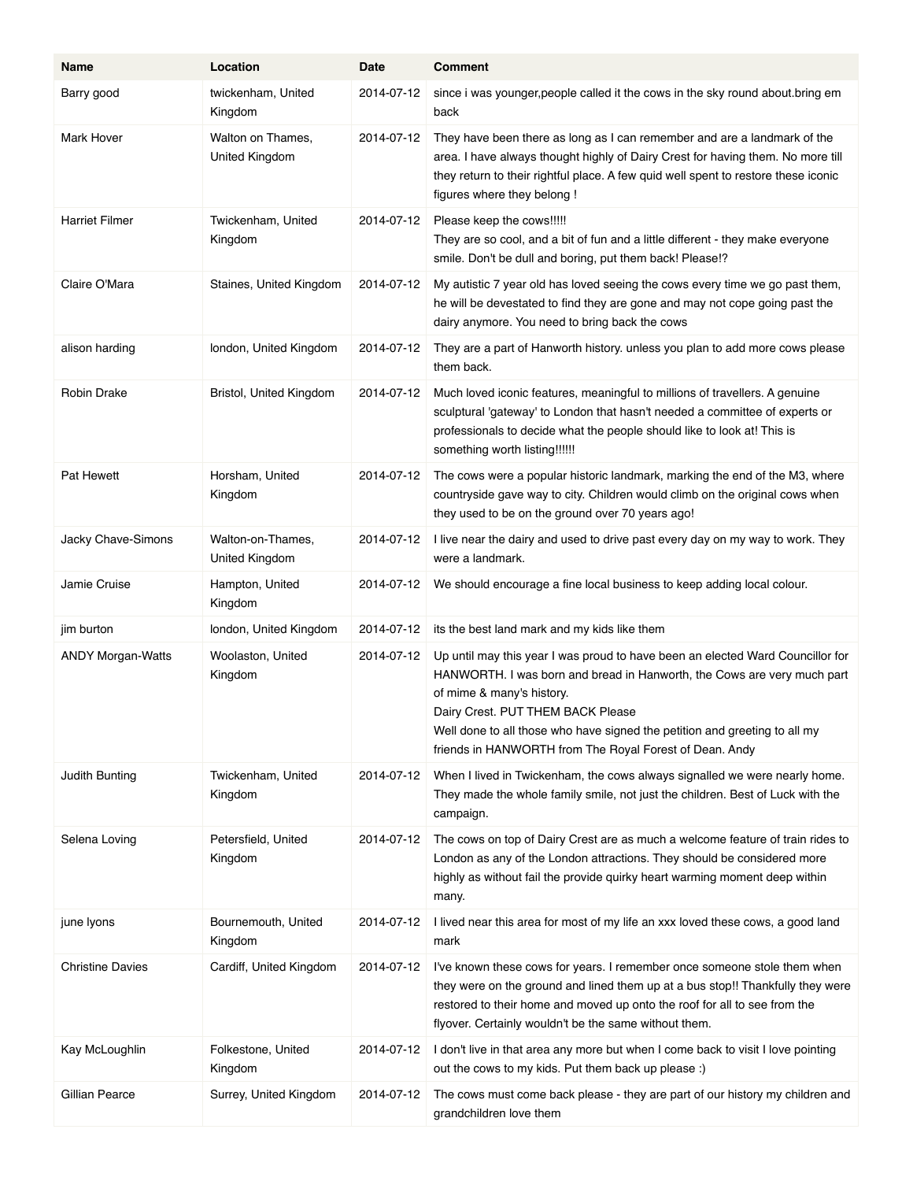| Name | Location | Date | Comment |
|---|---|---|---|
| Barry good | twickenham, United Kingdom | 2014-07-12 | since i was younger,people called it the cows in the sky round about.bring em back |
| Mark Hover | Walton on Thames, United Kingdom | 2014-07-12 | They have been there as long as I can remember and are a landmark of the area. I have always thought highly of Dairy Crest for having them. No more till they return to their rightful place. A few quid well spent to restore these iconic figures where they belong ! |
| Harriet Filmer | Twickenham, United Kingdom | 2014-07-12 | Please keep the cows!!!!! They are so cool, and a bit of fun and a little different - they make everyone smile. Don't be dull and boring, put them back! Please!? |
| Claire O'Mara | Staines, United Kingdom | 2014-07-12 | My autistic 7 year old has loved seeing the cows every time we go past them, he will be devestated to find they are gone and may not cope going past the dairy anymore. You need to bring back the cows |
| alison harding | london, United Kingdom | 2014-07-12 | They are a part of Hanworth history. unless you plan to add more cows please them back. |
| Robin Drake | Bristol, United Kingdom | 2014-07-12 | Much loved iconic features, meaningful to millions of travellers. A genuine sculptural 'gateway' to London that hasn't needed a committee of experts or professionals to decide what the people should like to look at! This is something worth listing!!!!!! |
| Pat Hewett | Horsham, United Kingdom | 2014-07-12 | The cows were a popular historic landmark, marking the end of the M3, where countryside gave way to city. Children would climb on the original cows when they used to be on the ground over 70 years ago! |
| Jacky Chave-Simons | Walton-on-Thames, United Kingdom | 2014-07-12 | I live near the dairy and used to drive past every day on my way to work. They were a landmark. |
| Jamie Cruise | Hampton, United Kingdom | 2014-07-12 | We should encourage a fine local business to keep adding local colour. |
| jim burton | london, United Kingdom | 2014-07-12 | its the best land mark and my kids like them |
| ANDY Morgan-Watts | Woolaston, United Kingdom | 2014-07-12 | Up until may this year I was proud to have been an elected Ward Councillor for HANWORTH. I was born and bread in Hanworth, the Cows are very much part of mime & many's history. Dairy Crest. PUT THEM BACK Please Well done to all those who have signed the petition and greeting to all my friends in HANWORTH from The Royal Forest of Dean. Andy |
| Judith Bunting | Twickenham, United Kingdom | 2014-07-12 | When I lived in Twickenham, the cows always signalled we were nearly home. They made the whole family smile, not just the children. Best of Luck with the campaign. |
| Selena Loving | Petersfield, United Kingdom | 2014-07-12 | The cows on top of Dairy Crest are as much a welcome feature of train rides to London as any of the London attractions. They should be considered more highly as without fail the provide quirky heart warming moment deep within many. |
| june lyons | Bournemouth, United Kingdom | 2014-07-12 | I lived near this area for most of my life an xxx loved these cows, a good land mark |
| Christine Davies | Cardiff, United Kingdom | 2014-07-12 | I've known these cows for years. I remember once someone stole them when they were on the ground and lined them up at a bus stop!! Thankfully they were restored to their home and moved up onto the roof for all to see from the flyover. Certainly wouldn't be the same without them. |
| Kay McLoughlin | Folkestone, United Kingdom | 2014-07-12 | I don't live in that area any more but when I come back to visit I love pointing out the cows to my kids. Put them back up please :) |
| Gillian Pearce | Surrey, United Kingdom | 2014-07-12 | The cows must come back please - they are part of our history my children and grandchildren love them |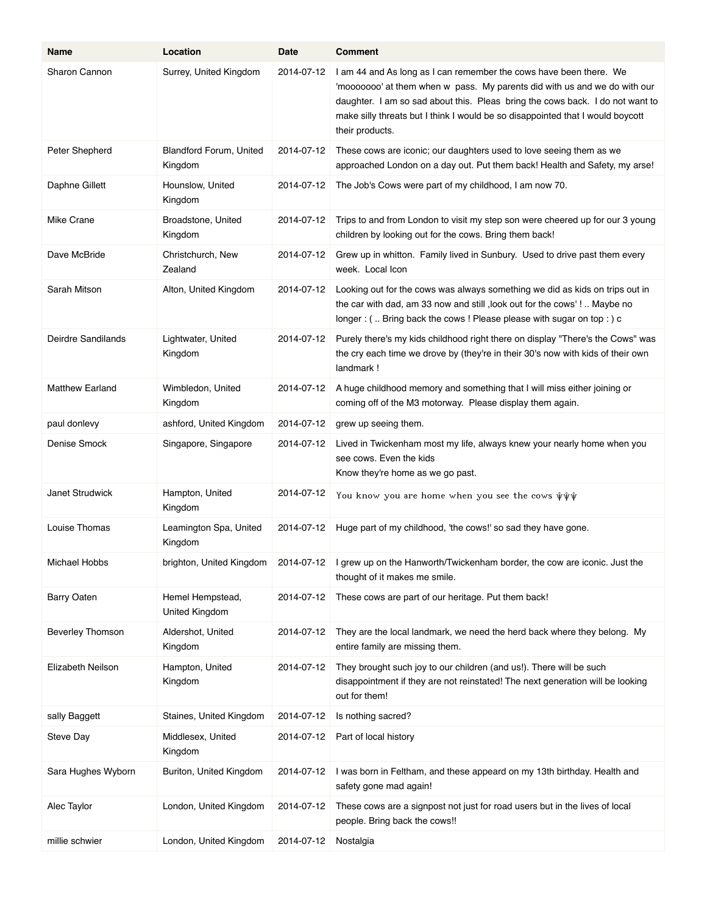| Name | Location | Date | Comment |
|---|---|---|---|
| Sharon Cannon | Surrey, United Kingdom | 2014-07-12 | I am 44 and As long as I can remember the cows have been there. We 'mooooooo' at them when w pass. My parents did with us and we do with our daughter. I am so sad about this. Pleas bring the cows back. I do not want to make silly threats but I think I would be so disappointed that I would boycott their products. |
| Peter Shepherd | Blandford Forum, United Kingdom | 2014-07-12 | These cows are iconic; our daughters used to love seeing them as we approached London on a day out. Put them back! Health and Safety, my arse! |
| Daphne Gillett | Hounslow, United Kingdom | 2014-07-12 | The Job's Cows were part of my childhood, I am now 70. |
| Mike Crane | Broadstone, United Kingdom | 2014-07-12 | Trips to and from London to visit my step son were cheered up for our 3 young children by looking out for the cows. Bring them back! |
| Dave McBride | Christchurch, New Zealand | 2014-07-12 | Grew up in whitton. Family lived in Sunbury. Used to drive past them every week. Local Icon |
| Sarah Mitson | Alton, United Kingdom | 2014-07-12 | Looking out for the cows was always something we did as kids on trips out in the car with dad, am 33 now and still ,look out for the cows' ! .. Maybe no longer : ( .. Bring back the cows ! Please please with sugar on top : ) c |
| Deirdre Sandilands | Lightwater, United Kingdom | 2014-07-12 | Purely there's my kids childhood right there on display "There's the Cows" was the cry each time we drove by (they're in their 30's now with kids of their own landmark ! |
| Matthew Earland | Wimbledon, United Kingdom | 2014-07-12 | A huge childhood memory and something that I will miss either joining or coming off of the M3 motorway. Please display them again. |
| paul donlevy | ashford, United Kingdom | 2014-07-12 | grew up seeing them. |
| Denise Smock | Singapore, Singapore | 2014-07-12 | Lived in Twickenham most my life, always knew your nearly home when you see cows. Even the kids Know they're home as we go past. |
| Janet Strudwick | Hampton, United Kingdom | 2014-07-12 | You know you are home when you see the cows ψψψ |
| Louise Thomas | Leamington Spa, United Kingdom | 2014-07-12 | Huge part of my childhood, 'the cows!' so sad they have gone. |
| Michael Hobbs | brighton, United Kingdom | 2014-07-12 | I grew up on the Hanworth/Twickenham border, the cow are iconic. Just the thought of it makes me smile. |
| Barry Oaten | Hemel Hempstead, United Kingdom | 2014-07-12 | These cows are part of our heritage. Put them back! |
| Beverley Thomson | Aldershot, United Kingdom | 2014-07-12 | They are the local landmark, we need the herd back where they belong. My entire family are missing them. |
| Elizabeth Neilson | Hampton, United Kingdom | 2014-07-12 | They brought such joy to our children (and us!). There will be such disappointment if they are not reinstated! The next generation will be looking out for them! |
| sally Baggett | Staines, United Kingdom | 2014-07-12 | Is nothing sacred? |
| Steve Day | Middlesex, United Kingdom | 2014-07-12 | Part of local history |
| Sara Hughes Wyborn | Buriton, United Kingdom | 2014-07-12 | I was born in Feltham, and these appear on my 13th birthday. Health and safety gone mad again! |
| Alec Taylor | London, United Kingdom | 2014-07-12 | These cows are a signpost not just for road users but in the lives of local people. Bring back the cows!! |
| millie schwier | London, United Kingdom | 2014-07-12 | Nostalgia |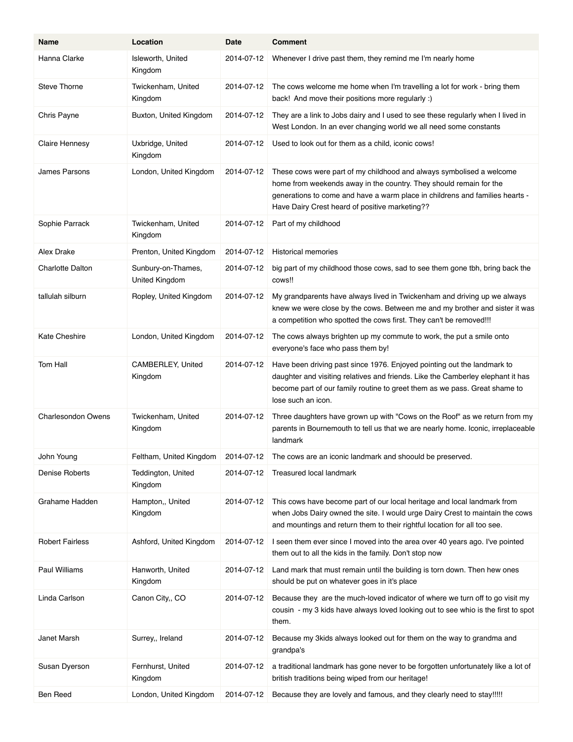| Name | Location | Date | Comment |
|---|---|---|---|
| Hanna Clarke | Isleworth, United Kingdom | 2014-07-12 | Whenever I drive past them, they remind me I'm nearly home |
| Steve Thorne | Twickenham, United Kingdom | 2014-07-12 | The cows welcome me home when I'm travelling a lot for work - bring them back!  And move their positions more regularly :) |
| Chris Payne | Buxton, United Kingdom | 2014-07-12 | They are a link to Jobs dairy and I used to see these regularly when I lived in West London. In an ever changing world we all need some constants |
| Claire Hennesy | Uxbridge, United Kingdom | 2014-07-12 | Used to look out for them as a child, iconic cows! |
| James Parsons | London, United Kingdom | 2014-07-12 | These cows were part of my childhood and always symbolised a welcome home from weekends away in the country. They should remain for the generations to come and have a warm place in childrens and families hearts - Have Dairy Crest heard of positive marketing?? |
| Sophie Parrack | Twickenham, United Kingdom | 2014-07-12 | Part of my childhood |
| Alex Drake | Prenton, United Kingdom | 2014-07-12 | Historical memories |
| Charlotte Dalton | Sunbury-on-Thames, United Kingdom | 2014-07-12 | big part of my childhood those cows, sad to see them gone tbh, bring back the cows!! |
| tallulah silburn | Ropley, United Kingdom | 2014-07-12 | My grandparents have always lived in Twickenham and driving up we always knew we were close by the cows. Between me and my brother and sister it was a competition who spotted the cows first. They can't be removed!!! |
| Kate Cheshire | London, United Kingdom | 2014-07-12 | The cows always brighten up my commute to work, the put a smile onto everyone's face who pass them by! |
| Tom Hall | CAMBERLEY, United Kingdom | 2014-07-12 | Have been driving past since 1976. Enjoyed pointing out the landmark to daughter and visiting relatives and friends. Like the Camberley elephant it has become part of our family routine to greet them as we pass. Great shame to lose such an icon. |
| Charlesondon Owens | Twickenham, United Kingdom | 2014-07-12 | Three daughters have grown up with "Cows on the Roof" as we return from my parents in Bournemouth to tell us that we are nearly home. Iconic, irreplaceable landmark |
| John Young | Feltham, United Kingdom | 2014-07-12 | The cows are an iconic landmark and shoould be preserved. |
| Denise Roberts | Teddington, United Kingdom | 2014-07-12 | Treasured local landmark |
| Grahame Hadden | Hampton,, United Kingdom | 2014-07-12 | This cows have become part of our local heritage and local landmark from when Jobs Dairy owned the site. I would urge Dairy Crest to maintain the cows and mountings and return them to their rightful location for all too see. |
| Robert Fairless | Ashford, United Kingdom | 2014-07-12 | I seen them ever since I moved into the area over 40 years ago. I've pointed them out to all the kids in the family. Don't stop now |
| Paul Williams | Hanworth, United Kingdom | 2014-07-12 | Land mark that must remain until the building is torn down. Then hew ones should be put on whatever goes in it's place |
| Linda Carlson | Canon City,, CO | 2014-07-12 | Because they  are the much-loved indicator of where we turn off to go visit my cousin  - my 3 kids have always loved looking out to see whio is the first to spot them. |
| Janet Marsh | Surrey,, Ireland | 2014-07-12 | Because my 3kids always looked out for them on the way to grandma and grandpa's |
| Susan Dyerson | Fernhurst, United Kingdom | 2014-07-12 | a traditional landmark has gone never to be forgotten unfortunately like a lot of british traditions being wiped from our heritage! |
| Ben Reed | London, United Kingdom | 2014-07-12 | Because they are lovely and famous, and they clearly need to stay!!!!! |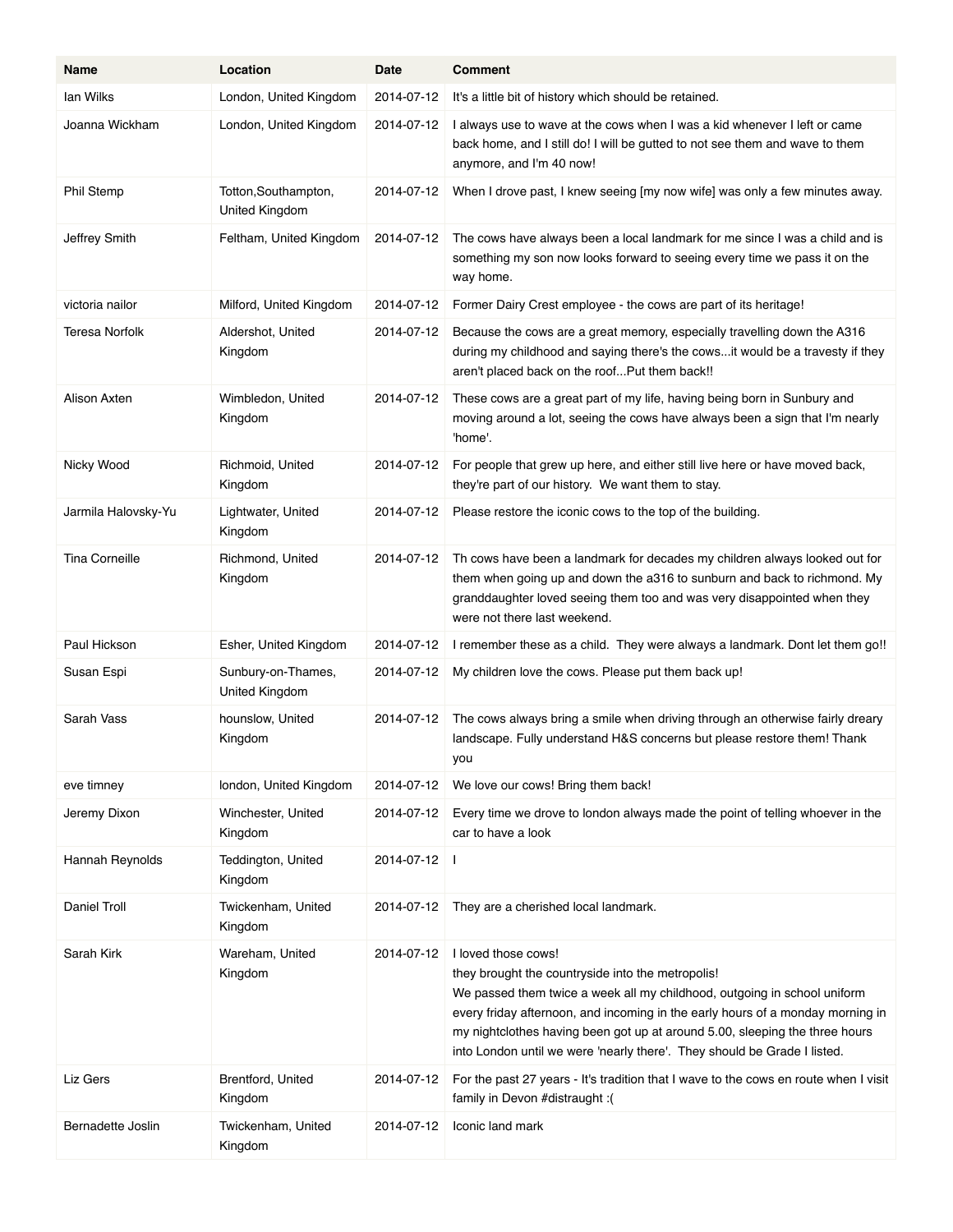| Name | Location | Date | Comment |
|---|---|---|---|
| Ian Wilks | London, United Kingdom | 2014-07-12 | It's a little bit of history which should be retained. |
| Joanna Wickham | London, United Kingdom | 2014-07-12 | I always use to wave at the cows when I was a kid whenever I left or came back home, and I still do! I will be gutted to not see them and wave to them anymore, and I'm 40 now! |
| Phil Stemp | Totton,Southampton, United Kingdom | 2014-07-12 | When I drove past, I knew seeing [my now wife] was only a few minutes away. |
| Jeffrey Smith | Feltham, United Kingdom | 2014-07-12 | The cows have always been a local landmark for me since I was a child and is something my son now looks forward to seeing every time we pass it on the way home. |
| victoria nailor | Milford, United Kingdom | 2014-07-12 | Former Dairy Crest employee - the cows are part of its heritage! |
| Teresa Norfolk | Aldershot, United Kingdom | 2014-07-12 | Because the cows are a great memory, especially travelling down the A316 during my childhood and saying there's the cows...it would be a travesty if they aren't placed back on the roof...Put them back!! |
| Alison Axten | Wimbledon, United Kingdom | 2014-07-12 | These cows are a great part of my life, having being born in Sunbury and moving around a lot, seeing the cows have always been a sign that I'm nearly 'home'. |
| Nicky Wood | Richmoid, United Kingdom | 2014-07-12 | For people that grew up here, and either still live here or have moved back, they're part of our history. We want them to stay. |
| Jarmila Halovsky-Yu | Lightwater, United Kingdom | 2014-07-12 | Please restore the iconic cows to the top of the building. |
| Tina Corneille | Richmond, United Kingdom | 2014-07-12 | Th cows have been a landmark for decades my children always looked out for them when going up and down the a316 to sunburn and back to richmond. My granddaughter loved seeing them too and was very disappointed when they were not there last weekend. |
| Paul Hickson | Esher, United Kingdom | 2014-07-12 | I remember these as a child. They were always a landmark. Dont let them go!! |
| Susan Espi | Sunbury-on-Thames, United Kingdom | 2014-07-12 | My children love the cows. Please put them back up! |
| Sarah Vass | hounslow, United Kingdom | 2014-07-12 | The cows always bring a smile when driving through an otherwise fairly dreary landscape. Fully understand H&S concerns but please restore them! Thank you |
| eve timney | london, United Kingdom | 2014-07-12 | We love our cows! Bring them back! |
| Jeremy Dixon | Winchester, United Kingdom | 2014-07-12 | Every time we drove to london always made the point of telling whoever in the car to have a look |
| Hannah Reynolds | Teddington, United Kingdom | 2014-07-12 | I |
| Daniel Troll | Twickenham, United Kingdom | 2014-07-12 | They are a cherished local landmark. |
| Sarah Kirk | Wareham, United Kingdom | 2014-07-12 | I loved those cows!<br>they brought the countryside into the metropolis!<br>We passed them twice a week all my childhood, outgoing in school uniform every friday afternoon, and incoming in the early hours of a monday morning in my nightclothes having been got up at around 5.00, sleeping the three hours into London until we were 'nearly there'. They should be Grade I listed. |
| Liz Gers | Brentford, United Kingdom | 2014-07-12 | For the past 27 years - It's tradition that I wave to the cows en route when I visit family in Devon #distraught :( |
| Bernadette Joslin | Twickenham, United Kingdom | 2014-07-12 | Iconic land mark |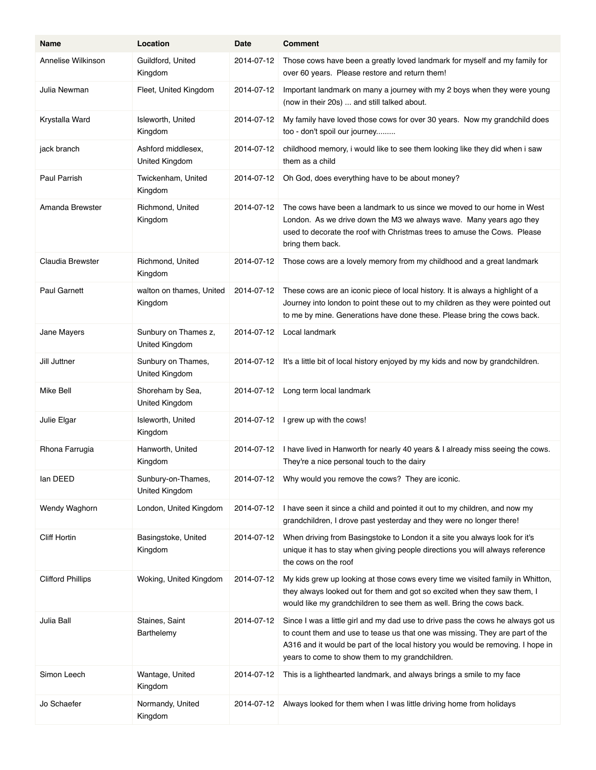| Name | Location | Date | Comment |
|---|---|---|---|
| Annelise Wilkinson | Guildford, United Kingdom | 2014-07-12 | Those cows have been a greatly loved landmark for myself and my family for over 60 years.  Please restore and return them! |
| Julia Newman | Fleet, United Kingdom | 2014-07-12 | Important landmark on many a journey with my 2 boys when they were young (now in their 20s) ... and still talked about. |
| Krystalla Ward | Isleworth, United Kingdom | 2014-07-12 | My family have loved those cows for over 30 years.  Now my grandchild does too - don't spoil our journey......... |
| jack branch | Ashford middlesex, United Kingdom | 2014-07-12 | childhood memory, i would like to see them looking like they did when i saw them as a child |
| Paul Parrish | Twickenham, United Kingdom | 2014-07-12 | Oh God, does everything have to be about money? |
| Amanda Brewster | Richmond, United Kingdom | 2014-07-12 | The cows have been a landmark to us since we moved to our home in West London.  As we drive down the M3 we always wave.  Many years ago they used to decorate the roof with Christmas trees to amuse the Cows.  Please bring them back. |
| Claudia Brewster | Richmond, United Kingdom | 2014-07-12 | Those cows are a lovely memory from my childhood and a great landmark |
| Paul Garnett | walton on thames, United Kingdom | 2014-07-12 | These cows are an iconic piece of local history. It is always a highlight of a Journey into london to point these out to my children as they were pointed out to me by mine. Generations have done these. Please bring the cows back. |
| Jane Mayers | Sunbury on Thames z, United Kingdom | 2014-07-12 | Local landmark |
| Jill Juttner | Sunbury on Thames, United Kingdom | 2014-07-12 | It's a little bit of local history enjoyed by my kids and now by grandchildren. |
| Mike Bell | Shoreham by Sea, United Kingdom | 2014-07-12 | Long term local landmark |
| Julie Elgar | Isleworth, United Kingdom | 2014-07-12 | I grew up with the cows! |
| Rhona Farrugia | Hanworth, United Kingdom | 2014-07-12 | I have lived in Hanworth for nearly 40 years & I already miss seeing the cows. They're a nice personal touch to the dairy |
| Ian DEED | Sunbury-on-Thames, United Kingdom | 2014-07-12 | Why would you remove the cows?  They are iconic. |
| Wendy Waghorn | London, United Kingdom | 2014-07-12 | I have seen it since a child and pointed it out to my children, and now my grandchildren, I drove past yesterday and they were no longer there! |
| Cliff Hortin | Basingstoke, United Kingdom | 2014-07-12 | When driving from Basingstoke to London it a site you always look for it's unique it has to stay when giving people directions you will always reference the cows on the roof |
| Clifford Phillips | Woking, United Kingdom | 2014-07-12 | My kids grew up looking at those cows every time we visited family in Whitton, they always looked out for them and got so excited when they saw them, I would like my grandchildren to see them as well. Bring the cows back. |
| Julia Ball | Staines, Saint Barthelemy | 2014-07-12 | Since I was a little girl and my dad use to drive pass the cows he always got us to count them and use to tease us that one was missing. They are part of the A316 and it would be part of the local history you would be removing. I hope in years to come to show them to my grandchildren. |
| Simon Leech | Wantage, United Kingdom | 2014-07-12 | This is a lighthearted landmark, and always brings a smile to my face |
| Jo Schaefer | Normandy, United Kingdom | 2014-07-12 | Always looked for them when I was little driving home from holidays |